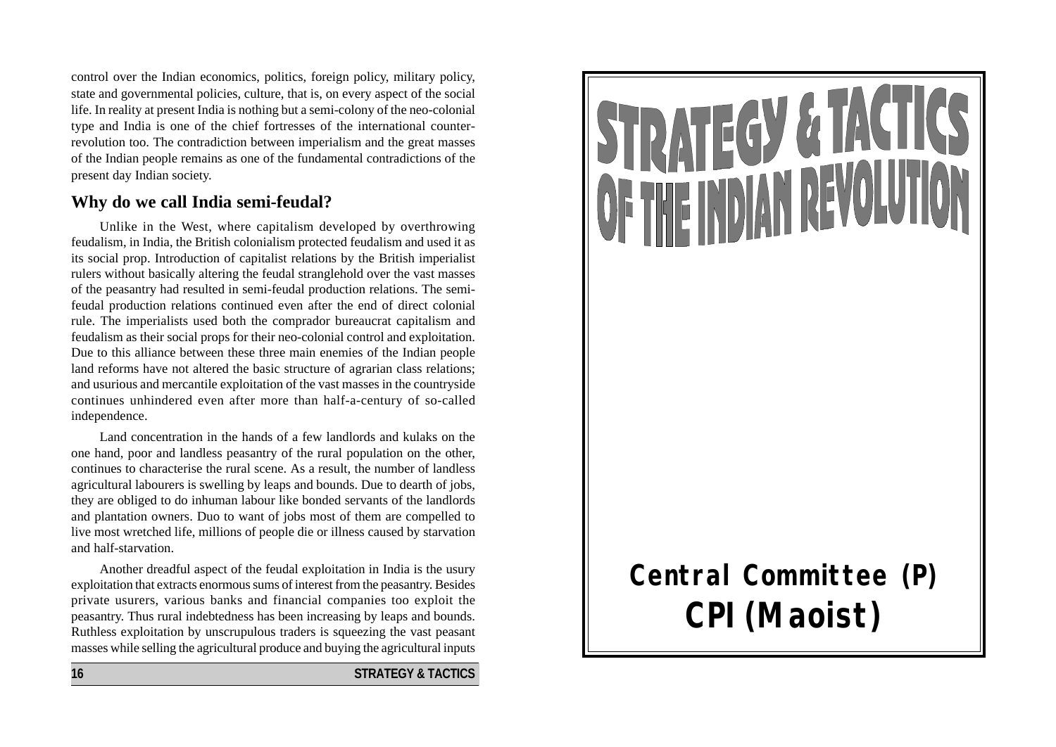control over the Indian economics, politics, foreign policy, military policy, state and governmental policies, culture, that is, on every aspect of the social life. In reality at present India is nothing but a semi-colony of the neo-colonial type and India is one of the chief fortresses of the international counter-revolution too. The contradiction between imperialism and the great masses of the Indian people remains as one of the fundamental contradictions of the present day Indian society.

## Why do we call India semi-feudal?

Unlike in the West, where capitalism developed by overthrowing feudalism, in India, the British colonialism protected feudalism and used it as its social prop. Introduction of capitalist relations by the British imperialist rulers without basically altering the feudal stranglehold over the vast masses of the peasantry had resulted in semi-feudal production relations. The semi-feudal production relations continued even after the end of direct colonial rule. The imperialists used both the comprador bureaucrat capitalism and feudalism as their social props for their neo-colonial control and exploitation. Due to this alliance between these three main enemies of the Indian people land reforms have not altered the basic structure of agrarian class relations; and usurious and mercantile exploitation of the vast masses in the countryside continues unhindered even after more than half-a-century of so-called independence.

Land concentration in the hands of a few landlords and kulaks on the one hand, poor and landless peasantry of the rural population on the other, continues to characterise the rural scene. As a result, the number of landless agricultural labourers is swelling by leaps and bounds. Due to dearth of jobs, they are obliged to do inhuman labour like bonded servants of the landlords and plantation owners. Duo to want of jobs most of them are compelled to live most wretched life, millions of people die or illness caused by starvation and half-starvation.

Another dreadful aspect of the feudal exploitation in India is the usury exploitation that extracts enormous sums of interest from the peasantry. Besides private usurers, various banks and financial companies too exploit the peasantry. Thus rural indebtedness has been increasing by leaps and bounds. Ruthless exploitation by unscrupulous traders is squeezing the vast peasant masses while selling the agricultural produce and buying the agricultural inputs

# STRATEGY & TACTICS OF THE INDIAN REVOLUTION

**Central Committee (P)**

**CPI (Maoist)**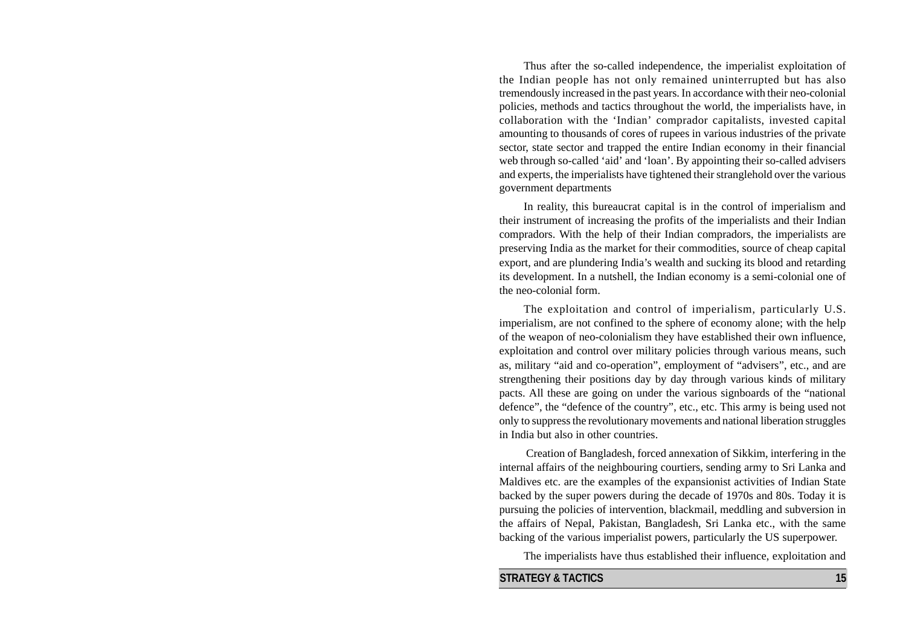Thus after the so-called independence, the imperialist exploitation of the Indian people has not only remained uninterrupted but has also tremendously increased in the past years. In accordance with their neo-colonial policies, methods and tactics throughout the world, the imperialists have, in collaboration with the 'Indian' comprador capitalists, invested capital amounting to thousands of cores of rupees in various industries of the private sector, state sector and trapped the entire Indian economy in their financial web through so-called 'aid' and 'loan'. By appointing their so-called advisers and experts, the imperialists have tightened their stranglehold over the various government departments

In reality, this bureaucrat capital is in the control of imperialism and their instrument of increasing the profits of the imperialists and their Indian compradors. With the help of their Indian compradors, the imperialists are preserving India as the market for their commodities, source of cheap capital export, and are plundering India's wealth and sucking its blood and retarding its development. In a nutshell, the Indian economy is a semi-colonial one of the neo-colonial form.

The exploitation and control of imperialism, particularly U.S. imperialism, are not confined to the sphere of economy alone; with the help of the weapon of neo-colonialism they have established their own influence, exploitation and control over military policies through various means, such as, military "aid and co-operation", employment of "advisers", etc., and are strengthening their positions day by day through various kinds of military pacts. All these are going on under the various signboards of the "national defence", the "defence of the country", etc., etc. This army is being used not only to suppress the revolutionary movements and national liberation struggles in India but also in other countries.

Creation of Bangladesh, forced annexation of Sikkim, interfering in the internal affairs of the neighbouring courtiers, sending army to Sri Lanka and Maldives etc. are the examples of the expansionist activities of Indian State backed by the super powers during the decade of 1970s and 80s. Today it is pursuing the policies of intervention, blackmail, meddling and subversion in the affairs of Nepal, Pakistan, Bangladesh, Sri Lanka etc., with the same backing of the various imperialist powers, particularly the US superpower.

The imperialists have thus established their influence, exploitation and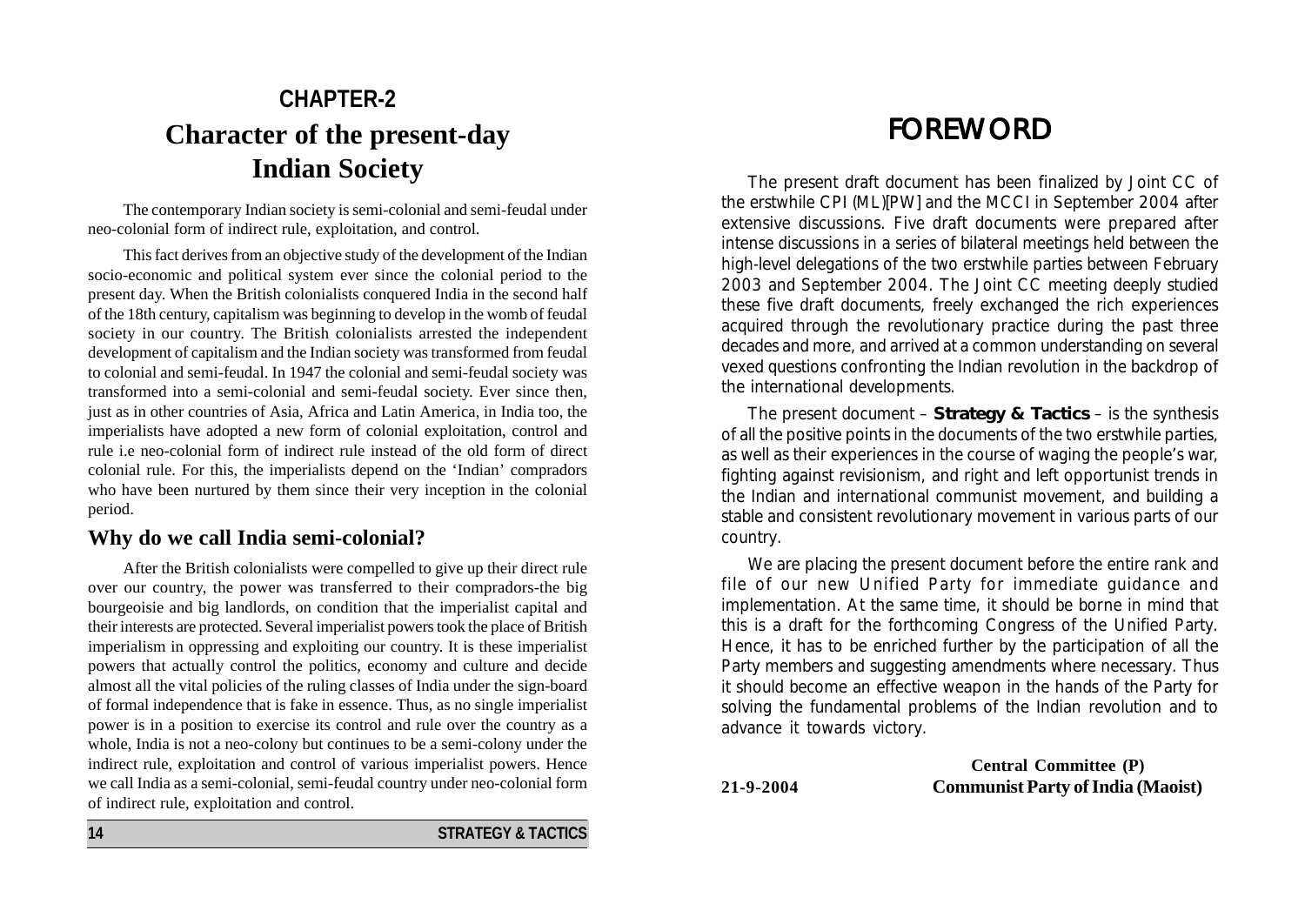# CHAPTER-2

## Character of the present-day Indian Society

The contemporary Indian society is semi-colonial and semi-feudal under neo-colonial form of indirect rule, exploitation, and control.

This fact derives from an objective study of the development of the Indian socio-economic and political system ever since the colonial period to the present day. When the British colonialists conquered India in the second half of the 18th century, capitalism was beginning to develop in the womb of feudal society in our country. The British colonialists arrested the independent development of capitalism and the Indian society was transformed from feudal to colonial and semi-feudal. In 1947 the colonial and semi-feudal society was transformed into a semi-colonial and semi-feudal society. Ever since then, just as in other countries of Asia, Africa and Latin America, in India too, the imperialists have adopted a new form of colonial exploitation, control and rule i.e neo-colonial form of indirect rule instead of the old form of direct colonial rule. For this, the imperialists depend on the 'Indian' compradors who have been nurtured by them since their very inception in the colonial period.

### Why do we call India semi-colonial?

After the British colonialists were compelled to give up their direct rule over our country, the power was transferred to their compradors-the big bourgeoisie and big landlords, on condition that the imperialist capital and their interests are protected. Several imperialist powers took the place of British imperialism in oppressing and exploiting our country. It is these imperialist powers that actually control the politics, economy and culture and decide almost all the vital policies of the ruling classes of India under the sign-board of formal independence that is fake in essence. Thus, as no single imperialist power is in a position to exercise its control and rule over the country as a whole, India is not a neo-colony but continues to be a semi-colony under the indirect rule, exploitation and control of various imperialist powers. Hence we call India as a semi-colonial, semi-feudal country under neo-colonial form of indirect rule, exploitation and control.

# FOREWORD

The present draft document has been finalized by Joint CC of the erstwhile CPI (ML)[PW] and the MCCI in September 2004 after extensive discussions. Five draft documents were prepared after intense discussions in a series of bilateral meetings held between the high-level delegations of the two erstwhile parties between February 2003 and September 2004. The Joint CC meeting deeply studied these five draft documents, freely exchanged the rich experiences acquired through the revolutionary practice during the past three decades and more, and arrived at a common understanding on several vexed questions confronting the Indian revolution in the backdrop of the international developments.

The present document – **Strategy & Tactics** – is the synthesis of all the positive points in the documents of the two erstwhile parties, as well as their experiences in the course of waging the people's war, fighting against revisionism, and right and left opportunist trends in the Indian and international communist movement, and building a stable and consistent revolutionary movement in various parts of our country.

We are placing the present document before the entire rank and file of our new Unified Party for immediate guidance and implementation. At the same time, it should be borne in mind that this is a draft for the forthcoming Congress of the Unified Party. Hence, it has to be enriched further by the participation of all the Party members and suggesting amendments where necessary. Thus it should become an effective weapon in the hands of the Party for solving the fundamental problems of the Indian revolution and to advance it towards victory.

**Central Committee (P)**
**21-9-2004** **Communist Party of India (Maoist)**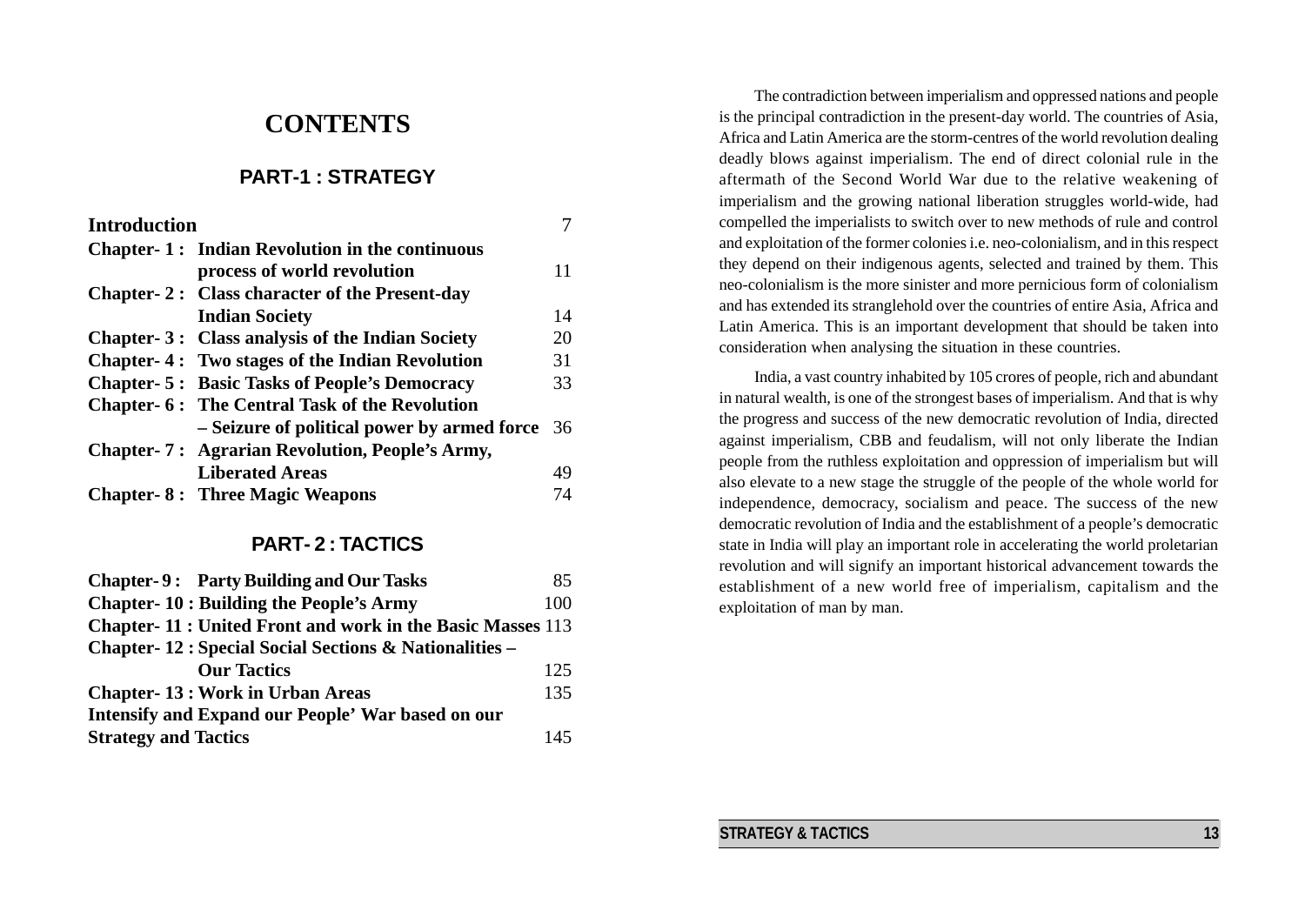# CONTENTS

## PART-1 : STRATEGY

| | | |
|---|---|---|
| **Introduction** | | 7 |
| **Chapter- 1 :** | **Indian Revolution in the continuous process of world revolution** | 11 |
| **Chapter- 2 :** | **Class character of the Present-day Indian Society** | 14 |
| **Chapter- 3 :** | **Class analysis of the Indian Society** | 20 |
| **Chapter- 4 :** | **Two stages of the Indian Revolution** | 31 |
| **Chapter- 5 :** | **Basic Tasks of People's Democracy** | 33 |
| **Chapter- 6 :** | **The Central Task of the Revolution – Seizure of political power by armed force** | 36 |
| **Chapter- 7 :** | **Agrarian Revolution, People's Army, Liberated Areas** | 49 |
| **Chapter- 8 :** | **Three Magic Weapons** | 74 |

## PART- 2 : TACTICS

| | | |
|---|---|---|
| **Chapter- 9 :** | **Party Building and Our Tasks** | 85 |
| **Chapter- 10 :** | **Building the People's Army** | 100 |
| **Chapter- 11 :** | **United Front and work in the Basic Masses** | 113 |
| **Chapter- 12 :** | **Special Social Sections & Nationalities – Our Tactics** | 125 |
| **Chapter- 13 :** | **Work in Urban Areas** | 135 |
| **Intensify and Expand our People' War based on our Strategy and Tactics** | | 145 |

The contradiction between imperialism and oppressed nations and people is the principal contradiction in the present-day world. The countries of Asia, Africa and Latin America are the storm-centres of the world revolution dealing deadly blows against imperialism. The end of direct colonial rule in the aftermath of the Second World War due to the relative weakening of imperialism and the growing national liberation struggles world-wide, had compelled the imperialists to switch over to new methods of rule and control and exploitation of the former colonies i.e. neo-colonialism, and in this respect they depend on their indigenous agents, selected and trained by them. This neo-colonialism is the more sinister and more pernicious form of colonialism and has extended its stranglehold over the countries of entire Asia, Africa and Latin America. This is an important development that should be taken into consideration when analysing the situation in these countries.

India, a vast country inhabited by 105 crores of people, rich and abundant in natural wealth, is one of the strongest bases of imperialism. And that is why the progress and success of the new democratic revolution of India, directed against imperialism, CBB and feudalism, will not only liberate the Indian people from the ruthless exploitation and oppression of imperialism but will also elevate to a new stage the struggle of the people of the whole world for independence, democracy, socialism and peace. The success of the new democratic revolution of India and the establishment of a people's democratic state in India will play an important role in accelerating the world proletarian revolution and will signify an important historical advancement towards the establishment of a new world free of imperialism, capitalism and the exploitation of man by man.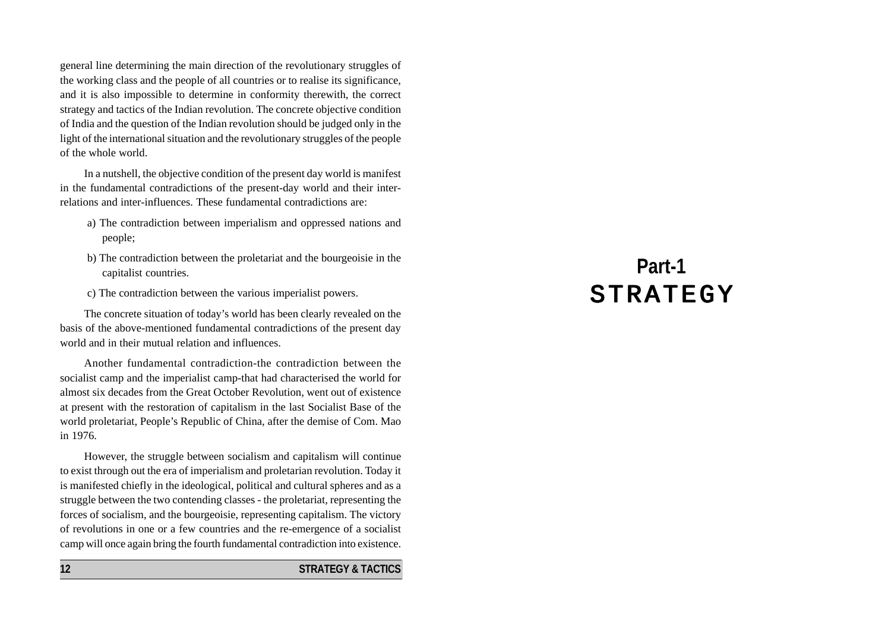general line determining the main direction of the revolutionary struggles of the working class and the people of all countries or to realise its significance, and it is also impossible to determine in conformity therewith, the correct strategy and tactics of the Indian revolution. The concrete objective condition of India and the question of the Indian revolution should be judged only in the light of the international situation and the revolutionary struggles of the people of the whole world.

In a nutshell, the objective condition of the present day world is manifest in the fundamental contradictions of the present-day world and their inter-relations and inter-influences. These fundamental contradictions are:

a) The contradiction between imperialism and oppressed nations and people;

b) The contradiction between the proletariat and the bourgeoisie in the capitalist countries.

c) The contradiction between the various imperialist powers.

The concrete situation of today's world has been clearly revealed on the basis of the above-mentioned fundamental contradictions of the present day world and in their mutual relation and influences.

Another fundamental contradiction-the contradiction between the socialist camp and the imperialist camp-that had characterised the world for almost six decades from the Great October Revolution, went out of existence at present with the restoration of capitalism in the last Socialist Base of the world proletariat, People's Republic of China, after the demise of Com. Mao in 1976.

However, the struggle between socialism and capitalism will continue to exist through out the era of imperialism and proletarian revolution. Today it is manifested chiefly in the ideological, political and cultural spheres and as a struggle between the two contending classes - the proletariat, representing the forces of socialism, and the bourgeoisie, representing capitalism. The victory of revolutions in one or a few countries and the re-emergence of a socialist camp will once again bring the fourth fundamental contradiction into existence.

# Part-1
# STRATEGY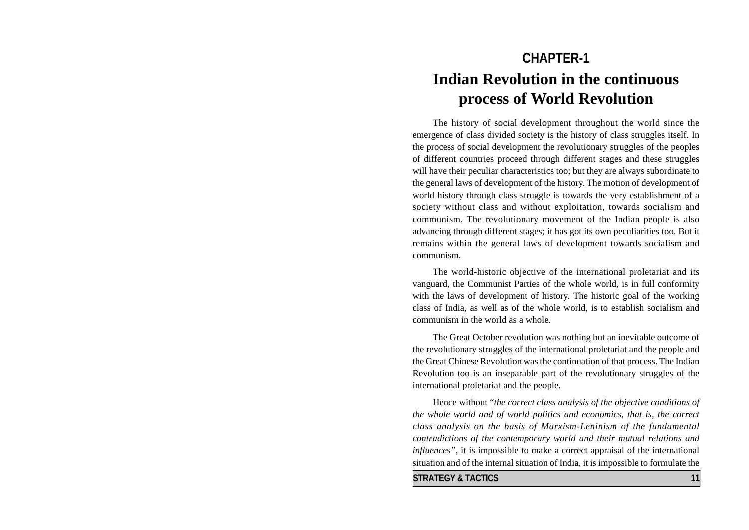## CHAPTER-1

# Indian Revolution in the continuous process of World Revolution

The history of social development throughout the world since the emergence of class divided society is the history of class struggles itself. In the process of social development the revolutionary struggles of the peoples of different countries proceed through different stages and these struggles will have their peculiar characteristics too; but they are always subordinate to the general laws of development of the history. The motion of development of world history through class struggle is towards the very establishment of a society without class and without exploitation, towards socialism and communism. The revolutionary movement of the Indian people is also advancing through different stages; it has got its own peculiarities too. But it remains within the general laws of development towards socialism and communism.

The world-historic objective of the international proletariat and its vanguard, the Communist Parties of the whole world, is in full conformity with the laws of development of history. The historic goal of the working class of India, as well as of the whole world, is to establish socialism and communism in the world as a whole.

The Great October revolution was nothing but an inevitable outcome of the revolutionary struggles of the international proletariat and the people and the Great Chinese Revolution was the continuation of that process. The Indian Revolution too is an inseparable part of the revolutionary struggles of the international proletariat and the people.

Hence without "*the correct class analysis of the objective conditions of the whole world and of world politics and economics, that is, the correct class analysis on the basis of Marxism-Leninism of the fundamental contradictions of the contemporary world and their mutual relations and influences*", it is impossible to make a correct appraisal of the international situation and of the internal situation of India, it is impossible to formulate the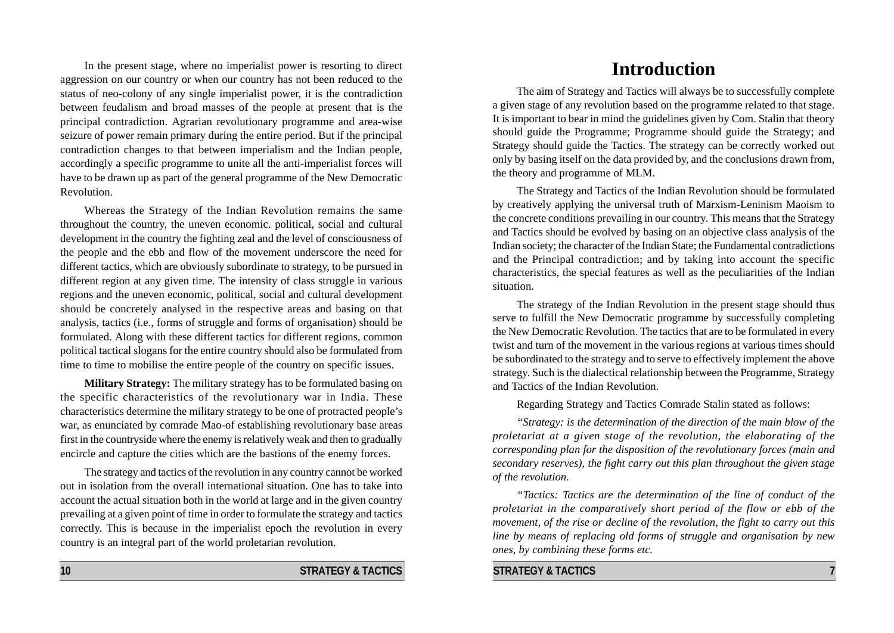In the present stage, where no imperialist power is resorting to direct aggression on our country or when our country has not been reduced to the status of neo-colony of any single imperialist power, it is the contradiction between feudalism and broad masses of the people at present that is the principal contradiction. Agrarian revolutionary programme and area-wise seizure of power remain primary during the entire period. But if the principal contradiction changes to that between imperialism and the Indian people, accordingly a specific programme to unite all the anti-imperialist forces will have to be drawn up as part of the general programme of the New Democratic Revolution.

Whereas the Strategy of the Indian Revolution remains the same throughout the country, the uneven economic. political, social and cultural development in the country the fighting zeal and the level of consciousness of the people and the ebb and flow of the movement underscore the need for different tactics, which are obviously subordinate to strategy, to be pursued in different region at any given time. The intensity of class struggle in various regions and the uneven economic, political, social and cultural development should be concretely analysed in the respective areas and basing on that analysis, tactics (i.e., forms of struggle and forms of organisation) should be formulated. Along with these different tactics for different regions, common political tactical slogans for the entire country should also be formulated from time to time to mobilise the entire people of the country on specific issues.

**Military Strategy:** The military strategy has to be formulated basing on the specific characteristics of the revolutionary war in India. These characteristics determine the military strategy to be one of protracted people's war, as enunciated by comrade Mao-of establishing revolutionary base areas first in the countryside where the enemy is relatively weak and then to gradually encircle and capture the cities which are the bastions of the enemy forces.

The strategy and tactics of the revolution in any country cannot be worked out in isolation from the overall international situation. One has to take into account the actual situation both in the world at large and in the given country prevailing at a given point of time in order to formulate the strategy and tactics correctly. This is because in the imperialist epoch the revolution in every country is an integral part of the world proletarian revolution.

# Introduction

The aim of Strategy and Tactics will always be to successfully complete a given stage of any revolution based on the programme related to that stage. It is important to bear in mind the guidelines given by Com. Stalin that theory should guide the Programme; Programme should guide the Strategy; and Strategy should guide the Tactics. The strategy can be correctly worked out only by basing itself on the data provided by, and the conclusions drawn from, the theory and programme of MLM.

The Strategy and Tactics of the Indian Revolution should be formulated by creatively applying the universal truth of Marxism-Leninism Maoism to the concrete conditions prevailing in our country. This means that the Strategy and Tactics should be evolved by basing on an objective class analysis of the Indian society; the character of the Indian State; the Fundamental contradictions and the Principal contradiction; and by taking into account the specific characteristics, the special features as well as the peculiarities of the Indian situation.

The strategy of the Indian Revolution in the present stage should thus serve to fulfill the New Democratic programme by successfully completing the New Democratic Revolution. The tactics that are to be formulated in every twist and turn of the movement in the various regions at various times should be subordinated to the strategy and to serve to effectively implement the above strategy. Such is the dialectical relationship between the Programme, Strategy and Tactics of the Indian Revolution.

Regarding Strategy and Tactics Comrade Stalin stated as follows:

*"Strategy: is the determination of the direction of the main blow of the proletariat at a given stage of the revolution, the elaborating of the corresponding plan for the disposition of the revolutionary forces (main and secondary reserves), the fight carry out this plan throughout the given stage of the revolution.*

*"Tactics: Tactics are the determination of the line of conduct of the proletariat in the comparatively short period of the flow or ebb of the movement, of the rise or decline of the revolution, the fight to carry out this line by means of replacing old forms of struggle and organisation by new ones, by combining these forms etc.*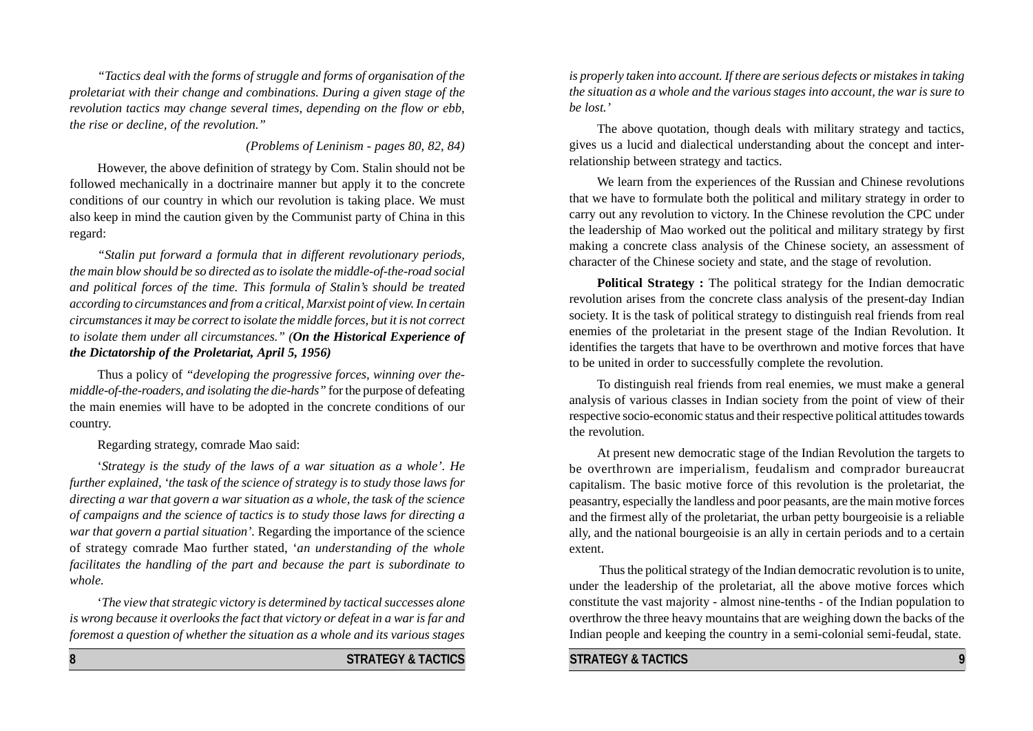*"Tactics deal with the forms of struggle and forms of organisation of the proletariat with their change and combinations. During a given stage of the revolution tactics may change several times, depending on the flow or ebb, the rise or decline, of the revolution."*

*(Problems of Leninism - pages 80, 82, 84)*

However, the above definition of strategy by Com. Stalin should not be followed mechanically in a doctrinaire manner but apply it to the concrete conditions of our country in which our revolution is taking place. We must also keep in mind the caution given by the Communist party of China in this regard:

*"Stalin put forward a formula that in different revolutionary periods, the main blow should be so directed as to isolate the middle-of-the-road social and political forces of the time. This formula of Stalin's should be treated according to circumstances and from a critical, Marxist point of view. In certain circumstances it may be correct to isolate the middle forces, but it is not correct to isolate them under all circumstances." (**On the Historical Experience of the Dictatorship of the Proletariat, April 5, 1956)***

Thus a policy of *"developing the progressive forces, winning over the-middle-of-the-roaders, and isolating the die-hards"* for the purpose of defeating the main enemies will have to be adopted in the concrete conditions of our country.

Regarding strategy, comrade Mao said:

'*Strategy is the study of the laws of a war situation as a whole'. He further explained, 'the task of the science of strategy is to study those laws for directing a war that govern a war situation as a whole, the task of the science of campaigns and the science of tactics is to study those laws for directing a war that govern a partial situation'.* Regarding the importance of the science of strategy comrade Mao further stated, '*an understanding of the whole facilitates the handling of the part and because the part is subordinate to whole.*

'*The view that strategic victory is determined by tactical successes alone is wrong because it overlooks the fact that victory or defeat in a war is far and foremost a question of whether the situation as a whole and its various stages is properly taken into account. If there are serious defects or mistakes in taking the situation as a whole and the various stages into account, the war is sure to be lost.'*

The above quotation, though deals with military strategy and tactics, gives us a lucid and dialectical understanding about the concept and inter-relationship between strategy and tactics.

We learn from the experiences of the Russian and Chinese revolutions that we have to formulate both the political and military strategy in order to carry out any revolution to victory. In the Chinese revolution the CPC under the leadership of Mao worked out the political and military strategy by first making a concrete class analysis of the Chinese society, an assessment of character of the Chinese society and state, and the stage of revolution.

**Political Strategy :** The political strategy for the Indian democratic revolution arises from the concrete class analysis of the present-day Indian society. It is the task of political strategy to distinguish real friends from real enemies of the proletariat in the present stage of the Indian Revolution. It identifies the targets that have to be overthrown and motive forces that have to be united in order to successfully complete the revolution.

To distinguish real friends from real enemies, we must make a general analysis of various classes in Indian society from the point of view of their respective socio-economic status and their respective political attitudes towards the revolution.

At present new democratic stage of the Indian Revolution the targets to be overthrown are imperialism, feudalism and comprador bureaucrat capitalism. The basic motive force of this revolution is the proletariat, the peasantry, especially the landless and poor peasants, are the main motive forces and the firmest ally of the proletariat, the urban petty bourgeoisie is a reliable ally, and the national bourgeoisie is an ally in certain periods and to a certain extent.

Thus the political strategy of the Indian democratic revolution is to unite, under the leadership of the proletariat, all the above motive forces which constitute the vast majority - almost nine-tenths - of the Indian population to overthrow the three heavy mountains that are weighing down the backs of the Indian people and keeping the country in a semi-colonial semi-feudal, state.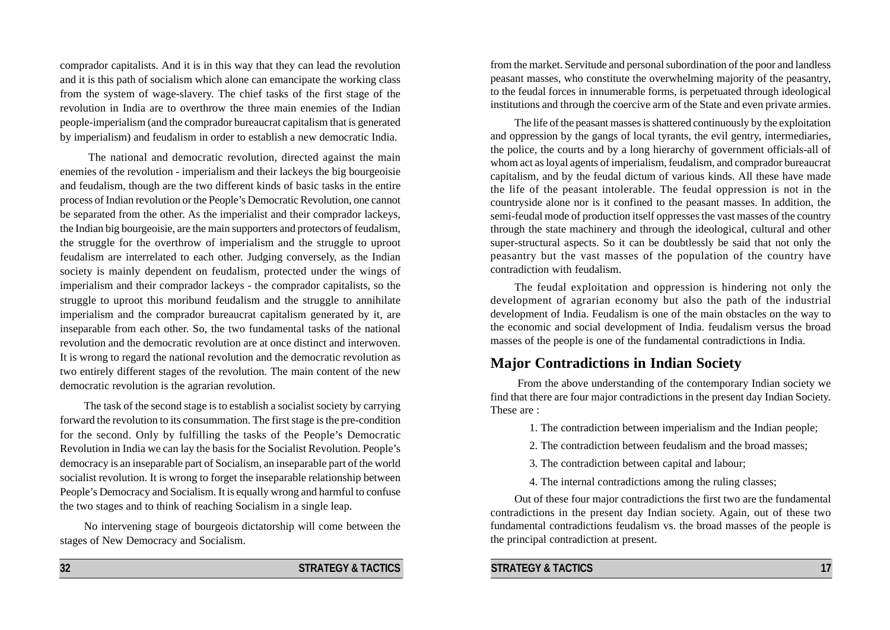comprador capitalists. And it is in this way that they can lead the revolution and it is this path of socialism which alone can emancipate the working class from the system of wage-slavery. The chief tasks of the first stage of the revolution in India are to overthrow the three main enemies of the Indian people-imperialism (and the comprador bureaucrat capitalism that is generated by imperialism) and feudalism in order to establish a new democratic India.

The national and democratic revolution, directed against the main enemies of the revolution - imperialism and their lackeys the big bourgeoisie and feudalism, though are the two different kinds of basic tasks in the entire process of Indian revolution or the People's Democratic Revolution, one cannot be separated from the other. As the imperialist and their comprador lackeys, the Indian big bourgeoisie, are the main supporters and protectors of feudalism, the struggle for the overthrow of imperialism and the struggle to uproot feudalism are interrelated to each other. Judging conversely, as the Indian society is mainly dependent on feudalism, protected under the wings of imperialism and their comprador lackeys - the comprador capitalists, so the struggle to uproot this moribund feudalism and the struggle to annihilate imperialism and the comprador bureaucrat capitalism generated by it, are inseparable from each other. So, the two fundamental tasks of the national revolution and the democratic revolution are at once distinct and interwoven. It is wrong to regard the national revolution and the democratic revolution as two entirely different stages of the revolution. The main content of the new democratic revolution is the agrarian revolution.

The task of the second stage is to establish a socialist society by carrying forward the revolution to its consummation. The first stage is the pre-condition for the second. Only by fulfilling the tasks of the People's Democratic Revolution in India we can lay the basis for the Socialist Revolution. People's democracy is an inseparable part of Socialism, an inseparable part of the world socialist revolution. It is wrong to forget the inseparable relationship between People's Democracy and Socialism. It is equally wrong and harmful to confuse the two stages and to think of reaching Socialism in a single leap.

No intervening stage of bourgeois dictatorship will come between the stages of New Democracy and Socialism.

from the market. Servitude and personal subordination of the poor and landless peasant masses, who constitute the overwhelming majority of the peasantry, to the feudal forces in innumerable forms, is perpetuated through ideological institutions and through the coercive arm of the State and even private armies.

The life of the peasant masses is shattered continuously by the exploitation and oppression by the gangs of local tyrants, the evil gentry, intermediaries, the police, the courts and by a long hierarchy of government officials-all of whom act as loyal agents of imperialism, feudalism, and comprador bureaucrat capitalism, and by the feudal dictum of various kinds. All these have made the life of the peasant intolerable. The feudal oppression is not in the countryside alone nor is it confined to the peasant masses. In addition, the semi-feudal mode of production itself oppresses the vast masses of the country through the state machinery and through the ideological, cultural and other super-structural aspects. So it can be doubtlessly be said that not only the peasantry but the vast masses of the population of the country have contradiction with feudalism.

The feudal exploitation and oppression is hindering not only the development of agrarian economy but also the path of the industrial development of India. Feudalism is one of the main obstacles on the way to the economic and social development of India. feudalism versus the broad masses of the people is one of the fundamental contradictions in India.

## Major Contradictions in Indian Society

From the above understanding of the contemporary Indian society we find that there are four major contradictions in the present day Indian Society. These are :

1. The contradiction between imperialism and the Indian people;
2. The contradiction between feudalism and the broad masses;
3. The contradiction between capital and labour;
4. The internal contradictions among the ruling classes;

Out of these four major contradictions the first two are the fundamental contradictions in the present day Indian society. Again, out of these two fundamental contradictions feudalism vs. the broad masses of the people is the principal contradiction at present.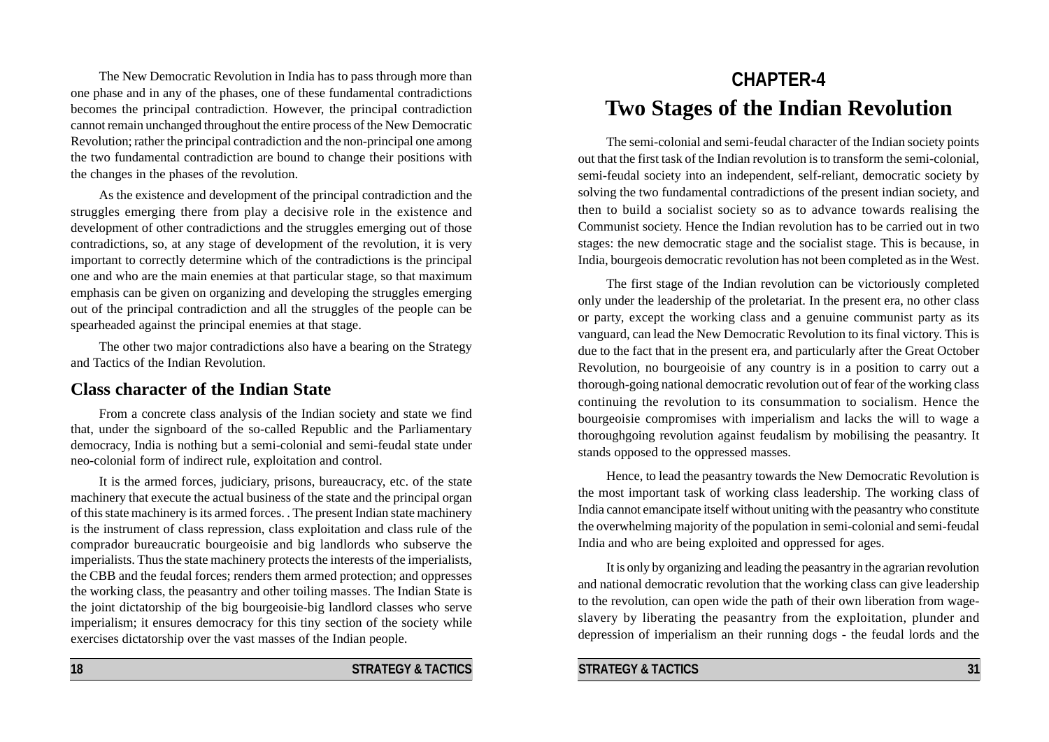The New Democratic Revolution in India has to pass through more than one phase and in any of the phases, one of these fundamental contradictions becomes the principal contradiction. However, the principal contradiction cannot remain unchanged throughout the entire process of the New Democratic Revolution; rather the principal contradiction and the non-principal one among the two fundamental contradiction are bound to change their positions with the changes in the phases of the revolution.

As the existence and development of the principal contradiction and the struggles emerging there from play a decisive role in the existence and development of other contradictions and the struggles emerging out of those contradictions, so, at any stage of development of the revolution, it is very important to correctly determine which of the contradictions is the principal one and who are the main enemies at that particular stage, so that maximum emphasis can be given on organizing and developing the struggles emerging out of the principal contradiction and all the struggles of the people can be spearheaded against the principal enemies at that stage.

The other two major contradictions also have a bearing on the Strategy and Tactics of the Indian Revolution.

## Class character of the Indian State

From a concrete class analysis of the Indian society and state we find that, under the signboard of the so-called Republic and the Parliamentary democracy, India is nothing but a semi-colonial and semi-feudal state under neo-colonial form of indirect rule, exploitation and control.

It is the armed forces, judiciary, prisons, bureaucracy, etc. of the state machinery that execute the actual business of the state and the principal organ of this state machinery is its armed forces. . The present Indian state machinery is the instrument of class repression, class exploitation and class rule of the comprador bureaucratic bourgeoisie and big landlords who subserve the imperialists. Thus the state machinery protects the interests of the imperialists, the CBB and the feudal forces; renders them armed protection; and oppresses the working class, the peasantry and other toiling masses. The Indian State is the joint dictatorship of the big bourgeoisie-big landlord classes who serve imperialism; it ensures democracy for this tiny section of the society while exercises dictatorship over the vast masses of the Indian people.

# CHAPTER-4
# Two Stages of the Indian Revolution

The semi-colonial and semi-feudal character of the Indian society points out that the first task of the Indian revolution is to transform the semi-colonial, semi-feudal society into an independent, self-reliant, democratic society by solving the two fundamental contradictions of the present indian society, and then to build a socialist society so as to advance towards realising the Communist society. Hence the Indian revolution has to be carried out in two stages: the new democratic stage and the socialist stage. This is because, in India, bourgeois democratic revolution has not been completed as in the West.

The first stage of the Indian revolution can be victoriously completed only under the leadership of the proletariat. In the present era, no other class or party, except the working class and a genuine communist party as its vanguard, can lead the New Democratic Revolution to its final victory. This is due to the fact that in the present era, and particularly after the Great October Revolution, no bourgeoisie of any country is in a position to carry out a thorough-going national democratic revolution out of fear of the working class continuing the revolution to its consummation to socialism. Hence the bourgeoisie compromises with imperialism and lacks the will to wage a thoroughgoing revolution against feudalism by mobilising the peasantry. It stands opposed to the oppressed masses.

Hence, to lead the peasantry towards the New Democratic Revolution is the most important task of working class leadership. The working class of India cannot emancipate itself without uniting with the peasantry who constitute the overwhelming majority of the population in semi-colonial and semi-feudal India and who are being exploited and oppressed for ages.

It is only by organizing and leading the peasantry in the agrarian revolution and national democratic revolution that the working class can give leadership to the revolution, can open wide the path of their own liberation from wage-slavery by liberating the peasantry from the exploitation, plunder and depression of imperialism an their running dogs - the feudal lords and the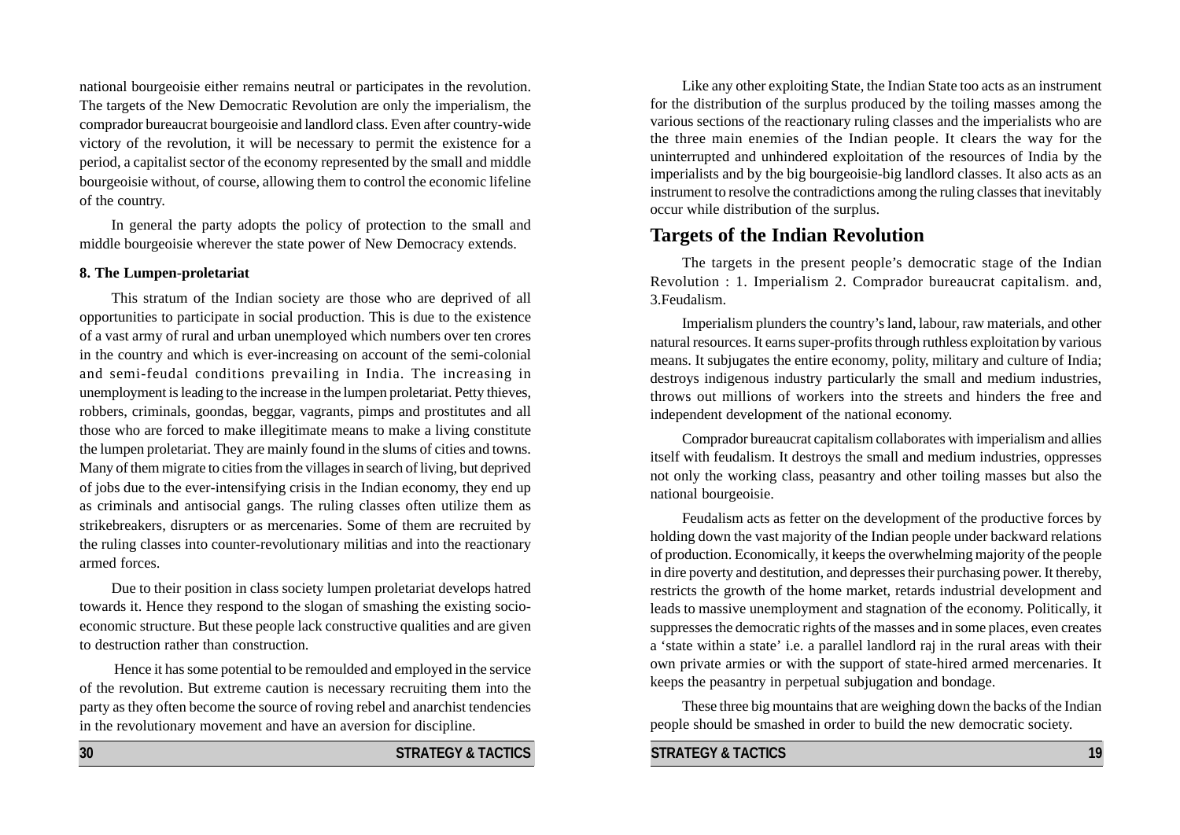national bourgeoisie either remains neutral or participates in the revolution. The targets of the New Democratic Revolution are only the imperialism, the comprador bureaucrat bourgeoisie and landlord class. Even after country-wide victory of the revolution, it will be necessary to permit the existence for a period, a capitalist sector of the economy represented by the small and middle bourgeoisie without, of course, allowing them to control the economic lifeline of the country.

In general the party adopts the policy of protection to the small and middle bourgeoisie wherever the state power of New Democracy extends.

**8. The Lumpen-proletariat**

This stratum of the Indian society are those who are deprived of all opportunities to participate in social production. This is due to the existence of a vast army of rural and urban unemployed which numbers over ten crores in the country and which is ever-increasing on account of the semi-colonial and semi-feudal conditions prevailing in India. The increasing in unemployment is leading to the increase in the lumpen proletariat. Petty thieves, robbers, criminals, goondas, beggar, vagrants, pimps and prostitutes and all those who are forced to make illegitimate means to make a living constitute the lumpen proletariat. They are mainly found in the slums of cities and towns. Many of them migrate to cities from the villages in search of living, but deprived of jobs due to the ever-intensifying crisis in the Indian economy, they end up as criminals and antisocial gangs. The ruling classes often utilize them as strikebreakers, disrupters or as mercenaries. Some of them are recruited by the ruling classes into counter-revolutionary militias and into the reactionary armed forces.

Due to their position in class society lumpen proletariat develops hatred towards it. Hence they respond to the slogan of smashing the existing socio-economic structure. But these people lack constructive qualities and are given to destruction rather than construction.

Hence it has some potential to be remoulded and employed in the service of the revolution. But extreme caution is necessary recruiting them into the party as they often become the source of roving rebel and anarchist tendencies in the revolutionary movement and have an aversion for discipline.

Like any other exploiting State, the Indian State too acts as an instrument for the distribution of the surplus produced by the toiling masses among the various sections of the reactionary ruling classes and the imperialists who are the three main enemies of the Indian people. It clears the way for the uninterrupted and unhindered exploitation of the resources of India by the imperialists and by the big bourgeoisie-big landlord classes. It also acts as an instrument to resolve the contradictions among the ruling classes that inevitably occur while distribution of the surplus.

## Targets of the Indian Revolution

The targets in the present people's democratic stage of the Indian Revolution : 1. Imperialism 2. Comprador bureaucrat capitalism. and, 3.Feudalism.

Imperialism plunders the country's land, labour, raw materials, and other natural resources. It earns super-profits through ruthless exploitation by various means. It subjugates the entire economy, polity, military and culture of India; destroys indigenous industry particularly the small and medium industries, throws out millions of workers into the streets and hinders the free and independent development of the national economy.

Comprador bureaucrat capitalism collaborates with imperialism and allies itself with feudalism. It destroys the small and medium industries, oppresses not only the working class, peasantry and other toiling masses but also the national bourgeoisie.

Feudalism acts as fetter on the development of the productive forces by holding down the vast majority of the Indian people under backward relations of production. Economically, it keeps the overwhelming majority of the people in dire poverty and destitution, and depresses their purchasing power. It thereby, restricts the growth of the home market, retards industrial development and leads to massive unemployment and stagnation of the economy. Politically, it suppresses the democratic rights of the masses and in some places, even creates a 'state within a state' i.e. a parallel landlord raj in the rural areas with their own private armies or with the support of state-hired armed mercenaries. It keeps the peasantry in perpetual subjugation and bondage.

These three big mountains that are weighing down the backs of the Indian people should be smashed in order to build the new democratic society.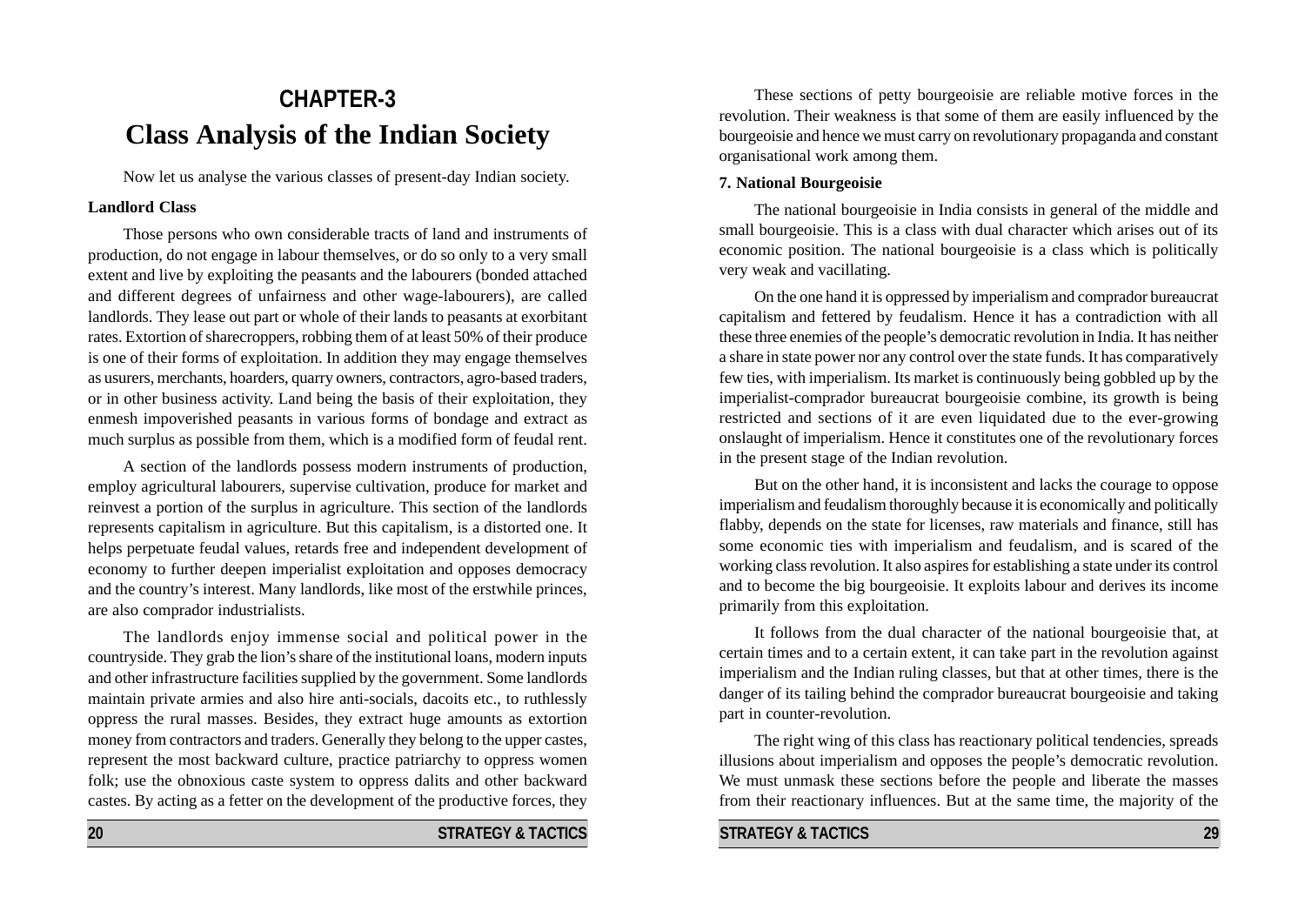# CHAPTER-3

# Class Analysis of the Indian Society

Now let us analyse the various classes of present-day Indian society.

**Landlord Class**

Those persons who own considerable tracts of land and instruments of production, do not engage in labour themselves, or do so only to a very small extent and live by exploiting the peasants and the labourers (bonded attached and different degrees of unfairness and other wage-labourers), are called landlords. They lease out part or whole of their lands to peasants at exorbitant rates. Extortion of sharecroppers, robbing them of at least 50% of their produce is one of their forms of exploitation. In addition they may engage themselves as usurers, merchants, hoarders, quarry owners, contractors, agro-based traders, or in other business activity. Land being the basis of their exploitation, they enmesh impoverished peasants in various forms of bondage and extract as much surplus as possible from them, which is a modified form of feudal rent.

A section of the landlords possess modern instruments of production, employ agricultural labourers, supervise cultivation, produce for market and reinvest a portion of the surplus in agriculture. This section of the landlords represents capitalism in agriculture. But this capitalism, is a distorted one. It helps perpetuate feudal values, retards free and independent development of economy to further deepen imperialist exploitation and opposes democracy and the country's interest. Many landlords, like most of the erstwhile princes, are also comprador industrialists.

The landlords enjoy immense social and political power in the countryside. They grab the lion's share of the institutional loans, modern inputs and other infrastructure facilities supplied by the government. Some landlords maintain private armies and also hire anti-socials, dacoits etc., to ruthlessly oppress the rural masses. Besides, they extract huge amounts as extortion money from contractors and traders. Generally they belong to the upper castes, represent the most backward culture, practice patriarchy to oppress women folk; use the obnoxious caste system to oppress dalits and other backward castes. By acting as a fetter on the development of the productive forces, they

These sections of petty bourgeoisie are reliable motive forces in the revolution. Their weakness is that some of them are easily influenced by the bourgeoisie and hence we must carry on revolutionary propaganda and constant organisational work among them.

**7. National Bourgeoisie**

The national bourgeoisie in India consists in general of the middle and small bourgeoisie. This is a class with dual character which arises out of its economic position. The national bourgeoisie is a class which is politically very weak and vacillating.

On the one hand it is oppressed by imperialism and comprador bureaucrat capitalism and fettered by feudalism. Hence it has a contradiction with all these three enemies of the people's democratic revolution in India. It has neither a share in state power nor any control over the state funds. It has comparatively few ties, with imperialism. Its market is continuously being gobbled up by the imperialist-comprador bureaucrat bourgeoisie combine, its growth is being restricted and sections of it are even liquidated due to the ever-growing onslaught of imperialism. Hence it constitutes one of the revolutionary forces in the present stage of the Indian revolution.

But on the other hand, it is inconsistent and lacks the courage to oppose imperialism and feudalism thoroughly because it is economically and politically flabby, depends on the state for licenses, raw materials and finance, still has some economic ties with imperialism and feudalism, and is scared of the working class revolution. It also aspires for establishing a state under its control and to become the big bourgeoisie. It exploits labour and derives its income primarily from this exploitation.

It follows from the dual character of the national bourgeoisie that, at certain times and to a certain extent, it can take part in the revolution against imperialism and the Indian ruling classes, but that at other times, there is the danger of its tailing behind the comprador bureaucrat bourgeoisie and taking part in counter-revolution.

The right wing of this class has reactionary political tendencies, spreads illusions about imperialism and opposes the people's democratic revolution. We must unmask these sections before the people and liberate the masses from their reactionary influences. But at the same time, the majority of the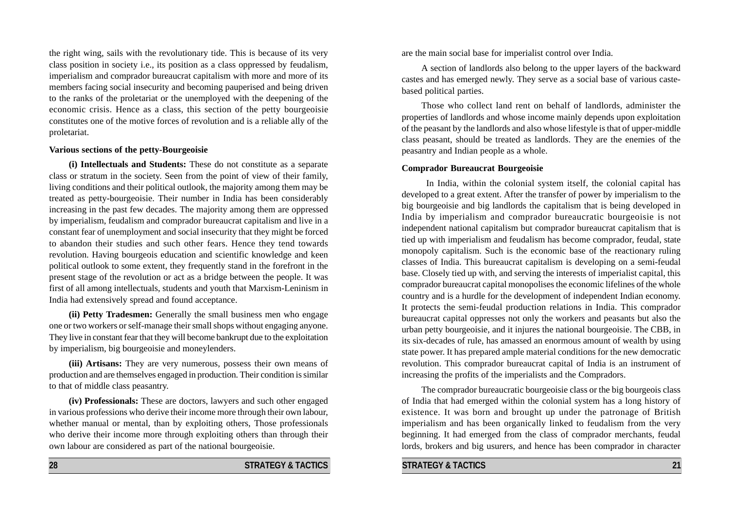the right wing, sails with the revolutionary tide. This is because of its very class position in society i.e., its position as a class oppressed by feudalism, imperialism and comprador bureaucrat capitalism with more and more of its members facing social insecurity and becoming pauperised and being driven to the ranks of the proletariat or the unemployed with the deepening of the economic crisis. Hence as a class, this section of the petty bourgeoisie constitutes one of the motive forces of revolution and is a reliable ally of the proletariat.

**Various sections of the petty-Bourgeoisie**

**(i) Intellectuals and Students:** These do not constitute as a separate class or stratum in the society. Seen from the point of view of their family, living conditions and their political outlook, the majority among them may be treated as petty-bourgeoisie. Their number in India has been considerably increasing in the past few decades. The majority among them are oppressed by imperialism, feudalism and comprador bureaucrat capitalism and live in a constant fear of unemployment and social insecurity that they might be forced to abandon their studies and such other fears. Hence they tend towards revolution. Having bourgeois education and scientific knowledge and keen political outlook to some extent, they frequently stand in the forefront in the present stage of the revolution or act as a bridge between the people. It was first of all among intellectuals, students and youth that Marxism-Leninism in India had extensively spread and found acceptance.

**(ii) Petty Tradesmen:** Generally the small business men who engage one or two workers or self-manage their small shops without engaging anyone. They live in constant fear that they will become bankrupt due to the exploitation by imperialism, big bourgeoisie and moneylenders.

**(iii) Artisans:** They are very numerous, possess their own means of production and are themselves engaged in production. Their condition is similar to that of middle class peasantry.

**(iv) Professionals:** These are doctors, lawyers and such other engaged in various professions who derive their income more through their own labour, whether manual or mental, than by exploiting others, Those professionals who derive their income more through exploiting others than through their own labour are considered as part of the national bourgeoisie.

are the main social base for imperialist control over India.

A section of landlords also belong to the upper layers of the backward castes and has emerged newly. They serve as a social base of various caste-based political parties.

Those who collect land rent on behalf of landlords, administer the properties of landlords and whose income mainly depends upon exploitation of the peasant by the landlords and also whose lifestyle is that of upper-middle class peasant, should be treated as landlords. They are the enemies of the peasantry and Indian people as a whole.

**Comprador Bureaucrat Bourgeoisie**

In India, within the colonial system itself, the colonial capital has developed to a great extent. After the transfer of power by imperialism to the big bourgeoisie and big landlords the capitalism that is being developed in India by imperialism and comprador bureaucratic bourgeoisie is not independent national capitalism but comprador bureaucrat capitalism that is tied up with imperialism and feudalism has become comprador, feudal, state monopoly capitalism. Such is the economic base of the reactionary ruling classes of India. This bureaucrat capitalism is developing on a semi-feudal base. Closely tied up with, and serving the interests of imperialist capital, this comprador bureaucrat capital monopolises the economic lifelines of the whole country and is a hurdle for the development of independent Indian economy. It protects the semi-feudal production relations in India. This comprador bureaucrat capital oppresses not only the workers and peasants but also the urban petty bourgeoisie, and it injures the national bourgeoisie. The CBB, in its six-decades of rule, has amassed an enormous amount of wealth by using state power. It has prepared ample material conditions for the new democratic revolution. This comprador bureaucrat capital of India is an instrument of increasing the profits of the imperialists and the Compradors.

The comprador bureaucratic bourgeoisie class or the big bourgeois class of India that had emerged within the colonial system has a long history of existence. It was born and brought up under the patronage of British imperialism and has been organically linked to feudalism from the very beginning. It had emerged from the class of comprador merchants, feudal lords, brokers and big usurers, and hence has been comprador in character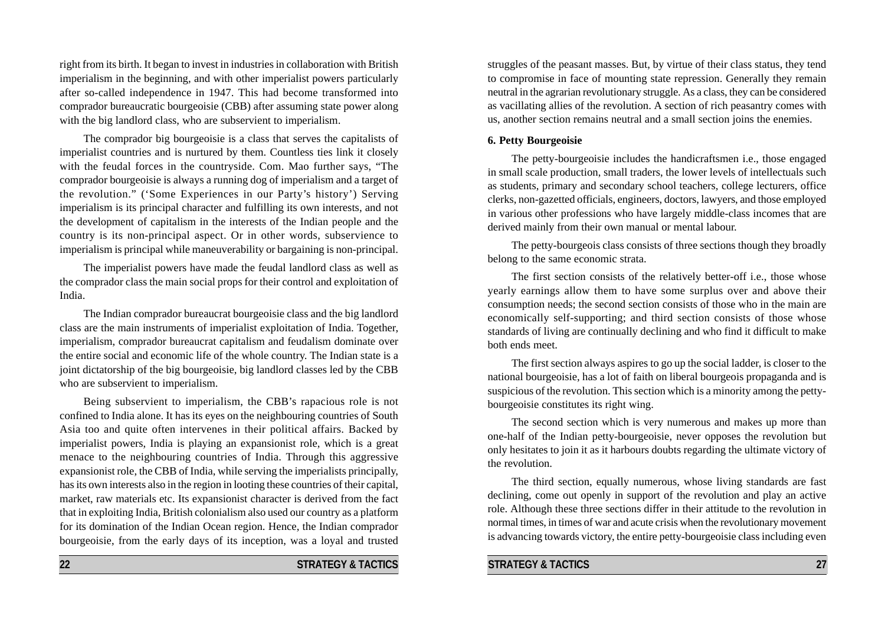right from its birth. It began to invest in industries in collaboration with British imperialism in the beginning, and with other imperialist powers particularly after so-called independence in 1947. This had become transformed into comprador bureaucratic bourgeoisie (CBB) after assuming state power along with the big landlord class, who are subservient to imperialism.

The comprador big bourgeoisie is a class that serves the capitalists of imperialist countries and is nurtured by them. Countless ties link it closely with the feudal forces in the countryside. Com. Mao further says, "The comprador bourgeoisie is always a running dog of imperialism and a target of the revolution." ('Some Experiences in our Party's history') Serving imperialism is its principal character and fulfilling its own interests, and not the development of capitalism in the interests of the Indian people and the country is its non-principal aspect. Or in other words, subservience to imperialism is principal while maneuverability or bargaining is non-principal.

The imperialist powers have made the feudal landlord class as well as the comprador class the main social props for their control and exploitation of India.

The Indian comprador bureaucrat bourgeoisie class and the big landlord class are the main instruments of imperialist exploitation of India. Together, imperialism, comprador bureaucrat capitalism and feudalism dominate over the entire social and economic life of the whole country. The Indian state is a joint dictatorship of the big bourgeoisie, big landlord classes led by the CBB who are subservient to imperialism.

Being subservient to imperialism, the CBB's rapacious role is not confined to India alone. It has its eyes on the neighbouring countries of South Asia too and quite often intervenes in their political affairs. Backed by imperialist powers, India is playing an expansionist role, which is a great menace to the neighbouring countries of India. Through this aggressive expansionist role, the CBB of India, while serving the imperialists principally, has its own interests also in the region in looting these countries of their capital, market, raw materials etc. Its expansionist character is derived from the fact that in exploiting India, British colonialism also used our country as a platform for its domination of the Indian Ocean region. Hence, the Indian comprador bourgeoisie, from the early days of its inception, was a loyal and trusted

struggles of the peasant masses. But, by virtue of their class status, they tend to compromise in face of mounting state repression. Generally they remain neutral in the agrarian revolutionary struggle. As a class, they can be considered as vacillating allies of the revolution. A section of rich peasantry comes with us, another section remains neutral and a small section joins the enemies.

#### 6. Petty Bourgeoisie

The petty-bourgeoisie includes the handicraftsmen i.e., those engaged in small scale production, small traders, the lower levels of intellectuals such as students, primary and secondary school teachers, college lecturers, office clerks, non-gazetted officials, engineers, doctors, lawyers, and those employed in various other professions who have largely middle-class incomes that are derived mainly from their own manual or mental labour.

The petty-bourgeois class consists of three sections though they broadly belong to the same economic strata.

The first section consists of the relatively better-off i.e., those whose yearly earnings allow them to have some surplus over and above their consumption needs; the second section consists of those who in the main are economically self-supporting; and third section consists of those whose standards of living are continually declining and who find it difficult to make both ends meet.

The first section always aspires to go up the social ladder, is closer to the national bourgeoisie, has a lot of faith on liberal bourgeois propaganda and is suspicious of the revolution. This section which is a minority among the petty-bourgeoisie constitutes its right wing.

The second section which is very numerous and makes up more than one-half of the Indian petty-bourgeoisie, never opposes the revolution but only hesitates to join it as it harbours doubts regarding the ultimate victory of the revolution.

The third section, equally numerous, whose living standards are fast declining, come out openly in support of the revolution and play an active role. Although these three sections differ in their attitude to the revolution in normal times, in times of war and acute crisis when the revolutionary movement is advancing towards victory, the entire petty-bourgeoisie class including even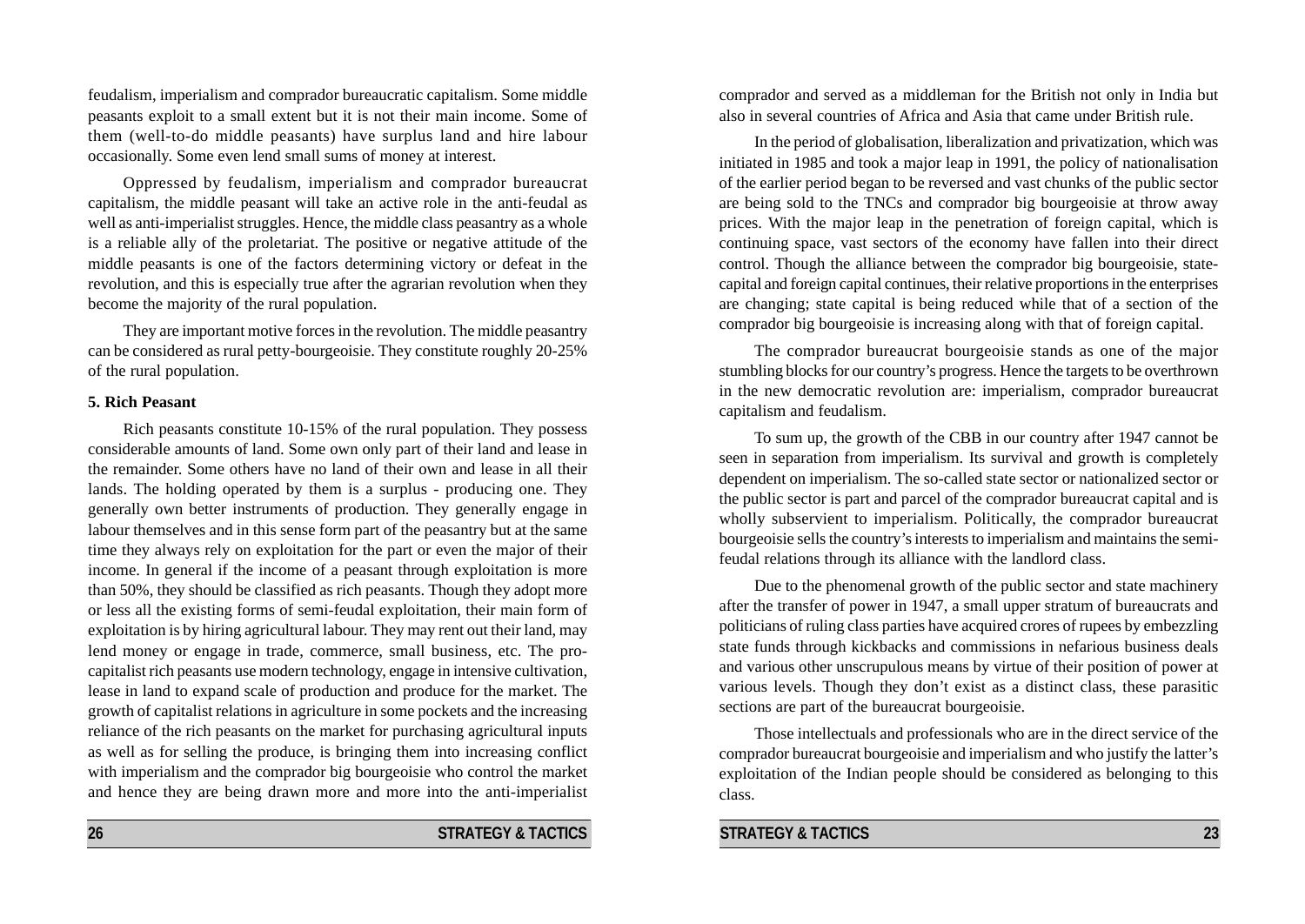feudalism, imperialism and comprador bureaucratic capitalism. Some middle peasants exploit to a small extent but it is not their main income. Some of them (well-to-do middle peasants) have surplus land and hire labour occasionally. Some even lend small sums of money at interest.

Oppressed by feudalism, imperialism and comprador bureaucrat capitalism, the middle peasant will take an active role in the anti-feudal as well as anti-imperialist struggles. Hence, the middle class peasantry as a whole is a reliable ally of the proletariat. The positive or negative attitude of the middle peasants is one of the factors determining victory or defeat in the revolution, and this is especially true after the agrarian revolution when they become the majority of the rural population.

They are important motive forces in the revolution. The middle peasantry can be considered as rural petty-bourgeoisie. They constitute roughly 20-25% of the rural population.

**5. Rich Peasant**

Rich peasants constitute 10-15% of the rural population. They possess considerable amounts of land. Some own only part of their land and lease in the remainder. Some others have no land of their own and lease in all their lands. The holding operated by them is a surplus - producing one. They generally own better instruments of production. They generally engage in labour themselves and in this sense form part of the peasantry but at the same time they always rely on exploitation for the part or even the major of their income. In general if the income of a peasant through exploitation is more than 50%, they should be classified as rich peasants. Though they adopt more or less all the existing forms of semi-feudal exploitation, their main form of exploitation is by hiring agricultural labour. They may rent out their land, may lend money or engage in trade, commerce, small business, etc. The pro-capitalist rich peasants use modern technology, engage in intensive cultivation, lease in land to expand scale of production and produce for the market. The growth of capitalist relations in agriculture in some pockets and the increasing reliance of the rich peasants on the market for purchasing agricultural inputs as well as for selling the produce, is bringing them into increasing conflict with imperialism and the comprador big bourgeoisie who control the market and hence they are being drawn more and more into the anti-imperialist

comprador and served as a middleman for the British not only in India but also in several countries of Africa and Asia that came under British rule.

In the period of globalisation, liberalization and privatization, which was initiated in 1985 and took a major leap in 1991, the policy of nationalisation of the earlier period began to be reversed and vast chunks of the public sector are being sold to the TNCs and comprador big bourgeoisie at throw away prices. With the major leap in the penetration of foreign capital, which is continuing space, vast sectors of the economy have fallen into their direct control. Though the alliance between the comprador big bourgeoisie, state-capital and foreign capital continues, their relative proportions in the enterprises are changing; state capital is being reduced while that of a section of the comprador big bourgeoisie is increasing along with that of foreign capital.

The comprador bureaucrat bourgeoisie stands as one of the major stumbling blocks for our country's progress. Hence the targets to be overthrown in the new democratic revolution are: imperialism, comprador bureaucrat capitalism and feudalism.

To sum up, the growth of the CBB in our country after 1947 cannot be seen in separation from imperialism. Its survival and growth is completely dependent on imperialism. The so-called state sector or nationalized sector or the public sector is part and parcel of the comprador bureaucrat capital and is wholly subservient to imperialism. Politically, the comprador bureaucrat bourgeoisie sells the country's interests to imperialism and maintains the semi-feudal relations through its alliance with the landlord class.

Due to the phenomenal growth of the public sector and state machinery after the transfer of power in 1947, a small upper stratum of bureaucrats and politicians of ruling class parties have acquired crores of rupees by embezzling state funds through kickbacks and commissions in nefarious business deals and various other unscrupulous means by virtue of their position of power at various levels. Though they don't exist as a distinct class, these parasitic sections are part of the bureaucrat bourgeoisie.

Those intellectuals and professionals who are in the direct service of the comprador bureaucrat bourgeoisie and imperialism and who justify the latter's exploitation of the Indian people should be considered as belonging to this class.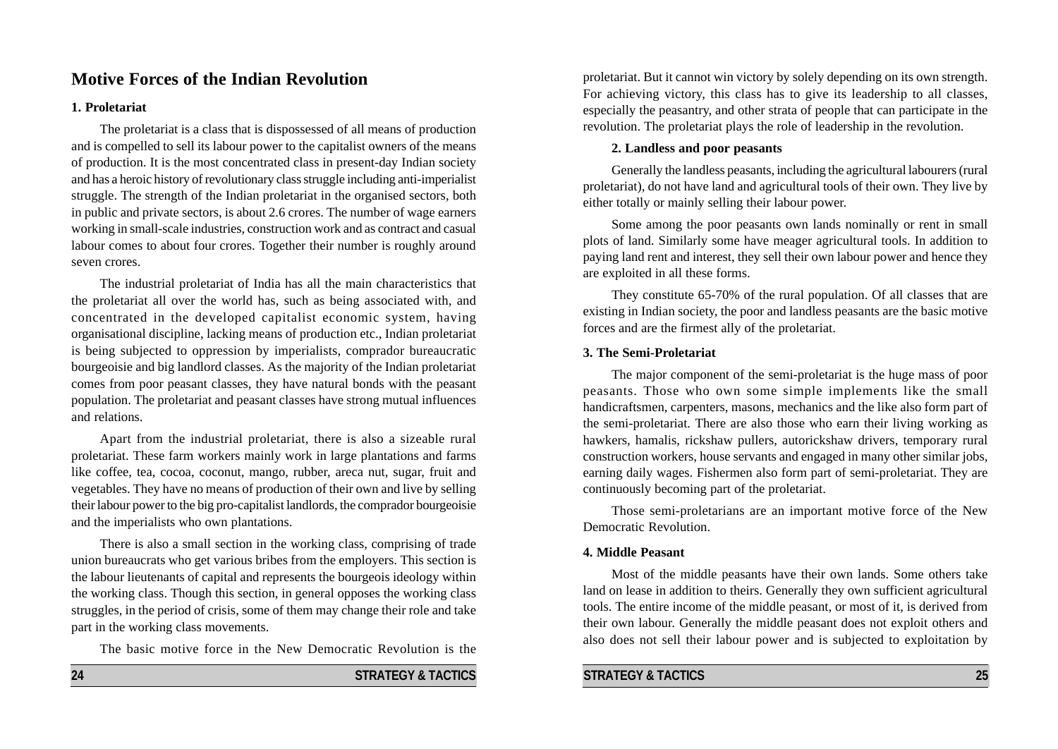## Motive Forces of the Indian Revolution

### 1. Proletariat

The proletariat is a class that is dispossessed of all means of production and is compelled to sell its labour power to the capitalist owners of the means of production. It is the most concentrated class in present-day Indian society and has a heroic history of revolutionary class struggle including anti-imperialist struggle. The strength of the Indian proletariat in the organised sectors, both in public and private sectors, is about 2.6 crores. The number of wage earners working in small-scale industries, construction work and as contract and casual labour comes to about four crores. Together their number is roughly around seven crores.

The industrial proletariat of India has all the main characteristics that the proletariat all over the world has, such as being associated with, and concentrated in the developed capitalist economic system, having organisational discipline, lacking means of production etc., Indian proletariat is being subjected to oppression by imperialists, comprador bureaucratic bourgeoisie and big landlord classes. As the majority of the Indian proletariat comes from poor peasant classes, they have natural bonds with the peasant population. The proletariat and peasant classes have strong mutual influences and relations.

Apart from the industrial proletariat, there is also a sizeable rural proletariat. These farm workers mainly work in large plantations and farms like coffee, tea, cocoa, coconut, mango, rubber, areca nut, sugar, fruit and vegetables. They have no means of production of their own and live by selling their labour power to the big pro-capitalist landlords, the comprador bourgeoisie and the imperialists who own plantations.

There is also a small section in the working class, comprising of trade union bureaucrats who get various bribes from the employers. This section is the labour lieutenants of capital and represents the bourgeois ideology within the working class. Though this section, in general opposes the working class struggles, in the period of crisis, some of them may change their role and take part in the working class movements.

The basic motive force in the New Democratic Revolution is the proletariat. But it cannot win victory by solely depending on its own strength. For achieving victory, this class has to give its leadership to all classes, especially the peasantry, and other strata of people that can participate in the revolution. The proletariat plays the role of leadership in the revolution.

### 2. Landless and poor peasants

Generally the landless peasants, including the agricultural labourers (rural proletariat), do not have land and agricultural tools of their own. They live by either totally or mainly selling their labour power.

Some among the poor peasants own lands nominally or rent in small plots of land. Similarly some have meager agricultural tools. In addition to paying land rent and interest, they sell their own labour power and hence they are exploited in all these forms.

They constitute 65-70% of the rural population. Of all classes that are existing in Indian society, the poor and landless peasants are the basic motive forces and are the firmest ally of the proletariat.

### 3. The Semi-Proletariat

The major component of the semi-proletariat is the huge mass of poor peasants. Those who own some simple implements like the small handicraftsmen, carpenters, masons, mechanics and the like also form part of the semi-proletariat. There are also those who earn their living working as hawkers, hamalis, rickshaw pullers, autorickshaw drivers, temporary rural construction workers, house servants and engaged in many other similar jobs, earning daily wages. Fishermen also form part of semi-proletariat. They are continuously becoming part of the proletariat.

Those semi-proletarians are an important motive force of the New Democratic Revolution.

### 4. Middle Peasant

Most of the middle peasants have their own lands. Some others take land on lease in addition to theirs. Generally they own sufficient agricultural tools. The entire income of the middle peasant, or most of it, is derived from their own labour. Generally the middle peasant does not exploit others and also does not sell their labour power and is subjected to exploitation by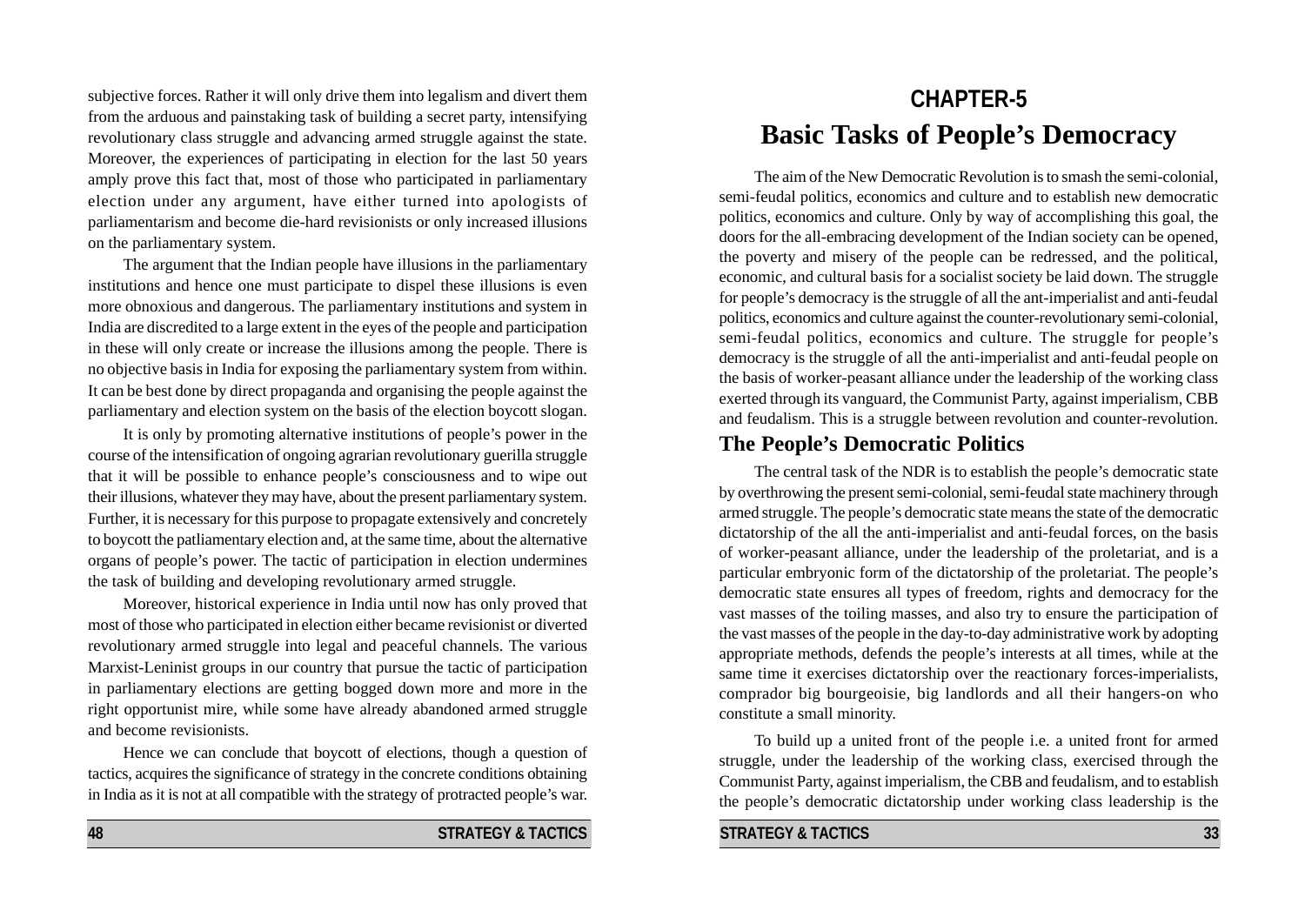subjective forces. Rather it will only drive them into legalism and divert them from the arduous and painstaking task of building a secret party, intensifying revolutionary class struggle and advancing armed struggle against the state. Moreover, the experiences of participating in election for the last 50 years amply prove this fact that, most of those who participated in parliamentary election under any argument, have either turned into apologists of parliamentarism and become die-hard revisionists or only increased illusions on the parliamentary system.

The argument that the Indian people have illusions in the parliamentary institutions and hence one must participate to dispel these illusions is even more obnoxious and dangerous. The parliamentary institutions and system in India are discredited to a large extent in the eyes of the people and participation in these will only create or increase the illusions among the people. There is no objective basis in India for exposing the parliamentary system from within. It can be best done by direct propaganda and organising the people against the parliamentary and election system on the basis of the election boycott slogan.

It is only by promoting alternative institutions of people's power in the course of the intensification of ongoing agrarian revolutionary guerilla struggle that it will be possible to enhance people's consciousness and to wipe out their illusions, whatever they may have, about the present parliamentary system. Further, it is necessary for this purpose to propagate extensively and concretely to boycott the patliamentary election and, at the same time, about the alternative organs of people's power. The tactic of participation in election undermines the task of building and developing revolutionary armed struggle.

Moreover, historical experience in India until now has only proved that most of those who participated in election either became revisionist or diverted revolutionary armed struggle into legal and peaceful channels. The various Marxist-Leninist groups in our country that pursue the tactic of participation in parliamentary elections are getting bogged down more and more in the right opportunist mire, while some have already abandoned armed struggle and become revisionists.

Hence we can conclude that boycott of elections, though a question of tactics, acquires the significance of strategy in the concrete conditions obtaining in India as it is not at all compatible with the strategy of protracted people's war.

# CHAPTER-5

# Basic Tasks of People's Democracy

The aim of the New Democratic Revolution is to smash the semi-colonial, semi-feudal politics, economics and culture and to establish new democratic politics, economics and culture. Only by way of accomplishing this goal, the doors for the all-embracing development of the Indian society can be opened, the poverty and misery of the people can be redressed, and the political, economic, and cultural basis for a socialist society be laid down. The struggle for people's democracy is the struggle of all the ant-imperialist and anti-feudal politics, economics and culture against the counter-revolutionary semi-colonial, semi-feudal politics, economics and culture. The struggle for people's democracy is the struggle of all the anti-imperialist and anti-feudal people on the basis of worker-peasant alliance under the leadership of the working class exerted through its vanguard, the Communist Party, against imperialism, CBB and feudalism. This is a struggle between revolution and counter-revolution.

## The People's Democratic Politics

The central task of the NDR is to establish the people's democratic state by overthrowing the present semi-colonial, semi-feudal state machinery through armed struggle. The people's democratic state means the state of the democratic dictatorship of the all the anti-imperialist and anti-feudal forces, on the basis of worker-peasant alliance, under the leadership of the proletariat, and is a particular embryonic form of the dictatorship of the proletariat. The people's democratic state ensures all types of freedom, rights and democracy for the vast masses of the toiling masses, and also try to ensure the participation of the vast masses of the people in the day-to-day administrative work by adopting appropriate methods, defends the people's interests at all times, while at the same time it exercises dictatorship over the reactionary forces-imperialists, comprador big bourgeoisie, big landlords and all their hangers-on who constitute a small minority.

To build up a united front of the people i.e. a united front for armed struggle, under the leadership of the working class, exercised through the Communist Party, against imperialism, the CBB and feudalism, and to establish the people's democratic dictatorship under working class leadership is the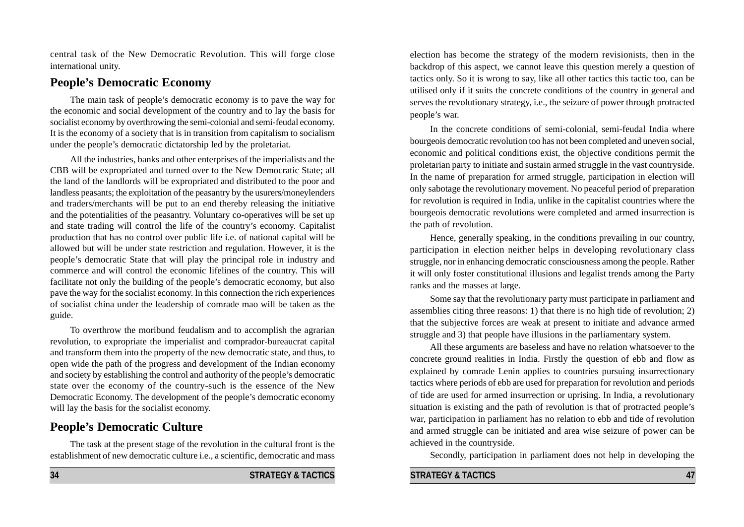central task of the New Democratic Revolution. This will forge close international unity.

## People's Democratic Economy

The main task of people's democratic economy is to pave the way for the economic and social development of the country and to lay the basis for socialist economy by overthrowing the semi-colonial and semi-feudal economy. It is the economy of a society that is in transition from capitalism to socialism under the people's democratic dictatorship led by the proletariat.

All the industries, banks and other enterprises of the imperialists and the CBB will be expropriated and turned over to the New Democratic State; all the land of the landlords will be expropriated and distributed to the poor and landless peasants; the exploitation of the peasantry by the usurers/moneylenders and traders/merchants will be put to an end thereby releasing the initiative and the potentialities of the peasantry. Voluntary co-operatives will be set up and state trading will control the life of the country's economy. Capitalist production that has no control over public life i.e. of national capital will be allowed but will be under state restriction and regulation. However, it is the people's democratic State that will play the principal role in industry and commerce and will control the economic lifelines of the country. This will facilitate not only the building of the people's democratic economy, but also pave the way for the socialist economy. In this connection the rich experiences of socialist china under the leadership of comrade mao will be taken as the guide.

To overthrow the moribund feudalism and to accomplish the agrarian revolution, to expropriate the imperialist and comprador-bureaucrat capital and transform them into the property of the new democratic state, and thus, to open wide the path of the progress and development of the Indian economy and society by establishing the control and authority of the people's democratic state over the economy of the country-such is the essence of the New Democratic Economy. The development of the people's democratic economy will lay the basis for the socialist economy.

## People's Democratic Culture

The task at the present stage of the revolution in the cultural front is the establishment of new democratic culture i.e., a scientific, democratic and mass

election has become the strategy of the modern revisionists, then in the backdrop of this aspect, we cannot leave this question merely a question of tactics only. So it is wrong to say, like all other tactics this tactic too, can be utilised only if it suits the concrete conditions of the country in general and serves the revolutionary strategy, i.e., the seizure of power through protracted people's war.

In the concrete conditions of semi-colonial, semi-feudal India where bourgeois democratic revolution too has not been completed and uneven social, economic and political conditions exist, the objective conditions permit the proletarian party to initiate and sustain armed struggle in the vast countryside. In the name of preparation for armed struggle, participation in election will only sabotage the revolutionary movement. No peaceful period of preparation for revolution is required in India, unlike in the capitalist countries where the bourgeois democratic revolutions were completed and armed insurrection is the path of revolution.

Hence, generally speaking, in the conditions prevailing in our country, participation in election neither helps in developing revolutionary class struggle, nor in enhancing democratic consciousness among the people. Rather it will only foster constitutional illusions and legalist trends among the Party ranks and the masses at large.

Some say that the revolutionary party must participate in parliament and assemblies citing three reasons: 1) that there is no high tide of revolution; 2) that the subjective forces are weak at present to initiate and advance armed struggle and 3) that people have illusions in the parliamentary system.

All these arguments are baseless and have no relation whatsoever to the concrete ground realities in India. Firstly the question of ebb and flow as explained by comrade Lenin applies to countries pursuing insurrectionary tactics where periods of ebb are used for preparation for revolution and periods of tide are used for armed insurrection or uprising. In India, a revolutionary situation is existing and the path of revolution is that of protracted people's war, participation in parliament has no relation to ebb and tide of revolution and armed struggle can be initiated and area wise seizure of power can be achieved in the countryside.

Secondly, participation in parliament does not help in developing the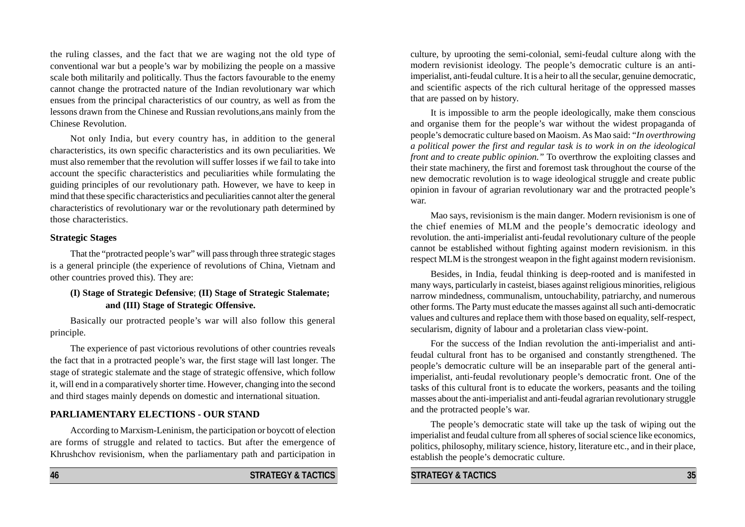the ruling classes, and the fact that we are waging not the old type of conventional war but a people's war by mobilizing the people on a massive scale both militarily and politically. Thus the factors favourable to the enemy cannot change the protracted nature of the Indian revolutionary war which ensues from the principal characteristics of our country, as well as from the lessons drawn from the Chinese and Russian revolutions,ans mainly from the Chinese Revolution.

Not only India, but every country has, in addition to the general characteristics, its own specific characteristics and its own peculiarities. We must also remember that the revolution will suffer losses if we fail to take into account the specific characteristics and peculiarities while formulating the guiding principles of our revolutionary path. However, we have to keep in mind that these specific characteristics and peculiarities cannot alter the general characteristics of revolutionary war or the revolutionary path determined by those characteristics.

### Strategic Stages

That the "protracted people's war" will pass through three strategic stages is a general principle (the experience of revolutions of China, Vietnam and other countries proved this). They are:

**(I) Stage of Strategic Defensive**; **(II) Stage of Strategic Stalemate; and (III) Stage of Strategic Offensive.**

Basically our protracted people's war will also follow this general principle.

The experience of past victorious revolutions of other countries reveals the fact that in a protracted people's war, the first stage will last longer. The stage of strategic stalemate and the stage of strategic offensive, which follow it, will end in a comparatively shorter time. However, changing into the second and third stages mainly depends on domestic and international situation.

## PARLIAMENTARY ELECTIONS - OUR STAND

According to Marxism-Leninism, the participation or boycott of election are forms of struggle and related to tactics. But after the emergence of Khrushchov revisionism, when the parliamentary path and participation in

culture, by uprooting the semi-colonial, semi-feudal culture along with the modern revisionist ideology. The people's democratic culture is an anti-imperialist, anti-feudal culture. It is a heir to all the secular, genuine democratic, and scientific aspects of the rich cultural heritage of the oppressed masses that are passed on by history.

It is impossible to arm the people ideologically, make them conscious and organise them for the people's war without the widest propaganda of people's democratic culture based on Maoism. As Mao said: "*In overthrowing a political power the first and regular task is to work in on the ideological front and to create public opinion.*" To overthrow the exploiting classes and their state machinery, the first and foremost task throughout the course of the new democratic revolution is to wage ideological struggle and create public opinion in favour of agrarian revolutionary war and the protracted people's war.

Mao says, revisionism is the main danger. Modern revisionism is one of the chief enemies of MLM and the people's democratic ideology and revolution. the anti-imperialist anti-feudal revolutionary culture of the people cannot be established without fighting against modern revisionism. in this respect MLM is the strongest weapon in the fight against modern revisionism.

Besides, in India, feudal thinking is deep-rooted and is manifested in many ways, particularly in casteist, biases against religious minorities, religious narrow mindedness, communalism, untouchability, patriarchy, and numerous other forms. The Party must educate the masses against all such anti-democratic values and cultures and replace them with those based on equality, self-respect, secularism, dignity of labour and a proletarian class view-point.

For the success of the Indian revolution the anti-imperialist and anti-feudal cultural front has to be organised and constantly strengthened. The people's democratic culture will be an inseparable part of the general anti-imperialist, anti-feudal revolutionary people's democratic front. One of the tasks of this cultural front is to educate the workers, peasants and the toiling masses about the anti-imperialist and anti-feudal agrarian revolutionary struggle and the protracted people's war.

The people's democratic state will take up the task of wiping out the imperialist and feudal culture from all spheres of social science like economics, politics, philosophy, military science, history, literature etc., and in their place, establish the people's democratic culture.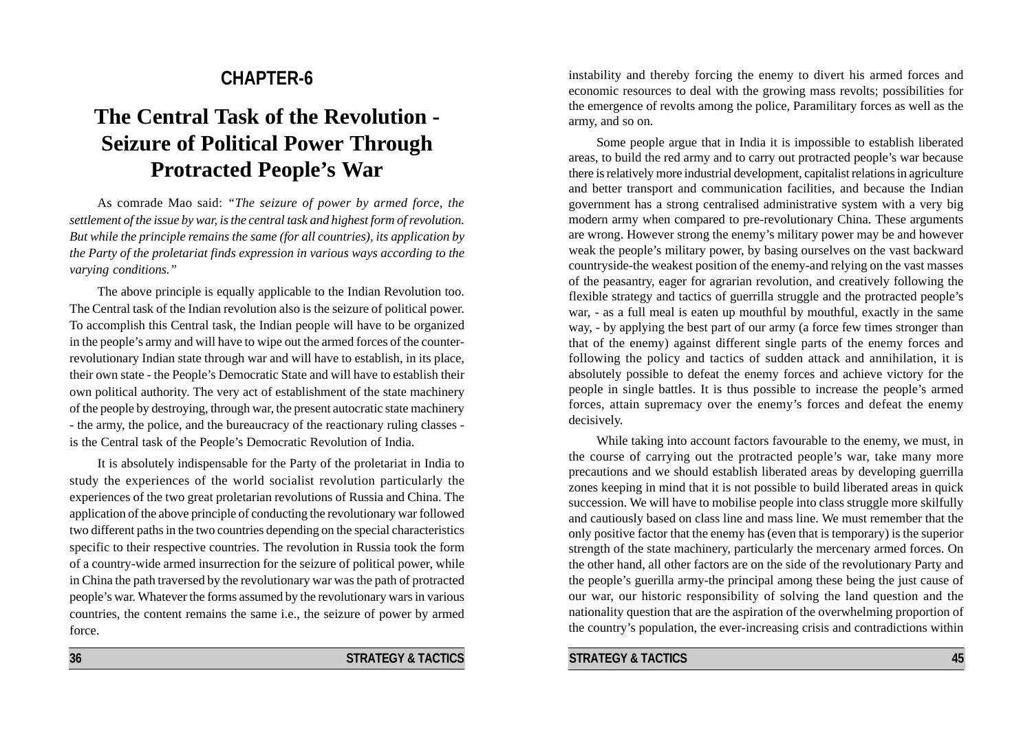# CHAPTER-6

# The Central Task of the Revolution - Seizure of Political Power Through Protracted People's War

As comrade Mao said: *"The seizure of power by armed force, the settlement of the issue by war, is the central task and highest form of revolution. But while the principle remains the same (for all countries), its application by the Party of the proletariat finds expression in various ways according to the varying conditions."*

The above principle is equally applicable to the Indian Revolution too. The Central task of the Indian revolution also is the seizure of political power. To accomplish this Central task, the Indian people will have to be organized in the people's army and will have to wipe out the armed forces of the counter-revolutionary Indian state through war and will have to establish, in its place, their own state - the People's Democratic State and will have to establish their own political authority. The very act of establishment of the state machinery of the people by destroying, through war, the present autocratic state machinery - the army, the police, and the bureaucracy of the reactionary ruling classes - is the Central task of the People's Democratic Revolution of India.

It is absolutely indispensable for the Party of the proletariat in India to study the experiences of the world socialist revolution particularly the experiences of the two great proletarian revolutions of Russia and China. The application of the above principle of conducting the revolutionary war followed two different paths in the two countries depending on the special characteristics specific to their respective countries. The revolution in Russia took the form of a country-wide armed insurrection for the seizure of political power, while in China the path traversed by the revolutionary war was the path of protracted people's war. Whatever the forms assumed by the revolutionary wars in various countries, the content remains the same i.e., the seizure of power by armed force.

instability and thereby forcing the enemy to divert his armed forces and economic resources to deal with the growing mass revolts; possibilities for the emergence of revolts among the police, Paramilitary forces as well as the army, and so on.

Some people argue that in India it is impossible to establish liberated areas, to build the red army and to carry out protracted people's war because there is relatively more industrial development, capitalist relations in agriculture and better transport and communication facilities, and because the Indian government has a strong centralised administrative system with a very big modern army when compared to pre-revolutionary China. These arguments are wrong. However strong the enemy's military power may be and however weak the people's military power, by basing ourselves on the vast backward countryside-the weakest position of the enemy-and relying on the vast masses of the peasantry, eager for agrarian revolution, and creatively following the flexible strategy and tactics of guerrilla struggle and the protracted people's war, - as a full meal is eaten up mouthful by mouthful, exactly in the same way, - by applying the best part of our army (a force few times stronger than that of the enemy) against different single parts of the enemy forces and following the policy and tactics of sudden attack and annihilation, it is absolutely possible to defeat the enemy forces and achieve victory for the people in single battles. It is thus possible to increase the people's armed forces, attain supremacy over the enemy's forces and defeat the enemy decisively.

While taking into account factors favourable to the enemy, we must, in the course of carrying out the protracted people's war, take many more precautions and we should establish liberated areas by developing guerrilla zones keeping in mind that it is not possible to build liberated areas in quick succession. We will have to mobilise people into class struggle more skilfully and cautiously based on class line and mass line. We must remember that the only positive factor that the enemy has (even that is temporary) is the superior strength of the state machinery, particularly the mercenary armed forces. On the other hand, all other factors are on the side of the revolutionary Party and the people's guerilla army-the principal among these being the just cause of our war, our historic responsibility of solving the land question and the nationality question that are the aspiration of the overwhelming proportion of the country's population, the ever-increasing crisis and contradictions within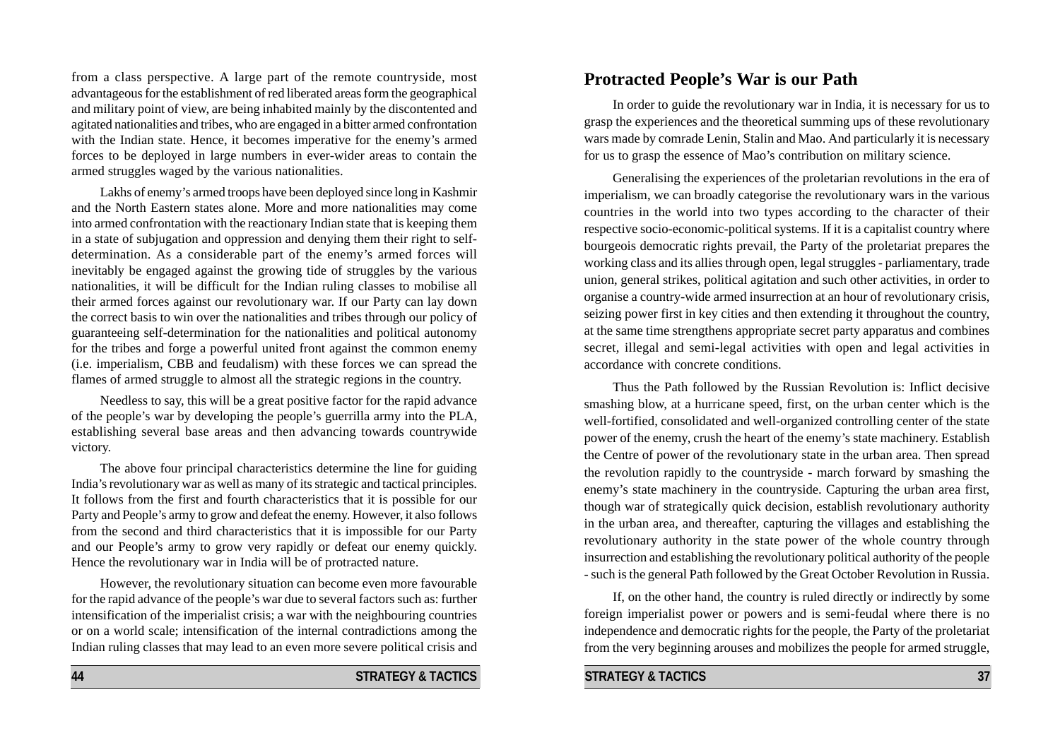from a class perspective. A large part of the remote countryside, most advantageous for the establishment of red liberated areas form the geographical and military point of view, are being inhabited mainly by the discontented and agitated nationalities and tribes, who are engaged in a bitter armed confrontation with the Indian state. Hence, it becomes imperative for the enemy's armed forces to be deployed in large numbers in ever-wider areas to contain the armed struggles waged by the various nationalities.

Lakhs of enemy's armed troops have been deployed since long in Kashmir and the North Eastern states alone. More and more nationalities may come into armed confrontation with the reactionary Indian state that is keeping them in a state of subjugation and oppression and denying them their right to self-determination. As a considerable part of the enemy's armed forces will inevitably be engaged against the growing tide of struggles by the various nationalities, it will be difficult for the Indian ruling classes to mobilise all their armed forces against our revolutionary war. If our Party can lay down the correct basis to win over the nationalities and tribes through our policy of guaranteeing self-determination for the nationalities and political autonomy for the tribes and forge a powerful united front against the common enemy (i.e. imperialism, CBB and feudalism) with these forces we can spread the flames of armed struggle to almost all the strategic regions in the country.

Needless to say, this will be a great positive factor for the rapid advance of the people's war by developing the people's guerrilla army into the PLA, establishing several base areas and then advancing towards countrywide victory.

The above four principal characteristics determine the line for guiding India's revolutionary war as well as many of its strategic and tactical principles. It follows from the first and fourth characteristics that it is possible for our Party and People's army to grow and defeat the enemy. However, it also follows from the second and third characteristics that it is impossible for our Party and our People's army to grow very rapidly or defeat our enemy quickly. Hence the revolutionary war in India will be of protracted nature.

However, the revolutionary situation can become even more favourable for the rapid advance of the people's war due to several factors such as: further intensification of the imperialist crisis; a war with the neighbouring countries or on a world scale; intensification of the internal contradictions among the Indian ruling classes that may lead to an even more severe political crisis and

## Protracted People's War is our Path

In order to guide the revolutionary war in India, it is necessary for us to grasp the experiences and the theoretical summing ups of these revolutionary wars made by comrade Lenin, Stalin and Mao. And particularly it is necessary for us to grasp the essence of Mao's contribution on military science.

Generalising the experiences of the proletarian revolutions in the era of imperialism, we can broadly categorise the revolutionary wars in the various countries in the world into two types according to the character of their respective socio-economic-political systems. If it is a capitalist country where bourgeois democratic rights prevail, the Party of the proletariat prepares the working class and its allies through open, legal struggles - parliamentary, trade union, general strikes, political agitation and such other activities, in order to organise a country-wide armed insurrection at an hour of revolutionary crisis, seizing power first in key cities and then extending it throughout the country, at the same time strengthens appropriate secret party apparatus and combines secret, illegal and semi-legal activities with open and legal activities in accordance with concrete conditions.

Thus the Path followed by the Russian Revolution is: Inflict decisive smashing blow, at a hurricane speed, first, on the urban center which is the well-fortified, consolidated and well-organized controlling center of the state power of the enemy, crush the heart of the enemy's state machinery. Establish the Centre of power of the revolutionary state in the urban area. Then spread the revolution rapidly to the countryside - march forward by smashing the enemy's state machinery in the countryside. Capturing the urban area first, though war of strategically quick decision, establish revolutionary authority in the urban area, and thereafter, capturing the villages and establishing the revolutionary authority in the state power of the whole country through insurrection and establishing the revolutionary political authority of the people - such is the general Path followed by the Great October Revolution in Russia.

If, on the other hand, the country is ruled directly or indirectly by some foreign imperialist power or powers and is semi-feudal where there is no independence and democratic rights for the people, the Party of the proletariat from the very beginning arouses and mobilizes the people for armed struggle,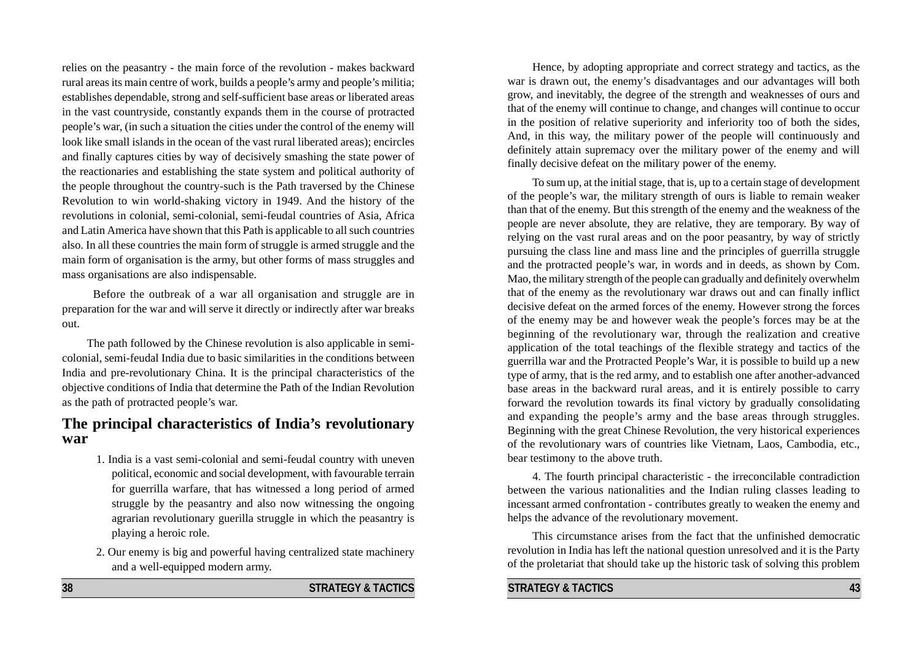relies on the peasantry - the main force of the revolution - makes backward rural areas its main centre of work, builds a people's army and people's militia; establishes dependable, strong and self-sufficient base areas or liberated areas in the vast countryside, constantly expands them in the course of protracted people's war, (in such a situation the cities under the control of the enemy will look like small islands in the ocean of the vast rural liberated areas); encircles and finally captures cities by way of decisively smashing the state power of the reactionaries and establishing the state system and political authority of the people throughout the country-such is the Path traversed by the Chinese Revolution to win world-shaking victory in 1949. And the history of the revolutions in colonial, semi-colonial, semi-feudal countries of Asia, Africa and Latin America have shown that this Path is applicable to all such countries also. In all these countries the main form of struggle is armed struggle and the main form of organisation is the army, but other forms of mass struggles and mass organisations are also indispensable.

Before the outbreak of a war all organisation and struggle are in preparation for the war and will serve it directly or indirectly after war breaks out.

The path followed by the Chinese revolution is also applicable in semi-colonial, semi-feudal India due to basic similarities in the conditions between India and pre-revolutionary China. It is the principal characteristics of the objective conditions of India that determine the Path of the Indian Revolution as the path of protracted people's war.

## The principal characteristics of India's revolutionary war

1. India is a vast semi-colonial and semi-feudal country with uneven political, economic and social development, with favourable terrain for guerrilla warfare, that has witnessed a long period of armed struggle by the peasantry and also now witnessing the ongoing agrarian revolutionary guerilla struggle in which the peasantry is playing a heroic role.

2. Our enemy is big and powerful having centralized state machinery and a well-equipped modern army.

Hence, by adopting appropriate and correct strategy and tactics, as the war is drawn out, the enemy's disadvantages and our advantages will both grow, and inevitably, the degree of the strength and weaknesses of ours and that of the enemy will continue to change, and changes will continue to occur in the position of relative superiority and inferiority too of both the sides, And, in this way, the military power of the people will continuously and definitely attain supremacy over the military power of the enemy and will finally decisive defeat on the military power of the enemy.

To sum up, at the initial stage, that is, up to a certain stage of development of the people's war, the military strength of ours is liable to remain weaker than that of the enemy. But this strength of the enemy and the weakness of the people are never absolute, they are relative, they are temporary. By way of relying on the vast rural areas and on the poor peasantry, by way of strictly pursuing the class line and mass line and the principles of guerrilla struggle and the protracted people's war, in words and in deeds, as shown by Com. Mao, the military strength of the people can gradually and definitely overwhelm that of the enemy as the revolutionary war draws out and can finally inflict decisive defeat on the armed forces of the enemy. However strong the forces of the enemy may be and however weak the people's forces may be at the beginning of the revolutionary war, through the realization and creative application of the total teachings of the flexible strategy and tactics of the guerrilla war and the Protracted People's War, it is possible to build up a new type of army, that is the red army, and to establish one after another-advanced base areas in the backward rural areas, and it is entirely possible to carry forward the revolution towards its final victory by gradually consolidating and expanding the people's army and the base areas through struggles. Beginning with the great Chinese Revolution, the very historical experiences of the revolutionary wars of countries like Vietnam, Laos, Cambodia, etc., bear testimony to the above truth.

4. The fourth principal characteristic - the irreconcilable contradiction between the various nationalities and the Indian ruling classes leading to incessant armed confrontation - contributes greatly to weaken the enemy and helps the advance of the revolutionary movement.

This circumstance arises from the fact that the unfinished democratic revolution in India has left the national question unresolved and it is the Party of the proletariat that should take up the historic task of solving this problem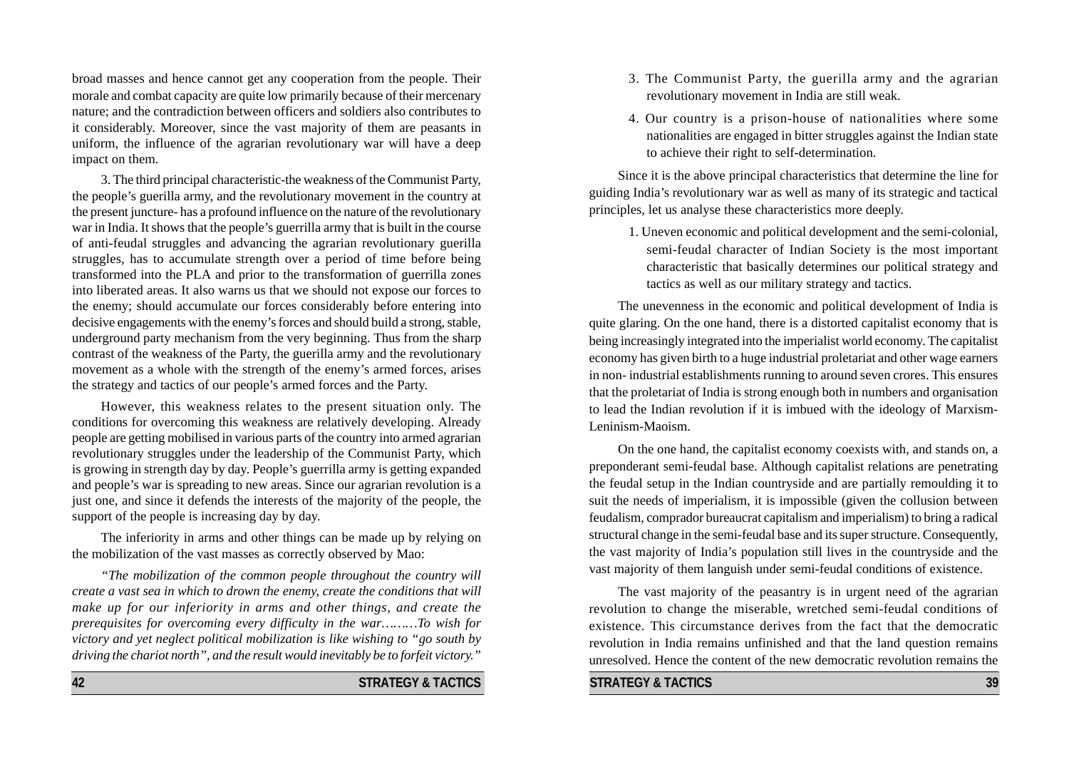broad masses and hence cannot get any cooperation from the people. Their morale and combat capacity are quite low primarily because of their mercenary nature; and the contradiction between officers and soldiers also contributes to it considerably. Moreover, since the vast majority of them are peasants in uniform, the influence of the agrarian revolutionary war will have a deep impact on them.

3. The third principal characteristic-the weakness of the Communist Party, the people's guerilla army, and the revolutionary movement in the country at the present juncture- has a profound influence on the nature of the revolutionary war in India. It shows that the people's guerrilla army that is built in the course of anti-feudal struggles and advancing the agrarian revolutionary guerilla struggles, has to accumulate strength over a period of time before being transformed into the PLA and prior to the transformation of guerrilla zones into liberated areas. It also warns us that we should not expose our forces to the enemy; should accumulate our forces considerably before entering into decisive engagements with the enemy's forces and should build a strong, stable, underground party mechanism from the very beginning. Thus from the sharp contrast of the weakness of the Party, the guerilla army and the revolutionary movement as a whole with the strength of the enemy's armed forces, arises the strategy and tactics of our people's armed forces and the Party.

However, this weakness relates to the present situation only. The conditions for overcoming this weakness are relatively developing. Already people are getting mobilised in various parts of the country into armed agrarian revolutionary struggles under the leadership of the Communist Party, which is growing in strength day by day. People's guerrilla army is getting expanded and people's war is spreading to new areas. Since our agrarian revolution is a just one, and since it defends the interests of the majority of the people, the support of the people is increasing day by day.

The inferiority in arms and other things can be made up by relying on the mobilization of the vast masses as correctly observed by Mao:

*"The mobilization of the common people throughout the country will create a vast sea in which to drown the enemy, create the conditions that will make up for our inferiority in arms and other things, and create the prerequisites for overcoming every difficulty in the war………To wish for victory and yet neglect political mobilization is like wishing to "go south by driving the chariot north", and the result would inevitably be to forfeit victory."*

3. The Communist Party, the guerilla army and the agrarian revolutionary movement in India are still weak.

4. Our country is a prison-house of nationalities where some nationalities are engaged in bitter struggles against the Indian state to achieve their right to self-determination.

Since it is the above principal characteristics that determine the line for guiding India's revolutionary war as well as many of its strategic and tactical principles, let us analyse these characteristics more deeply.

1. Uneven economic and political development and the semi-colonial, semi-feudal character of Indian Society is the most important characteristic that basically determines our political strategy and tactics as well as our military strategy and tactics.

The unevenness in the economic and political development of India is quite glaring. On the one hand, there is a distorted capitalist economy that is being increasingly integrated into the imperialist world economy. The capitalist economy has given birth to a huge industrial proletariat and other wage earners in non- industrial establishments running to around seven crores. This ensures that the proletariat of India is strong enough both in numbers and organisation to lead the Indian revolution if it is imbued with the ideology of Marxism-Leninism-Maoism.

On the one hand, the capitalist economy coexists with, and stands on, a preponderant semi-feudal base. Although capitalist relations are penetrating the feudal setup in the Indian countryside and are partially remoulding it to suit the needs of imperialism, it is impossible (given the collusion between feudalism, comprador bureaucrat capitalism and imperialism) to bring a radical structural change in the semi-feudal base and its super structure. Consequently, the vast majority of India's population still lives in the countryside and the vast majority of them languish under semi-feudal conditions of existence.

The vast majority of the peasantry is in urgent need of the agrarian revolution to change the miserable, wretched semi-feudal conditions of existence. This circumstance derives from the fact that the democratic revolution in India remains unfinished and that the land question remains unresolved. Hence the content of the new democratic revolution remains the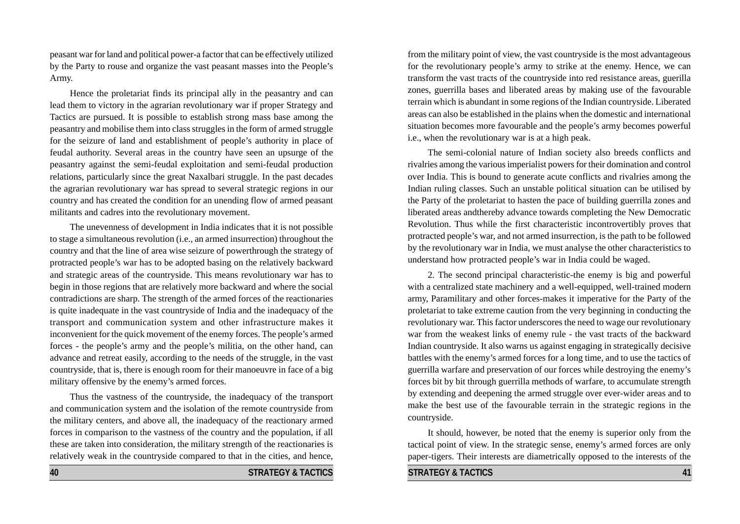peasant war for land and political power-a factor that can be effectively utilized by the Party to rouse and organize the vast peasant masses into the People's Army.

Hence the proletariat finds its principal ally in the peasantry and can lead them to victory in the agrarian revolutionary war if proper Strategy and Tactics are pursued. It is possible to establish strong mass base among the peasantry and mobilise them into class struggles in the form of armed struggle for the seizure of land and establishment of people's authority in place of feudal authority. Several areas in the country have seen an upsurge of the peasantry against the semi-feudal exploitation and semi-feudal production relations, particularly since the great Naxalbari struggle. In the past decades the agrarian revolutionary war has spread to several strategic regions in our country and has created the condition for an unending flow of armed peasant militants and cadres into the revolutionary movement.

The unevenness of development in India indicates that it is not possible to stage a simultaneous revolution (i.e., an armed insurrection) throughout the country and that the line of area wise seizure of powerthrough the strategy of protracted people's war has to be adopted basing on the relatively backward and strategic areas of the countryside. This means revolutionary war has to begin in those regions that are relatively more backward and where the social contradictions are sharp. The strength of the armed forces of the reactionaries is quite inadequate in the vast countryside of India and the inadequacy of the transport and communication system and other infrastructure makes it inconvenient for the quick movement of the enemy forces. The people's armed forces - the people's army and the people's militia, on the other hand, can advance and retreat easily, according to the needs of the struggle, in the vast countryside, that is, there is enough room for their manoeuvre in face of a big military offensive by the enemy's armed forces.

Thus the vastness of the countryside, the inadequacy of the transport and communication system and the isolation of the remote countryside from the military centers, and above all, the inadequacy of the reactionary armed forces in comparison to the vastness of the country and the population, if all these are taken into consideration, the military strength of the reactionaries is relatively weak in the countryside compared to that in the cities, and hence, from the military point of view, the vast countryside is the most advantageous for the revolutionary people's army to strike at the enemy. Hence, we can transform the vast tracts of the countryside into red resistance areas, guerilla zones, guerrilla bases and liberated areas by making use of the favourable terrain which is abundant in some regions of the Indian countryside. Liberated areas can also be established in the plains when the domestic and international situation becomes more favourable and the people's army becomes powerful i.e., when the revolutionary war is at a high peak.

The semi-colonial nature of Indian society also breeds conflicts and rivalries among the various imperialist powers for their domination and control over India. This is bound to generate acute conflicts and rivalries among the Indian ruling classes. Such an unstable political situation can be utilised by the Party of the proletariat to hasten the pace of building guerrilla zones and liberated areas andthereby advance towards completing the New Democratic Revolution. Thus while the first characteristic incontrovertibly proves that protracted people's war, and not armed insurrection, is the path to be followed by the revolutionary war in India, we must analyse the other characteristics to understand how protracted people's war in India could be waged.

2. The second principal characteristic-the enemy is big and powerful with a centralized state machinery and a well-equipped, well-trained modern army, Paramilitary and other forces-makes it imperative for the Party of the proletariat to take extreme caution from the very beginning in conducting the revolutionary war. This factor underscores the need to wage our revolutionary war from the weakest links of enemy rule - the vast tracts of the backward Indian countryside. It also warns us against engaging in strategically decisive battles with the enemy's armed forces for a long time, and to use the tactics of guerrilla warfare and preservation of our forces while destroying the enemy's forces bit by bit through guerrilla methods of warfare, to accumulate strength by extending and deepening the armed struggle over ever-wider areas and to make the best use of the favourable terrain in the strategic regions in the countryside.

It should, however, be noted that the enemy is superior only from the tactical point of view. In the strategic sense, enemy's armed forces are only paper-tigers. Their interests are diametrically opposed to the interests of the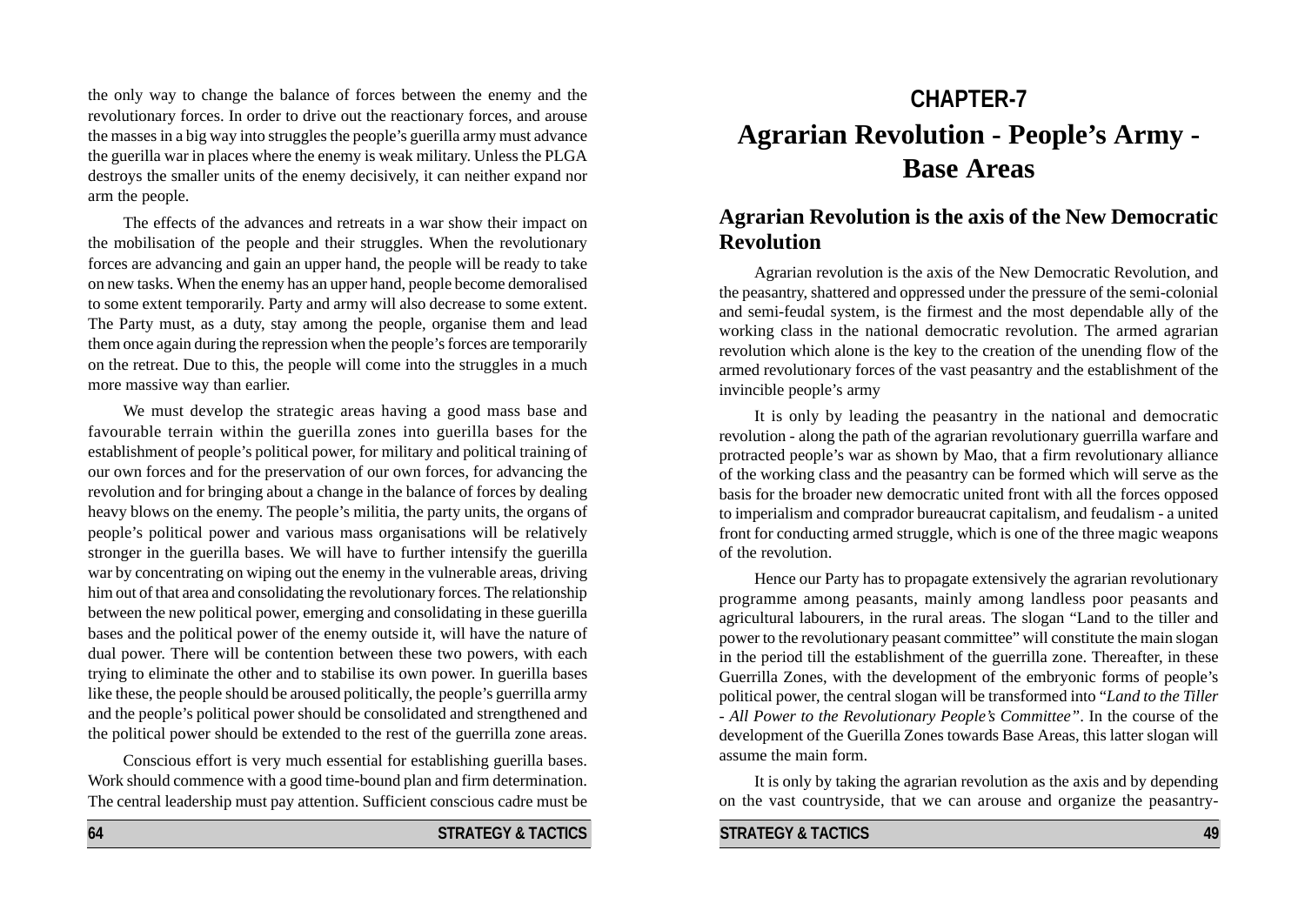the only way to change the balance of forces between the enemy and the revolutionary forces. In order to drive out the reactionary forces, and arouse the masses in a big way into struggles the people's guerilla army must advance the guerilla war in places where the enemy is weak military. Unless the PLGA destroys the smaller units of the enemy decisively, it can neither expand nor arm the people.

The effects of the advances and retreats in a war show their impact on the mobilisation of the people and their struggles. When the revolutionary forces are advancing and gain an upper hand, the people will be ready to take on new tasks. When the enemy has an upper hand, people become demoralised to some extent temporarily. Party and army will also decrease to some extent. The Party must, as a duty, stay among the people, organise them and lead them once again during the repression when the people's forces are temporarily on the retreat. Due to this, the people will come into the struggles in a much more massive way than earlier.

We must develop the strategic areas having a good mass base and favourable terrain within the guerilla zones into guerilla bases for the establishment of people's political power, for military and political training of our own forces and for the preservation of our own forces, for advancing the revolution and for bringing about a change in the balance of forces by dealing heavy blows on the enemy. The people's militia, the party units, the organs of people's political power and various mass organisations will be relatively stronger in the guerilla bases. We will have to further intensify the guerilla war by concentrating on wiping out the enemy in the vulnerable areas, driving him out of that area and consolidating the revolutionary forces. The relationship between the new political power, emerging and consolidating in these guerilla bases and the political power of the enemy outside it, will have the nature of dual power. There will be contention between these two powers, with each trying to eliminate the other and to stabilise its own power. In guerilla bases like these, the people should be aroused politically, the people's guerrilla army and the people's political power should be consolidated and strengthened and the political power should be extended to the rest of the guerilla zone areas.

Conscious effort is very much essential for establishing guerilla bases. Work should commence with a good time-bound plan and firm determination. The central leadership must pay attention. Sufficient conscious cadre must be

# CHAPTER-7

# Agrarian Revolution - People's Army - Base Areas

## Agrarian Revolution is the axis of the New Democratic Revolution

Agrarian revolution is the axis of the New Democratic Revolution, and the peasantry, shattered and oppressed under the pressure of the semi-colonial and semi-feudal system, is the firmest and the most dependable ally of the working class in the national democratic revolution. The armed agrarian revolution which alone is the key to the creation of the unending flow of the armed revolutionary forces of the vast peasantry and the establishment of the invincible people's army

It is only by leading the peasantry in the national and democratic revolution - along the path of the agrarian revolutionary guerilla warfare and protracted people's war as shown by Mao, that a firm revolutionary alliance of the working class and the peasantry can be formed which will serve as the basis for the broader new democratic united front with all the forces opposed to imperialism and comprador bureaucrat capitalism, and feudalism - a united front for conducting armed struggle, which is one of the three magic weapons of the revolution.

Hence our Party has to propagate extensively the agrarian revolutionary programme among peasants, mainly among landless poor peasants and agricultural labourers, in the rural areas. The slogan "Land to the tiller and power to the revolutionary peasant committee" will constitute the main slogan in the period till the establishment of the guerilla zone. Thereafter, in these Guerrilla Zones, with the development of the embryonic forms of people's political power, the central slogan will be transformed into "*Land to the Tiller - All Power to the Revolutionary People's Committee*". In the course of the development of the Guerilla Zones towards Base Areas, this latter slogan will assume the main form.

It is only by taking the agrarian revolution as the axis and by depending on the vast countryside, that we can arouse and organize the peasantry-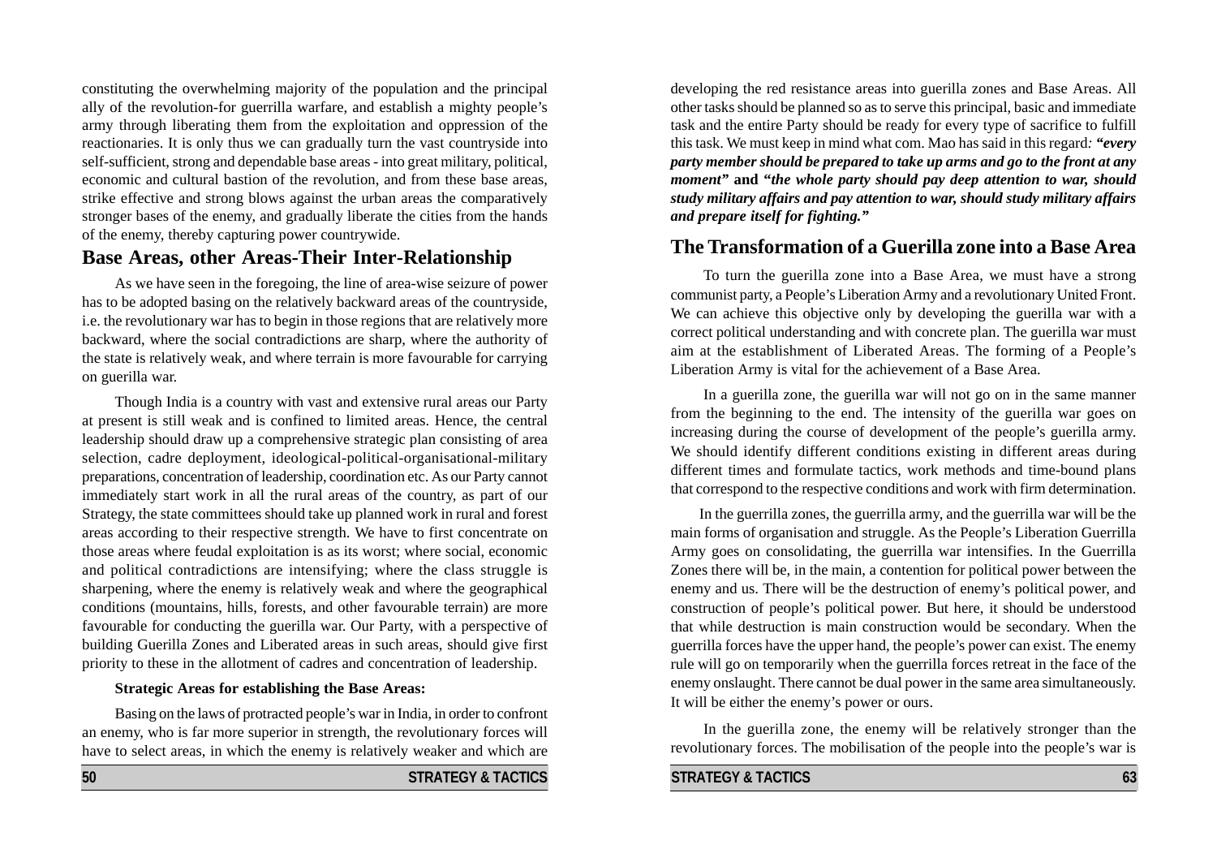constituting the overwhelming majority of the population and the principal ally of the revolution-for guerrilla warfare, and establish a mighty people's army through liberating them from the exploitation and oppression of the reactionaries. It is only thus we can gradually turn the vast countryside into self-sufficient, strong and dependable base areas - into great military, political, economic and cultural bastion of the revolution, and from these base areas, strike effective and strong blows against the urban areas the comparatively stronger bases of the enemy, and gradually liberate the cities from the hands of the enemy, thereby capturing power countrywide.

## Base Areas, other Areas-Their Inter-Relationship

As we have seen in the foregoing, the line of area-wise seizure of power has to be adopted basing on the relatively backward areas of the countryside, i.e. the revolutionary war has to begin in those regions that are relatively more backward, where the social contradictions are sharp, where the authority of the state is relatively weak, and where terrain is more favourable for carrying on guerilla war.

Though India is a country with vast and extensive rural areas our Party at present is still weak and is confined to limited areas. Hence, the central leadership should draw up a comprehensive strategic plan consisting of area selection, cadre deployment, ideological-political-organisational-military preparations, concentration of leadership, coordination etc. As our Party cannot immediately start work in all the rural areas of the country, as part of our Strategy, the state committees should take up planned work in rural and forest areas according to their respective strength. We have to first concentrate on those areas where feudal exploitation is as its worst; where social, economic and political contradictions are intensifying; where the class struggle is sharpening, where the enemy is relatively weak and where the geographical conditions (mountains, hills, forests, and other favourable terrain) are more favourable for conducting the guerilla war. Our Party, with a perspective of building Guerilla Zones and Liberated areas in such areas, should give first priority to these in the allotment of cadres and concentration of leadership.

**Strategic Areas for establishing the Base Areas:**

Basing on the laws of protracted people's war in India, in order to confront an enemy, who is far more superior in strength, the revolutionary forces will have to select areas, in which the enemy is relatively weaker and which are

developing the red resistance areas into guerilla zones and Base Areas. All other tasks should be planned so as to serve this principal, basic and immediate task and the entire Party should be ready for every type of sacrifice to fulfill this task. We must keep in mind what com. Mao has said in this regard*:* ***"every party member should be prepared to take up arms and go to the front at any moment"* and *"the whole party should pay deep attention to war, should study military affairs and pay attention to war, should study military affairs and prepare itself for fighting."***

## The Transformation of a Guerilla zone into a Base Area

To turn the guerilla zone into a Base Area, we must have a strong communist party, a People's Liberation Army and a revolutionary United Front. We can achieve this objective only by developing the guerilla war with a correct political understanding and with concrete plan. The guerilla war must aim at the establishment of Liberated Areas. The forming of a People's Liberation Army is vital for the achievement of a Base Area.

In a guerilla zone, the guerilla war will not go on in the same manner from the beginning to the end. The intensity of the guerilla war goes on increasing during the course of development of the people's guerilla army. We should identify different conditions existing in different areas during different times and formulate tactics, work methods and time-bound plans that correspond to the respective conditions and work with firm determination.

In the guerrilla zones, the guerrilla army, and the guerrilla war will be the main forms of organisation and struggle. As the People's Liberation Guerrilla Army goes on consolidating, the guerrilla war intensifies. In the Guerrilla Zones there will be, in the main, a contention for political power between the enemy and us. There will be the destruction of enemy's political power, and construction of people's political power. But here, it should be understood that while destruction is main construction would be secondary. When the guerrilla forces have the upper hand, the people's power can exist. The enemy rule will go on temporarily when the guerrilla forces retreat in the face of the enemy onslaught. There cannot be dual power in the same area simultaneously. It will be either the enemy's power or ours.

In the guerilla zone, the enemy will be relatively stronger than the revolutionary forces. The mobilisation of the people into the people's war is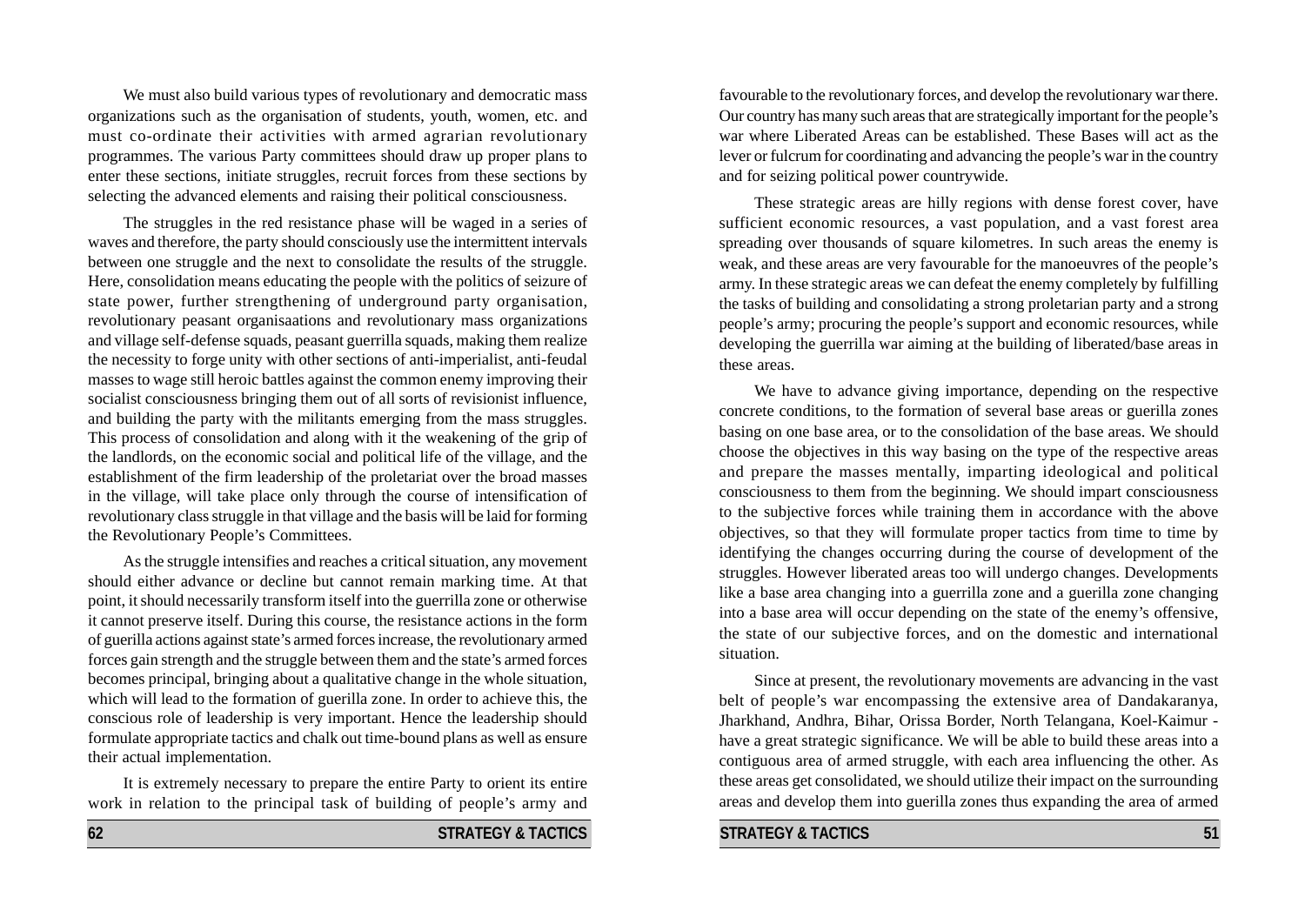We must also build various types of revolutionary and democratic mass organizations such as the organisation of students, youth, women, etc. and must co-ordinate their activities with armed agrarian revolutionary programmes. The various Party committees should draw up proper plans to enter these sections, initiate struggles, recruit forces from these sections by selecting the advanced elements and raising their political consciousness.

The struggles in the red resistance phase will be waged in a series of waves and therefore, the party should consciously use the intermittent intervals between one struggle and the next to consolidate the results of the struggle. Here, consolidation means educating the people with the politics of seizure of state power, further strengthening of underground party organisation, revolutionary peasant organisaations and revolutionary mass organizations and village self-defense squads, peasant guerrilla squads, making them realize the necessity to forge unity with other sections of anti-imperialist, anti-feudal masses to wage still heroic battles against the common enemy improving their socialist consciousness bringing them out of all sorts of revisionist influence, and building the party with the militants emerging from the mass struggles. This process of consolidation and along with it the weakening of the grip of the landlords, on the economic social and political life of the village, and the establishment of the firm leadership of the proletariat over the broad masses in the village, will take place only through the course of intensification of revolutionary class struggle in that village and the basis will be laid for forming the Revolutionary People's Committees.

As the struggle intensifies and reaches a critical situation, any movement should either advance or decline but cannot remain marking time. At that point, it should necessarily transform itself into the guerrilla zone or otherwise it cannot preserve itself. During this course, the resistance actions in the form of guerilla actions against state's armed forces increase, the revolutionary armed forces gain strength and the struggle between them and the state's armed forces becomes principal, bringing about a qualitative change in the whole situation, which will lead to the formation of guerilla zone. In order to achieve this, the conscious role of leadership is very important. Hence the leadership should formulate appropriate tactics and chalk out time-bound plans as well as ensure their actual implementation.

It is extremely necessary to prepare the entire Party to orient its entire work in relation to the principal task of building of people's army and

favourable to the revolutionary forces, and develop the revolutionary war there. Our country has many such areas that are strategically important for the people's war where Liberated Areas can be established. These Bases will act as the lever or fulcrum for coordinating and advancing the people's war in the country and for seizing political power countrywide.

These strategic areas are hilly regions with dense forest cover, have sufficient economic resources, a vast population, and a vast forest area spreading over thousands of square kilometres. In such areas the enemy is weak, and these areas are very favourable for the manoeuvres of the people's army. In these strategic areas we can defeat the enemy completely by fulfilling the tasks of building and consolidating a strong proletarian party and a strong people's army; procuring the people's support and economic resources, while developing the guerrilla war aiming at the building of liberated/base areas in these areas.

We have to advance giving importance, depending on the respective concrete conditions, to the formation of several base areas or guerilla zones basing on one base area, or to the consolidation of the base areas. We should choose the objectives in this way basing on the type of the respective areas and prepare the masses mentally, imparting ideological and political consciousness to them from the beginning. We should impart consciousness to the subjective forces while training them in accordance with the above objectives, so that they will formulate proper tactics from time to time by identifying the changes occurring during the course of development of the struggles. However liberated areas too will undergo changes. Developments like a base area changing into a guerrilla zone and a guerilla zone changing into a base area will occur depending on the state of the enemy's offensive, the state of our subjective forces, and on the domestic and international situation.

Since at present, the revolutionary movements are advancing in the vast belt of people's war encompassing the extensive area of Dandakaranya, Jharkhand, Andhra, Bihar, Orissa Border, North Telangana, Koel-Kaimur - have a great strategic significance. We will be able to build these areas into a contiguous area of armed struggle, with each area influencing the other. As these areas get consolidated, we should utilize their impact on the surrounding areas and develop them into guerilla zones thus expanding the area of armed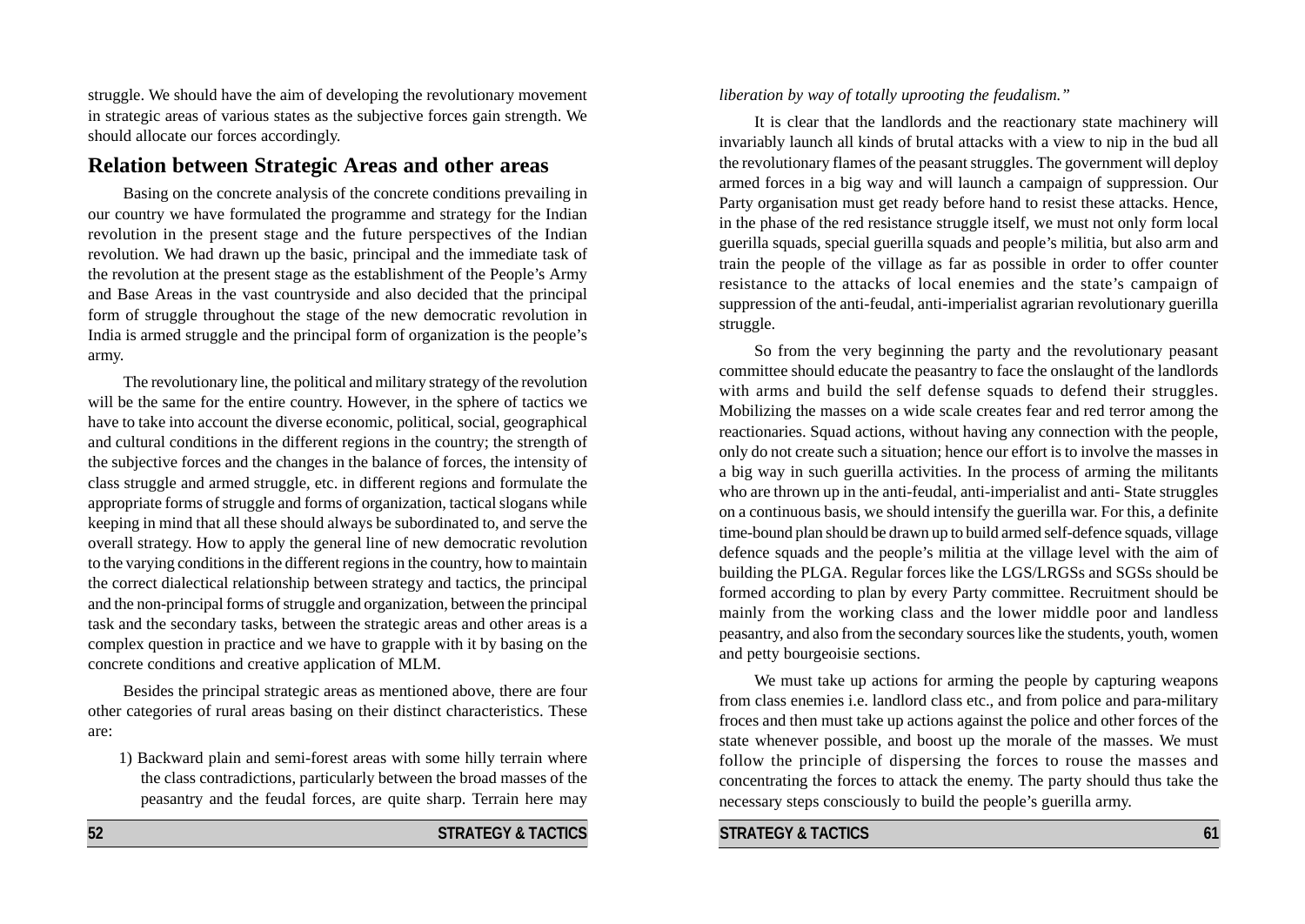struggle. We should have the aim of developing the revolutionary movement in strategic areas of various states as the subjective forces gain strength. We should allocate our forces accordingly.

## Relation between Strategic Areas and other areas

Basing on the concrete analysis of the concrete conditions prevailing in our country we have formulated the programme and strategy for the Indian revolution in the present stage and the future perspectives of the Indian revolution. We had drawn up the basic, principal and the immediate task of the revolution at the present stage as the establishment of the People's Army and Base Areas in the vast countryside and also decided that the principal form of struggle throughout the stage of the new democratic revolution in India is armed struggle and the principal form of organization is the people's army.

The revolutionary line, the political and military strategy of the revolution will be the same for the entire country. However, in the sphere of tactics we have to take into account the diverse economic, political, social, geographical and cultural conditions in the different regions in the country; the strength of the subjective forces and the changes in the balance of forces, the intensity of class struggle and armed struggle, etc. in different regions and formulate the appropriate forms of struggle and forms of organization, tactical slogans while keeping in mind that all these should always be subordinated to, and serve the overall strategy. How to apply the general line of new democratic revolution to the varying conditions in the different regions in the country, how to maintain the correct dialectical relationship between strategy and tactics, the principal and the non-principal forms of struggle and organization, between the principal task and the secondary tasks, between the strategic areas and other areas is a complex question in practice and we have to grapple with it by basing on the concrete conditions and creative application of MLM.

Besides the principal strategic areas as mentioned above, there are four other categories of rural areas basing on their distinct characteristics. These are:

1) Backward plain and semi-forest areas with some hilly terrain where the class contradictions, particularly between the broad masses of the peasantry and the feudal forces, are quite sharp. Terrain here may

*liberation by way of totally uprooting the feudalism."*

It is clear that the landlords and the reactionary state machinery will invariably launch all kinds of brutal attacks with a view to nip in the bud all the revolutionary flames of the peasant struggles. The government will deploy armed forces in a big way and will launch a campaign of suppression. Our Party organisation must get ready before hand to resist these attacks. Hence, in the phase of the red resistance struggle itself, we must not only form local guerilla squads, special guerilla squads and people's militia, but also arm and train the people of the village as far as possible in order to offer counter resistance to the attacks of local enemies and the state's campaign of suppression of the anti-feudal, anti-imperialist agrarian revolutionary guerilla struggle.

So from the very beginning the party and the revolutionary peasant committee should educate the peasantry to face the onslaught of the landlords with arms and build the self defense squads to defend their struggles. Mobilizing the masses on a wide scale creates fear and red terror among the reactionaries. Squad actions, without having any connection with the people, only do not create such a situation; hence our effort is to involve the masses in a big way in such guerilla activities. In the process of arming the militants who are thrown up in the anti-feudal, anti-imperialist and anti- State struggles on a continuous basis, we should intensify the guerilla war. For this, a definite time-bound plan should be drawn up to build armed self-defence squads, village defence squads and the people's militia at the village level with the aim of building the PLGA. Regular forces like the LGS/LRGSs and SGSs should be formed according to plan by every Party committee. Recruitment should be mainly from the working class and the lower middle poor and landless peasantry, and also from the secondary sources like the students, youth, women and petty bourgeoisie sections.

We must take up actions for arming the people by capturing weapons from class enemies i.e. landlord class etc., and from police and para-military froces and then must take up actions against the police and other forces of the state whenever possible, and boost up the morale of the masses. We must follow the principle of dispersing the forces to rouse the masses and concentrating the forces to attack the enemy. The party should thus take the necessary steps consciously to build the people's guerilla army.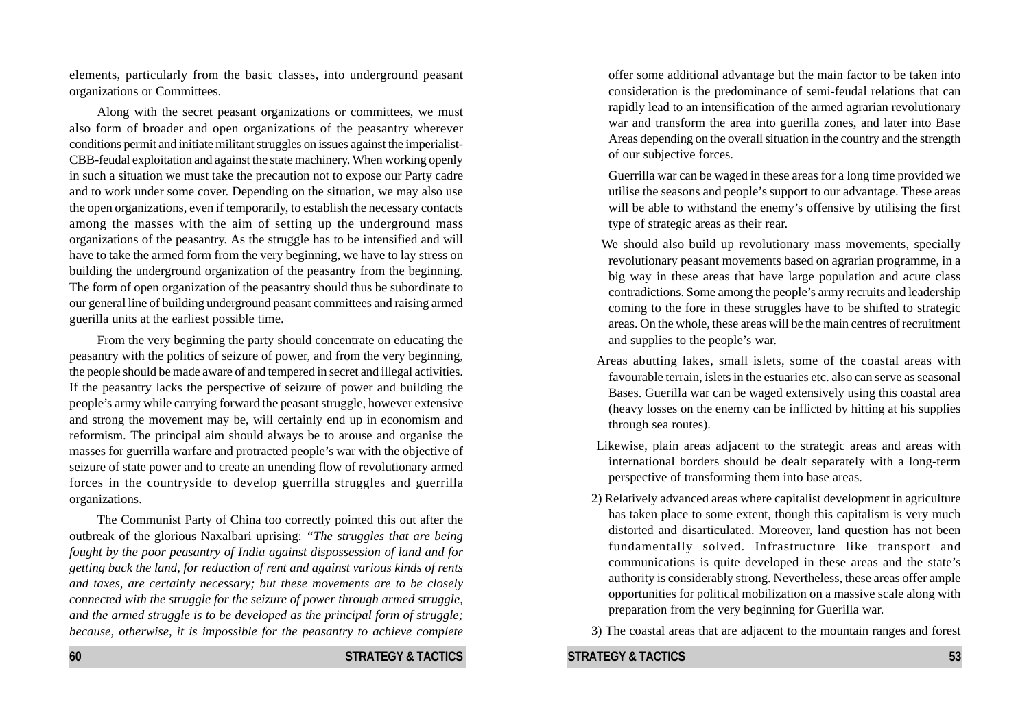elements, particularly from the basic classes, into underground peasant organizations or Committees.

Along with the secret peasant organizations or committees, we must also form of broader and open organizations of the peasantry wherever conditions permit and initiate militant struggles on issues against the imperialist-CBB-feudal exploitation and against the state machinery. When working openly in such a situation we must take the precaution not to expose our Party cadre and to work under some cover. Depending on the situation, we may also use the open organizations, even if temporarily, to establish the necessary contacts among the masses with the aim of setting up the underground mass organizations of the peasantry. As the struggle has to be intensified and will have to take the armed form from the very beginning, we have to lay stress on building the underground organization of the peasantry from the beginning. The form of open organization of the peasantry should thus be subordinate to our general line of building underground peasant committees and raising armed guerilla units at the earliest possible time.

From the very beginning the party should concentrate on educating the peasantry with the politics of seizure of power, and from the very beginning, the people should be made aware of and tempered in secret and illegal activities. If the peasantry lacks the perspective of seizure of power and building the people's army while carrying forward the peasant struggle, however extensive and strong the movement may be, will certainly end up in economism and reformism. The principal aim should always be to arouse and organise the masses for guerrilla warfare and protracted people's war with the objective of seizure of state power and to create an unending flow of revolutionary armed forces in the countryside to develop guerrilla struggles and guerrilla organizations.

The Communist Party of China too correctly pointed this out after the outbreak of the glorious Naxalbari uprising: *"The struggles that are being fought by the poor peasantry of India against dispossession of land and for getting back the land, for reduction of rent and against various kinds of rents and taxes, are certainly necessary; but these movements are to be closely connected with the struggle for the seizure of power through armed struggle, and the armed struggle is to be developed as the principal form of struggle; because, otherwise, it is impossible for the peasantry to achieve complete*

offer some additional advantage but the main factor to be taken into consideration is the predominance of semi-feudal relations that can rapidly lead to an intensification of the armed agrarian revolutionary war and transform the area into guerilla zones, and later into Base Areas depending on the overall situation in the country and the strength of our subjective forces.

Guerrilla war can be waged in these areas for a long time provided we utilise the seasons and people's support to our advantage. These areas will be able to withstand the enemy's offensive by utilising the first type of strategic areas as their rear.

We should also build up revolutionary mass movements, specially revolutionary peasant movements based on agrarian programme, in a big way in these areas that have large population and acute class contradictions. Some among the people's army recruits and leadership coming to the fore in these struggles have to be shifted to strategic areas. On the whole, these areas will be the main centres of recruitment and supplies to the people's war.

Areas abutting lakes, small islets, some of the coastal areas with favourable terrain, islets in the estuaries etc. also can serve as seasonal Bases. Guerilla war can be waged extensively using this coastal area (heavy losses on the enemy can be inflicted by hitting at his supplies through sea routes).

Likewise, plain areas adjacent to the strategic areas and areas with international borders should be dealt separately with a long-term perspective of transforming them into base areas.

2) Relatively advanced areas where capitalist development in agriculture has taken place to some extent, though this capitalism is very much distorted and disarticulated. Moreover, land question has not been fundamentally solved. Infrastructure like transport and communications is quite developed in these areas and the state's authority is considerably strong. Nevertheless, these areas offer ample opportunities for political mobilization on a massive scale along with preparation from the very beginning for Guerilla war.

3) The coastal areas that are adjacent to the mountain ranges and forest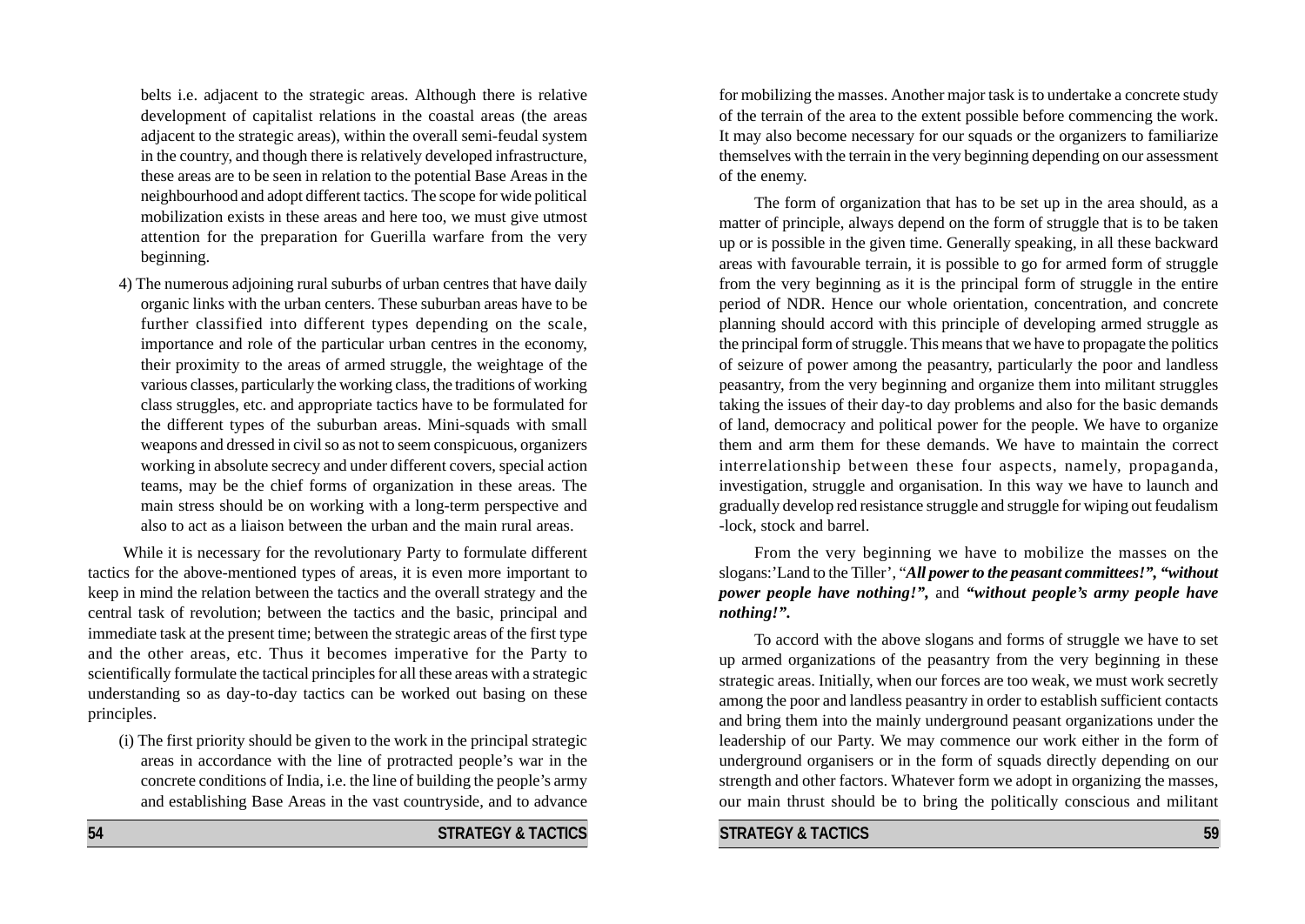belts i.e. adjacent to the strategic areas. Although there is relative development of capitalist relations in the coastal areas (the areas adjacent to the strategic areas), within the overall semi-feudal system in the country, and though there is relatively developed infrastructure, these areas are to be seen in relation to the potential Base Areas in the neighbourhood and adopt different tactics. The scope for wide political mobilization exists in these areas and here too, we must give utmost attention for the preparation for Guerilla warfare from the very beginning.

4) The numerous adjoining rural suburbs of urban centres that have daily organic links with the urban centers. These suburban areas have to be further classified into different types depending on the scale, importance and role of the particular urban centres in the economy, their proximity to the areas of armed struggle, the weightage of the various classes, particularly the working class, the traditions of working class struggles, etc. and appropriate tactics have to be formulated for the different types of the suburban areas. Mini-squads with small weapons and dressed in civil so as not to seem conspicuous, organizers working in absolute secrecy and under different covers, special action teams, may be the chief forms of organization in these areas. The main stress should be on working with a long-term perspective and also to act as a liaison between the urban and the main rural areas.

While it is necessary for the revolutionary Party to formulate different tactics for the above-mentioned types of areas, it is even more important to keep in mind the relation between the tactics and the overall strategy and the central task of revolution; between the tactics and the basic, principal and immediate task at the present time; between the strategic areas of the first type and the other areas, etc. Thus it becomes imperative for the Party to scientifically formulate the tactical principles for all these areas with a strategic understanding so as day-to-day tactics can be worked out basing on these principles.

(i) The first priority should be given to the work in the principal strategic areas in accordance with the line of protracted people's war in the concrete conditions of India, i.e. the line of building the people's army and establishing Base Areas in the vast countryside, and to advance

for mobilizing the masses. Another major task is to undertake a concrete study of the terrain of the area to the extent possible before commencing the work. It may also become necessary for our squads or the organizers to familiarize themselves with the terrain in the very beginning depending on our assessment of the enemy.

The form of organization that has to be set up in the area should, as a matter of principle, always depend on the form of struggle that is to be taken up or is possible in the given time. Generally speaking, in all these backward areas with favourable terrain, it is possible to go for armed form of struggle from the very beginning as it is the principal form of struggle in the entire period of NDR. Hence our whole orientation, concentration, and concrete planning should accord with this principle of developing armed struggle as the principal form of struggle. This means that we have to propagate the politics of seizure of power among the peasantry, particularly the poor and landless peasantry, from the very beginning and organize them into militant struggles taking the issues of their day-to day problems and also for the basic demands of land, democracy and political power for the people. We have to organize them and arm them for these demands. We have to maintain the correct interrelationship between these four aspects, namely, propaganda, investigation, struggle and organisation. In this way we have to launch and gradually develop red resistance struggle and struggle for wiping out feudalism -lock, stock and barrel.

From the very beginning we have to mobilize the masses on the slogans:'Land to the Tiller', "***All power to the peasant committees!", "without power people have nothing!",*** and ***"without people's army people have nothing!".***

To accord with the above slogans and forms of struggle we have to set up armed organizations of the peasantry from the very beginning in these strategic areas. Initially, when our forces are too weak, we must work secretly among the poor and landless peasantry in order to establish sufficient contacts and bring them into the mainly underground peasant organizations under the leadership of our Party. We may commence our work either in the form of underground organisers or in the form of squads directly depending on our strength and other factors. Whatever form we adopt in organizing the masses, our main thrust should be to bring the politically conscious and militant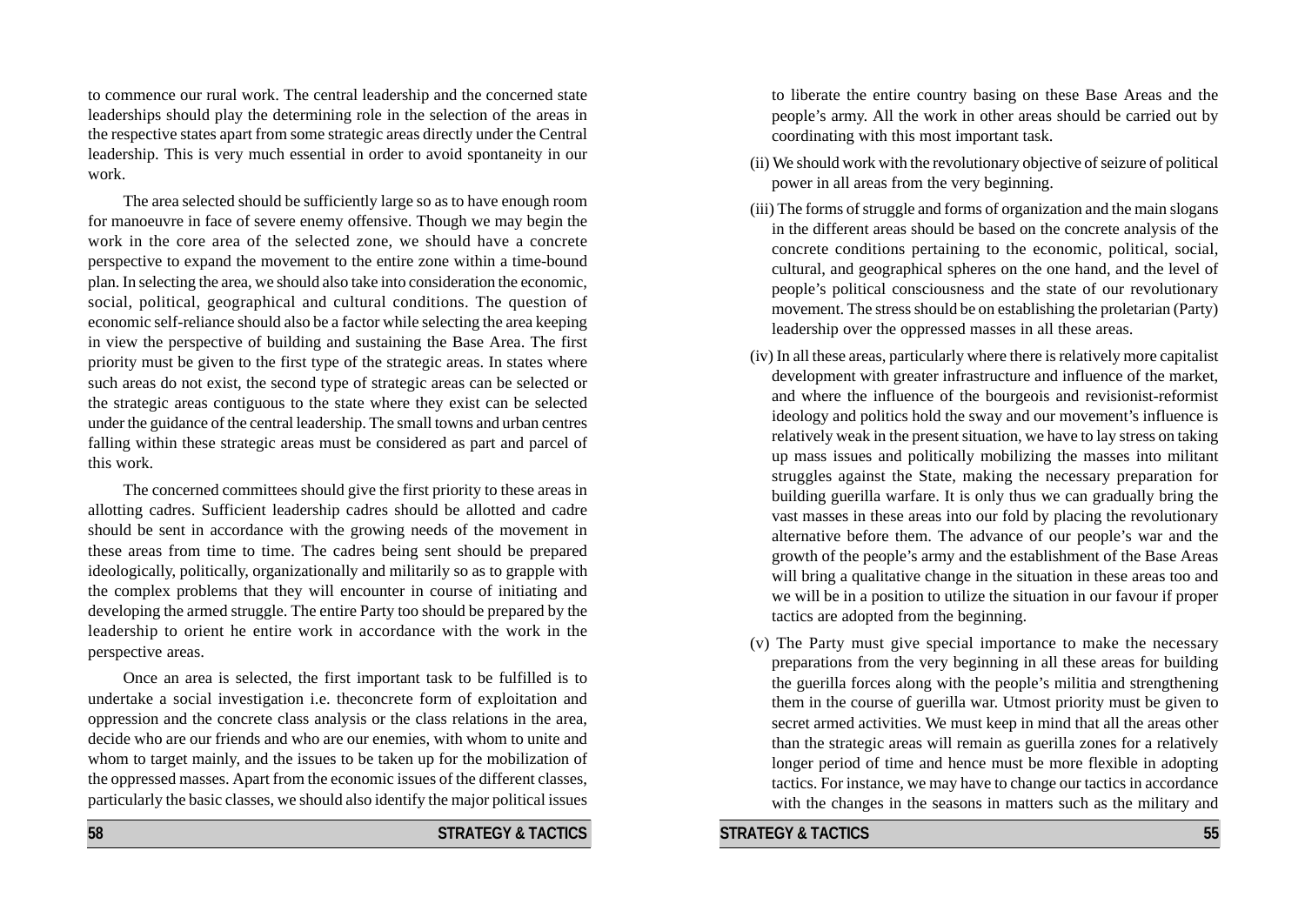to commence our rural work. The central leadership and the concerned state leaderships should play the determining role in the selection of the areas in the respective states apart from some strategic areas directly under the Central leadership. This is very much essential in order to avoid spontaneity in our work.

The area selected should be sufficiently large so as to have enough room for manoeuvre in face of severe enemy offensive. Though we may begin the work in the core area of the selected zone, we should have a concrete perspective to expand the movement to the entire zone within a time-bound plan. In selecting the area, we should also take into consideration the economic, social, political, geographical and cultural conditions. The question of economic self-reliance should also be a factor while selecting the area keeping in view the perspective of building and sustaining the Base Area. The first priority must be given to the first type of the strategic areas. In states where such areas do not exist, the second type of strategic areas can be selected or the strategic areas contiguous to the state where they exist can be selected under the guidance of the central leadership. The small towns and urban centres falling within these strategic areas must be considered as part and parcel of this work.

The concerned committees should give the first priority to these areas in allotting cadres. Sufficient leadership cadres should be allotted and cadre should be sent in accordance with the growing needs of the movement in these areas from time to time. The cadres being sent should be prepared ideologically, politically, organizationally and militarily so as to grapple with the complex problems that they will encounter in course of initiating and developing the armed struggle. The entire Party too should be prepared by the leadership to orient he entire work in accordance with the work in the perspective areas.

Once an area is selected, the first important task to be fulfilled is to undertake a social investigation i.e. theconcrete form of exploitation and oppression and the concrete class analysis or the class relations in the area, decide who are our friends and who are our enemies, with whom to unite and whom to target mainly, and the issues to be taken up for the mobilization of the oppressed masses. Apart from the economic issues of the different classes, particularly the basic classes, we should also identify the major political issues

to liberate the entire country basing on these Base Areas and the people's army. All the work in other areas should be carried out by coordinating with this most important task.

(ii) We should work with the revolutionary objective of seizure of political power in all areas from the very beginning.

(iii) The forms of struggle and forms of organization and the main slogans in the different areas should be based on the concrete analysis of the concrete conditions pertaining to the economic, political, social, cultural, and geographical spheres on the one hand, and the level of people's political consciousness and the state of our revolutionary movement. The stress should be on establishing the proletarian (Party) leadership over the oppressed masses in all these areas.

(iv) In all these areas, particularly where there is relatively more capitalist development with greater infrastructure and influence of the market, and where the influence of the bourgeois and revisionist-reformist ideology and politics hold the sway and our movement's influence is relatively weak in the present situation, we have to lay stress on taking up mass issues and politically mobilizing the masses into militant struggles against the State, making the necessary preparation for building guerilla warfare. It is only thus we can gradually bring the vast masses in these areas into our fold by placing the revolutionary alternative before them. The advance of our people's war and the growth of the people's army and the establishment of the Base Areas will bring a qualitative change in the situation in these areas too and we will be in a position to utilize the situation in our favour if proper tactics are adopted from the beginning.

(v) The Party must give special importance to make the necessary preparations from the very beginning in all these areas for building the guerilla forces along with the people's militia and strengthening them in the course of guerilla war. Utmost priority must be given to secret armed activities. We must keep in mind that all the areas other than the strategic areas will remain as guerilla zones for a relatively longer period of time and hence must be more flexible in adopting tactics. For instance, we may have to change our tactics in accordance with the changes in the seasons in matters such as the military and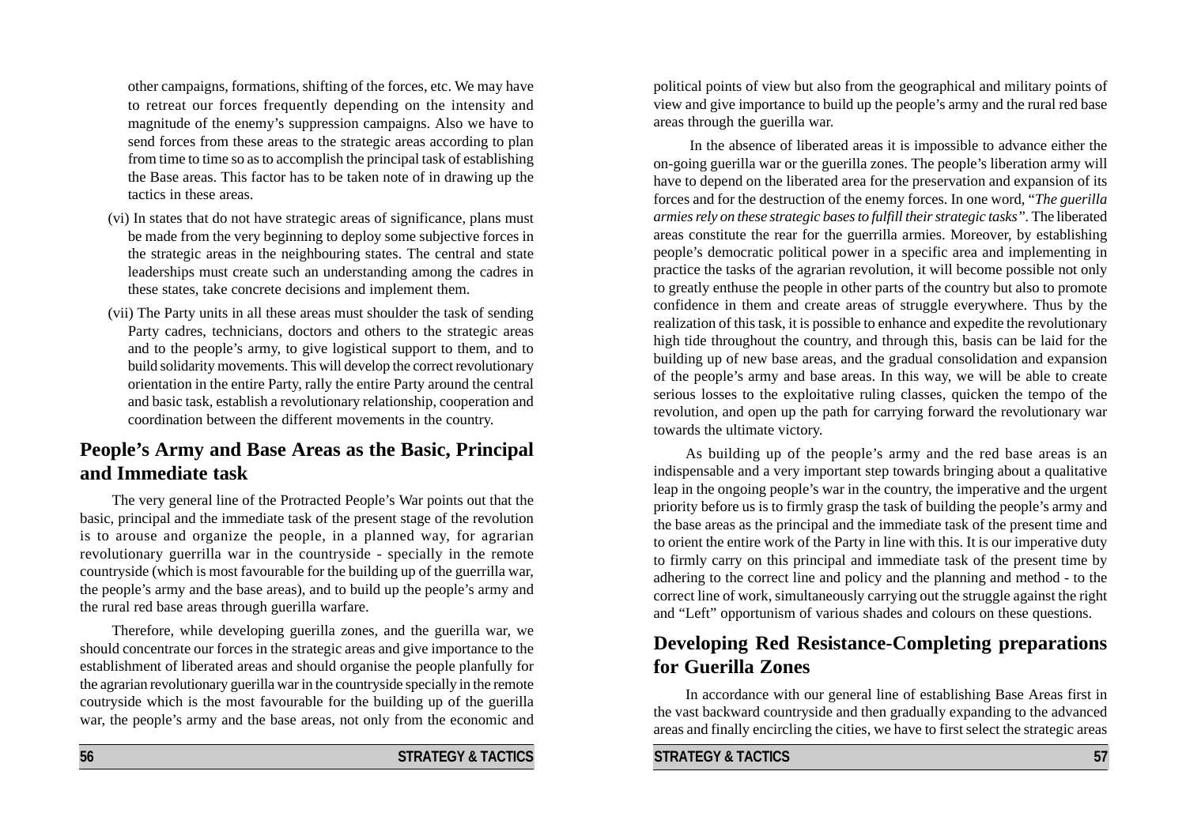other campaigns, formations, shifting of the forces, etc. We may have to retreat our forces frequently depending on the intensity and magnitude of the enemy's suppression campaigns. Also we have to send forces from these areas to the strategic areas according to plan from time to time so as to accomplish the principal task of establishing the Base areas. This factor has to be taken note of in drawing up the tactics in these areas.

(vi) In states that do not have strategic areas of significance, plans must be made from the very beginning to deploy some subjective forces in the strategic areas in the neighbouring states. The central and state leaderships must create such an understanding among the cadres in these states, take concrete decisions and implement them.

(vii) The Party units in all these areas must shoulder the task of sending Party cadres, technicians, doctors and others to the strategic areas and to the people's army, to give logistical support to them, and to build solidarity movements. This will develop the correct revolutionary orientation in the entire Party, rally the entire Party around the central and basic task, establish a revolutionary relationship, cooperation and coordination between the different movements in the country.

## People's Army and Base Areas as the Basic, Principal and Immediate task

The very general line of the Protracted People's War points out that the basic, principal and the immediate task of the present stage of the revolution is to arouse and organize the people, in a planned way, for agrarian revolutionary guerrilla war in the countryside - specially in the remote countryside (which is most favourable for the building up of the guerrilla war, the people's army and the base areas), and to build up the people's army and the rural red base areas through guerilla warfare.

Therefore, while developing guerilla zones, and the guerilla war, we should concentrate our forces in the strategic areas and give importance to the establishment of liberated areas and should organise the people planfully for the agrarian revolutionary guerilla war in the countryside specially in the remote coutryside which is the most favourable for the building up of the guerilla war, the people's army and the base areas, not only from the economic and political points of view but also from the geographical and military points of view and give importance to build up the people's army and the rural red base areas through the guerilla war.

In the absence of liberated areas it is impossible to advance either the on-going guerilla war or the guerilla zones. The people's liberation army will have to depend on the liberated area for the preservation and expansion of its forces and for the destruction of the enemy forces. In one word, "*The guerilla armies rely on these strategic bases to fulfill their strategic tasks*". The liberated areas constitute the rear for the guerrilla armies. Moreover, by establishing people's democratic political power in a specific area and implementing in practice the tasks of the agrarian revolution, it will become possible not only to greatly enthuse the people in other parts of the country but also to promote confidence in them and create areas of struggle everywhere. Thus by the realization of this task, it is possible to enhance and expedite the revolutionary high tide throughout the country, and through this, basis can be laid for the building up of new base areas, and the gradual consolidation and expansion of the people's army and base areas. In this way, we will be able to create serious losses to the exploitative ruling classes, quicken the tempo of the revolution, and open up the path for carrying forward the revolutionary war towards the ultimate victory.

As building up of the people's army and the red base areas is an indispensable and a very important step towards bringing about a qualitative leap in the ongoing people's war in the country, the imperative and the urgent priority before us is to firmly grasp the task of building the people's army and the base areas as the principal and the immediate task of the present time and to orient the entire work of the Party in line with this. It is our imperative duty to firmly carry on this principal and immediate task of the present time by adhering to the correct line and policy and the planning and method - to the correct line of work, simultaneously carrying out the struggle against the right and "Left" opportunism of various shades and colours on these questions.

## Developing Red Resistance-Completing preparations for Guerilla Zones

In accordance with our general line of establishing Base Areas first in the vast backward countryside and then gradually expanding to the advanced areas and finally encircling the cities, we have to first select the strategic areas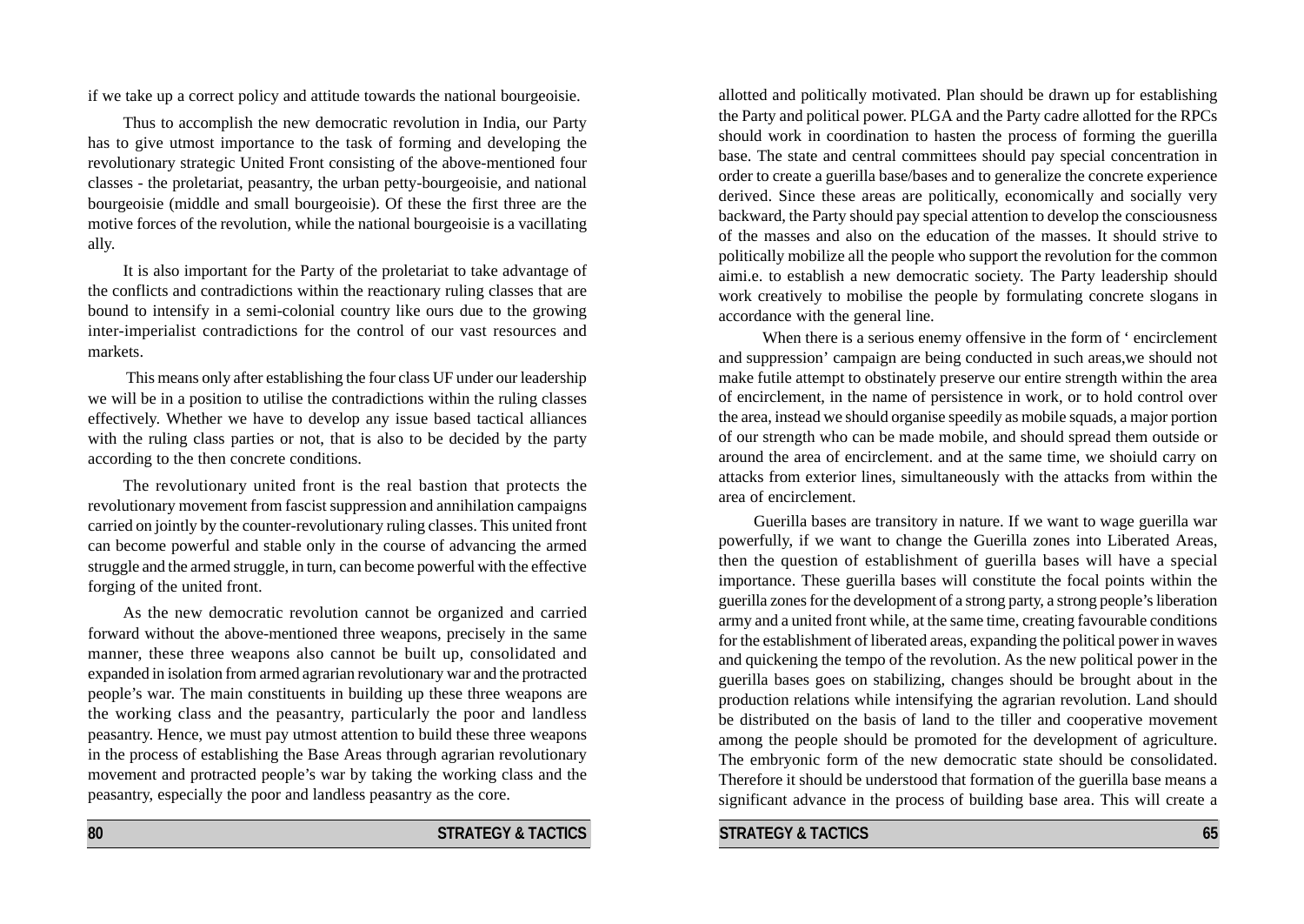if we take up a correct policy and attitude towards the national bourgeoisie.

Thus to accomplish the new democratic revolution in India, our Party has to give utmost importance to the task of forming and developing the revolutionary strategic United Front consisting of the above-mentioned four classes - the proletariat, peasantry, the urban petty-bourgeoisie, and national bourgeoisie (middle and small bourgeoisie). Of these the first three are the motive forces of the revolution, while the national bourgeoisie is a vacillating ally.

It is also important for the Party of the proletariat to take advantage of the conflicts and contradictions within the reactionary ruling classes that are bound to intensify in a semi-colonial country like ours due to the growing inter-imperialist contradictions for the control of our vast resources and markets.

This means only after establishing the four class UF under our leadership we will be in a position to utilise the contradictions within the ruling classes effectively. Whether we have to develop any issue based tactical alliances with the ruling class parties or not, that is also to be decided by the party according to the then concrete conditions.

The revolutionary united front is the real bastion that protects the revolutionary movement from fascist suppression and annihilation campaigns carried on jointly by the counter-revolutionary ruling classes. This united front can become powerful and stable only in the course of advancing the armed struggle and the armed struggle, in turn, can become powerful with the effective forging of the united front.

As the new democratic revolution cannot be organized and carried forward without the above-mentioned three weapons, precisely in the same manner, these three weapons also cannot be built up, consolidated and expanded in isolation from armed agrarian revolutionary war and the protracted people's war. The main constituents in building up these three weapons are the working class and the peasantry, particularly the poor and landless peasantry. Hence, we must pay utmost attention to build these three weapons in the process of establishing the Base Areas through agrarian revolutionary movement and protracted people's war by taking the working class and the peasantry, especially the poor and landless peasantry as the core.

allotted and politically motivated. Plan should be drawn up for establishing the Party and political power. PLGA and the Party cadre allotted for the RPCs should work in coordination to hasten the process of forming the guerilla base. The state and central committees should pay special concentration in order to create a guerilla base/bases and to generalize the concrete experience derived. Since these areas are politically, economically and socially very backward, the Party should pay special attention to develop the consciousness of the masses and also on the education of the masses. It should strive to politically mobilize all the people who support the revolution for the common aimi.e. to establish a new democratic society. The Party leadership should work creatively to mobilise the people by formulating concrete slogans in accordance with the general line.

When there is a serious enemy offensive in the form of ' encirclement and suppression' campaign are being conducted in such areas,we should not make futile attempt to obstinately preserve our entire strength within the area of encirclement, in the name of persistence in work, or to hold control over the area, instead we should organise speedily as mobile squads, a major portion of our strength who can be made mobile, and should spread them outside or around the area of encirclement. and at the same time, we shoiuld carry on attacks from exterior lines, simultaneously with the attacks from within the area of encirclement.

Guerilla bases are transitory in nature. If we want to wage guerilla war powerfully, if we want to change the Guerilla zones into Liberated Areas, then the question of establishment of guerilla bases will have a special importance. These guerilla bases will constitute the focal points within the guerilla zones for the development of a strong party, a strong people's liberation army and a united front while, at the same time, creating favourable conditions for the establishment of liberated areas, expanding the political power in waves and quickening the tempo of the revolution. As the new political power in the guerilla bases goes on stabilizing, changes should be brought about in the production relations while intensifying the agrarian revolution. Land should be distributed on the basis of land to the tiller and cooperative movement among the people should be promoted for the development of agriculture. The embryonic form of the new democratic state should be consolidated. Therefore it should be understood that formation of the guerilla base means a significant advance in the process of building base area. This will create a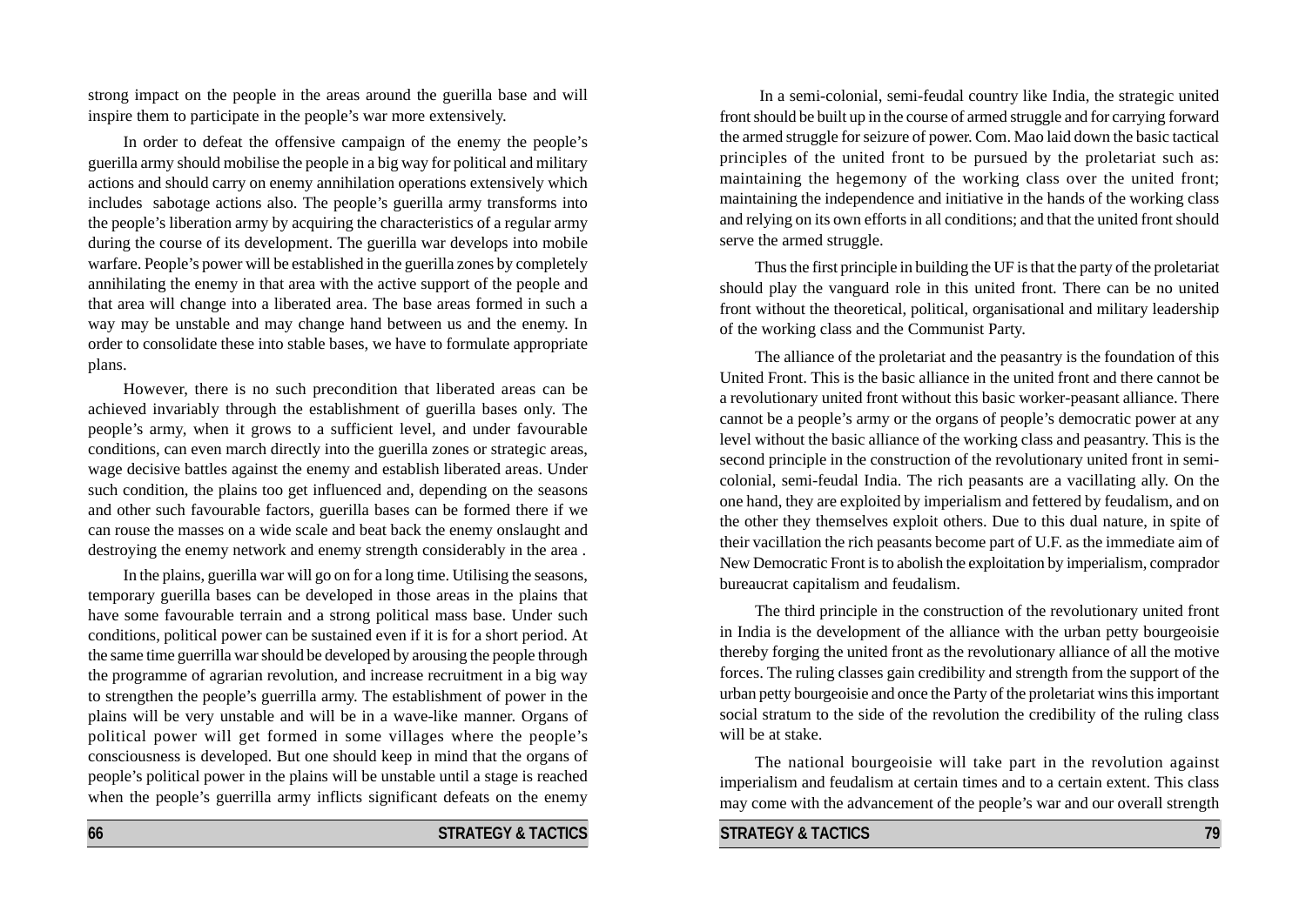strong impact on the people in the areas around the guerilla base and will inspire them to participate in the people's war more extensively.

In order to defeat the offensive campaign of the enemy the people's guerilla army should mobilise the people in a big way for political and military actions and should carry on enemy annihilation operations extensively which includes sabotage actions also. The people's guerilla army transforms into the people's liberation army by acquiring the characteristics of a regular army during the course of its development. The guerilla war develops into mobile warfare. People's power will be established in the guerilla zones by completely annihilating the enemy in that area with the active support of the people and that area will change into a liberated area. The base areas formed in such a way may be unstable and may change hand between us and the enemy. In order to consolidate these into stable bases, we have to formulate appropriate plans.

However, there is no such precondition that liberated areas can be achieved invariably through the establishment of guerilla bases only. The people's army, when it grows to a sufficient level, and under favourable conditions, can even march directly into the guerilla zones or strategic areas, wage decisive battles against the enemy and establish liberated areas. Under such condition, the plains too get influenced and, depending on the seasons and other such favourable factors, guerilla bases can be formed there if we can rouse the masses on a wide scale and beat back the enemy onslaught and destroying the enemy network and enemy strength considerably in the area .

In the plains, guerilla war will go on for a long time. Utilising the seasons, temporary guerilla bases can be developed in those areas in the plains that have some favourable terrain and a strong political mass base. Under such conditions, political power can be sustained even if it is for a short period. At the same time guerrilla war should be developed by arousing the people through the programme of agrarian revolution, and increase recruitment in a big way to strengthen the people's guerrilla army. The establishment of power in the plains will be very unstable and will be in a wave-like manner. Organs of political power will get formed in some villages where the people's consciousness is developed. But one should keep in mind that the organs of people's political power in the plains will be unstable until a stage is reached when the people's guerrilla army inflicts significant defeats on the enemy

In a semi-colonial, semi-feudal country like India, the strategic united front should be built up in the course of armed struggle and for carrying forward the armed struggle for seizure of power. Com. Mao laid down the basic tactical principles of the united front to be pursued by the proletariat such as: maintaining the hegemony of the working class over the united front; maintaining the independence and initiative in the hands of the working class and relying on its own efforts in all conditions; and that the united front should serve the armed struggle.

Thus the first principle in building the UF is that the party of the proletariat should play the vanguard role in this united front. There can be no united front without the theoretical, political, organisational and military leadership of the working class and the Communist Party.

The alliance of the proletariat and the peasantry is the foundation of this United Front. This is the basic alliance in the united front and there cannot be a revolutionary united front without this basic worker-peasant alliance. There cannot be a people's army or the organs of people's democratic power at any level without the basic alliance of the working class and peasantry. This is the second principle in the construction of the revolutionary united front in semi-colonial, semi-feudal India. The rich peasants are a vacillating ally. On the one hand, they are exploited by imperialism and fettered by feudalism, and on the other they themselves exploit others. Due to this dual nature, in spite of their vacillation the rich peasants become part of U.F. as the immediate aim of New Democratic Front is to abolish the exploitation by imperialism, comprador bureaucrat capitalism and feudalism.

The third principle in the construction of the revolutionary united front in India is the development of the alliance with the urban petty bourgeoisie thereby forging the united front as the revolutionary alliance of all the motive forces. The ruling classes gain credibility and strength from the support of the urban petty bourgeoisie and once the Party of the proletariat wins this important social stratum to the side of the revolution the credibility of the ruling class will be at stake.

The national bourgeoisie will take part in the revolution against imperialism and feudalism at certain times and to a certain extent. This class may come with the advancement of the people's war and our overall strength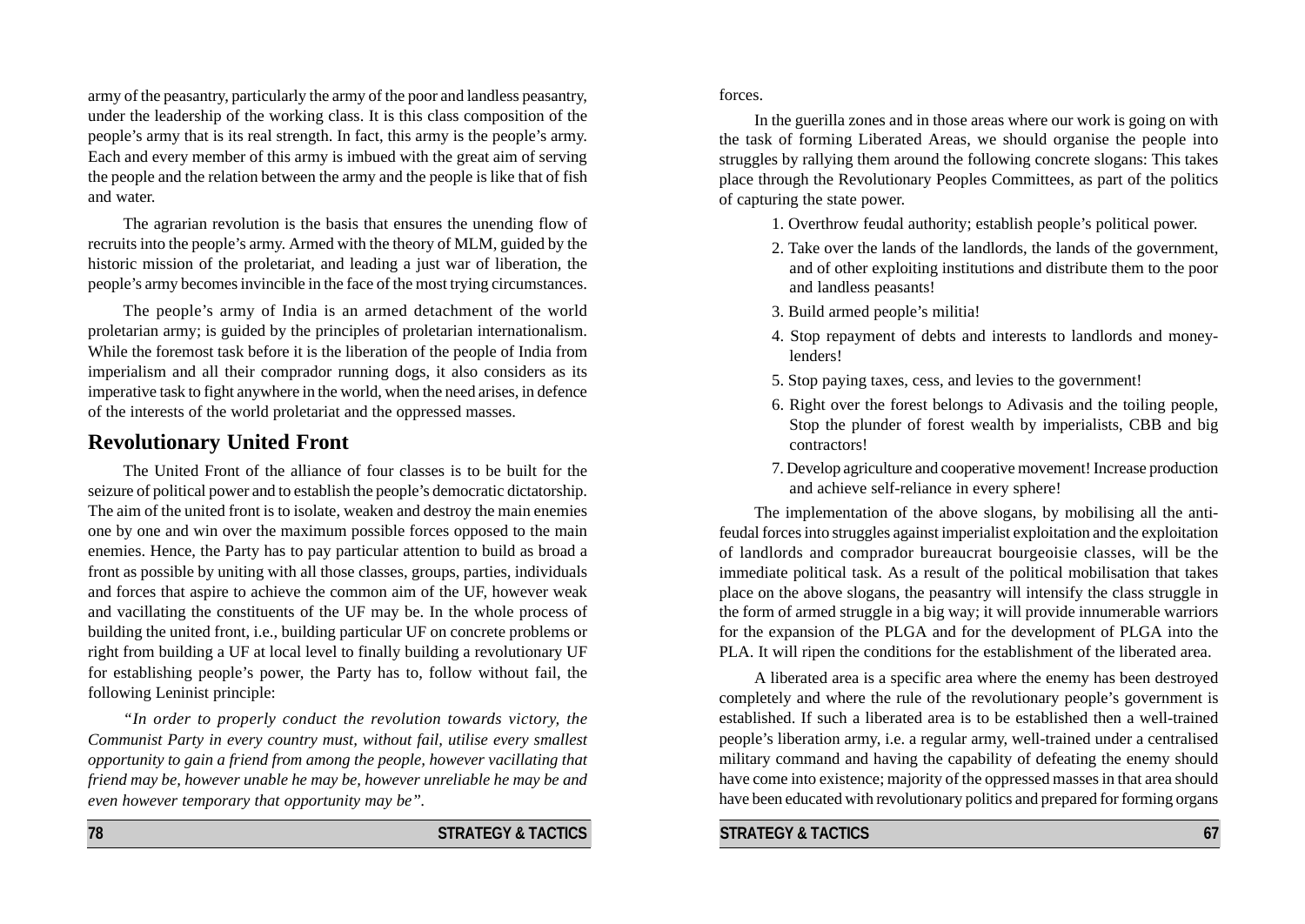army of the peasantry, particularly the army of the poor and landless peasantry, under the leadership of the working class. It is this class composition of the people's army that is its real strength. In fact, this army is the people's army. Each and every member of this army is imbued with the great aim of serving the people and the relation between the army and the people is like that of fish and water.

The agrarian revolution is the basis that ensures the unending flow of recruits into the people's army. Armed with the theory of MLM, guided by the historic mission of the proletariat, and leading a just war of liberation, the people's army becomes invincible in the face of the most trying circumstances.

The people's army of India is an armed detachment of the world proletarian army; is guided by the principles of proletarian internationalism. While the foremost task before it is the liberation of the people of India from imperialism and all their comprador running dogs, it also considers as its imperative task to fight anywhere in the world, when the need arises, in defence of the interests of the world proletariat and the oppressed masses.

## Revolutionary United Front

The United Front of the alliance of four classes is to be built for the seizure of political power and to establish the people's democratic dictatorship. The aim of the united front is to isolate, weaken and destroy the main enemies one by one and win over the maximum possible forces opposed to the main enemies. Hence, the Party has to pay particular attention to build as broad a front as possible by uniting with all those classes, groups, parties, individuals and forces that aspire to achieve the common aim of the UF, however weak and vacillating the constituents of the UF may be. In the whole process of building the united front, i.e., building particular UF on concrete problems or right from building a UF at local level to finally building a revolutionary UF for establishing people's power, the Party has to, follow without fail, the following Leninist principle:

*"In order to properly conduct the revolution towards victory, the Communist Party in every country must, without fail, utilise every smallest opportunity to gain a friend from among the people, however vacillating that friend may be, however unable he may be, however unreliable he may be and even however temporary that opportunity may be".*

forces.

In the guerilla zones and in those areas where our work is going on with the task of forming Liberated Areas, we should organise the people into struggles by rallying them around the following concrete slogans: This takes place through the Revolutionary Peoples Committees, as part of the politics of capturing the state power.

1. Overthrow feudal authority; establish people's political power.
2. Take over the lands of the landlords, the lands of the government, and of other exploiting institutions and distribute them to the poor and landless peasants!
3. Build armed people's militia!
4. Stop repayment of debts and interests to landlords and money-lenders!
5. Stop paying taxes, cess, and levies to the government!
6. Right over the forest belongs to Adivasis and the toiling people, Stop the plunder of forest wealth by imperialists, CBB and big contractors!
7. Develop agriculture and cooperative movement! Increase production and achieve self-reliance in every sphere!

The implementation of the above slogans, by mobilising all the anti-feudal forces into struggles against imperialist exploitation and the exploitation of landlords and comprador bureaucrat bourgeoisie classes, will be the immediate political task. As a result of the political mobilisation that takes place on the above slogans, the peasantry will intensify the class struggle in the form of armed struggle in a big way; it will provide innumerable warriors for the expansion of the PLGA and for the development of PLGA into the PLA. It will ripen the conditions for the establishment of the liberated area.

A liberated area is a specific area where the enemy has been destroyed completely and where the rule of the revolutionary people's government is established. If such a liberated area is to be established then a well-trained people's liberation army, i.e. a regular army, well-trained under a centralised military command and having the capability of defeating the enemy should have come into existence; majority of the oppressed masses in that area should have been educated with revolutionary politics and prepared for forming organs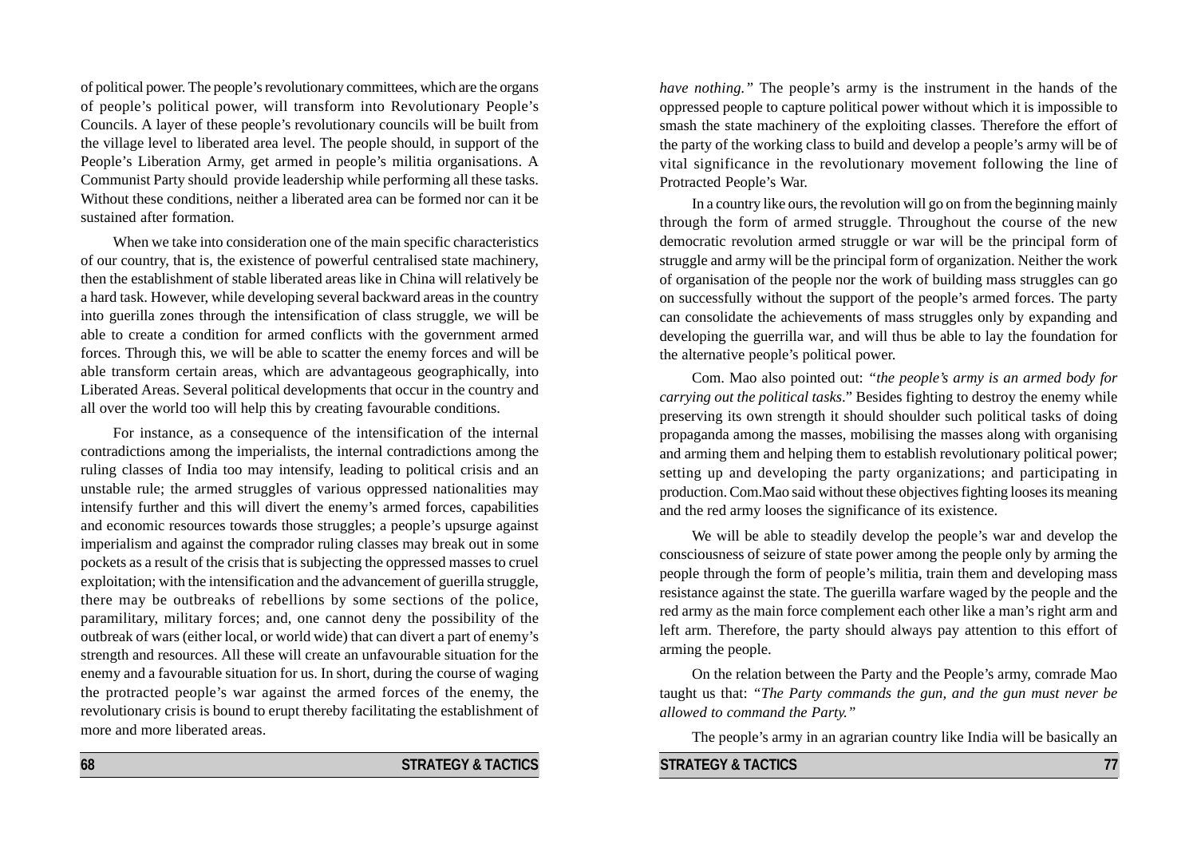of political power. The people's revolutionary committees, which are the organs of people's political power, will transform into Revolutionary People's Councils. A layer of these people's revolutionary councils will be built from the village level to liberated area level. The people should, in support of the People's Liberation Army, get armed in people's militia organisations. A Communist Party should provide leadership while performing all these tasks. Without these conditions, neither a liberated area can be formed nor can it be sustained after formation.

When we take into consideration one of the main specific characteristics of our country, that is, the existence of powerful centralised state machinery, then the establishment of stable liberated areas like in China will relatively be a hard task. However, while developing several backward areas in the country into guerilla zones through the intensification of class struggle, we will be able to create a condition for armed conflicts with the government armed forces. Through this, we will be able to scatter the enemy forces and will be able transform certain areas, which are advantageous geographically, into Liberated Areas. Several political developments that occur in the country and all over the world too will help this by creating favourable conditions.

For instance, as a consequence of the intensification of the internal contradictions among the imperialists, the internal contradictions among the ruling classes of India too may intensify, leading to political crisis and an unstable rule; the armed struggles of various oppressed nationalities may intensify further and this will divert the enemy's armed forces, capabilities and economic resources towards those struggles; a people's upsurge against imperialism and against the comprador ruling classes may break out in some pockets as a result of the crisis that is subjecting the oppressed masses to cruel exploitation; with the intensification and the advancement of guerilla struggle, there may be outbreaks of rebellions by some sections of the police, paramilitary, military forces; and, one cannot deny the possibility of the outbreak of wars (either local, or world wide) that can divert a part of enemy's strength and resources. All these will create an unfavourable situation for the enemy and a favourable situation for us. In short, during the course of waging the protracted people's war against the armed forces of the enemy, the revolutionary crisis is bound to erupt thereby facilitating the establishment of more and more liberated areas.

*have nothing."* The people's army is the instrument in the hands of the oppressed people to capture political power without which it is impossible to smash the state machinery of the exploiting classes. Therefore the effort of the party of the working class to build and develop a people's army will be of vital significance in the revolutionary movement following the line of Protracted People's War.

In a country like ours, the revolution will go on from the beginning mainly through the form of armed struggle. Throughout the course of the new democratic revolution armed struggle or war will be the principal form of struggle and army will be the principal form of organization. Neither the work of organisation of the people nor the work of building mass struggles can go on successfully without the support of the people's armed forces. The party can consolidate the achievements of mass struggles only by expanding and developing the guerrilla war, and will thus be able to lay the foundation for the alternative people's political power.

Com. Mao also pointed out: *"the people's army is an armed body for carrying out the political tasks*." Besides fighting to destroy the enemy while preserving its own strength it should shoulder such political tasks of doing propaganda among the masses, mobilising the masses along with organising and arming them and helping them to establish revolutionary political power; setting up and developing the party organizations; and participating in production. Com.Mao said without these objectives fighting looses its meaning and the red army looses the significance of its existence.

We will be able to steadily develop the people's war and develop the consciousness of seizure of state power among the people only by arming the people through the form of people's militia, train them and developing mass resistance against the state. The guerilla warfare waged by the people and the red army as the main force complement each other like a man's right arm and left arm. Therefore, the party should always pay attention to this effort of arming the people.

On the relation between the Party and the People's army, comrade Mao taught us that: *"The Party commands the gun, and the gun must never be allowed to command the Party."*

The people's army in an agrarian country like India will be basically an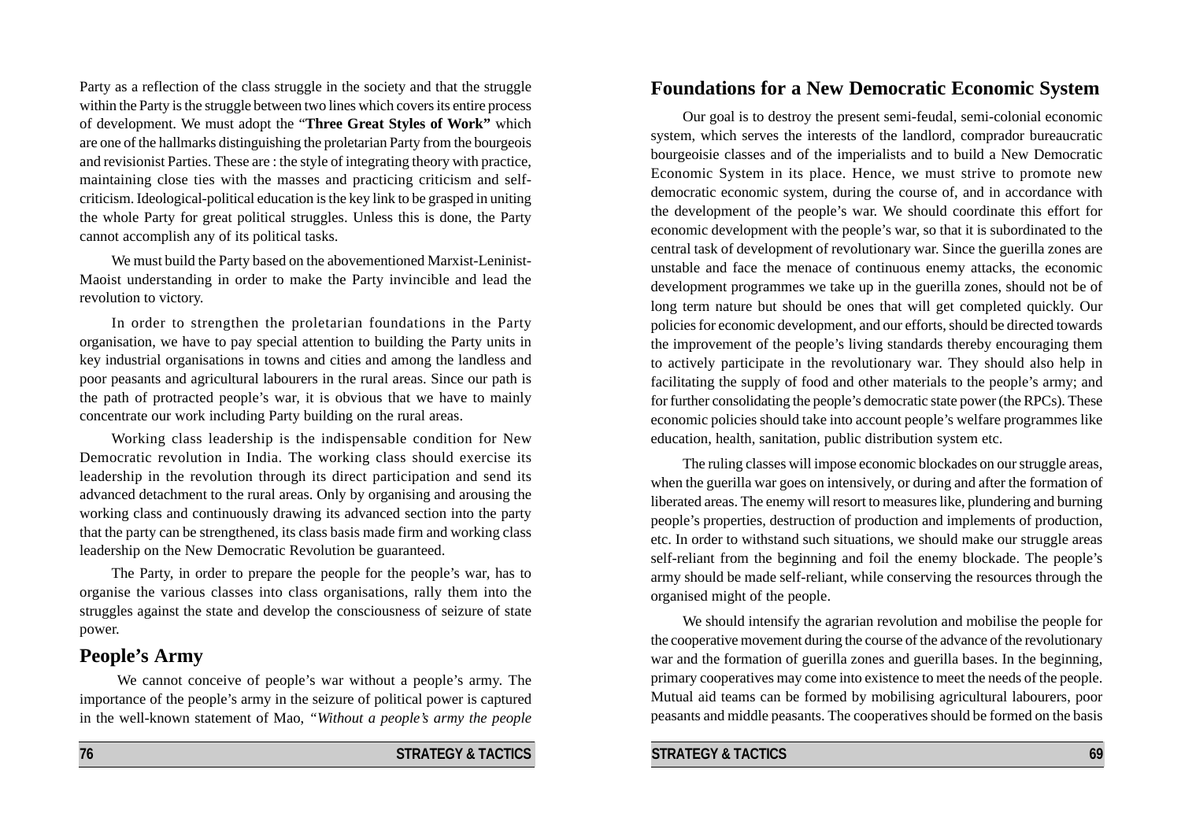Party as a reflection of the class struggle in the society and that the struggle within the Party is the struggle between two lines which covers its entire process of development. We must adopt the "**Three Great Styles of Work"** which are one of the hallmarks distinguishing the proletarian Party from the bourgeois and revisionist Parties. These are : the style of integrating theory with practice, maintaining close ties with the masses and practicing criticism and self-criticism. Ideological-political education is the key link to be grasped in uniting the whole Party for great political struggles. Unless this is done, the Party cannot accomplish any of its political tasks.

We must build the Party based on the abovementioned Marxist-Leninist-Maoist understanding in order to make the Party invincible and lead the revolution to victory.

In order to strengthen the proletarian foundations in the Party organisation, we have to pay special attention to building the Party units in key industrial organisations in towns and cities and among the landless and poor peasants and agricultural labourers in the rural areas. Since our path is the path of protracted people's war, it is obvious that we have to mainly concentrate our work including Party building on the rural areas.

Working class leadership is the indispensable condition for New Democratic revolution in India. The working class should exercise its leadership in the revolution through its direct participation and send its advanced detachment to the rural areas. Only by organising and arousing the working class and continuously drawing its advanced section into the party that the party can be strengthened, its class basis made firm and working class leadership on the New Democratic Revolution be guaranteed.

The Party, in order to prepare the people for the people's war, has to organise the various classes into class organisations, rally them into the struggles against the state and develop the consciousness of seizure of state power.

## People's Army

We cannot conceive of people's war without a people's army. The importance of the people's army in the seizure of political power is captured in the well-known statement of Mao, *"Without a people's army the people*

## Foundations for a New Democratic Economic System

Our goal is to destroy the present semi-feudal, semi-colonial economic system, which serves the interests of the landlord, comprador bureaucratic bourgeoisie classes and of the imperialists and to build a New Democratic Economic System in its place. Hence, we must strive to promote new democratic economic system, during the course of, and in accordance with the development of the people's war. We should coordinate this effort for economic development with the people's war, so that it is subordinated to the central task of development of revolutionary war. Since the guerilla zones are unstable and face the menace of continuous enemy attacks, the economic development programmes we take up in the guerilla zones, should not be of long term nature but should be ones that will get completed quickly. Our policies for economic development, and our efforts, should be directed towards the improvement of the people's living standards thereby encouraging them to actively participate in the revolutionary war. They should also help in facilitating the supply of food and other materials to the people's army; and for further consolidating the people's democratic state power (the RPCs). These economic policies should take into account people's welfare programmes like education, health, sanitation, public distribution system etc.

The ruling classes will impose economic blockades on our struggle areas, when the guerilla war goes on intensively, or during and after the formation of liberated areas. The enemy will resort to measures like, plundering and burning people's properties, destruction of production and implements of production, etc. In order to withstand such situations, we should make our struggle areas self-reliant from the beginning and foil the enemy blockade. The people's army should be made self-reliant, while conserving the resources through the organised might of the people.

We should intensify the agrarian revolution and mobilise the people for the cooperative movement during the course of the advance of the revolutionary war and the formation of guerilla zones and guerilla bases. In the beginning, primary cooperatives may come into existence to meet the needs of the people. Mutual aid teams can be formed by mobilising agricultural labourers, poor peasants and middle peasants. The cooperatives should be formed on the basis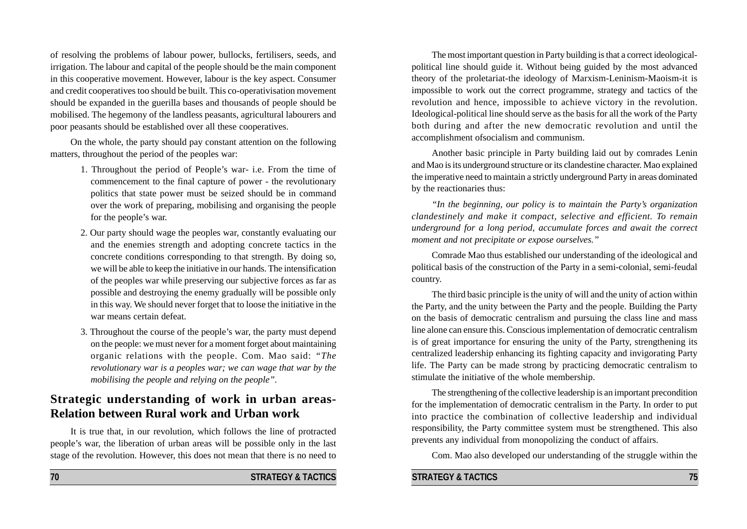of resolving the problems of labour power, bullocks, fertilisers, seeds, and irrigation. The labour and capital of the people should be the main component in this cooperative movement. However, labour is the key aspect. Consumer and credit cooperatives too should be built. This co-operativisation movement should be expanded in the guerilla bases and thousands of people should be mobilised. The hegemony of the landless peasants, agricultural labourers and poor peasants should be established over all these cooperatives.

On the whole, the party should pay constant attention on the following matters, throughout the period of the peoples war:

1. Throughout the period of People's war- i.e. From the time of commencement to the final capture of power - the revolutionary politics that state power must be seized should be in command over the work of preparing, mobilising and organising the people for the people's war.
2. Our party should wage the peoples war, constantly evaluating our and the enemies strength and adopting concrete tactics in the concrete conditions corresponding to that strength. By doing so, we will be able to keep the initiative in our hands. The intensification of the peoples war while preserving our subjective forces as far as possible and destroying the enemy gradually will be possible only in this way. We should never forget that to loose the initiative in the war means certain defeat.
3. Throughout the course of the people's war, the party must depend on the people: we must never for a moment forget about maintaining organic relations with the people. Com. Mao said: *"The revolutionary war is a peoples war; we can wage that war by the mobilising the people and relying on the people".*

## Strategic understanding of work in urban areas-Relation between Rural work and Urban work

It is true that, in our revolution, which follows the line of protracted people's war, the liberation of urban areas will be possible only in the last stage of the revolution. However, this does not mean that there is no need to

The most important question in Party building is that a correct ideological-political line should guide it. Without being guided by the most advanced theory of the proletariat-the ideology of Marxism-Leninism-Maoism-it is impossible to work out the correct programme, strategy and tactics of the revolution and hence, impossible to achieve victory in the revolution. Ideological-political line should serve as the basis for all the work of the Party both during and after the new democratic revolution and until the accomplishment ofsocialism and communism.

Another basic principle in Party building laid out by comrades Lenin and Mao is its underground structure or its clandestine character. Mao explained the imperative need to maintain a strictly underground Party in areas dominated by the reactionaries thus:

*"In the beginning, our policy is to maintain the Party's organization clandestinely and make it compact, selective and efficient. To remain underground for a long period, accumulate forces and await the correct moment and not precipitate or expose ourselves."*

Comrade Mao thus established our understanding of the ideological and political basis of the construction of the Party in a semi-colonial, semi-feudal country.

The third basic principle is the unity of will and the unity of action within the Party, and the unity between the Party and the people. Building the Party on the basis of democratic centralism and pursuing the class line and mass line alone can ensure this. Conscious implementation of democratic centralism is of great importance for ensuring the unity of the Party, strengthening its centralized leadership enhancing its fighting capacity and invigorating Party life. The Party can be made strong by practicing democratic centralism to stimulate the initiative of the whole membership.

The strengthening of the collective leadership is an important precondition for the implementation of democratic centralism in the Party. In order to put into practice the combination of collective leadership and individual responsibility, the Party committee system must be strengthened. This also prevents any individual from monopolizing the conduct of affairs.

Com. Mao also developed our understanding of the struggle within the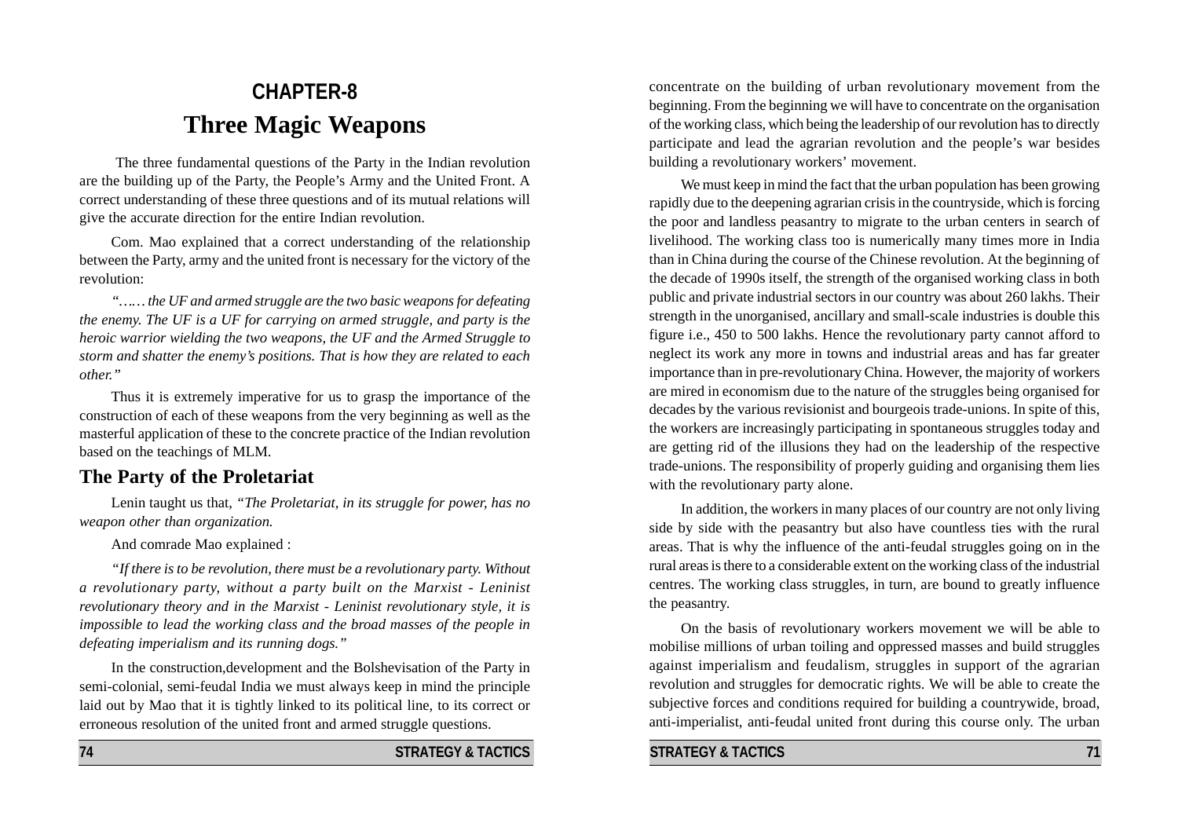# CHAPTER-8

# Three Magic Weapons

The three fundamental questions of the Party in the Indian revolution are the building up of the Party, the People's Army and the United Front. A correct understanding of these three questions and of its mutual relations will give the accurate direction for the entire Indian revolution.

Com. Mao explained that a correct understanding of the relationship between the Party, army and the united front is necessary for the victory of the revolution:

*"…… the UF and armed struggle are the two basic weapons for defeating the enemy. The UF is a UF for carrying on armed struggle, and party is the heroic warrior wielding the two weapons, the UF and the Armed Struggle to storm and shatter the enemy's positions. That is how they are related to each other."*

Thus it is extremely imperative for us to grasp the importance of the construction of each of these weapons from the very beginning as well as the masterful application of these to the concrete practice of the Indian revolution based on the teachings of MLM.

## The Party of the Proletariat

Lenin taught us that, *"The Proletariat, in its struggle for power, has no weapon other than organization.*

And comrade Mao explained :

*"If there is to be revolution, there must be a revolutionary party. Without a revolutionary party, without a party built on the Marxist - Leninist revolutionary theory and in the Marxist - Leninist revolutionary style, it is impossible to lead the working class and the broad masses of the people in defeating imperialism and its running dogs."*

In the construction,development and the Bolshevisation of the Party in semi-colonial, semi-feudal India we must always keep in mind the principle laid out by Mao that it is tightly linked to its political line, to its correct or erroneous resolution of the united front and armed struggle questions.

concentrate on the building of urban revolutionary movement from the beginning. From the beginning we will have to concentrate on the organisation of the working class, which being the leadership of our revolution has to directly participate and lead the agrarian revolution and the people's war besides building a revolutionary workers' movement.

We must keep in mind the fact that the urban population has been growing rapidly due to the deepening agrarian crisis in the countryside, which is forcing the poor and landless peasantry to migrate to the urban centers in search of livelihood. The working class too is numerically many times more in India than in China during the course of the Chinese revolution. At the beginning of the decade of 1990s itself, the strength of the organised working class in both public and private industrial sectors in our country was about 260 lakhs. Their strength in the unorganised, ancillary and small-scale industries is double this figure i.e., 450 to 500 lakhs. Hence the revolutionary party cannot afford to neglect its work any more in towns and industrial areas and has far greater importance than in pre-revolutionary China. However, the majority of workers are mired in economism due to the nature of the struggles being organised for decades by the various revisionist and bourgeois trade-unions. In spite of this, the workers are increasingly participating in spontaneous struggles today and are getting rid of the illusions they had on the leadership of the respective trade-unions. The responsibility of properly guiding and organising them lies with the revolutionary party alone.

In addition, the workers in many places of our country are not only living side by side with the peasantry but also have countless ties with the rural areas. That is why the influence of the anti-feudal struggles going on in the rural areas is there to a considerable extent on the working class of the industrial centres. The working class struggles, in turn, are bound to greatly influence the peasantry.

On the basis of revolutionary workers movement we will be able to mobilise millions of urban toiling and oppressed masses and build struggles against imperialism and feudalism, struggles in support of the agrarian revolution and struggles for democratic rights. We will be able to create the subjective forces and conditions required for building a countrywide, broad, anti-imperialist, anti-feudal united front during this course only. The urban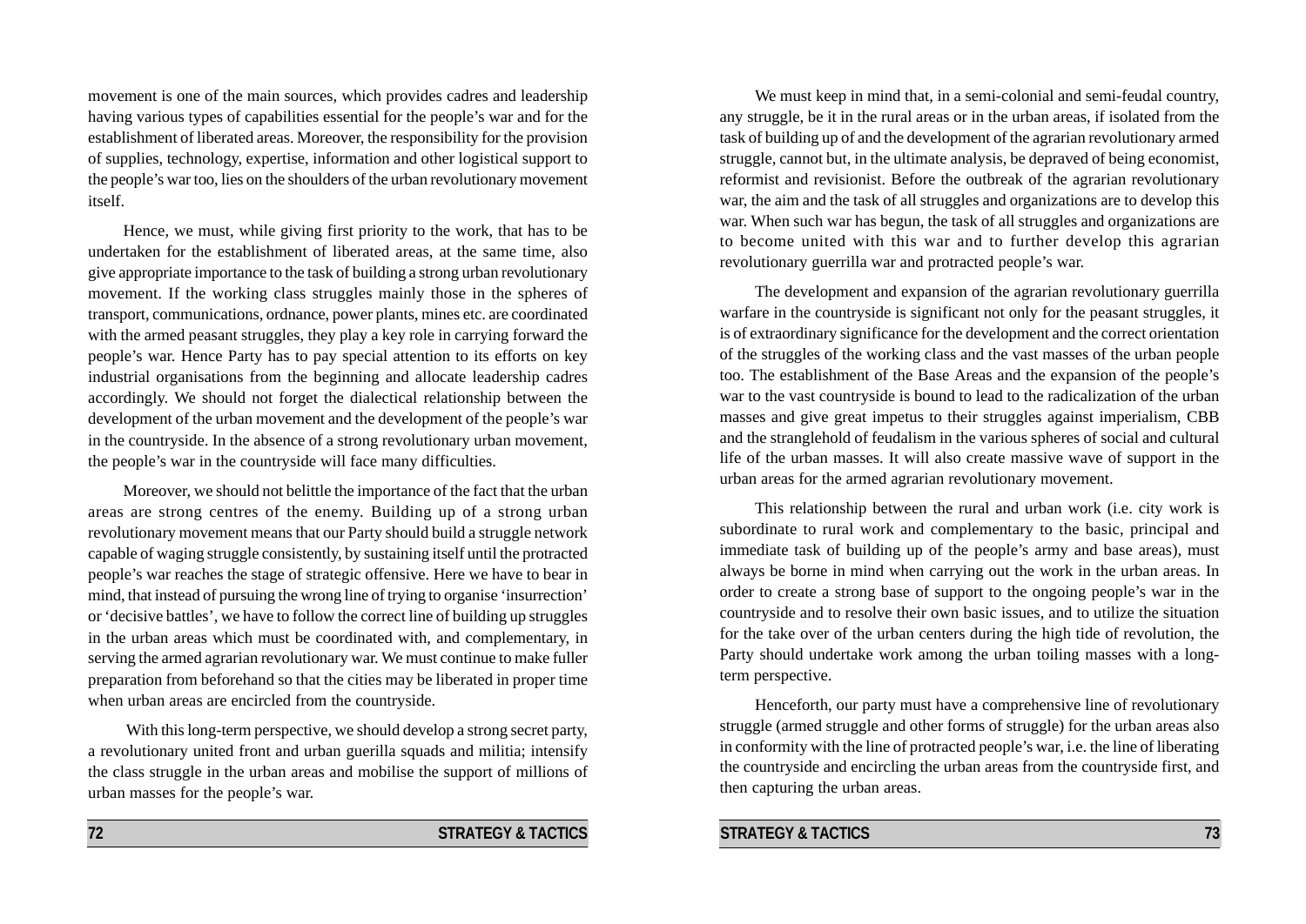movement is one of the main sources, which provides cadres and leadership having various types of capabilities essential for the people's war and for the establishment of liberated areas. Moreover, the responsibility for the provision of supplies, technology, expertise, information and other logistical support to the people's war too, lies on the shoulders of the urban revolutionary movement itself.

Hence, we must, while giving first priority to the work, that has to be undertaken for the establishment of liberated areas, at the same time, also give appropriate importance to the task of building a strong urban revolutionary movement. If the working class struggles mainly those in the spheres of transport, communications, ordnance, power plants, mines etc. are coordinated with the armed peasant struggles, they play a key role in carrying forward the people's war. Hence Party has to pay special attention to its efforts on key industrial organisations from the beginning and allocate leadership cadres accordingly. We should not forget the dialectical relationship between the development of the urban movement and the development of the people's war in the countryside. In the absence of a strong revolutionary urban movement, the people's war in the countryside will face many difficulties.

Moreover, we should not belittle the importance of the fact that the urban areas are strong centres of the enemy. Building up of a strong urban revolutionary movement means that our Party should build a struggle network capable of waging struggle consistently, by sustaining itself until the protracted people's war reaches the stage of strategic offensive. Here we have to bear in mind, that instead of pursuing the wrong line of trying to organise 'insurrection' or 'decisive battles', we have to follow the correct line of building up struggles in the urban areas which must be coordinated with, and complementary, in serving the armed agrarian revolutionary war. We must continue to make fuller preparation from beforehand so that the cities may be liberated in proper time when urban areas are encircled from the countryside.

With this long-term perspective, we should develop a strong secret party, a revolutionary united front and urban guerilla squads and militia; intensify the class struggle in the urban areas and mobilise the support of millions of urban masses for the people's war.

We must keep in mind that, in a semi-colonial and semi-feudal country, any struggle, be it in the rural areas or in the urban areas, if isolated from the task of building up of and the development of the agrarian revolutionary armed struggle, cannot but, in the ultimate analysis, be depraved of being economist, reformist and revisionist. Before the outbreak of the agrarian revolutionary war, the aim and the task of all struggles and organizations are to develop this war. When such war has begun, the task of all struggles and organizations are to become united with this war and to further develop this agrarian revolutionary guerrilla war and protracted people's war.

The development and expansion of the agrarian revolutionary guerrilla warfare in the countryside is significant not only for the peasant struggles, it is of extraordinary significance for the development and the correct orientation of the struggles of the working class and the vast masses of the urban people too. The establishment of the Base Areas and the expansion of the people's war to the vast countryside is bound to lead to the radicalization of the urban masses and give great impetus to their struggles against imperialism, CBB and the stranglehold of feudalism in the various spheres of social and cultural life of the urban masses. It will also create massive wave of support in the urban areas for the armed agrarian revolutionary movement.

This relationship between the rural and urban work (i.e. city work is subordinate to rural work and complementary to the basic, principal and immediate task of building up of the people's army and base areas), must always be borne in mind when carrying out the work in the urban areas. In order to create a strong base of support to the ongoing people's war in the countryside and to resolve their own basic issues, and to utilize the situation for the take over of the urban centers during the high tide of revolution, the Party should undertake work among the urban toiling masses with a long-term perspective.

Henceforth, our party must have a comprehensive line of revolutionary struggle (armed struggle and other forms of struggle) for the urban areas also in conformity with the line of protracted people's war, i.e. the line of liberating the countryside and encircling the urban areas from the countryside first, and then capturing the urban areas.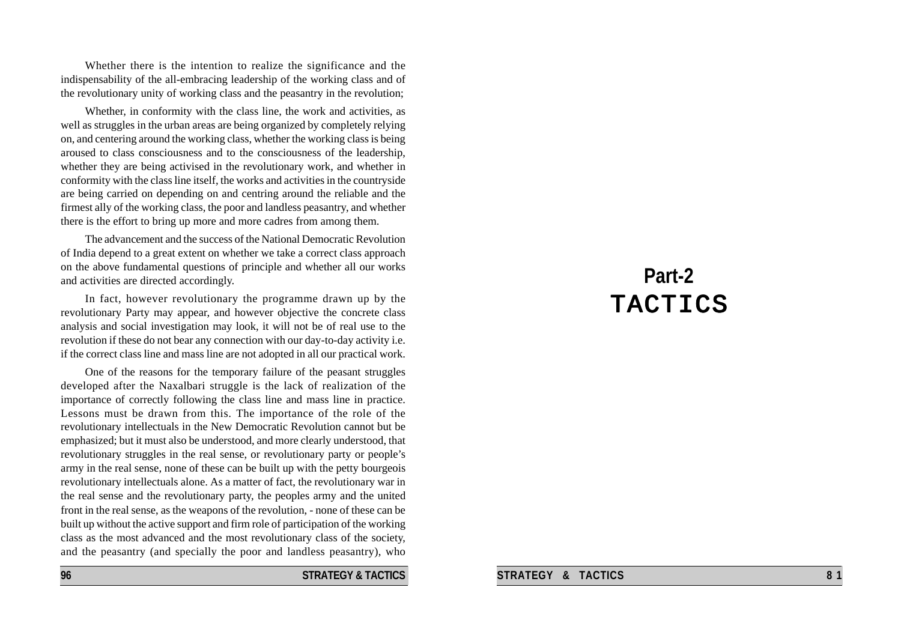Whether there is the intention to realize the significance and the indispensability of the all-embracing leadership of the working class and of the revolutionary unity of working class and the peasantry in the revolution;

Whether, in conformity with the class line, the work and activities, as well as struggles in the urban areas are being organized by completely relying on, and centering around the working class, whether the working class is being aroused to class consciousness and to the consciousness of the leadership, whether they are being activised in the revolutionary work, and whether in conformity with the class line itself, the works and activities in the countryside are being carried on depending on and centring around the reliable and the firmest ally of the working class, the poor and landless peasantry, and whether there is the effort to bring up more and more cadres from among them.

The advancement and the success of the National Democratic Revolution of India depend to a great extent on whether we take a correct class approach on the above fundamental questions of principle and whether all our works and activities are directed accordingly.

In fact, however revolutionary the programme drawn up by the revolutionary Party may appear, and however objective the concrete class analysis and social investigation may look, it will not be of real use to the revolution if these do not bear any connection with our day-to-day activity i.e. if the correct class line and mass line are not adopted in all our practical work.

One of the reasons for the temporary failure of the peasant struggles developed after the Naxalbari struggle is the lack of realization of the importance of correctly following the class line and mass line in practice. Lessons must be drawn from this. The importance of the role of the revolutionary intellectuals in the New Democratic Revolution cannot but be emphasized; but it must also be understood, and more clearly understood, that revolutionary struggles in the real sense, or revolutionary party or people's army in the real sense, none of these can be built up with the petty bourgeois revolutionary intellectuals alone. As a matter of fact, the revolutionary war in the real sense and the revolutionary party, the peoples army and the united front in the real sense, as the weapons of the revolution, - none of these can be built up without the active support and firm role of participation of the working class as the most advanced and the most revolutionary class of the society, and the peasantry (and specially the poor and landless peasantry), who

# Part-2
# TACTICS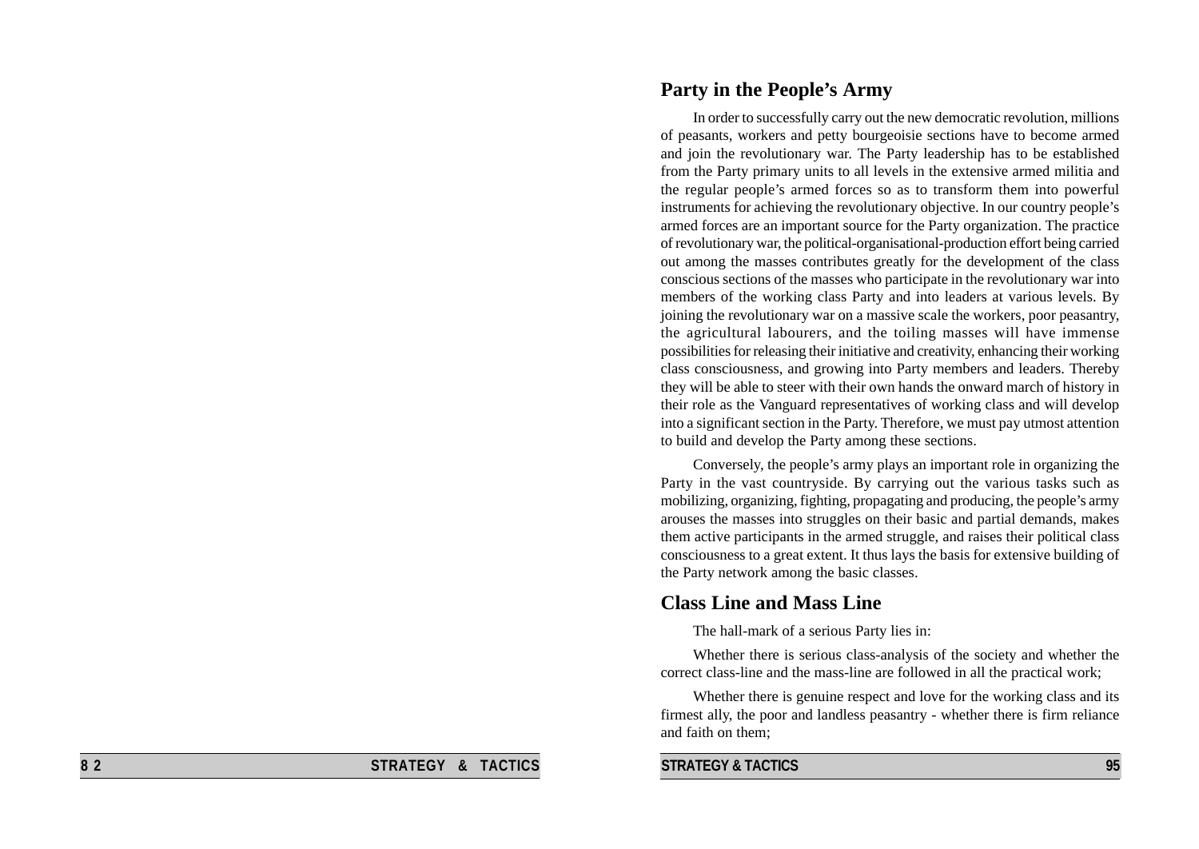## Party in the People's Army

In order to successfully carry out the new democratic revolution, millions of peasants, workers and petty bourgeoisie sections have to become armed and join the revolutionary war. The Party leadership has to be established from the Party primary units to all levels in the extensive armed militia and the regular people's armed forces so as to transform them into powerful instruments for achieving the revolutionary objective. In our country people's armed forces are an important source for the Party organization. The practice of revolutionary war, the political-organisational-production effort being carried out among the masses contributes greatly for the development of the class conscious sections of the masses who participate in the revolutionary war into members of the working class Party and into leaders at various levels. By joining the revolutionary war on a massive scale the workers, poor peasantry, the agricultural labourers, and the toiling masses will have immense possibilities for releasing their initiative and creativity, enhancing their working class consciousness, and growing into Party members and leaders. Thereby they will be able to steer with their own hands the onward march of history in their role as the Vanguard representatives of working class and will develop into a significant section in the Party. Therefore, we must pay utmost attention to build and develop the Party among these sections.

Conversely, the people's army plays an important role in organizing the Party in the vast countryside. By carrying out the various tasks such as mobilizing, organizing, fighting, propagating and producing, the people's army arouses the masses into struggles on their basic and partial demands, makes them active participants in the armed struggle, and raises their political class consciousness to a great extent. It thus lays the basis for extensive building of the Party network among the basic classes.

## Class Line and Mass Line

The hall-mark of a serious Party lies in:

Whether there is serious class-analysis of the society and whether the correct class-line and the mass-line are followed in all the practical work;

Whether there is genuine respect and love for the working class and its firmest ally, the poor and landless peasantry - whether there is firm reliance and faith on them;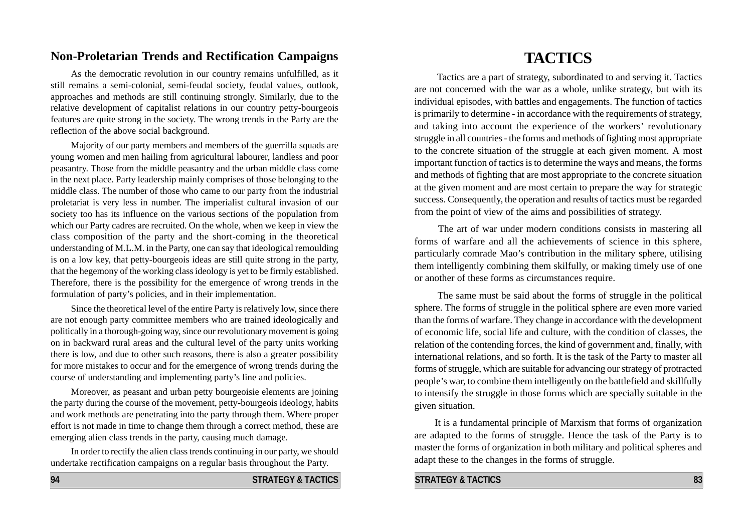## Non-Proletarian Trends and Rectification Campaigns

As the democratic revolution in our country remains unfulfilled, as it still remains a semi-colonial, semi-feudal society, feudal values, outlook, approaches and methods are still continuing strongly. Similarly, due to the relative development of capitalist relations in our country petty-bourgeois features are quite strong in the society. The wrong trends in the Party are the reflection of the above social background.

Majority of our party members and members of the guerrilla squads are young women and men hailing from agricultural labourer, landless and poor peasantry. Those from the middle peasantry and the urban middle class come in the next place. Party leadership mainly comprises of those belonging to the middle class. The number of those who came to our party from the industrial proletariat is very less in number. The imperialist cultural invasion of our society too has its influence on the various sections of the population from which our Party cadres are recruited. On the whole, when we keep in view the class composition of the party and the short-coming in the theoretical understanding of M.L.M. in the Party, one can say that ideological remoulding is on a low key, that petty-bourgeois ideas are still quite strong in the party, that the hegemony of the working class ideology is yet to be firmly established. Therefore, there is the possibility for the emergence of wrong trends in the formulation of party's policies, and in their implementation.

Since the theoretical level of the entire Party is relatively low, since there are not enough party committee members who are trained ideologically and politically in a thorough-going way, since our revolutionary movement is going on in backward rural areas and the cultural level of the party units working there is low, and due to other such reasons, there is also a greater possibility for more mistakes to occur and for the emergence of wrong trends during the course of understanding and implementing party's line and policies.

Moreover, as peasant and urban petty bourgeoisie elements are joining the party during the course of the movement, petty-bourgeois ideology, habits and work methods are penetrating into the party through them. Where proper effort is not made in time to change them through a correct method, these are emerging alien class trends in the party, causing much damage.

In order to rectify the alien class trends continuing in our party, we should undertake rectification campaigns on a regular basis throughout the Party.

# TACTICS

Tactics are a part of strategy, subordinated to and serving it. Tactics are not concerned with the war as a whole, unlike strategy, but with its individual episodes, with battles and engagements. The function of tactics is primarily to determine - in accordance with the requirements of strategy, and taking into account the experience of the workers' revolutionary struggle in all countries - the forms and methods of fighting most appropriate to the concrete situation of the struggle at each given moment. A most important function of tactics is to determine the ways and means, the forms and methods of fighting that are most appropriate to the concrete situation at the given moment and are most certain to prepare the way for strategic success. Consequently, the operation and results of tactics must be regarded from the point of view of the aims and possibilities of strategy.

The art of war under modern conditions consists in mastering all forms of warfare and all the achievements of science in this sphere, particularly comrade Mao's contribution in the military sphere, utilising them intelligently combining them skilfully, or making timely use of one or another of these forms as circumstances require.

The same must be said about the forms of struggle in the political sphere. The forms of struggle in the political sphere are even more varied than the forms of warfare. They change in accordance with the development of economic life, social life and culture, with the condition of classes, the relation of the contending forces, the kind of government and, finally, with international relations, and so forth. It is the task of the Party to master all forms of struggle, which are suitable for advancing our strategy of protracted people's war, to combine them intelligently on the battlefield and skillfully to intensify the struggle in those forms which are specially suitable in the given situation.

It is a fundamental principle of Marxism that forms of organization are adapted to the forms of struggle. Hence the task of the Party is to master the forms of organization in both military and political spheres and adapt these to the changes in the forms of struggle.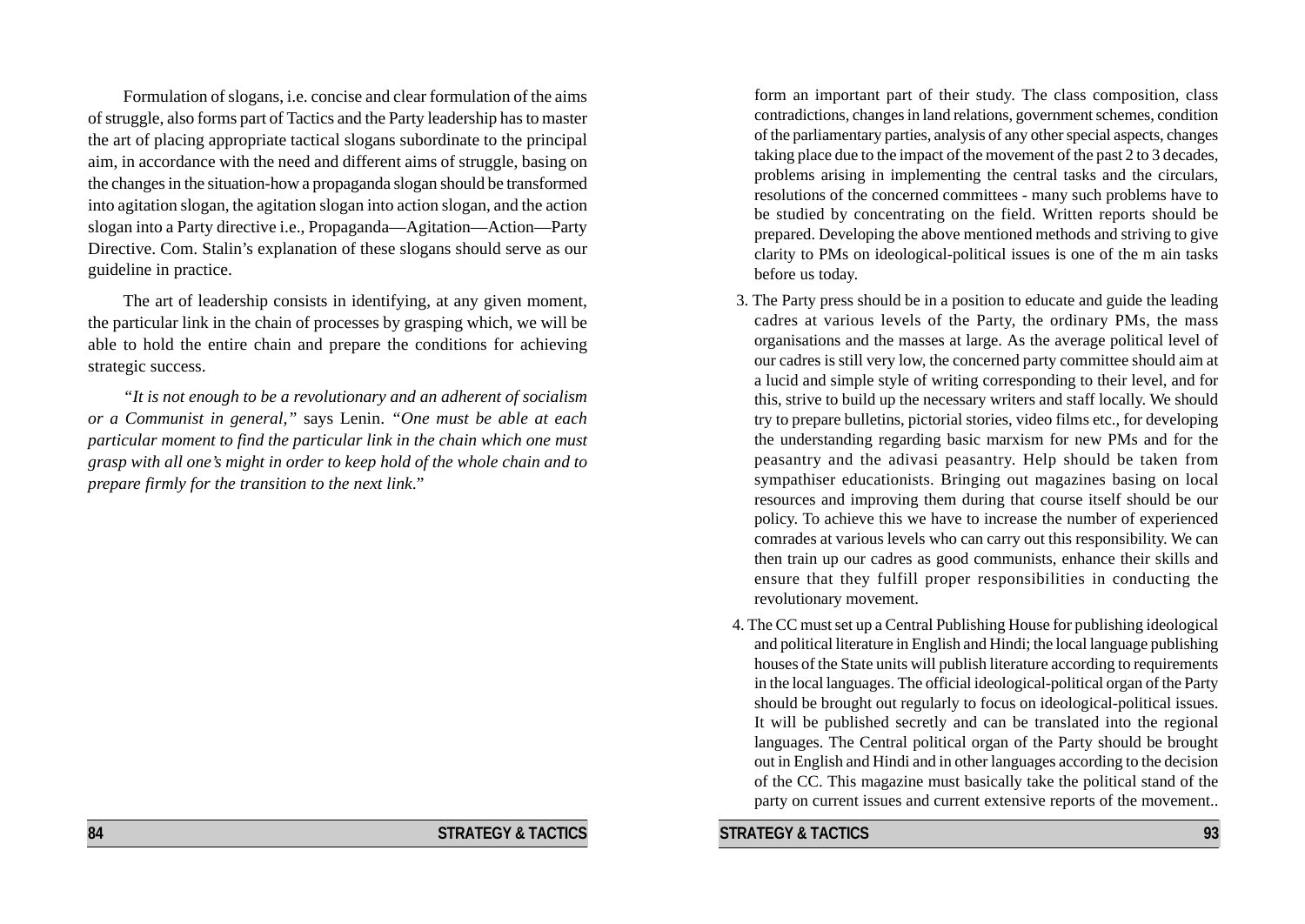Formulation of slogans, i.e. concise and clear formulation of the aims of struggle, also forms part of Tactics and the Party leadership has to master the art of placing appropriate tactical slogans subordinate to the principal aim, in accordance with the need and different aims of struggle, basing on the changes in the situation-how a propaganda slogan should be transformed into agitation slogan, the agitation slogan into action slogan, and the action slogan into a Party directive i.e., Propaganda—Agitation—Action—Party Directive. Com. Stalin's explanation of these slogans should serve as our guideline in practice.

The art of leadership consists in identifying, at any given moment, the particular link in the chain of processes by grasping which, we will be able to hold the entire chain and prepare the conditions for achieving strategic success.

*"It is not enough to be a revolutionary and an adherent of socialism or a Communist in general,"* says Lenin. *"One must be able at each particular moment to find the particular link in the chain which one must grasp with all one's might in order to keep hold of the whole chain and to prepare firmly for the transition to the next link.*"

form an important part of their study. The class composition, class contradictions, changes in land relations, government schemes, condition of the parliamentary parties, analysis of any other special aspects, changes taking place due to the impact of the movement of the past 2 to 3 decades, problems arising in implementing the central tasks and the circulars, resolutions of the concerned committees - many such problems have to be studied by concentrating on the field. Written reports should be prepared. Developing the above mentioned methods and striving to give clarity to PMs on ideological-political issues is one of the m ain tasks before us today.

3. The Party press should be in a position to educate and guide the leading cadres at various levels of the Party, the ordinary PMs, the mass organisations and the masses at large. As the average political level of our cadres is still very low, the concerned party committee should aim at a lucid and simple style of writing corresponding to their level, and for this, strive to build up the necessary writers and staff locally. We should try to prepare bulletins, pictorial stories, video films etc., for developing the understanding regarding basic marxism for new PMs and for the peasantry and the adivasi peasantry. Help should be taken from sympathiser educationists. Bringing out magazines basing on local resources and improving them during that course itself should be our policy. To achieve this we have to increase the number of experienced comrades at various levels who can carry out this responsibility. We can then train up our cadres as good communists, enhance their skills and ensure that they fulfill proper responsibilities in conducting the revolutionary movement.

4. The CC must set up a Central Publishing House for publishing ideological and political literature in English and Hindi; the local language publishing houses of the State units will publish literature according to requirements in the local languages. The official ideological-political organ of the Party should be brought out regularly to focus on ideological-political issues. It will be published secretly and can be translated into the regional languages. The Central political organ of the Party should be brought out in English and Hindi and in other languages according to the decision of the CC. This magazine must basically take the political stand of the party on current issues and current extensive reports of the movement..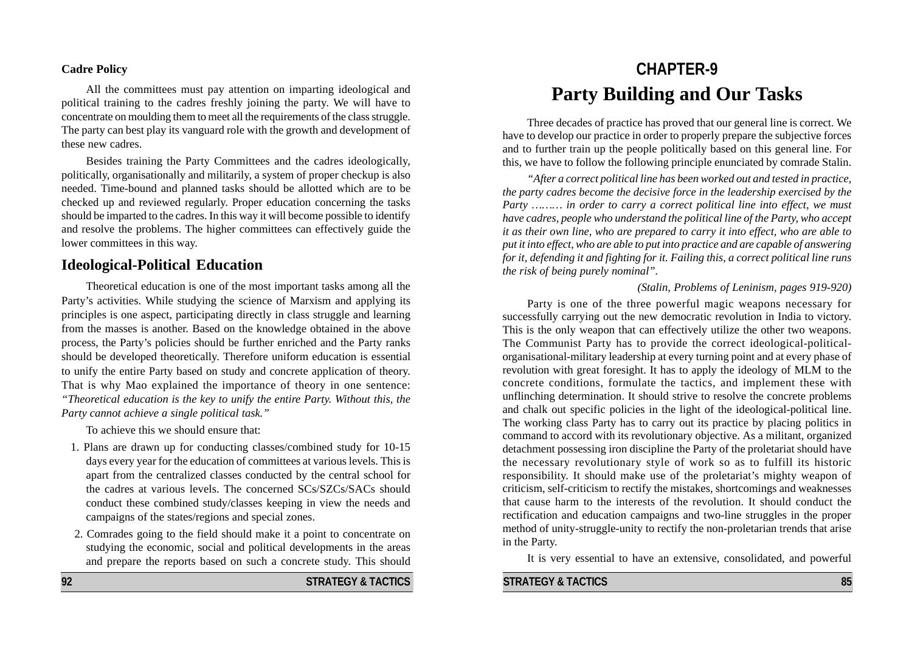**Cadre Policy**

All the committees must pay attention on imparting ideological and political training to the cadres freshly joining the party. We will have to concentrate on moulding them to meet all the requirements of the class struggle. The party can best play its vanguard role with the growth and development of these new cadres.

Besides training the Party Committees and the cadres ideologically, politically, organisationally and militarily, a system of proper checkup is also needed. Time-bound and planned tasks should be allotted which are to be checked up and reviewed regularly. Proper education concerning the tasks should be imparted to the cadres. In this way it will become possible to identify and resolve the problems. The higher committees can effectively guide the lower committees in this way.

## Ideological-Political Education

Theoretical education is one of the most important tasks among all the Party's activities. While studying the science of Marxism and applying its principles is one aspect, participating directly in class struggle and learning from the masses is another. Based on the knowledge obtained in the above process, the Party's policies should be further enriched and the Party ranks should be developed theoretically. Therefore uniform education is essential to unify the entire Party based on study and concrete application of theory. That is why Mao explained the importance of theory in one sentence: *"Theoretical education is the key to unify the entire Party. Without this, the Party cannot achieve a single political task."*

To achieve this we should ensure that:

1. Plans are drawn up for conducting classes/combined study for 10-15 days every year for the education of committees at various levels. This is apart from the centralized classes conducted by the central school for the cadres at various levels. The concerned SCs/SZCs/SACs should conduct these combined study/classes keeping in view the needs and campaigns of the states/regions and special zones.
2. Comrades going to the field should make it a point to concentrate on studying the economic, social and political developments in the areas and prepare the reports based on such a concrete study. This should

# CHAPTER-9
# Party Building and Our Tasks

Three decades of practice has proved that our general line is correct. We have to develop our practice in order to properly prepare the subjective forces and to further train up the people politically based on this general line. For this, we have to follow the following principle enunciated by comrade Stalin.

*"After a correct political line has been worked out and tested in practice, the party cadres become the decisive force in the leadership exercised by the Party ……… in order to carry a correct political line into effect, we must have cadres, people who understand the political line of the Party, who accept it as their own line, who are prepared to carry it into effect, who are able to put it into effect, who are able to put into practice and are capable of answering for it, defending it and fighting for it. Failing this, a correct political line runs the risk of being purely nominal".*

*(Stalin, Problems of Leninism, pages 919-920)*

Party is one of the three powerful magic weapons necessary for successfully carrying out the new democratic revolution in India to victory. This is the only weapon that can effectively utilize the other two weapons. The Communist Party has to provide the correct ideological-political-organisational-military leadership at every turning point and at every phase of revolution with great foresight. It has to apply the ideology of MLM to the concrete conditions, formulate the tactics, and implement these with unflinching determination. It should strive to resolve the concrete problems and chalk out specific policies in the light of the ideological-political line. The working class Party has to carry out its practice by placing politics in command to accord with its revolutionary objective. As a militant, organized detachment possessing iron discipline the Party of the proletariat should have the necessary revolutionary style of work so as to fulfill its historic responsibility. It should make use of the proletariat's mighty weapon of criticism, self-criticism to rectify the mistakes, shortcomings and weaknesses that cause harm to the interests of the revolution. It should conduct the rectification and education campaigns and two-line struggles in the proper method of unity-struggle-unity to rectify the non-proletarian trends that arise in the Party.

It is very essential to have an extensive, consolidated, and powerful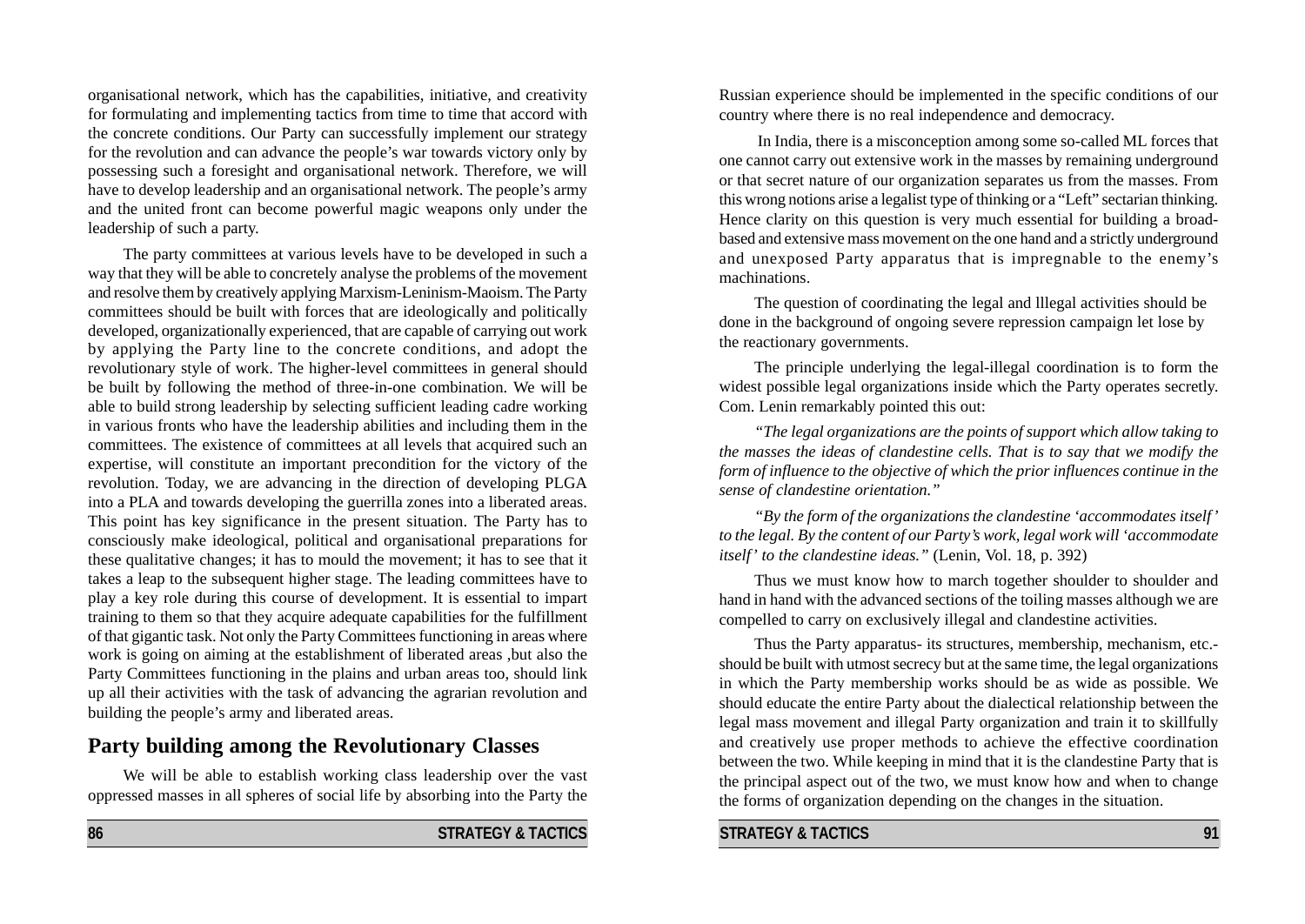organisational network, which has the capabilities, initiative, and creativity for formulating and implementing tactics from time to time that accord with the concrete conditions. Our Party can successfully implement our strategy for the revolution and can advance the people's war towards victory only by possessing such a foresight and organisational network. Therefore, we will have to develop leadership and an organisational network. The people's army and the united front can become powerful magic weapons only under the leadership of such a party.

The party committees at various levels have to be developed in such a way that they will be able to concretely analyse the problems of the movement and resolve them by creatively applying Marxism-Leninism-Maoism. The Party committees should be built with forces that are ideologically and politically developed, organizationally experienced, that are capable of carrying out work by applying the Party line to the concrete conditions, and adopt the revolutionary style of work. The higher-level committees in general should be built by following the method of three-in-one combination. We will be able to build strong leadership by selecting sufficient leading cadre working in various fronts who have the leadership abilities and including them in the committees. The existence of committees at all levels that acquired such an expertise, will constitute an important precondition for the victory of the revolution. Today, we are advancing in the direction of developing PLGA into a PLA and towards developing the guerrilla zones into a liberated areas. This point has key significance in the present situation. The Party has to consciously make ideological, political and organisational preparations for these qualitative changes; it has to mould the movement; it has to see that it takes a leap to the subsequent higher stage. The leading committees have to play a key role during this course of development. It is essential to impart training to them so that they acquire adequate capabilities for the fulfillment of that gigantic task. Not only the Party Committees functioning in areas where work is going on aiming at the establishment of liberated areas ,but also the Party Committees functioning in the plains and urban areas too, should link up all their activities with the task of advancing the agrarian revolution and building the people's army and liberated areas.

## Party building among the Revolutionary Classes

We will be able to establish working class leadership over the vast oppressed masses in all spheres of social life by absorbing into the Party the

Russian experience should be implemented in the specific conditions of our country where there is no real independence and democracy.

In India, there is a misconception among some so-called ML forces that one cannot carry out extensive work in the masses by remaining underground or that secret nature of our organization separates us from the masses. From this wrong notions arise a legalist type of thinking or a "Left" sectarian thinking. Hence clarity on this question is very much essential for building a broad-based and extensive mass movement on the one hand and a strictly underground and unexposed Party apparatus that is impregnable to the enemy's machinations.

The question of coordinating the legal and lllegal activities should be done in the background of ongoing severe repression campaign let lose by the reactionary governments.

The principle underlying the legal-illegal coordination is to form the widest possible legal organizations inside which the Party operates secretly. Com. Lenin remarkably pointed this out:

*"The legal organizations are the points of support which allow taking to the masses the ideas of clandestine cells. That is to say that we modify the form of influence to the objective of which the prior influences continue in the sense of clandestine orientation."*

*"By the form of the organizations the clandestine 'accommodates itself' to the legal. By the content of our Party's work, legal work will 'accommodate itself' to the clandestine ideas."* (Lenin, Vol. 18, p. 392)

Thus we must know how to march together shoulder to shoulder and hand in hand with the advanced sections of the toiling masses although we are compelled to carry on exclusively illegal and clandestine activities.

Thus the Party apparatus- its structures, membership, mechanism, etc.- should be built with utmost secrecy but at the same time, the legal organizations in which the Party membership works should be as wide as possible. We should educate the entire Party about the dialectical relationship between the legal mass movement and illegal Party organization and train it to skillfully and creatively use proper methods to achieve the effective coordination between the two. While keeping in mind that it is the clandestine Party that is the principal aspect out of the two, we must know how and when to change the forms of organization depending on the changes in the situation.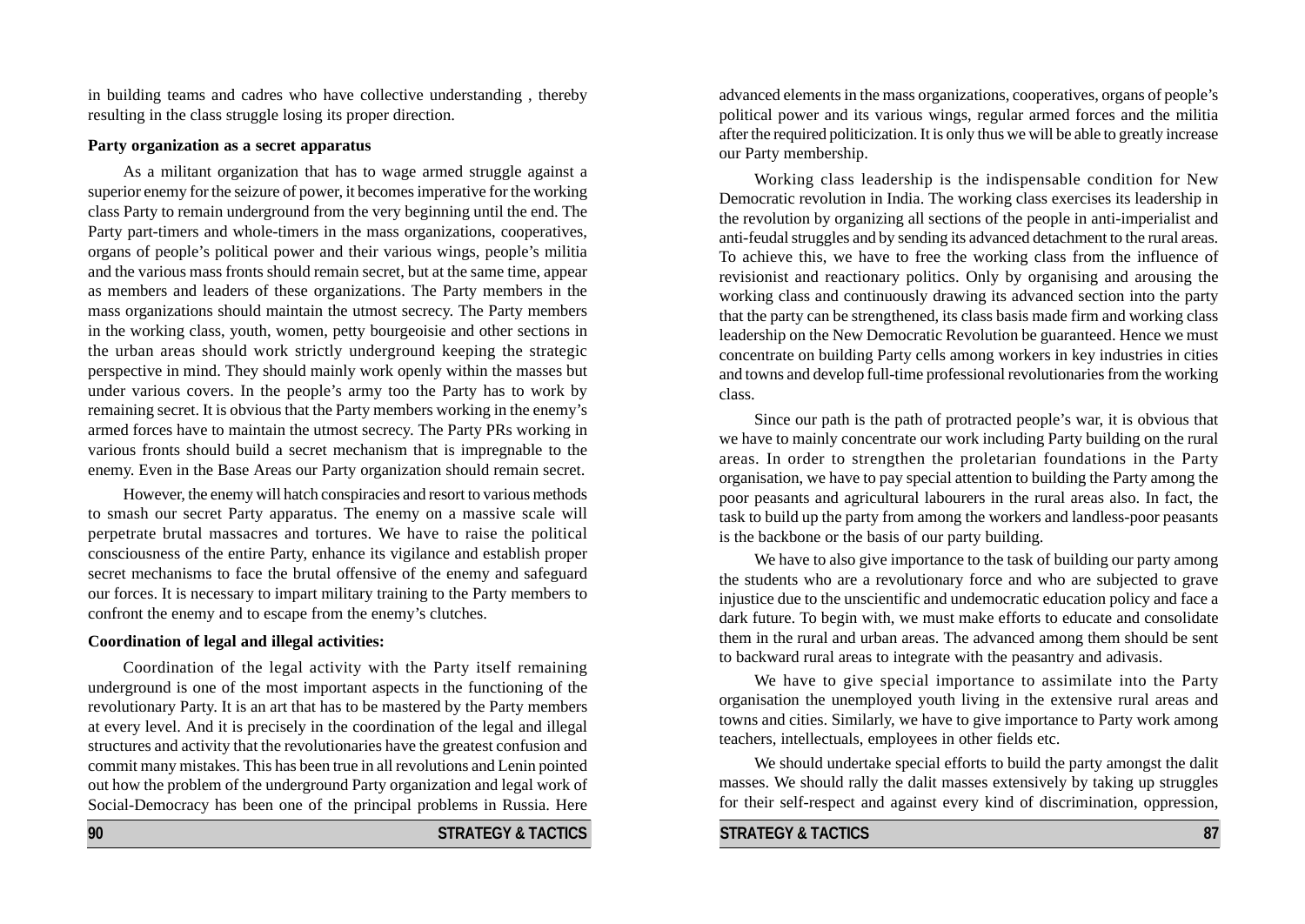in building teams and cadres who have collective understanding , thereby resulting in the class struggle losing its proper direction.

**Party organization as a secret apparatus**

As a militant organization that has to wage armed struggle against a superior enemy for the seizure of power, it becomes imperative for the working class Party to remain underground from the very beginning until the end. The Party part-timers and whole-timers in the mass organizations, cooperatives, organs of people's political power and their various wings, people's militia and the various mass fronts should remain secret, but at the same time, appear as members and leaders of these organizations. The Party members in the mass organizations should maintain the utmost secrecy. The Party members in the working class, youth, women, petty bourgeoisie and other sections in the urban areas should work strictly underground keeping the strategic perspective in mind. They should mainly work openly within the masses but under various covers. In the people's army too the Party has to work by remaining secret. It is obvious that the Party members working in the enemy's armed forces have to maintain the utmost secrecy. The Party PRs working in various fronts should build a secret mechanism that is impregnable to the enemy. Even in the Base Areas our Party organization should remain secret.

However, the enemy will hatch conspiracies and resort to various methods to smash our secret Party apparatus. The enemy on a massive scale will perpetrate brutal massacres and tortures. We have to raise the political consciousness of the entire Party, enhance its vigilance and establish proper secret mechanisms to face the brutal offensive of the enemy and safeguard our forces. It is necessary to impart military training to the Party members to confront the enemy and to escape from the enemy's clutches.

**Coordination of legal and illegal activities:**

Coordination of the legal activity with the Party itself remaining underground is one of the most important aspects in the functioning of the revolutionary Party. It is an art that has to be mastered by the Party members at every level. And it is precisely in the coordination of the legal and illegal structures and activity that the revolutionaries have the greatest confusion and commit many mistakes. This has been true in all revolutions and Lenin pointed out how the problem of the underground Party organization and legal work of Social-Democracy has been one of the principal problems in Russia. Here

advanced elements in the mass organizations, cooperatives, organs of people's political power and its various wings, regular armed forces and the militia after the required politicization. It is only thus we will be able to greatly increase our Party membership.

Working class leadership is the indispensable condition for New Democratic revolution in India. The working class exercises its leadership in the revolution by organizing all sections of the people in anti-imperialist and anti-feudal struggles and by sending its advanced detachment to the rural areas. To achieve this, we have to free the working class from the influence of revisionist and reactionary politics. Only by organising and arousing the working class and continuously drawing its advanced section into the party that the party can be strengthened, its class basis made firm and working class leadership on the New Democratic Revolution be guaranteed. Hence we must concentrate on building Party cells among workers in key industries in cities and towns and develop full-time professional revolutionaries from the working class.

Since our path is the path of protracted people's war, it is obvious that we have to mainly concentrate our work including Party building on the rural areas. In order to strengthen the proletarian foundations in the Party organisation, we have to pay special attention to building the Party among the poor peasants and agricultural labourers in the rural areas also. In fact, the task to build up the party from among the workers and landless-poor peasants is the backbone or the basis of our party building.

We have to also give importance to the task of building our party among the students who are a revolutionary force and who are subjected to grave injustice due to the unscientific and undemocratic education policy and face a dark future. To begin with, we must make efforts to educate and consolidate them in the rural and urban areas. The advanced among them should be sent to backward rural areas to integrate with the peasantry and adivasis.

We have to give special importance to assimilate into the Party organisation the unemployed youth living in the extensive rural areas and towns and cities. Similarly, we have to give importance to Party work among teachers, intellectuals, employees in other fields etc.

We should undertake special efforts to build the party amongst the dalit masses. We should rally the dalit masses extensively by taking up struggles for their self-respect and against every kind of discrimination, oppression,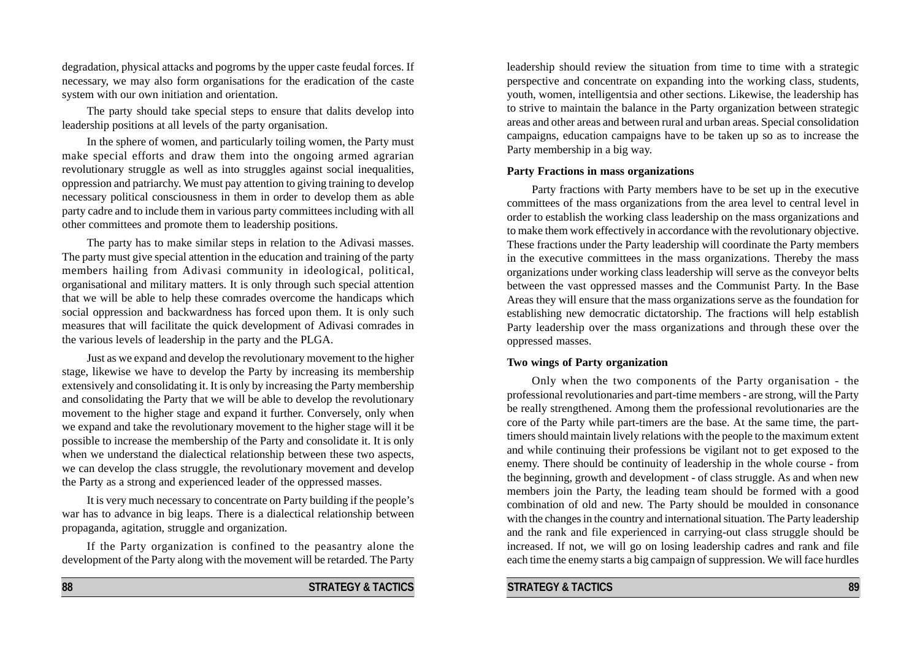degradation, physical attacks and pogroms by the upper caste feudal forces. If necessary, we may also form organisations for the eradication of the caste system with our own initiation and orientation.

The party should take special steps to ensure that dalits develop into leadership positions at all levels of the party organisation.

In the sphere of women, and particularly toiling women, the Party must make special efforts and draw them into the ongoing armed agrarian revolutionary struggle as well as into struggles against social inequalities, oppression and patriarchy. We must pay attention to giving training to develop necessary political consciousness in them in order to develop them as able party cadre and to include them in various party committees including with all other committees and promote them to leadership positions.

The party has to make similar steps in relation to the Adivasi masses. The party must give special attention in the education and training of the party members hailing from Adivasi community in ideological, political, organisational and military matters. It is only through such special attention that we will be able to help these comrades overcome the handicaps which social oppression and backwardness has forced upon them. It is only such measures that will facilitate the quick development of Adivasi comrades in the various levels of leadership in the party and the PLGA.

Just as we expand and develop the revolutionary movement to the higher stage, likewise we have to develop the Party by increasing its membership extensively and consolidating it. It is only by increasing the Party membership and consolidating the Party that we will be able to develop the revolutionary movement to the higher stage and expand it further. Conversely, only when we expand and take the revolutionary movement to the higher stage will it be possible to increase the membership of the Party and consolidate it. It is only when we understand the dialectical relationship between these two aspects, we can develop the class struggle, the revolutionary movement and develop the Party as a strong and experienced leader of the oppressed masses.

It is very much necessary to concentrate on Party building if the people's war has to advance in big leaps. There is a dialectical relationship between propaganda, agitation, struggle and organization.

If the Party organization is confined to the peasantry alone the development of the Party along with the movement will be retarded. The Party leadership should review the situation from time to time with a strategic perspective and concentrate on expanding into the working class, students, youth, women, intelligentsia and other sections. Likewise, the leadership has to strive to maintain the balance in the Party organization between strategic areas and other areas and between rural and urban areas. Special consolidation campaigns, education campaigns have to be taken up so as to increase the Party membership in a big way.

**Party Fractions in mass organizations**

Party fractions with Party members have to be set up in the executive committees of the mass organizations from the area level to central level in order to establish the working class leadership on the mass organizations and to make them work effectively in accordance with the revolutionary objective. These fractions under the Party leadership will coordinate the Party members in the executive committees in the mass organizations. Thereby the mass organizations under working class leadership will serve as the conveyor belts between the vast oppressed masses and the Communist Party. In the Base Areas they will ensure that the mass organizations serve as the foundation for establishing new democratic dictatorship. The fractions will help establish Party leadership over the mass organizations and through these over the oppressed masses.

**Two wings of Party organization**

Only when the two components of the Party organisation - the professional revolutionaries and part-time members - are strong, will the Party be really strengthened. Among them the professional revolutionaries are the core of the Party while part-timers are the base. At the same time, the part-timers should maintain lively relations with the people to the maximum extent and while continuing their professions be vigilant not to get exposed to the enemy. There should be continuity of leadership in the whole course - from the beginning, growth and development - of class struggle. As and when new members join the Party, the leading team should be formed with a good combination of old and new. The Party should be moulded in consonance with the changes in the country and international situation. The Party leadership and the rank and file experienced in carrying-out class struggle should be increased. If not, we will go on losing leadership cadres and rank and file each time the enemy starts a big campaign of suppression. We will face hurdles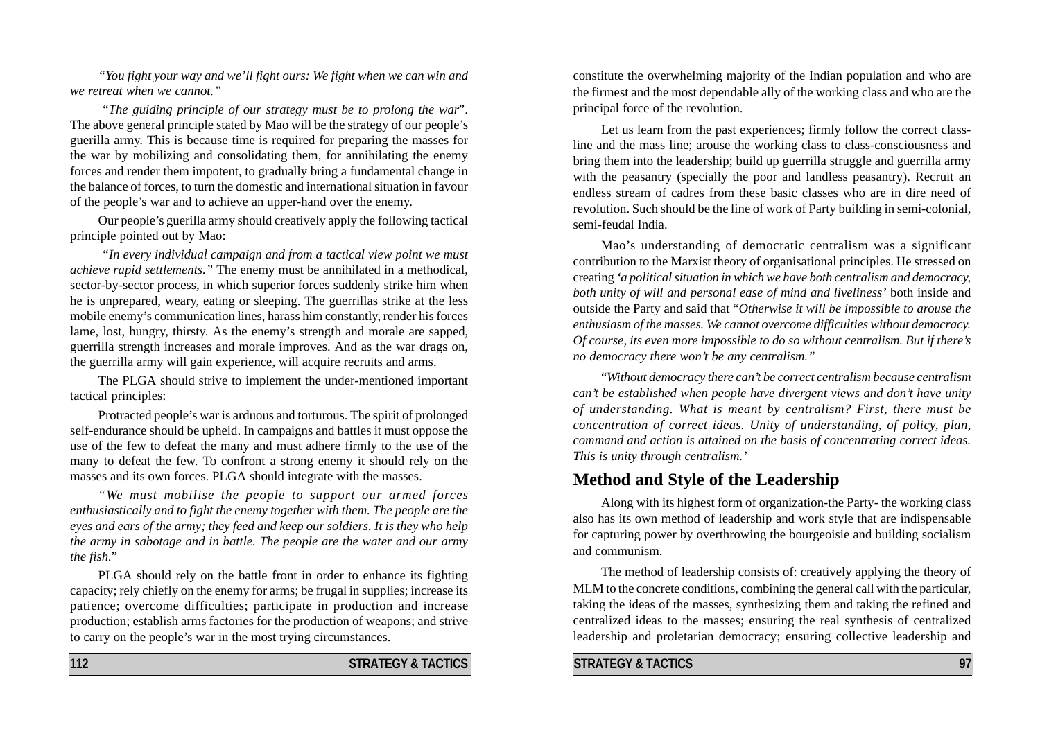*"You fight your way and we'll fight ours: We fight when we can win and we retreat when we cannot."*

*"The guiding principle of our strategy must be to prolong the war"*. The above general principle stated by Mao will be the strategy of our people's guerilla army. This is because time is required for preparing the masses for the war by mobilizing and consolidating them, for annihilating the enemy forces and render them impotent, to gradually bring a fundamental change in the balance of forces, to turn the domestic and international situation in favour of the people's war and to achieve an upper-hand over the enemy.

Our people's guerilla army should creatively apply the following tactical principle pointed out by Mao:

*"In every individual campaign and from a tactical view point we must achieve rapid settlements."* The enemy must be annihilated in a methodical, sector-by-sector process, in which superior forces suddenly strike him when he is unprepared, weary, eating or sleeping. The guerrillas strike at the less mobile enemy's communication lines, harass him constantly, render his forces lame, lost, hungry, thirsty. As the enemy's strength and morale are sapped, guerrilla strength increases and morale improves. And as the war drags on, the guerrilla army will gain experience, will acquire recruits and arms.

The PLGA should strive to implement the under-mentioned important tactical principles:

Protracted people's war is arduous and torturous. The spirit of prolonged self-endurance should be upheld. In campaigns and battles it must oppose the use of the few to defeat the many and must adhere firmly to the use of the many to defeat the few. To confront a strong enemy it should rely on the masses and its own forces. PLGA should integrate with the masses.

*"We must mobilise the people to support our armed forces enthusiastically and to fight the enemy together with them. The people are the eyes and ears of the army; they feed and keep our soldiers. It is they who help the army in sabotage and in battle. The people are the water and our army the fish."*

PLGA should rely on the battle front in order to enhance its fighting capacity; rely chiefly on the enemy for arms; be frugal in supplies; increase its patience; overcome difficulties; participate in production and increase production; establish arms factories for the production of weapons; and strive to carry on the people's war in the most trying circumstances.

constitute the overwhelming majority of the Indian population and who are the firmest and the most dependable ally of the working class and who are the principal force of the revolution.

Let us learn from the past experiences; firmly follow the correct class-line and the mass line; arouse the working class to class-consciousness and bring them into the leadership; build up guerrilla struggle and guerrilla army with the peasantry (specially the poor and landless peasantry). Recruit an endless stream of cadres from these basic classes who are in dire need of revolution. Such should be the line of work of Party building in semi-colonial, semi-feudal India.

Mao's understanding of democratic centralism was a significant contribution to the Marxist theory of organisational principles. He stressed on creating '*a political situation in which we have both centralism and democracy, both unity of will and personal ease of mind and liveliness*' both inside and outside the Party and said that "*Otherwise it will be impossible to arouse the enthusiasm of the masses. We cannot overcome difficulties without democracy. Of course, its even more impossible to do so without centralism. But if there's no democracy there won't be any centralism.*"

"*Without democracy there can't be correct centralism because centralism can't be established when people have divergent views and don't have unity of understanding. What is meant by centralism? First, there must be concentration of correct ideas. Unity of understanding, of policy, plan, command and action is attained on the basis of concentrating correct ideas. This is unity through centralism.'*

## Method and Style of the Leadership

Along with its highest form of organization-the Party- the working class also has its own method of leadership and work style that are indispensable for capturing power by overthrowing the bourgeoisie and building socialism and communism.

The method of leadership consists of: creatively applying the theory of MLM to the concrete conditions, combining the general call with the particular, taking the ideas of the masses, synthesizing them and taking the refined and centralized ideas to the masses; ensuring the real synthesis of centralized leadership and proletarian democracy; ensuring collective leadership and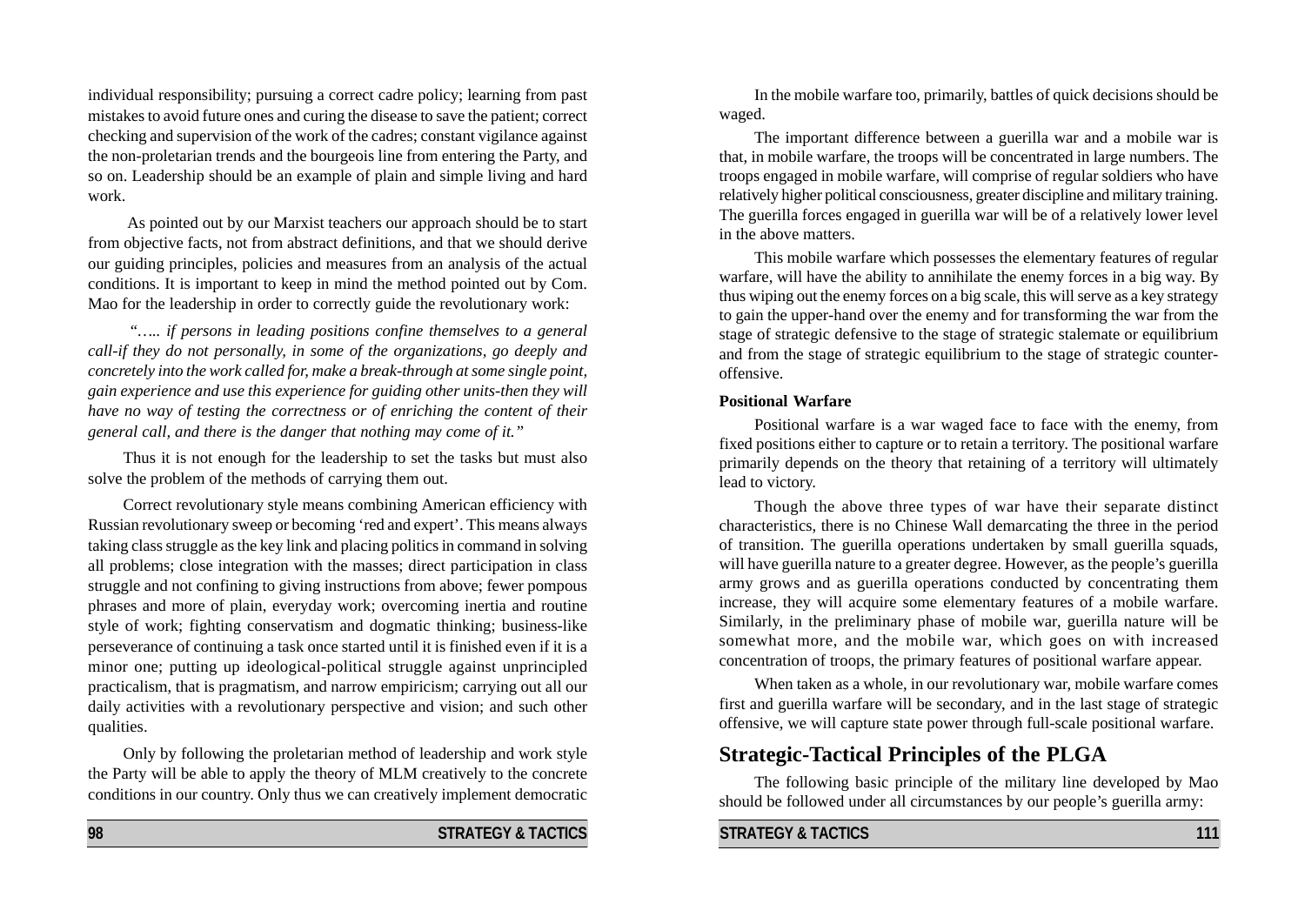individual responsibility; pursuing a correct cadre policy; learning from past mistakes to avoid future ones and curing the disease to save the patient; correct checking and supervision of the work of the cadres; constant vigilance against the non-proletarian trends and the bourgeois line from entering the Party, and so on. Leadership should be an example of plain and simple living and hard work.

As pointed out by our Marxist teachers our approach should be to start from objective facts, not from abstract definitions, and that we should derive our guiding principles, policies and measures from an analysis of the actual conditions. It is important to keep in mind the method pointed out by Com. Mao for the leadership in order to correctly guide the revolutionary work:

*"….. if persons in leading positions confine themselves to a general call-if they do not personally, in some of the organizations, go deeply and concretely into the work called for, make a break-through at some single point, gain experience and use this experience for guiding other units-then they will have no way of testing the correctness or of enriching the content of their general call, and there is the danger that nothing may come of it."*

Thus it is not enough for the leadership to set the tasks but must also solve the problem of the methods of carrying them out.

Correct revolutionary style means combining American efficiency with Russian revolutionary sweep or becoming 'red and expert'. This means always taking class struggle as the key link and placing politics in command in solving all problems; close integration with the masses; direct participation in class struggle and not confining to giving instructions from above; fewer pompous phrases and more of plain, everyday work; overcoming inertia and routine style of work; fighting conservatism and dogmatic thinking; business-like perseverance of continuing a task once started until it is finished even if it is a minor one; putting up ideological-political struggle against unprincipled practicalism, that is pragmatism, and narrow empiricism; carrying out all our daily activities with a revolutionary perspective and vision; and such other qualities.

Only by following the proletarian method of leadership and work style the Party will be able to apply the theory of MLM creatively to the concrete conditions in our country. Only thus we can creatively implement democratic

In the mobile warfare too, primarily, battles of quick decisions should be waged.

The important difference between a guerilla war and a mobile war is that, in mobile warfare, the troops will be concentrated in large numbers. The troops engaged in mobile warfare, will comprise of regular soldiers who have relatively higher political consciousness, greater discipline and military training. The guerilla forces engaged in guerilla war will be of a relatively lower level in the above matters.

This mobile warfare which possesses the elementary features of regular warfare, will have the ability to annihilate the enemy forces in a big way. By thus wiping out the enemy forces on a big scale, this will serve as a key strategy to gain the upper-hand over the enemy and for transforming the war from the stage of strategic defensive to the stage of strategic stalemate or equilibrium and from the stage of strategic equilibrium to the stage of strategic counter-offensive.

**Positional Warfare**

Positional warfare is a war waged face to face with the enemy, from fixed positions either to capture or to retain a territory. The positional warfare primarily depends on the theory that retaining of a territory will ultimately lead to victory.

Though the above three types of war have their separate distinct characteristics, there is no Chinese Wall demarcating the three in the period of transition. The guerilla operations undertaken by small guerilla squads, will have guerilla nature to a greater degree. However, as the people's guerilla army grows and as guerilla operations conducted by concentrating them increase, they will acquire some elementary features of a mobile warfare. Similarly, in the preliminary phase of mobile war, guerilla nature will be somewhat more, and the mobile war, which goes on with increased concentration of troops, the primary features of positional warfare appear.

When taken as a whole, in our revolutionary war, mobile warfare comes first and guerilla warfare will be secondary, and in the last stage of strategic offensive, we will capture state power through full-scale positional warfare.

## Strategic-Tactical Principles of the PLGA

The following basic principle of the military line developed by Mao should be followed under all circumstances by our people's guerilla army: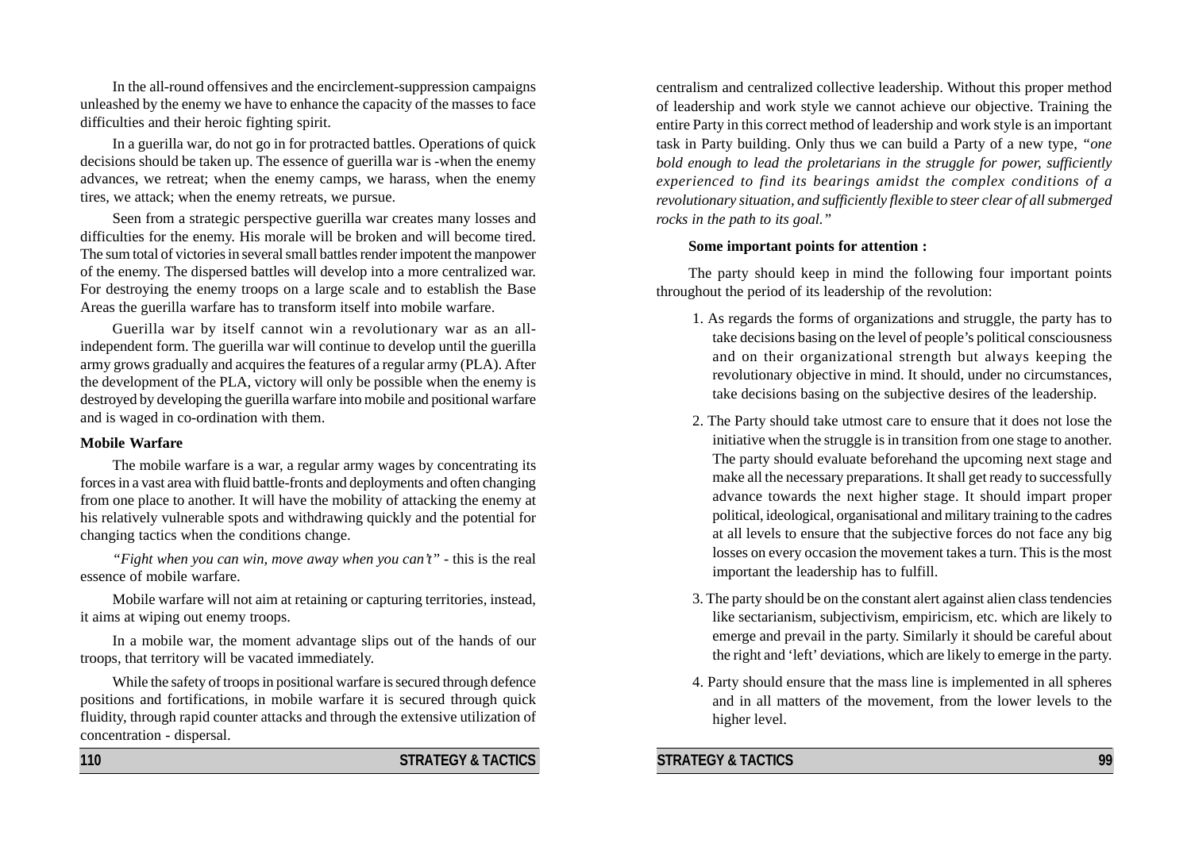In the all-round offensives and the encirclement-suppression campaigns unleashed by the enemy we have to enhance the capacity of the masses to face difficulties and their heroic fighting spirit.

In a guerilla war, do not go in for protracted battles. Operations of quick decisions should be taken up. The essence of guerilla war is -when the enemy advances, we retreat; when the enemy camps, we harass, when the enemy tires, we attack; when the enemy retreats, we pursue.

Seen from a strategic perspective guerilla war creates many losses and difficulties for the enemy. His morale will be broken and will become tired. The sum total of victories in several small battles render impotent the manpower of the enemy. The dispersed battles will develop into a more centralized war. For destroying the enemy troops on a large scale and to establish the Base Areas the guerilla warfare has to transform itself into mobile warfare.

Guerilla war by itself cannot win a revolutionary war as an all-independent form. The guerilla war will continue to develop until the guerilla army grows gradually and acquires the features of a regular army (PLA). After the development of the PLA, victory will only be possible when the enemy is destroyed by developing the guerilla warfare into mobile and positional warfare and is waged in co-ordination with them.

**Mobile Warfare**

The mobile warfare is a war, a regular army wages by concentrating its forces in a vast area with fluid battle-fronts and deployments and often changing from one place to another. It will have the mobility of attacking the enemy at his relatively vulnerable spots and withdrawing quickly and the potential for changing tactics when the conditions change.

*"Fight when you can win, move away when you can't"* - this is the real essence of mobile warfare.

Mobile warfare will not aim at retaining or capturing territories, instead, it aims at wiping out enemy troops.

In a mobile war, the moment advantage slips out of the hands of our troops, that territory will be vacated immediately.

While the safety of troops in positional warfare is secured through defence positions and fortifications, in mobile warfare it is secured through quick fluidity, through rapid counter attacks and through the extensive utilization of concentration - dispersal.

centralism and centralized collective leadership. Without this proper method of leadership and work style we cannot achieve our objective. Training the entire Party in this correct method of leadership and work style is an important task in Party building. Only thus we can build a Party of a new type, *"one bold enough to lead the proletarians in the struggle for power, sufficiently experienced to find its bearings amidst the complex conditions of a revolutionary situation, and sufficiently flexible to steer clear of all submerged rocks in the path to its goal."*

**Some important points for attention :**

The party should keep in mind the following four important points throughout the period of its leadership of the revolution:

1. As regards the forms of organizations and struggle, the party has to take decisions basing on the level of people's political consciousness and on their organizational strength but always keeping the revolutionary objective in mind. It should, under no circumstances, take decisions basing on the subjective desires of the leadership.

2. The Party should take utmost care to ensure that it does not lose the initiative when the struggle is in transition from one stage to another. The party should evaluate beforehand the upcoming next stage and make all the necessary preparations. It shall get ready to successfully advance towards the next higher stage. It should impart proper political, ideological, organisational and military training to the cadres at all levels to ensure that the subjective forces do not face any big losses on every occasion the movement takes a turn. This is the most important the leadership has to fulfill.

3. The party should be on the constant alert against alien class tendencies like sectarianism, subjectivism, empiricism, etc. which are likely to emerge and prevail in the party. Similarly it should be careful about the right and 'left' deviations, which are likely to emerge in the party.

4. Party should ensure that the mass line is implemented in all spheres and in all matters of the movement, from the lower levels to the higher level.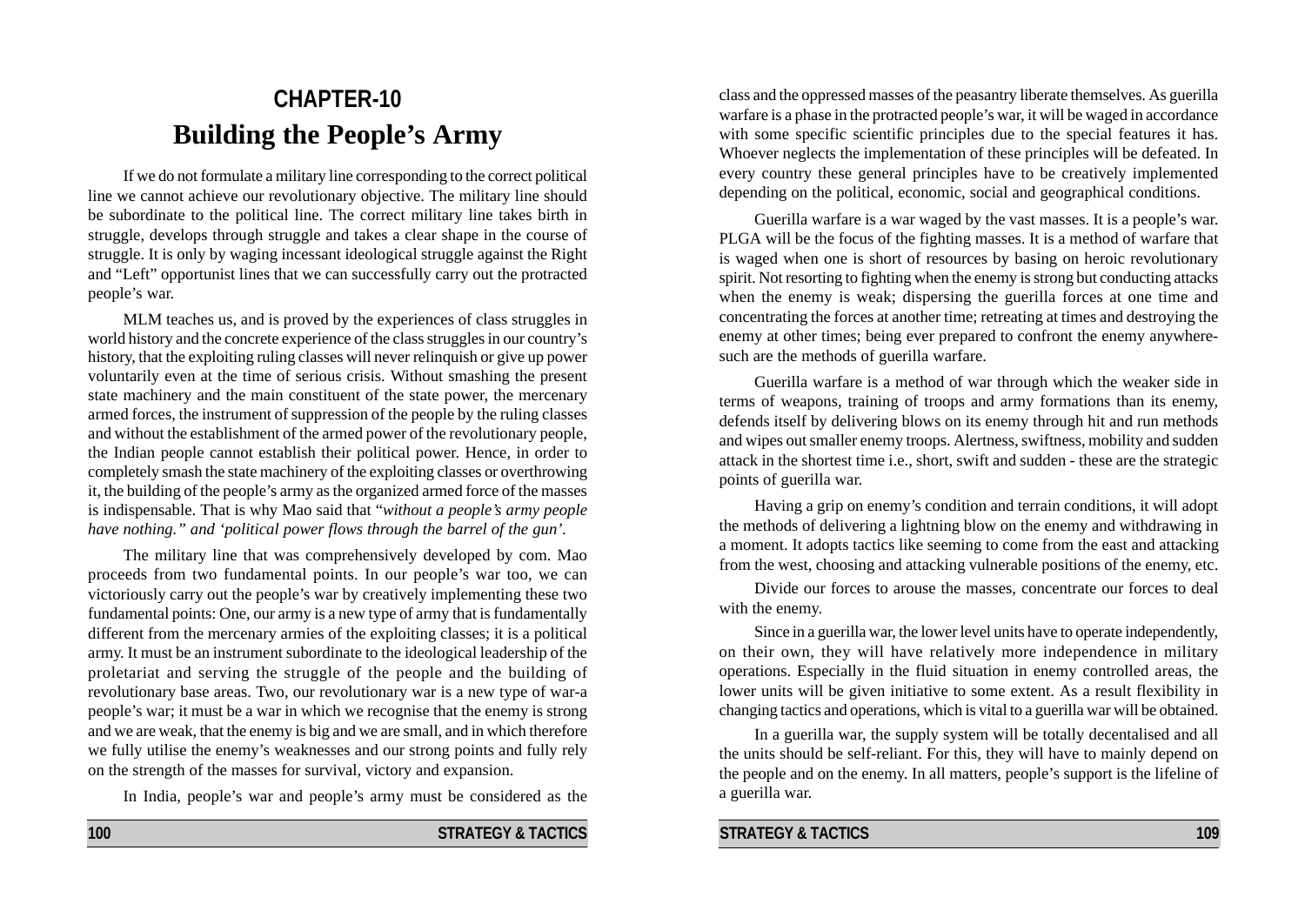# CHAPTER-10

# Building the People's Army

If we do not formulate a military line corresponding to the correct political line we cannot achieve our revolutionary objective. The military line should be subordinate to the political line. The correct military line takes birth in struggle, develops through struggle and takes a clear shape in the course of struggle. It is only by waging incessant ideological struggle against the Right and "Left" opportunist lines that we can successfully carry out the protracted people's war.

MLM teaches us, and is proved by the experiences of class struggles in world history and the concrete experience of the class struggles in our country's history, that the exploiting ruling classes will never relinquish or give up power voluntarily even at the time of serious crisis. Without smashing the present state machinery and the main constituent of the state power, the mercenary armed forces, the instrument of suppression of the people by the ruling classes and without the establishment of the armed power of the revolutionary people, the Indian people cannot establish their political power. Hence, in order to completely smash the state machinery of the exploiting classes or overthrowing it, the building of the people's army as the organized armed force of the masses is indispensable. That is why Mao said that "*without a people's army people have nothing." and 'political power flows through the barrel of the gun'.*

The military line that was comprehensively developed by com. Mao proceeds from two fundamental points. In our people's war too, we can victoriously carry out the people's war by creatively implementing these two fundamental points: One, our army is a new type of army that is fundamentally different from the mercenary armies of the exploiting classes; it is a political army. It must be an instrument subordinate to the ideological leadership of the proletariat and serving the struggle of the people and the building of revolutionary base areas. Two, our revolutionary war is a new type of war-a people's war; it must be a war in which we recognise that the enemy is strong and we are weak, that the enemy is big and we are small, and in which therefore we fully utilise the enemy's weaknesses and our strong points and fully rely on the strength of the masses for survival, victory and expansion.

In India, people's war and people's army must be considered as the

class and the oppressed masses of the peasantry liberate themselves. As guerilla warfare is a phase in the protracted people's war, it will be waged in accordance with some specific scientific principles due to the special features it has. Whoever neglects the implementation of these principles will be defeated. In every country these general principles have to be creatively implemented depending on the political, economic, social and geographical conditions.

Guerilla warfare is a war waged by the vast masses. It is a people's war. PLGA will be the focus of the fighting masses. It is a method of warfare that is waged when one is short of resources by basing on heroic revolutionary spirit. Not resorting to fighting when the enemy is strong but conducting attacks when the enemy is weak; dispersing the guerilla forces at one time and concentrating the forces at another time; retreating at times and destroying the enemy at other times; being ever prepared to confront the enemy anywhere- such are the methods of guerilla warfare.

Guerilla warfare is a method of war through which the weaker side in terms of weapons, training of troops and army formations than its enemy, defends itself by delivering blows on its enemy through hit and run methods and wipes out smaller enemy troops. Alertness, swiftness, mobility and sudden attack in the shortest time i.e., short, swift and sudden - these are the strategic points of guerilla war.

Having a grip on enemy's condition and terrain conditions, it will adopt the methods of delivering a lightning blow on the enemy and withdrawing in a moment. It adopts tactics like seeming to come from the east and attacking from the west, choosing and attacking vulnerable positions of the enemy, etc.

Divide our forces to arouse the masses, concentrate our forces to deal with the enemy.

Since in a guerilla war, the lower level units have to operate independently, on their own, they will have relatively more independence in military operations. Especially in the fluid situation in enemy controlled areas, the lower units will be given initiative to some extent. As a result flexibility in changing tactics and operations, which is vital to a guerilla war will be obtained.

In a guerilla war, the supply system will be totally decentalised and all the units should be self-reliant. For this, they will have to mainly depend on the people and on the enemy. In all matters, people's support is the lifeline of a guerilla war.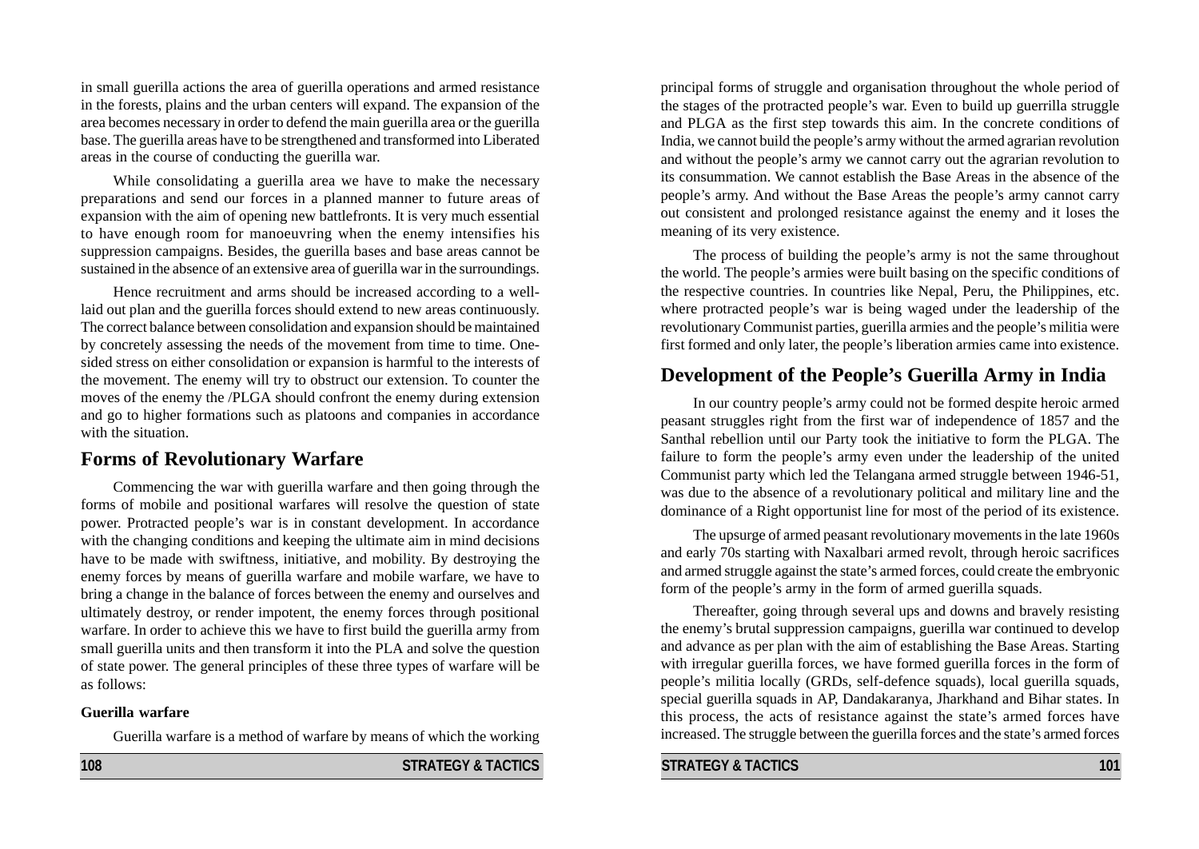in small guerilla actions the area of guerilla operations and armed resistance in the forests, plains and the urban centers will expand. The expansion of the area becomes necessary in order to defend the main guerilla area or the guerilla base. The guerilla areas have to be strengthened and transformed into Liberated areas in the course of conducting the guerilla war.

While consolidating a guerilla area we have to make the necessary preparations and send our forces in a planned manner to future areas of expansion with the aim of opening new battlefronts. It is very much essential to have enough room for manoeuvring when the enemy intensifies his suppression campaigns. Besides, the guerilla bases and base areas cannot be sustained in the absence of an extensive area of guerilla war in the surroundings.

Hence recruitment and arms should be increased according to a well-laid out plan and the guerilla forces should extend to new areas continuously. The correct balance between consolidation and expansion should be maintained by concretely assessing the needs of the movement from time to time. One-sided stress on either consolidation or expansion is harmful to the interests of the movement. The enemy will try to obstruct our extension. To counter the moves of the enemy the /PLGA should confront the enemy during extension and go to higher formations such as platoons and companies in accordance with the situation.

## Forms of Revolutionary Warfare

Commencing the war with guerilla warfare and then going through the forms of mobile and positional warfares will resolve the question of state power. Protracted people's war is in constant development. In accordance with the changing conditions and keeping the ultimate aim in mind decisions have to be made with swiftness, initiative, and mobility. By destroying the enemy forces by means of guerilla warfare and mobile warfare, we have to bring a change in the balance of forces between the enemy and ourselves and ultimately destroy, or render impotent, the enemy forces through positional warfare. In order to achieve this we have to first build the guerilla army from small guerilla units and then transform it into the PLA and solve the question of state power. The general principles of these three types of warfare will be as follows:

**Guerilla warfare**

Guerilla warfare is a method of warfare by means of which the working

principal forms of struggle and organisation throughout the whole period of the stages of the protracted people's war. Even to build up guerrilla struggle and PLGA as the first step towards this aim. In the concrete conditions of India, we cannot build the people's army without the armed agrarian revolution and without the people's army we cannot carry out the agrarian revolution to its consummation. We cannot establish the Base Areas in the absence of the people's army. And without the Base Areas the people's army cannot carry out consistent and prolonged resistance against the enemy and it loses the meaning of its very existence.

The process of building the people's army is not the same throughout the world. The people's armies were built basing on the specific conditions of the respective countries. In countries like Nepal, Peru, the Philippines, etc. where protracted people's war is being waged under the leadership of the revolutionary Communist parties, guerilla armies and the people's militia were first formed and only later, the people's liberation armies came into existence.

## Development of the People's Guerilla Army in India

In our country people's army could not be formed despite heroic armed peasant struggles right from the first war of independence of 1857 and the Santhal rebellion until our Party took the initiative to form the PLGA. The failure to form the people's army even under the leadership of the united Communist party which led the Telangana armed struggle between 1946-51, was due to the absence of a revolutionary political and military line and the dominance of a Right opportunist line for most of the period of its existence.

The upsurge of armed peasant revolutionary movements in the late 1960s and early 70s starting with Naxalbari armed revolt, through heroic sacrifices and armed struggle against the state's armed forces, could create the embryonic form of the people's army in the form of armed guerilla squads.

Thereafter, going through several ups and downs and bravely resisting the enemy's brutal suppression campaigns, guerilla war continued to develop and advance as per plan with the aim of establishing the Base Areas. Starting with irregular guerilla forces, we have formed guerilla forces in the form of people's militia locally (GRDs, self-defence squads), local guerilla squads, special guerilla squads in AP, Dandakaranya, Jharkhand and Bihar states. In this process, the acts of resistance against the state's armed forces have increased. The struggle between the guerilla forces and the state's armed forces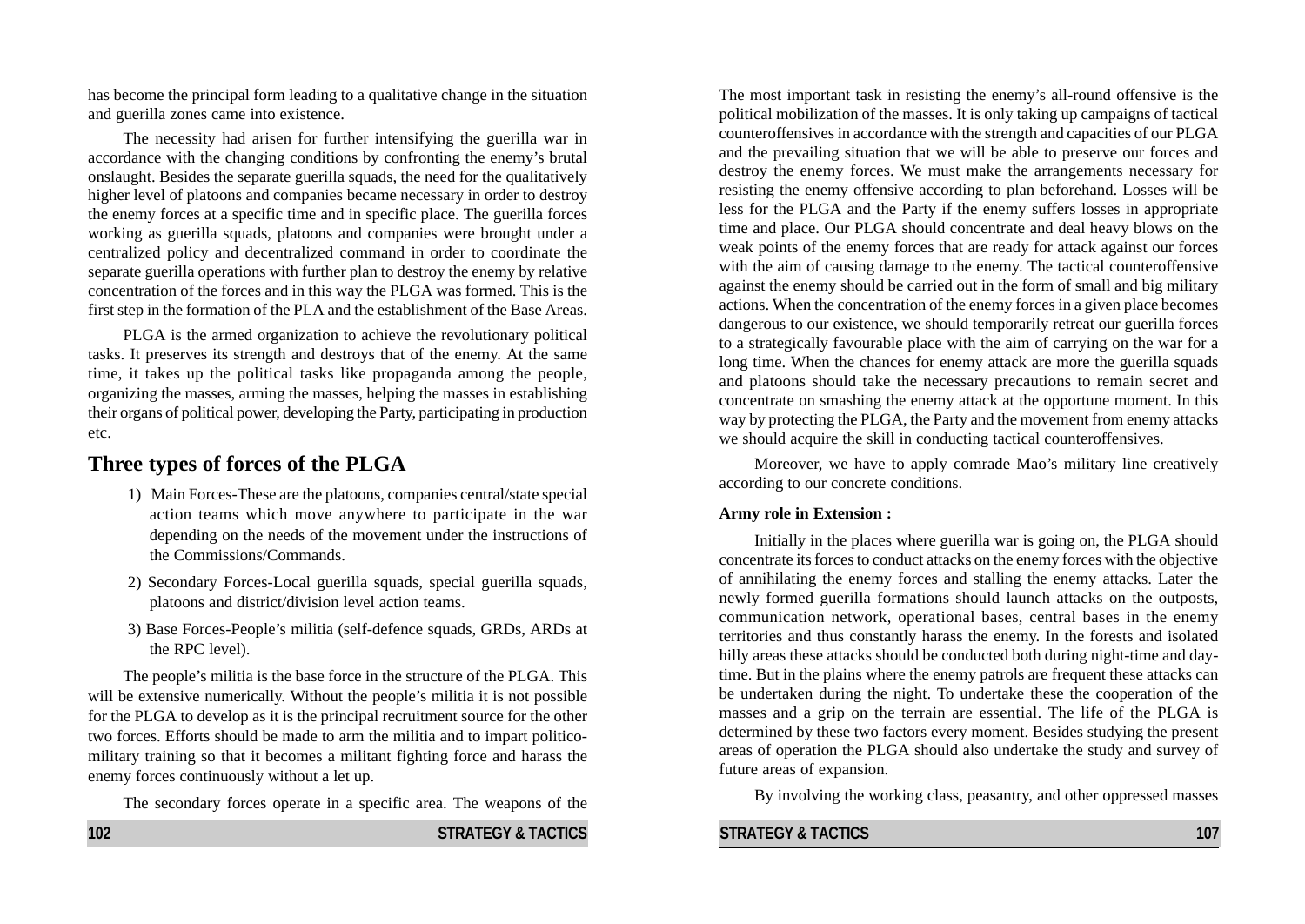has become the principal form leading to a qualitative change in the situation and guerilla zones came into existence.

The necessity had arisen for further intensifying the guerilla war in accordance with the changing conditions by confronting the enemy's brutal onslaught. Besides the separate guerilla squads, the need for the qualitatively higher level of platoons and companies became necessary in order to destroy the enemy forces at a specific time and in specific place. The guerilla forces working as guerilla squads, platoons and companies were brought under a centralized policy and decentralized command in order to coordinate the separate guerilla operations with further plan to destroy the enemy by relative concentration of the forces and in this way the PLGA was formed. This is the first step in the formation of the PLA and the establishment of the Base Areas.

PLGA is the armed organization to achieve the revolutionary political tasks. It preserves its strength and destroys that of the enemy. At the same time, it takes up the political tasks like propaganda among the people, organizing the masses, arming the masses, helping the masses in establishing their organs of political power, developing the Party, participating in production etc.

## Three types of forces of the PLGA

1) Main Forces-These are the platoons, companies central/state special action teams which move anywhere to participate in the war depending on the needs of the movement under the instructions of the Commissions/Commands.

2) Secondary Forces-Local guerilla squads, special guerilla squads, platoons and district/division level action teams.

3) Base Forces-People's militia (self-defence squads, GRDs, ARDs at the RPC level).

The people's militia is the base force in the structure of the PLGA. This will be extensive numerically. Without the people's militia it is not possible for the PLGA to develop as it is the principal recruitment source for the other two forces. Efforts should be made to arm the militia and to impart politico-military training so that it becomes a militant fighting force and harass the enemy forces continuously without a let up.

The secondary forces operate in a specific area. The weapons of the

The most important task in resisting the enemy's all-round offensive is the political mobilization of the masses. It is only taking up campaigns of tactical counteroffensives in accordance with the strength and capacities of our PLGA and the prevailing situation that we will be able to preserve our forces and destroy the enemy forces. We must make the arrangements necessary for resisting the enemy offensive according to plan beforehand. Losses will be less for the PLGA and the Party if the enemy suffers losses in appropriate time and place. Our PLGA should concentrate and deal heavy blows on the weak points of the enemy forces that are ready for attack against our forces with the aim of causing damage to the enemy. The tactical counteroffensive against the enemy should be carried out in the form of small and big military actions. When the concentration of the enemy forces in a given place becomes dangerous to our existence, we should temporarily retreat our guerilla forces to a strategically favourable place with the aim of carrying on the war for a long time. When the chances for enemy attack are more the guerilla squads and platoons should take the necessary precautions to remain secret and concentrate on smashing the enemy attack at the opportune moment. In this way by protecting the PLGA, the Party and the movement from enemy attacks we should acquire the skill in conducting tactical counteroffensives.

Moreover, we have to apply comrade Mao's military line creatively according to our concrete conditions.

**Army role in Extension :**

Initially in the places where guerilla war is going on, the PLGA should concentrate its forces to conduct attacks on the enemy forces with the objective of annihilating the enemy forces and stalling the enemy attacks. Later the newly formed guerilla formations should launch attacks on the outposts, communication network, operational bases, central bases in the enemy territories and thus constantly harass the enemy. In the forests and isolated hilly areas these attacks should be conducted both during night-time and day-time. But in the plains where the enemy patrols are frequent these attacks can be undertaken during the night. To undertake these the cooperation of the masses and a grip on the terrain are essential. The life of the PLGA is determined by these two factors every moment. Besides studying the present areas of operation the PLGA should also undertake the study and survey of future areas of expansion.

By involving the working class, peasantry, and other oppressed masses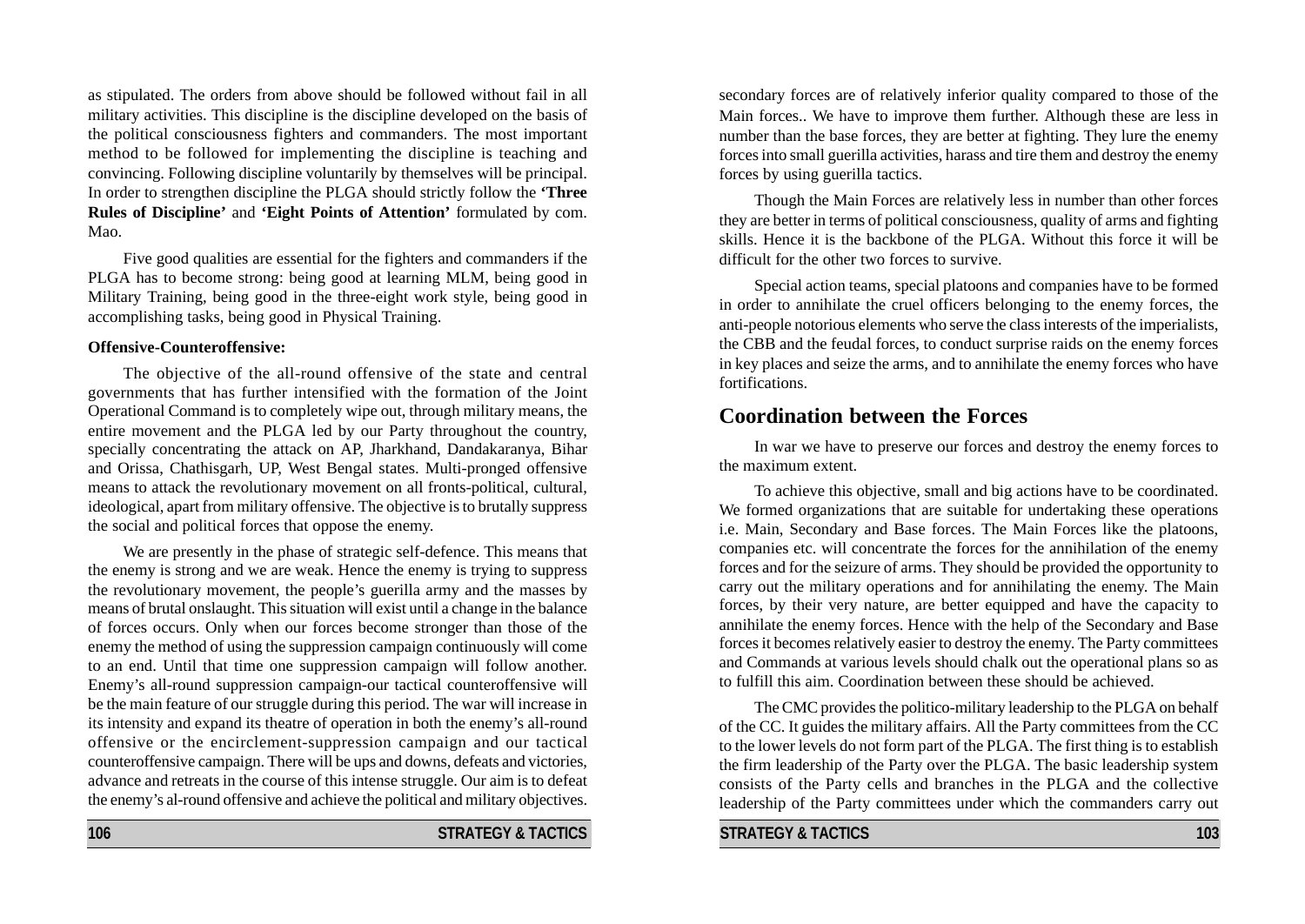as stipulated. The orders from above should be followed without fail in all military activities. This discipline is the discipline developed on the basis of the political consciousness fighters and commanders. The most important method to be followed for implementing the discipline is teaching and convincing. Following discipline voluntarily by themselves will be principal. In order to strengthen discipline the PLGA should strictly follow the **'Three Rules of Discipline'** and **'Eight Points of Attention'** formulated by com. Mao.

Five good qualities are essential for the fighters and commanders if the PLGA has to become strong: being good at learning MLM, being good in Military Training, being good in the three-eight work style, being good in accomplishing tasks, being good in Physical Training.

**Offensive-Counteroffensive:**

The objective of the all-round offensive of the state and central governments that has further intensified with the formation of the Joint Operational Command is to completely wipe out, through military means, the entire movement and the PLGA led by our Party throughout the country, specially concentrating the attack on AP, Jharkhand, Dandakaranya, Bihar and Orissa, Chathisgarh, UP, West Bengal states. Multi-pronged offensive means to attack the revolutionary movement on all fronts-political, cultural, ideological, apart from military offensive. The objective is to brutally suppress the social and political forces that oppose the enemy.

We are presently in the phase of strategic self-defence. This means that the enemy is strong and we are weak. Hence the enemy is trying to suppress the revolutionary movement, the people's guerilla army and the masses by means of brutal onslaught. This situation will exist until a change in the balance of forces occurs. Only when our forces become stronger than those of the enemy the method of using the suppression campaign continuously will come to an end. Until that time one suppression campaign will follow another. Enemy's all-round suppression campaign-our tactical counteroffensive will be the main feature of our struggle during this period. The war will increase in its intensity and expand its theatre of operation in both the enemy's all-round offensive or the encirclement-suppression campaign and our tactical counteroffensive campaign. There will be ups and downs, defeats and victories, advance and retreats in the course of this intense struggle. Our aim is to defeat the enemy's al-round offensive and achieve the political and military objectives.

secondary forces are of relatively inferior quality compared to those of the Main forces.. We have to improve them further. Although these are less in number than the base forces, they are better at fighting. They lure the enemy forces into small guerilla activities, harass and tire them and destroy the enemy forces by using guerilla tactics.

Though the Main Forces are relatively less in number than other forces they are better in terms of political consciousness, quality of arms and fighting skills. Hence it is the backbone of the PLGA. Without this force it will be difficult for the other two forces to survive.

Special action teams, special platoons and companies have to be formed in order to annihilate the cruel officers belonging to the enemy forces, the anti-people notorious elements who serve the class interests of the imperialists, the CBB and the feudal forces, to conduct surprise raids on the enemy forces in key places and seize the arms, and to annihilate the enemy forces who have fortifications.

## Coordination between the Forces

In war we have to preserve our forces and destroy the enemy forces to the maximum extent.

To achieve this objective, small and big actions have to be coordinated. We formed organizations that are suitable for undertaking these operations i.e. Main, Secondary and Base forces. The Main Forces like the platoons, companies etc. will concentrate the forces for the annihilation of the enemy forces and for the seizure of arms. They should be provided the opportunity to carry out the military operations and for annihilating the enemy. The Main forces, by their very nature, are better equipped and have the capacity to annihilate the enemy forces. Hence with the help of the Secondary and Base forces it becomes relatively easier to destroy the enemy. The Party committees and Commands at various levels should chalk out the operational plans so as to fulfill this aim. Coordination between these should be achieved.

The CMC provides the politico-military leadership to the PLGA on behalf of the CC. It guides the military affairs. All the Party committees from the CC to the lower levels do not form part of the PLGA. The first thing is to establish the firm leadership of the Party over the PLGA. The basic leadership system consists of the Party cells and branches in the PLGA and the collective leadership of the Party committees under which the commanders carry out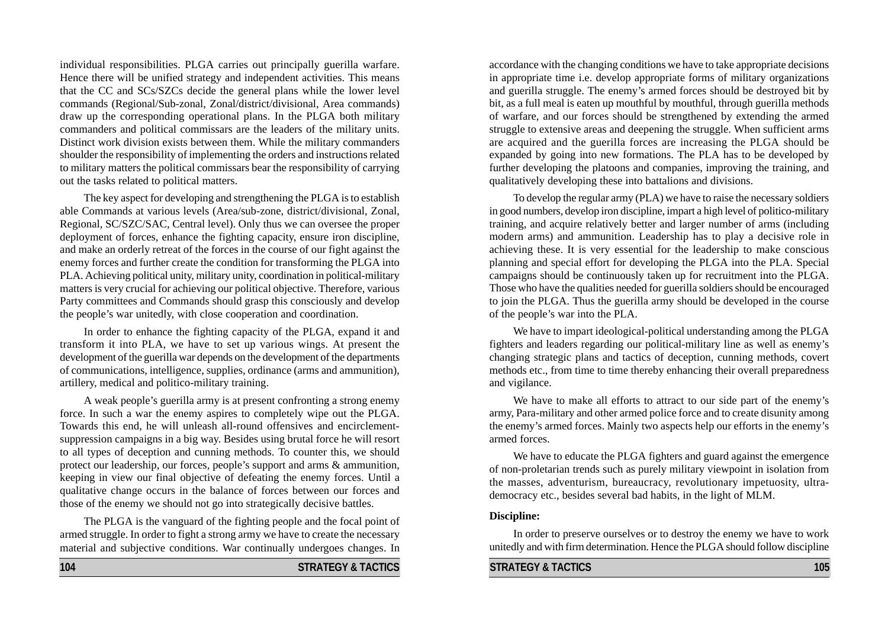individual responsibilities. PLGA carries out principally guerilla warfare. Hence there will be unified strategy and independent activities. This means that the CC and SCs/SZCs decide the general plans while the lower level commands (Regional/Sub-zonal, Zonal/district/divisional, Area commands) draw up the corresponding operational plans. In the PLGA both military commanders and political commissars are the leaders of the military units. Distinct work division exists between them. While the military commanders shoulder the responsibility of implementing the orders and instructions related to military matters the political commissars bear the responsibility of carrying out the tasks related to political matters.

The key aspect for developing and strengthening the PLGA is to establish able Commands at various levels (Area/sub-zone, district/divisional, Zonal, Regional, SC/SZC/SAC, Central level). Only thus we can oversee the proper deployment of forces, enhance the fighting capacity, ensure iron discipline, and make an orderly retreat of the forces in the course of our fight against the enemy forces and further create the condition for transforming the PLGA into PLA. Achieving political unity, military unity, coordination in political-military matters is very crucial for achieving our political objective. Therefore, various Party committees and Commands should grasp this consciously and develop the people's war unitedly, with close cooperation and coordination.

In order to enhance the fighting capacity of the PLGA, expand it and transform it into PLA, we have to set up various wings. At present the development of the guerilla war depends on the development of the departments of communications, intelligence, supplies, ordinance (arms and ammunition), artillery, medical and politico-military training.

A weak people's guerilla army is at present confronting a strong enemy force. In such a war the enemy aspires to completely wipe out the PLGA. Towards this end, he will unleash all-round offensives and encirclement-suppression campaigns in a big way. Besides using brutal force he will resort to all types of deception and cunning methods. To counter this, we should protect our leadership, our forces, people's support and arms & ammunition, keeping in view our final objective of defeating the enemy forces. Until a qualitative change occurs in the balance of forces between our forces and those of the enemy we should not go into strategically decisive battles.

The PLGA is the vanguard of the fighting people and the focal point of armed struggle. In order to fight a strong army we have to create the necessary material and subjective conditions. War continually undergoes changes. In accordance with the changing conditions we have to take appropriate decisions in appropriate time i.e. develop appropriate forms of military organizations and guerilla struggle. The enemy's armed forces should be destroyed bit by bit, as a full meal is eaten up mouthful by mouthful, through guerilla methods of warfare, and our forces should be strengthened by extending the armed struggle to extensive areas and deepening the struggle. When sufficient arms are acquired and the guerilla forces are increasing the PLGA should be expanded by going into new formations. The PLA has to be developed by further developing the platoons and companies, improving the training, and qualitatively developing these into battalions and divisions.

To develop the regular army (PLA) we have to raise the necessary soldiers in good numbers, develop iron discipline, impart a high level of politico-military training, and acquire relatively better and larger number of arms (including modern arms) and ammunition. Leadership has to play a decisive role in achieving these. It is very essential for the leadership to make conscious planning and special effort for developing the PLGA into the PLA. Special campaigns should be continuously taken up for recruitment into the PLGA. Those who have the qualities needed for guerilla soldiers should be encouraged to join the PLGA. Thus the guerilla army should be developed in the course of the people's war into the PLA.

We have to impart ideological-political understanding among the PLGA fighters and leaders regarding our political-military line as well as enemy's changing strategic plans and tactics of deception, cunning methods, covert methods etc., from time to time thereby enhancing their overall preparedness and vigilance.

We have to make all efforts to attract to our side part of the enemy's army, Para-military and other armed police force and to create disunity among the enemy's armed forces. Mainly two aspects help our efforts in the enemy's armed forces.

We have to educate the PLGA fighters and guard against the emergence of non-proletarian trends such as purely military viewpoint in isolation from the masses, adventurism, bureaucracy, revolutionary impetuosity, ultra-democracy etc., besides several bad habits, in the light of MLM.

**Discipline:**

In order to preserve ourselves or to destroy the enemy we have to work unitedly and with firm determination. Hence the PLGA should follow discipline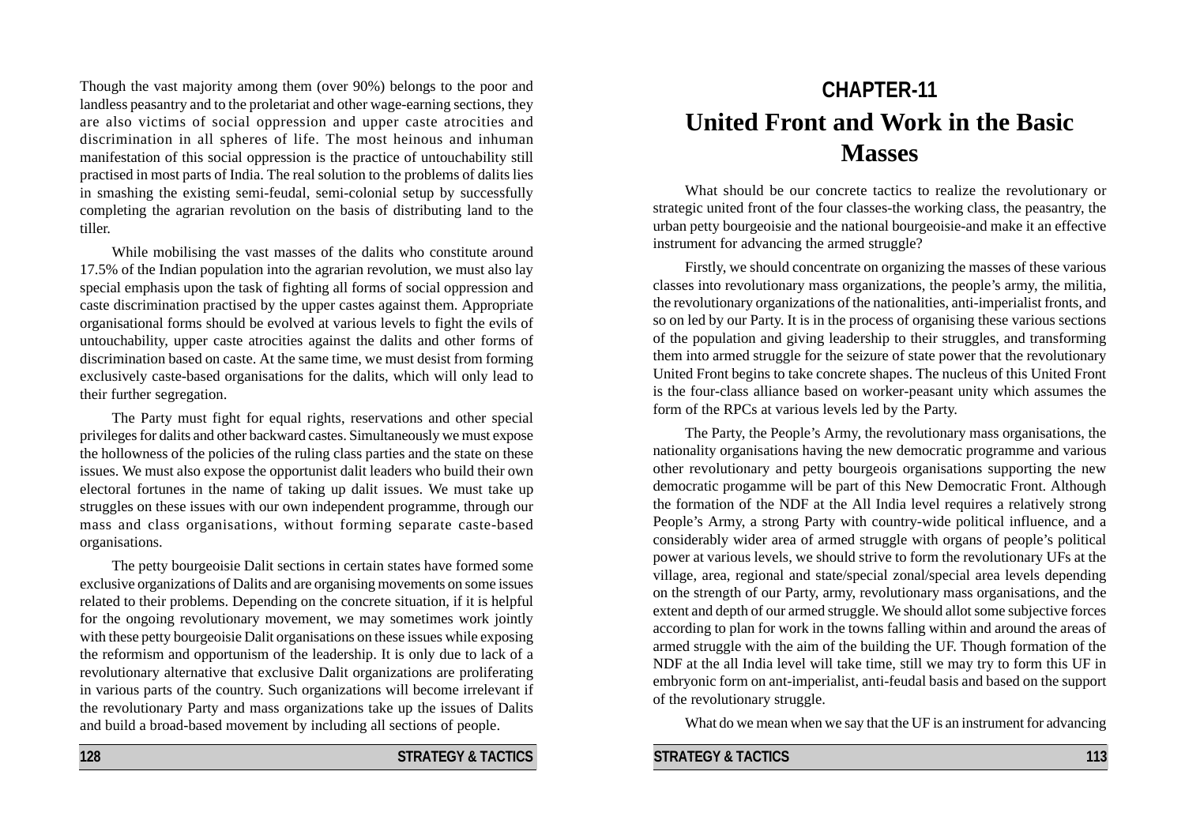Though the vast majority among them (over 90%) belongs to the poor and landless peasantry and to the proletariat and other wage-earning sections, they are also victims of social oppression and upper caste atrocities and discrimination in all spheres of life. The most heinous and inhuman manifestation of this social oppression is the practice of untouchability still practised in most parts of India. The real solution to the problems of dalits lies in smashing the existing semi-feudal, semi-colonial setup by successfully completing the agrarian revolution on the basis of distributing land to the tiller.

While mobilising the vast masses of the dalits who constitute around 17.5% of the Indian population into the agrarian revolution, we must also lay special emphasis upon the task of fighting all forms of social oppression and caste discrimination practised by the upper castes against them. Appropriate organisational forms should be evolved at various levels to fight the evils of untouchability, upper caste atrocities against the dalits and other forms of discrimination based on caste. At the same time, we must desist from forming exclusively caste-based organisations for the dalits, which will only lead to their further segregation.

The Party must fight for equal rights, reservations and other special privileges for dalits and other backward castes. Simultaneously we must expose the hollowness of the policies of the ruling class parties and the state on these issues. We must also expose the opportunist dalit leaders who build their own electoral fortunes in the name of taking up dalit issues. We must take up struggles on these issues with our own independent programme, through our mass and class organisations, without forming separate caste-based organisations.

The petty bourgeoisie Dalit sections in certain states have formed some exclusive organizations of Dalits and are organising movements on some issues related to their problems. Depending on the concrete situation, if it is helpful for the ongoing revolutionary movement, we may sometimes work jointly with these petty bourgeoisie Dalit organisations on these issues while exposing the reformism and opportunism of the leadership. It is only due to lack of a revolutionary alternative that exclusive Dalit organizations are proliferating in various parts of the country. Such organizations will become irrelevant if the revolutionary Party and mass organizations take up the issues of Dalits and build a broad-based movement by including all sections of people.

# CHAPTER-11

# United Front and Work in the Basic Masses

What should be our concrete tactics to realize the revolutionary or strategic united front of the four classes-the working class, the peasantry, the urban petty bourgeoisie and the national bourgeoisie-and make it an effective instrument for advancing the armed struggle?

Firstly, we should concentrate on organizing the masses of these various classes into revolutionary mass organizations, the people's army, the militia, the revolutionary organizations of the nationalities, anti-imperialist fronts, and so on led by our Party. It is in the process of organising these various sections of the population and giving leadership to their struggles, and transforming them into armed struggle for the seizure of state power that the revolutionary United Front begins to take concrete shapes. The nucleus of this United Front is the four-class alliance based on worker-peasant unity which assumes the form of the RPCs at various levels led by the Party.

The Party, the People's Army, the revolutionary mass organisations, the nationality organisations having the new democratic programme and various other revolutionary and petty bourgeois organisations supporting the new democratic progamme will be part of this New Democratic Front. Although the formation of the NDF at the All India level requires a relatively strong People's Army, a strong Party with country-wide political influence, and a considerably wider area of armed struggle with organs of people's political power at various levels, we should strive to form the revolutionary UFs at the village, area, regional and state/special zonal/special area levels depending on the strength of our Party, army, revolutionary mass organisations, and the extent and depth of our armed struggle. We should allot some subjective forces according to plan for work in the towns falling within and around the areas of armed struggle with the aim of the building the UF. Though formation of the NDF at the all India level will take time, still we may try to form this UF in embryonic form on ant-imperialist, anti-feudal basis and based on the support of the revolutionary struggle.

What do we mean when we say that the UF is an instrument for advancing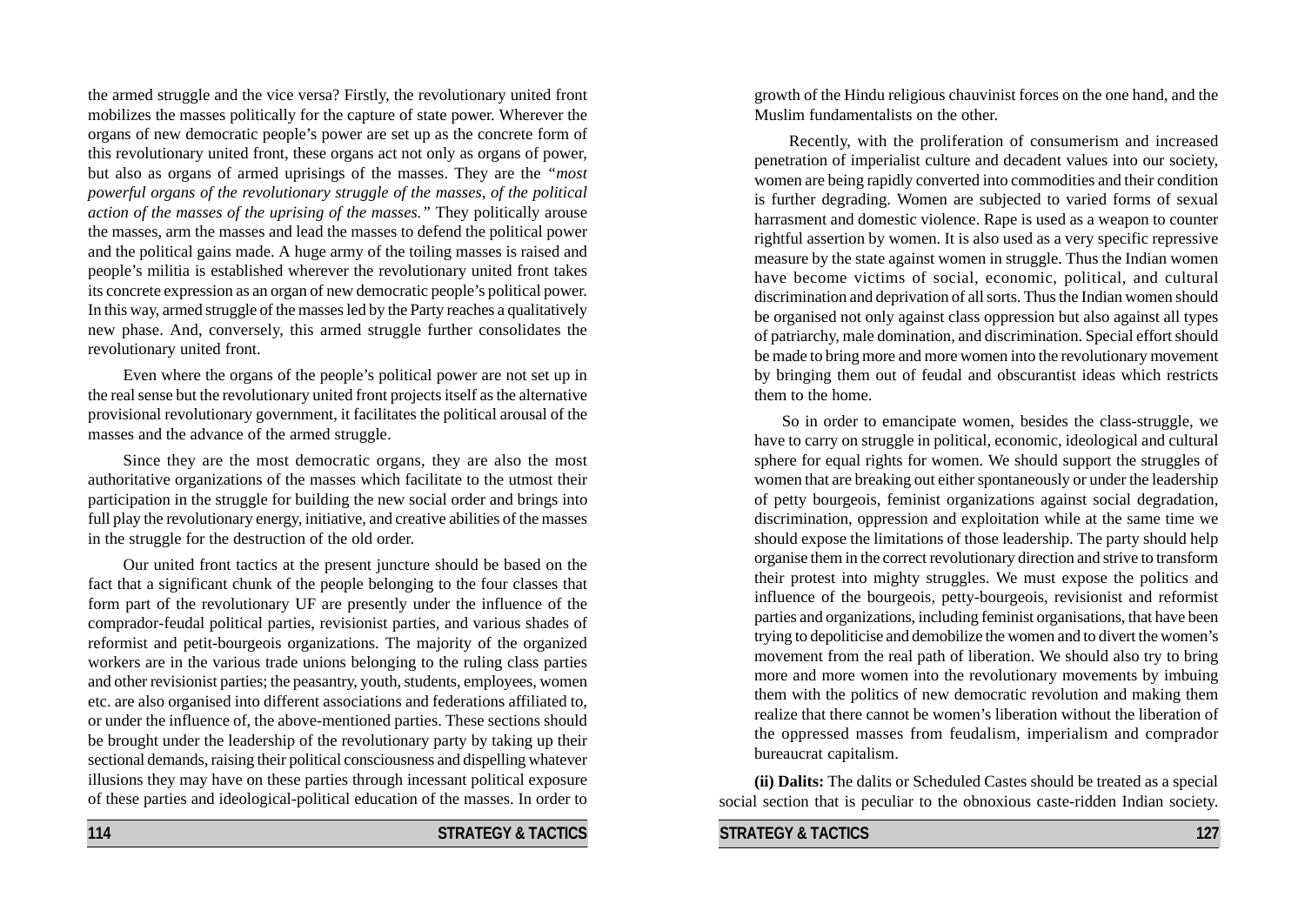the armed struggle and the vice versa? Firstly, the revolutionary united front mobilizes the masses politically for the capture of state power. Wherever the organs of new democratic people's power are set up as the concrete form of this revolutionary united front, these organs act not only as organs of power, but also as organs of armed uprisings of the masses. They are the *"most powerful organs of the revolutionary struggle of the masses, of the political action of the masses of the uprising of the masses."* They politically arouse the masses, arm the masses and lead the masses to defend the political power and the political gains made. A huge army of the toiling masses is raised and people's militia is established wherever the revolutionary united front takes its concrete expression as an organ of new democratic people's political power. In this way, armed struggle of the masses led by the Party reaches a qualitatively new phase. And, conversely, this armed struggle further consolidates the revolutionary united front.

Even where the organs of the people's political power are not set up in the real sense but the revolutionary united front projects itself as the alternative provisional revolutionary government, it facilitates the political arousal of the masses and the advance of the armed struggle.

Since they are the most democratic organs, they are also the most authoritative organizations of the masses which facilitate to the utmost their participation in the struggle for building the new social order and brings into full play the revolutionary energy, initiative, and creative abilities of the masses in the struggle for the destruction of the old order.

Our united front tactics at the present juncture should be based on the fact that a significant chunk of the people belonging to the four classes that form part of the revolutionary UF are presently under the influence of the comprador-feudal political parties, revisionist parties, and various shades of reformist and petit-bourgeois organizations. The majority of the organized workers are in the various trade unions belonging to the ruling class parties and other revisionist parties; the peasantry, youth, students, employees, women etc. are also organised into different associations and federations affiliated to, or under the influence of, the above-mentioned parties. These sections should be brought under the leadership of the revolutionary party by taking up their sectional demands, raising their political consciousness and dispelling whatever illusions they may have on these parties through incessant political exposure of these parties and ideological-political education of the masses. In order to

growth of the Hindu religious chauvinist forces on the one hand, and the Muslim fundamentalists on the other.

Recently, with the proliferation of consumerism and increased penetration of imperialist culture and decadent values into our society, women are being rapidly converted into commodities and their condition is further degrading. Women are subjected to varied forms of sexual harrasment and domestic violence. Rape is used as a weapon to counter rightful assertion by women. It is also used as a very specific repressive measure by the state against women in struggle. Thus the Indian women have become victims of social, economic, political, and cultural discrimination and deprivation of all sorts. Thus the Indian women should be organised not only against class oppression but also against all types of patriarchy, male domination, and discrimination. Special effort should be made to bring more and more women into the revolutionary movement by bringing them out of feudal and obscurantist ideas which restricts them to the home.

So in order to emancipate women, besides the class-struggle, we have to carry on struggle in political, economic, ideological and cultural sphere for equal rights for women. We should support the struggles of women that are breaking out either spontaneously or under the leadership of petty bourgeois, feminist organizations against social degradation, discrimination, oppression and exploitation while at the same time we should expose the limitations of those leadership. The party should help organise them in the correct revolutionary direction and strive to transform their protest into mighty struggles. We must expose the politics and influence of the bourgeois, petty-bourgeois, revisionist and reformist parties and organizations, including feminist organisations, that have been trying to depoliticise and demobilize the women and to divert the women's movement from the real path of liberation. We should also try to bring more and more women into the revolutionary movements by imbuing them with the politics of new democratic revolution and making them realize that there cannot be women's liberation without the liberation of the oppressed masses from feudalism, imperialism and comprador bureaucrat capitalism.

**(ii) Dalits:** The dalits or Scheduled Castes should be treated as a special social section that is peculiar to the obnoxious caste-ridden Indian society.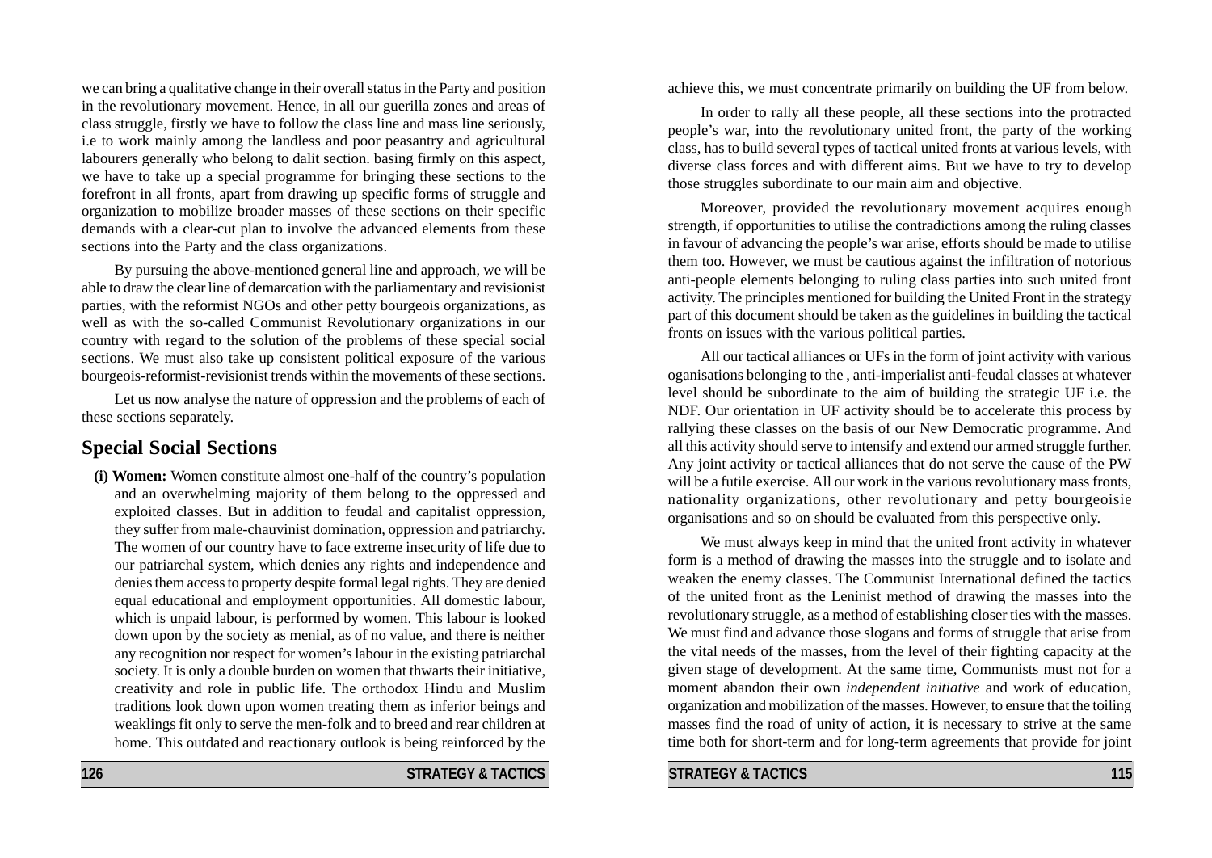we can bring a qualitative change in their overall status in the Party and position in the revolutionary movement. Hence, in all our guerilla zones and areas of class struggle, firstly we have to follow the class line and mass line seriously, i.e to work mainly among the landless and poor peasantry and agricultural labourers generally who belong to dalit section. basing firmly on this aspect, we have to take up a special programme for bringing these sections to the forefront in all fronts, apart from drawing up specific forms of struggle and organization to mobilize broader masses of these sections on their specific demands with a clear-cut plan to involve the advanced elements from these sections into the Party and the class organizations.

By pursuing the above-mentioned general line and approach, we will be able to draw the clear line of demarcation with the parliamentary and revisionist parties, with the reformist NGOs and other petty bourgeois organizations, as well as with the so-called Communist Revolutionary organizations in our country with regard to the solution of the problems of these special social sections. We must also take up consistent political exposure of the various bourgeois-reformist-revisionist trends within the movements of these sections.

Let us now analyse the nature of oppression and the problems of each of these sections separately.

## Special Social Sections

**(i) Women:** Women constitute almost one-half of the country's population and an overwhelming majority of them belong to the oppressed and exploited classes. But in addition to feudal and capitalist oppression, they suffer from male-chauvinist domination, oppression and patriarchy. The women of our country have to face extreme insecurity of life due to our patriarchal system, which denies any rights and independence and denies them access to property despite formal legal rights. They are denied equal educational and employment opportunities. All domestic labour, which is unpaid labour, is performed by women. This labour is looked down upon by the society as menial, as of no value, and there is neither any recognition nor respect for women's labour in the existing patriarchal society. It is only a double burden on women that thwarts their initiative, creativity and role in public life. The orthodox Hindu and Muslim traditions look down upon women treating them as inferior beings and weaklings fit only to serve the men-folk and to breed and rear children at home. This outdated and reactionary outlook is being reinforced by the

achieve this, we must concentrate primarily on building the UF from below.

In order to rally all these people, all these sections into the protracted people's war, into the revolutionary united front, the party of the working class, has to build several types of tactical united fronts at various levels, with diverse class forces and with different aims. But we have to try to develop those struggles subordinate to our main aim and objective.

Moreover, provided the revolutionary movement acquires enough strength, if opportunities to utilise the contradictions among the ruling classes in favour of advancing the people's war arise, efforts should be made to utilise them too. However, we must be cautious against the infiltration of notorious anti-people elements belonging to ruling class parties into such united front activity. The principles mentioned for building the United Front in the strategy part of this document should be taken as the guidelines in building the tactical fronts on issues with the various political parties.

All our tactical alliances or UFs in the form of joint activity with various oganisations belonging to the , anti-imperialist anti-feudal classes at whatever level should be subordinate to the aim of building the strategic UF i.e. the NDF. Our orientation in UF activity should be to accelerate this process by rallying these classes on the basis of our New Democratic programme. And all this activity should serve to intensify and extend our armed struggle further. Any joint activity or tactical alliances that do not serve the cause of the PW will be a futile exercise. All our work in the various revolutionary mass fronts, nationality organizations, other revolutionary and petty bourgeoisie organisations and so on should be evaluated from this perspective only.

We must always keep in mind that the united front activity in whatever form is a method of drawing the masses into the struggle and to isolate and weaken the enemy classes. The Communist International defined the tactics of the united front as the Leninist method of drawing the masses into the revolutionary struggle, as a method of establishing closer ties with the masses. We must find and advance those slogans and forms of struggle that arise from the vital needs of the masses, from the level of their fighting capacity at the given stage of development. At the same time, Communists must not for a moment abandon their own *independent initiative* and work of education, organization and mobilization of the masses. However, to ensure that the toiling masses find the road of unity of action, it is necessary to strive at the same time both for short-term and for long-term agreements that provide for joint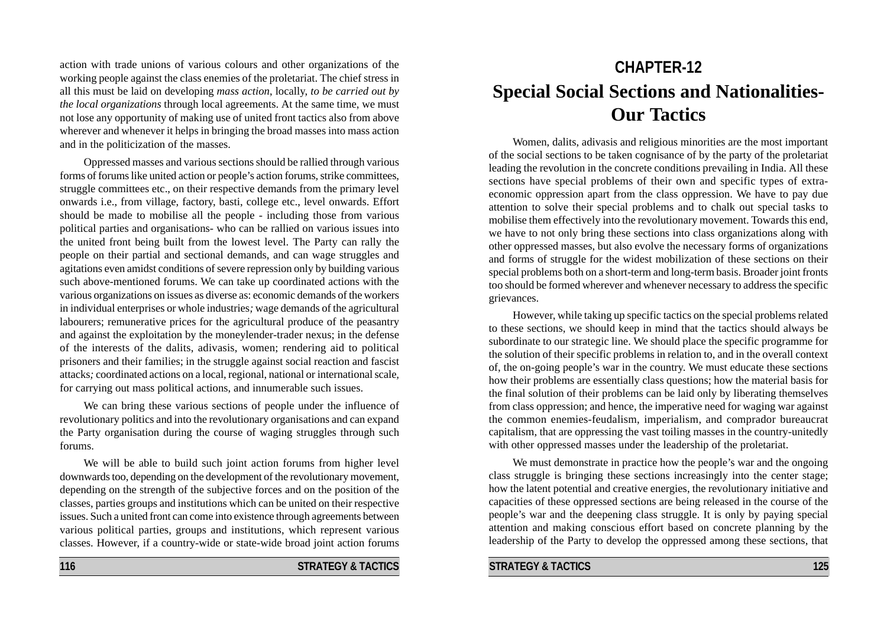action with trade unions of various colours and other organizations of the working people against the class enemies of the proletariat. The chief stress in all this must be laid on developing *mass action*, locally, *to be carried out by the local organizations* through local agreements. At the same time, we must not lose any opportunity of making use of united front tactics also from above wherever and whenever it helps in bringing the broad masses into mass action and in the politicization of the masses.

Oppressed masses and various sections should be rallied through various forms of forums like united action or people's action forums, strike committees, struggle committees etc., on their respective demands from the primary level onwards i.e., from village, factory, basti, college etc., level onwards. Effort should be made to mobilise all the people - including those from various political parties and organisations- who can be rallied on various issues into the united front being built from the lowest level. The Party can rally the people on their partial and sectional demands, and can wage struggles and agitations even amidst conditions of severe repression only by building various such above-mentioned forums. We can take up coordinated actions with the various organizations on issues as diverse as: economic demands of the workers in individual enterprises or whole industries*;* wage demands of the agricultural labourers; remunerative prices for the agricultural produce of the peasantry and against the exploitation by the moneylender-trader nexus; in the defense of the interests of the dalits, adivasis, women; rendering aid to political prisoners and their families; in the struggle against social reaction and fascist attacks*;* coordinated actions on a local, regional, national or international scale, for carrying out mass political actions, and innumerable such issues.

We can bring these various sections of people under the influence of revolutionary politics and into the revolutionary organisations and can expand the Party organisation during the course of waging struggles through such forums.

We will be able to build such joint action forums from higher level downwards too, depending on the development of the revolutionary movement, depending on the strength of the subjective forces and on the position of the classes, parties groups and institutions which can be united on their respective issues. Such a united front can come into existence through agreements between various political parties, groups and institutions, which represent various classes. However, if a country-wide or state-wide broad joint action forums

# CHAPTER-12

# Special Social Sections and Nationalities-Our Tactics

Women, dalits, adivasis and religious minorities are the most important of the social sections to be taken cognisance of by the party of the proletariat leading the revolution in the concrete conditions prevailing in India. All these sections have special problems of their own and specific types of extra-economic oppression apart from the class oppression. We have to pay due attention to solve their special problems and to chalk out special tasks to mobilise them effectively into the revolutionary movement. Towards this end, we have to not only bring these sections into class organizations along with other oppressed masses, but also evolve the necessary forms of organizations and forms of struggle for the widest mobilization of these sections on their special problems both on a short-term and long-term basis. Broader joint fronts too should be formed wherever and whenever necessary to address the specific grievances.

However, while taking up specific tactics on the special problems related to these sections, we should keep in mind that the tactics should always be subordinate to our strategic line. We should place the specific programme for the solution of their specific problems in relation to, and in the overall context of, the on-going people's war in the country. We must educate these sections how their problems are essentially class questions; how the material basis for the final solution of their problems can be laid only by liberating themselves from class oppression; and hence, the imperative need for waging war against the common enemies-feudalism, imperialism, and comprador bureaucrat capitalism, that are oppressing the vast toiling masses in the country-unitedly with other oppressed masses under the leadership of the proletariat.

We must demonstrate in practice how the people's war and the ongoing class struggle is bringing these sections increasingly into the center stage; how the latent potential and creative energies, the revolutionary initiative and capacities of these oppressed sections are being released in the course of the people's war and the deepening class struggle. It is only by paying special attention and making conscious effort based on concrete planning by the leadership of the Party to develop the oppressed among these sections, that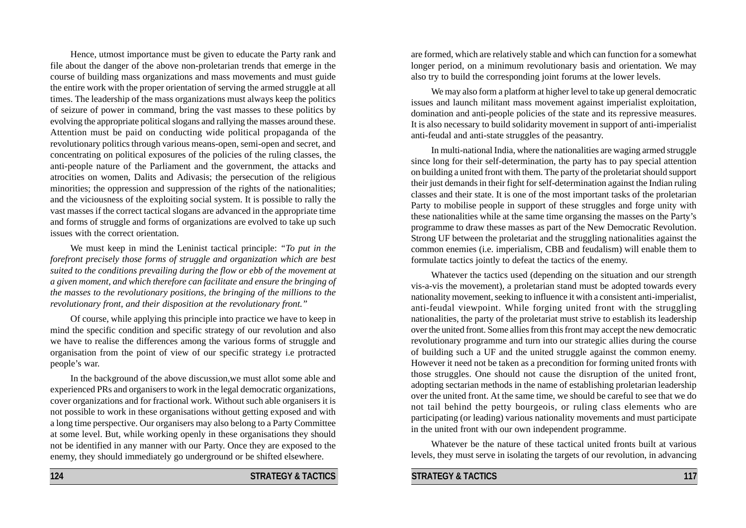Hence, utmost importance must be given to educate the Party rank and file about the danger of the above non-proletarian trends that emerge in the course of building mass organizations and mass movements and must guide the entire work with the proper orientation of serving the armed struggle at all times. The leadership of the mass organizations must always keep the politics of seizure of power in command, bring the vast masses to these politics by evolving the appropriate political slogans and rallying the masses around these. Attention must be paid on conducting wide political propaganda of the revolutionary politics through various means-open, semi-open and secret, and concentrating on political exposures of the policies of the ruling classes, the anti-people nature of the Parliament and the government, the attacks and atrocities on women, Dalits and Adivasis; the persecution of the religious minorities; the oppression and suppression of the rights of the nationalities; and the viciousness of the exploiting social system. It is possible to rally the vast masses if the correct tactical slogans are advanced in the appropriate time and forms of struggle and forms of organizations are evolved to take up such issues with the correct orientation.

We must keep in mind the Leninist tactical principle: *"To put in the forefront precisely those forms of struggle and organization which are best suited to the conditions prevailing during the flow or ebb of the movement at a given moment, and which therefore can facilitate and ensure the bringing of the masses to the revolutionary positions, the bringing of the millions to the revolutionary front, and their disposition at the revolutionary front."*

Of course, while applying this principle into practice we have to keep in mind the specific condition and specific strategy of our revolution and also we have to realise the differences among the various forms of struggle and organisation from the point of view of our specific strategy i.e protracted people's war.

In the background of the above discussion,we must allot some able and experienced PRs and organisers to work in the legal democratic organizations, cover organizations and for fractional work. Without such able organisers it is not possible to work in these organisations without getting exposed and with a long time perspective. Our organisers may also belong to a Party Committee at some level. But, while working openly in these organisations they should not be identified in any manner with our Party. Once they are exposed to the enemy, they should immediately go underground or be shifted elsewhere.

are formed, which are relatively stable and which can function for a somewhat longer period, on a minimum revolutionary basis and orientation. We may also try to build the corresponding joint forums at the lower levels.

We may also form a platform at higher level to take up general democratic issues and launch militant mass movement against imperialist exploitation, domination and anti-people policies of the state and its repressive measures. It is also necessary to build solidarity movement in support of anti-imperialist anti-feudal and anti-state struggles of the peasantry.

In multi-national India, where the nationalities are waging armed struggle since long for their self-determination, the party has to pay special attention on building a united front with them. The party of the proletariat should support their just demands in their fight for self-determination against the Indian ruling classes and their state. It is one of the most important tasks of the proletarian Party to mobilise people in support of these struggles and forge unity with these nationalities while at the same time organsing the masses on the Party's programme to draw these masses as part of the New Democratic Revolution. Strong UF between the proletariat and the struggling nationalities against the common enemies (i.e. imperialism, CBB and feudalism) will enable them to formulate tactics jointly to defeat the tactics of the enemy.

Whatever the tactics used (depending on the situation and our strength vis-a-vis the movement), a proletarian stand must be adopted towards every nationality movement, seeking to influence it with a consistent anti-imperialist, anti-feudal viewpoint. While forging united front with the struggling nationalities, the party of the proletariat must strive to establish its leadership over the united front. Some allies from this front may accept the new democratic revolutionary programme and turn into our strategic allies during the course of building such a UF and the united struggle against the common enemy. However it need not be taken as a precondition for forming united fronts with those struggles. One should not cause the disruption of the united front, adopting sectarian methods in the name of establishing proletarian leadership over the united front. At the same time, we should be careful to see that we do not tail behind the petty bourgeois, or ruling class elements who are participating (or leading) various nationality movements and must participate in the united front with our own independent programme.

Whatever be the nature of these tactical united fronts built at various levels, they must serve in isolating the targets of our revolution, in advancing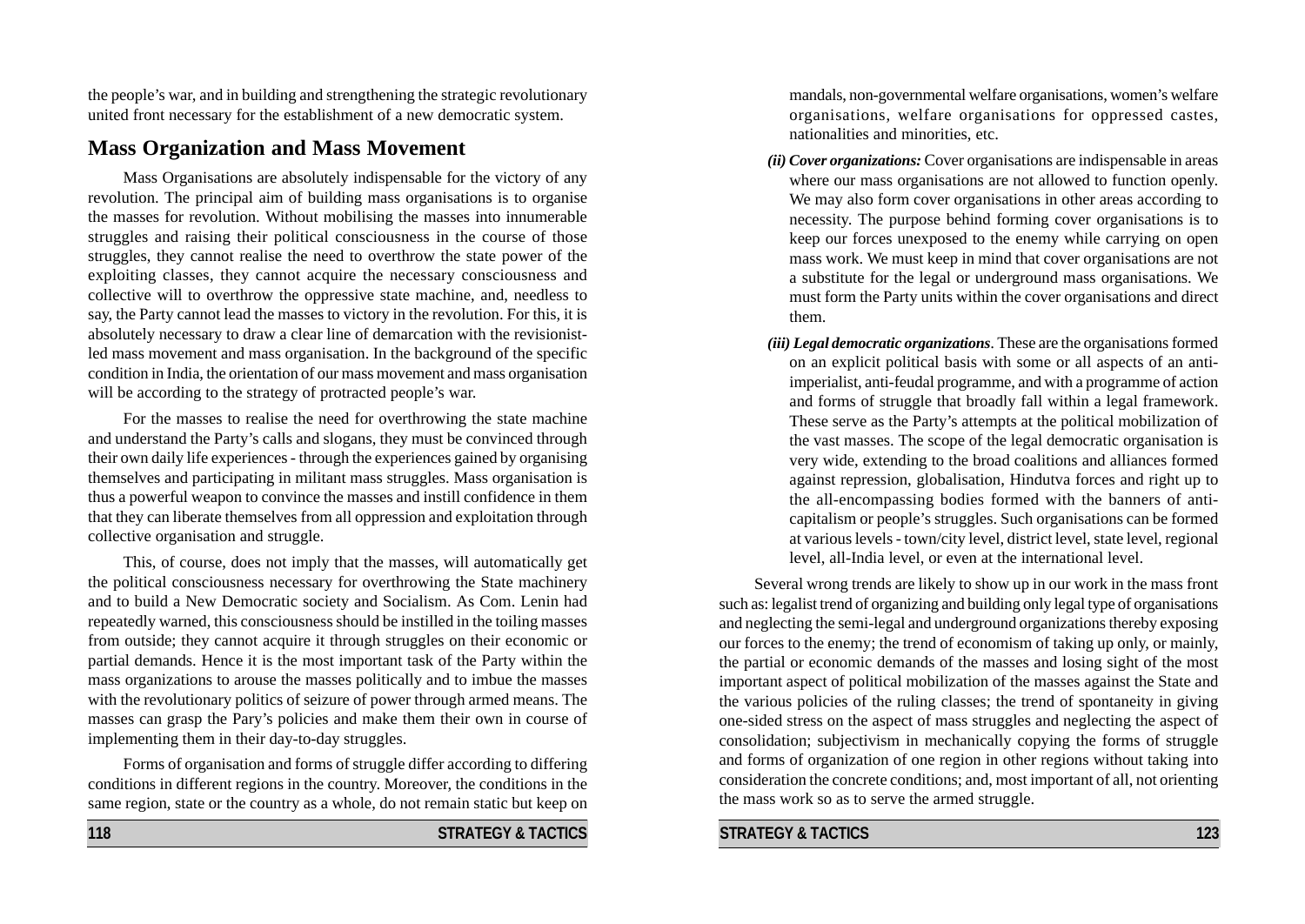the people's war, and in building and strengthening the strategic revolutionary united front necessary for the establishment of a new democratic system.

## Mass Organization and Mass Movement

Mass Organisations are absolutely indispensable for the victory of any revolution. The principal aim of building mass organisations is to organise the masses for revolution. Without mobilising the masses into innumerable struggles and raising their political consciousness in the course of those struggles, they cannot realise the need to overthrow the state power of the exploiting classes, they cannot acquire the necessary consciousness and collective will to overthrow the oppressive state machine, and, needless to say, the Party cannot lead the masses to victory in the revolution. For this, it is absolutely necessary to draw a clear line of demarcation with the revisionist-led mass movement and mass organisation. In the background of the specific condition in India, the orientation of our mass movement and mass organisation will be according to the strategy of protracted people's war.

For the masses to realise the need for overthrowing the state machine and understand the Party's calls and slogans, they must be convinced through their own daily life experiences - through the experiences gained by organising themselves and participating in militant mass struggles. Mass organisation is thus a powerful weapon to convince the masses and instill confidence in them that they can liberate themselves from all oppression and exploitation through collective organisation and struggle.

This, of course, does not imply that the masses, will automatically get the political consciousness necessary for overthrowing the State machinery and to build a New Democratic society and Socialism. As Com. Lenin had repeatedly warned, this consciousness should be instilled in the toiling masses from outside; they cannot acquire it through struggles on their economic or partial demands. Hence it is the most important task of the Party within the mass organizations to arouse the masses politically and to imbue the masses with the revolutionary politics of seizure of power through armed means. The masses can grasp the Pary's policies and make them their own in course of implementing them in their day-to-day struggles.

Forms of organisation and forms of struggle differ according to differing conditions in different regions in the country. Moreover, the conditions in the same region, state or the country as a whole, do not remain static but keep on

mandals, non-governmental welfare organisations, women's welfare organisations, welfare organisations for oppressed castes, nationalities and minorities, etc.

***(ii) Cover organizations:*** Cover organisations are indispensable in areas where our mass organisations are not allowed to function openly. We may also form cover organisations in other areas according to necessity. The purpose behind forming cover organisations is to keep our forces unexposed to the enemy while carrying on open mass work. We must keep in mind that cover organisations are not a substitute for the legal or underground mass organisations. We must form the Party units within the cover organisations and direct them.

***(iii) Legal democratic organizations***. These are the organisations formed on an explicit political basis with some or all aspects of an anti-imperialist, anti-feudal programme, and with a programme of action and forms of struggle that broadly fall within a legal framework. These serve as the Party's attempts at the political mobilization of the vast masses. The scope of the legal democratic organisation is very wide, extending to the broad coalitions and alliances formed against repression, globalisation, Hindutva forces and right up to the all-encompassing bodies formed with the banners of anti-capitalism or people's struggles. Such organisations can be formed at various levels - town/city level, district level, state level, regional level, all-India level, or even at the international level.

Several wrong trends are likely to show up in our work in the mass front such as: legalist trend of organizing and building only legal type of organisations and neglecting the semi-legal and underground organizations thereby exposing our forces to the enemy; the trend of economism of taking up only, or mainly, the partial or economic demands of the masses and losing sight of the most important aspect of political mobilization of the masses against the State and the various policies of the ruling classes; the trend of spontaneity in giving one-sided stress on the aspect of mass struggles and neglecting the aspect of consolidation; subjectivism in mechanically copying the forms of struggle and forms of organization of one region in other regions without taking into consideration the concrete conditions; and, most important of all, not orienting the mass work so as to serve the armed struggle.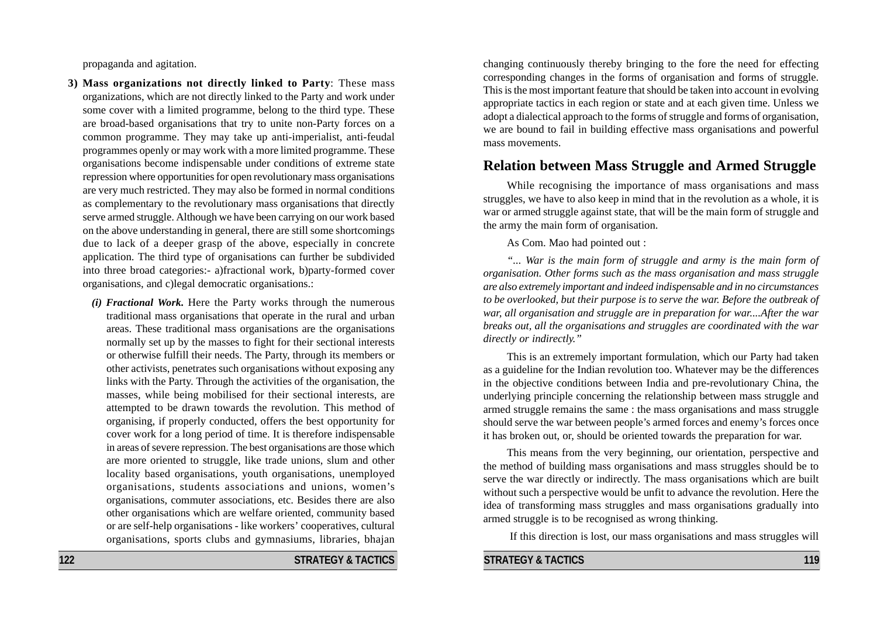propaganda and agitation.

**3) Mass organizations not directly linked to Party**: These mass organizations, which are not directly linked to the Party and work under some cover with a limited programme, belong to the third type. These are broad-based organisations that try to unite non-Party forces on a common programme. They may take up anti-imperialist, anti-feudal programmes openly or may work with a more limited programme. These organisations become indispensable under conditions of extreme state repression where opportunities for open revolutionary mass organisations are very much restricted. They may also be formed in normal conditions as complementary to the revolutionary mass organisations that directly serve armed struggle. Although we have been carrying on our work based on the above understanding in general, there are still some shortcomings due to lack of a deeper grasp of the above, especially in concrete application. The third type of organisations can further be subdivided into three broad categories:- a)fractional work, b)party-formed cover organisations, and c)legal democratic organisations.:

*(i)* ***Fractional Work.*** Here the Party works through the numerous traditional mass organisations that operate in the rural and urban areas. These traditional mass organisations are the organisations normally set up by the masses to fight for their sectional interests or otherwise fulfill their needs. The Party, through its members or other activists, penetrates such organisations without exposing any links with the Party. Through the activities of the organisation, the masses, while being mobilised for their sectional interests, are attempted to be drawn towards the revolution. This method of organising, if properly conducted, offers the best opportunity for cover work for a long period of time. It is therefore indispensable in areas of severe repression. The best organisations are those which are more oriented to struggle, like trade unions, slum and other locality based organisations, youth organisations, unemployed organisations, students associations and unions, women's organisations, commuter associations, etc. Besides there are also other organisations which are welfare oriented, community based or are self-help organisations - like workers' cooperatives, cultural organisations, sports clubs and gymnasiums, libraries, bhajan

changing continuously thereby bringing to the fore the need for effecting corresponding changes in the forms of organisation and forms of struggle. This is the most important feature that should be taken into account in evolving appropriate tactics in each region or state and at each given time. Unless we adopt a dialectical approach to the forms of struggle and forms of organisation, we are bound to fail in building effective mass organisations and powerful mass movements.

## Relation between Mass Struggle and Armed Struggle

While recognising the importance of mass organisations and mass struggles, we have to also keep in mind that in the revolution as a whole, it is war or armed struggle against state, that will be the main form of struggle and the army the main form of organisation.

As Com. Mao had pointed out :

*"... War is the main form of struggle and army is the main form of organisation. Other forms such as the mass organisation and mass struggle are also extremely important and indeed indispensable and in no circumstances to be overlooked, but their purpose is to serve the war. Before the outbreak of war, all organisation and struggle are in preparation for war....After the war breaks out, all the organisations and struggles are coordinated with the war directly or indirectly."*

This is an extremely important formulation, which our Party had taken as a guideline for the Indian revolution too. Whatever may be the differences in the objective conditions between India and pre-revolutionary China, the underlying principle concerning the relationship between mass struggle and armed struggle remains the same : the mass organisations and mass struggle should serve the war between people's armed forces and enemy's forces once it has broken out, or, should be oriented towards the preparation for war.

This means from the very beginning, our orientation, perspective and the method of building mass organisations and mass struggles should be to serve the war directly or indirectly. The mass organisations which are built without such a perspective would be unfit to advance the revolution. Here the idea of transforming mass struggles and mass organisations gradually into armed struggle is to be recognised as wrong thinking.

If this direction is lost, our mass organisations and mass struggles will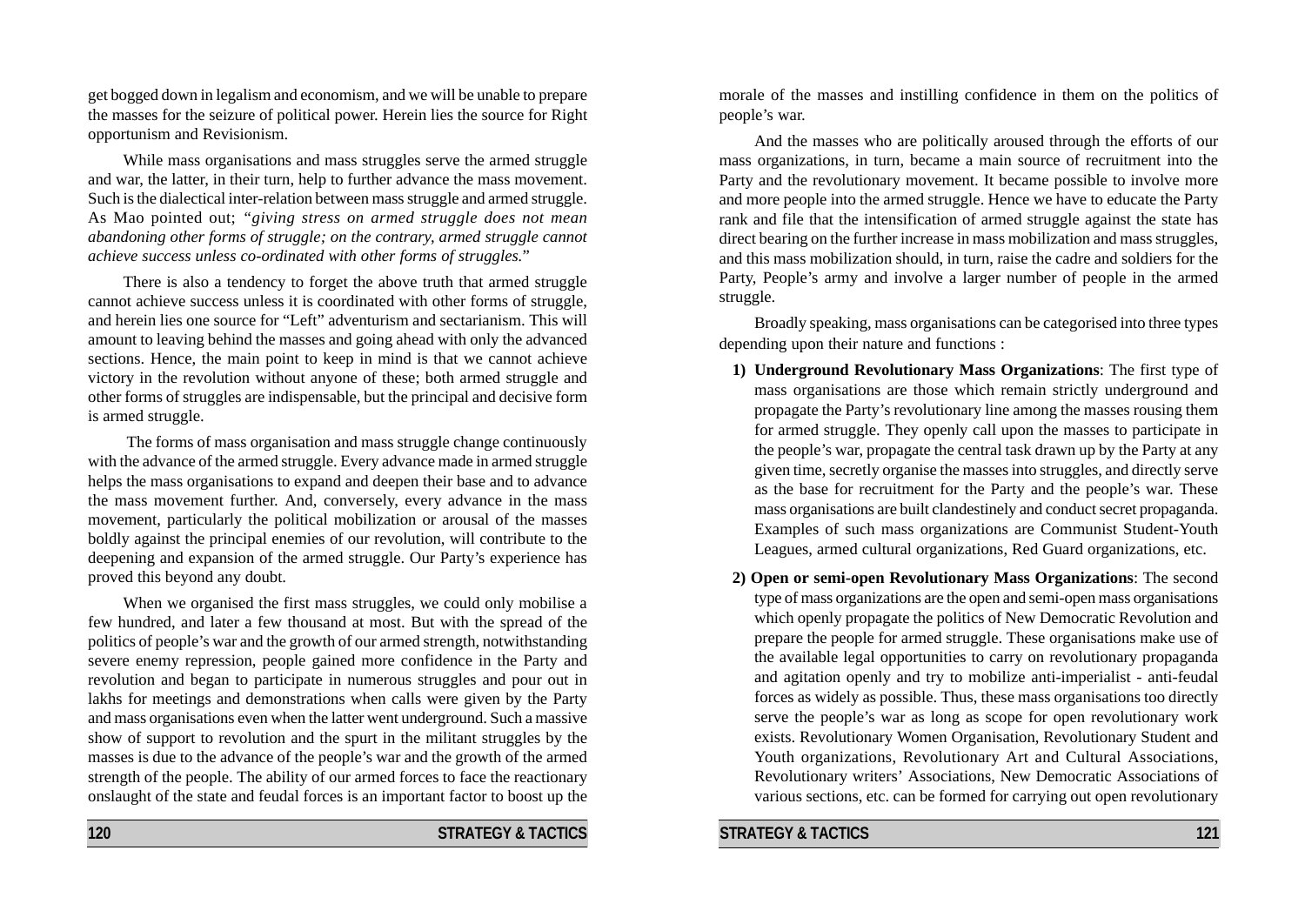get bogged down in legalism and economism, and we will be unable to prepare the masses for the seizure of political power. Herein lies the source for Right opportunism and Revisionism.

While mass organisations and mass struggles serve the armed struggle and war, the latter, in their turn, help to further advance the mass movement. Such is the dialectical inter-relation between mass struggle and armed struggle. As Mao pointed out; *"giving stress on armed struggle does not mean abandoning other forms of struggle; on the contrary, armed struggle cannot achieve success unless co-ordinated with other forms of struggles."*

There is also a tendency to forget the above truth that armed struggle cannot achieve success unless it is coordinated with other forms of struggle, and herein lies one source for "Left" adventurism and sectarianism. This will amount to leaving behind the masses and going ahead with only the advanced sections. Hence, the main point to keep in mind is that we cannot achieve victory in the revolution without anyone of these; both armed struggle and other forms of struggles are indispensable, but the principal and decisive form is armed struggle.

The forms of mass organisation and mass struggle change continuously with the advance of the armed struggle. Every advance made in armed struggle helps the mass organisations to expand and deepen their base and to advance the mass movement further. And, conversely, every advance in the mass movement, particularly the political mobilization or arousal of the masses boldly against the principal enemies of our revolution, will contribute to the deepening and expansion of the armed struggle. Our Party's experience has proved this beyond any doubt.

When we organised the first mass struggles, we could only mobilise a few hundred, and later a few thousand at most. But with the spread of the politics of people's war and the growth of our armed strength, notwithstanding severe enemy repression, people gained more confidence in the Party and revolution and began to participate in numerous struggles and pour out in lakhs for meetings and demonstrations when calls were given by the Party and mass organisations even when the latter went underground. Such a massive show of support to revolution and the spurt in the militant struggles by the masses is due to the advance of the people's war and the growth of the armed strength of the people. The ability of our armed forces to face the reactionary onslaught of the state and feudal forces is an important factor to boost up the morale of the masses and instilling confidence in them on the politics of people's war.

And the masses who are politically aroused through the efforts of our mass organizations, in turn, became a main source of recruitment into the Party and the revolutionary movement. It became possible to involve more and more people into the armed struggle. Hence we have to educate the Party rank and file that the intensification of armed struggle against the state has direct bearing on the further increase in mass mobilization and mass struggles, and this mass mobilization should, in turn, raise the cadre and soldiers for the Party, People's army and involve a larger number of people in the armed struggle.

Broadly speaking, mass organisations can be categorised into three types depending upon their nature and functions :

1) **Underground Revolutionary Mass Organizations**: The first type of mass organisations are those which remain strictly underground and propagate the Party's revolutionary line among the masses rousing them for armed struggle. They openly call upon the masses to participate in the people's war, propagate the central task drawn up by the Party at any given time, secretly organise the masses into struggles, and directly serve as the base for recruitment for the Party and the people's war. These mass organisations are built clandestinely and conduct secret propaganda. Examples of such mass organizations are Communist Student-Youth Leagues, armed cultural organizations, Red Guard organizations, etc.

2) **Open or semi-open Revolutionary Mass Organizations**: The second type of mass organizations are the open and semi-open mass organisations which openly propagate the politics of New Democratic Revolution and prepare the people for armed struggle. These organisations make use of the available legal opportunities to carry on revolutionary propaganda and agitation openly and try to mobilize anti-imperialist - anti-feudal forces as widely as possible. Thus, these mass organisations too directly serve the people's war as long as scope for open revolutionary work exists. Revolutionary Women Organisation, Revolutionary Student and Youth organizations, Revolutionary Art and Cultural Associations, Revolutionary writers' Associations, New Democratic Associations of various sections, etc. can be formed for carrying out open revolutionary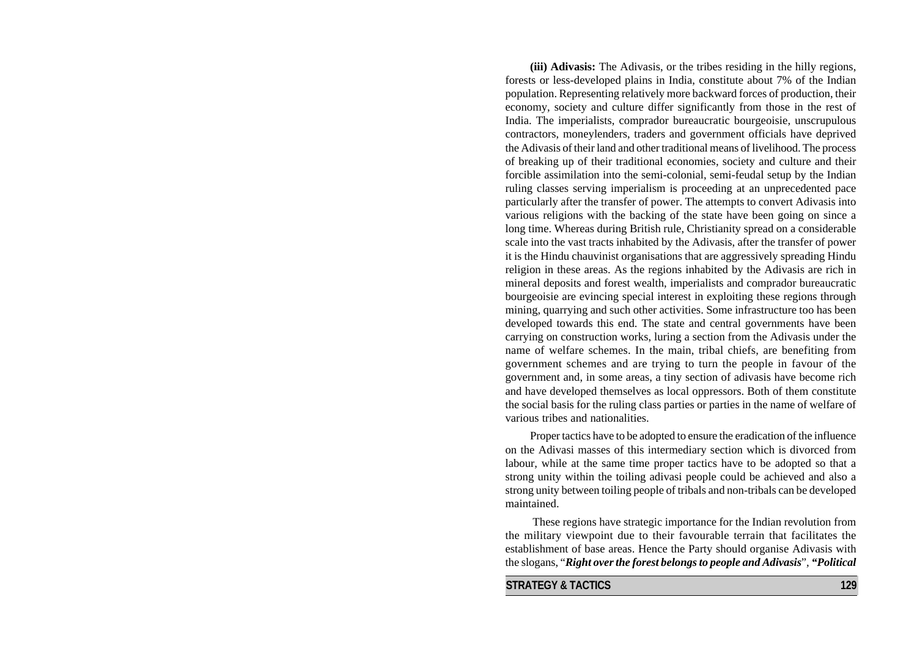**(iii) Adivasis:** The Adivasis, or the tribes residing in the hilly regions, forests or less-developed plains in India, constitute about 7% of the Indian population. Representing relatively more backward forces of production, their economy, society and culture differ significantly from those in the rest of India. The imperialists, comprador bureaucratic bourgeoisie, unscrupulous contractors, moneylenders, traders and government officials have deprived the Adivasis of their land and other traditional means of livelihood. The process of breaking up of their traditional economies, society and culture and their forcible assimilation into the semi-colonial, semi-feudal setup by the Indian ruling classes serving imperialism is proceeding at an unprecedented pace particularly after the transfer of power. The attempts to convert Adivasis into various religions with the backing of the state have been going on since a long time. Whereas during British rule, Christianity spread on a considerable scale into the vast tracts inhabited by the Adivasis, after the transfer of power it is the Hindu chauvinist organisations that are aggressively spreading Hindu religion in these areas. As the regions inhabited by the Adivasis are rich in mineral deposits and forest wealth, imperialists and comprador bureaucratic bourgeoisie are evincing special interest in exploiting these regions through mining, quarrying and such other activities. Some infrastructure too has been developed towards this end. The state and central governments have been carrying on construction works, luring a section from the Adivasis under the name of welfare schemes. In the main, tribal chiefs, are benefiting from government schemes and are trying to turn the people in favour of the government and, in some areas, a tiny section of adivasis have become rich and have developed themselves as local oppressors. Both of them constitute the social basis for the ruling class parties or parties in the name of welfare of various tribes and nationalities.

Proper tactics have to be adopted to ensure the eradication of the influence on the Adivasi masses of this intermediary section which is divorced from labour, while at the same time proper tactics have to be adopted so that a strong unity within the toiling adivasi people could be achieved and also a strong unity between toiling people of tribals and non-tribals can be developed maintained.

These regions have strategic importance for the Indian revolution from the military viewpoint due to their favourable terrain that facilitates the establishment of base areas. Hence the Party should organise Adivasis with the slogans, "***Right over the forest belongs to people and Adivasis***", ***"Political***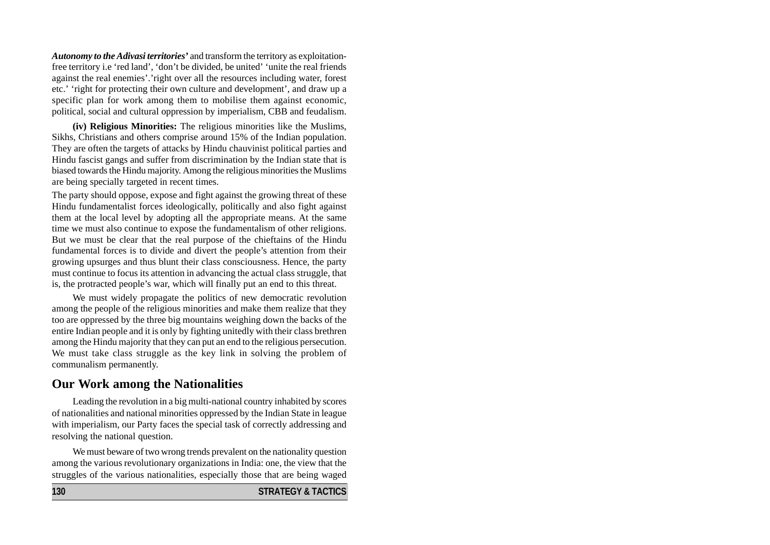***Autonomy to the Adivasi territories'*** and transform the territory as exploitation-free territory i.e 'red land', 'don't be divided, be united' 'unite the real friends against the real enemies'.'right over all the resources including water, forest etc.' 'right for protecting their own culture and development', and draw up a specific plan for work among them to mobilise them against economic, political, social and cultural oppression by imperialism, CBB and feudalism.

**(iv) Religious Minorities:** The religious minorities like the Muslims, Sikhs, Christians and others comprise around 15% of the Indian population. They are often the targets of attacks by Hindu chauvinist political parties and Hindu fascist gangs and suffer from discrimination by the Indian state that is biased towards the Hindu majority. Among the religious minorities the Muslims are being specially targeted in recent times.

The party should oppose, expose and fight against the growing threat of these Hindu fundamentalist forces ideologically, politically and also fight against them at the local level by adopting all the appropriate means. At the same time we must also continue to expose the fundamentalism of other religions. But we must be clear that the real purpose of the chieftains of the Hindu fundamental forces is to divide and divert the people's attention from their growing upsurges and thus blunt their class consciousness. Hence, the party must continue to focus its attention in advancing the actual class struggle, that is, the protracted people's war, which will finally put an end to this threat.

We must widely propagate the politics of new democratic revolution among the people of the religious minorities and make them realize that they too are oppressed by the three big mountains weighing down the backs of the entire Indian people and it is only by fighting unitedly with their class brethren among the Hindu majority that they can put an end to the religious persecution. We must take class struggle as the key link in solving the problem of communalism permanently.

## Our Work among the Nationalities

Leading the revolution in a big multi-national country inhabited by scores of nationalities and national minorities oppressed by the Indian State in league with imperialism, our Party faces the special task of correctly addressing and resolving the national question.

We must beware of two wrong trends prevalent on the nationality question among the various revolutionary organizations in India: one, the view that the struggles of the various nationalities, especially those that are being waged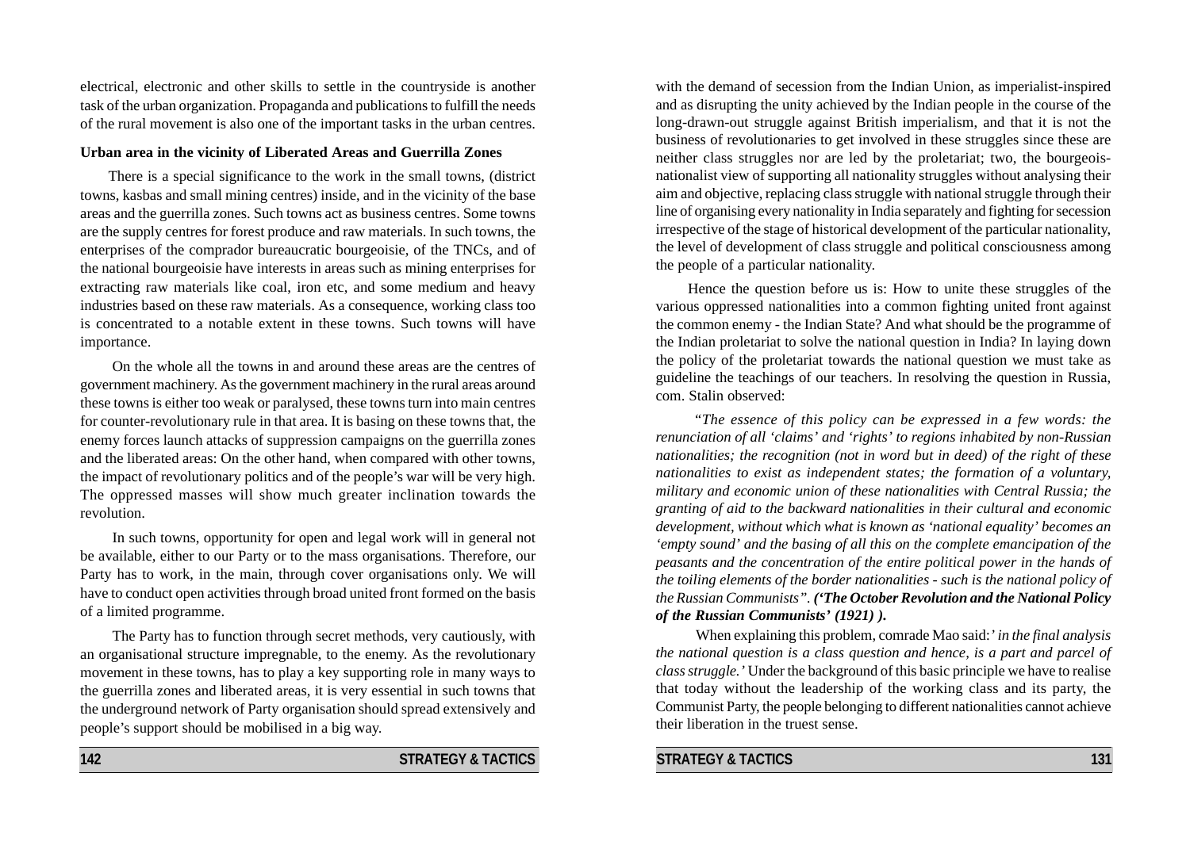electrical, electronic and other skills to settle in the countryside is another task of the urban organization. Propaganda and publications to fulfill the needs of the rural movement is also one of the important tasks in the urban centres.

**Urban area in the vicinity of Liberated Areas and Guerrilla Zones**

There is a special significance to the work in the small towns, (district towns, kasbas and small mining centres) inside, and in the vicinity of the base areas and the guerrilla zones. Such towns act as business centres. Some towns are the supply centres for forest produce and raw materials. In such towns, the enterprises of the comprador bureaucratic bourgeoisie, of the TNCs, and of the national bourgeoisie have interests in areas such as mining enterprises for extracting raw materials like coal, iron etc, and some medium and heavy industries based on these raw materials. As a consequence, working class too is concentrated to a notable extent in these towns. Such towns will have importance.

On the whole all the towns in and around these areas are the centres of government machinery. As the government machinery in the rural areas around these towns is either too weak or paralysed, these towns turn into main centres for counter-revolutionary rule in that area. It is basing on these towns that, the enemy forces launch attacks of suppression campaigns on the guerrilla zones and the liberated areas: On the other hand, when compared with other towns, the impact of revolutionary politics and of the people's war will be very high. The oppressed masses will show much greater inclination towards the revolution.

In such towns, opportunity for open and legal work will in general not be available, either to our Party or to the mass organisations. Therefore, our Party has to work, in the main, through cover organisations only. We will have to conduct open activities through broad united front formed on the basis of a limited programme.

The Party has to function through secret methods, very cautiously, with an organisational structure impregnable, to the enemy. As the revolutionary movement in these towns, has to play a key supporting role in many ways to the guerrilla zones and liberated areas, it is very essential in such towns that the underground network of Party organisation should spread extensively and people's support should be mobilised in a big way.

with the demand of secession from the Indian Union, as imperialist-inspired and as disrupting the unity achieved by the Indian people in the course of the long-drawn-out struggle against British imperialism, and that it is not the business of revolutionaries to get involved in these struggles since these are neither class struggles nor are led by the proletariat; two, the bourgeois-nationalist view of supporting all nationality struggles without analysing their aim and objective, replacing class struggle with national struggle through their line of organising every nationality in India separately and fighting for secession irrespective of the stage of historical development of the particular nationality, the level of development of class struggle and political consciousness among the people of a particular nationality.

Hence the question before us is: How to unite these struggles of the various oppressed nationalities into a common fighting united front against the common enemy - the Indian State? And what should be the programme of the Indian proletariat to solve the national question in India? In laying down the policy of the proletariat towards the national question we must take as guideline the teachings of our teachers. In resolving the question in Russia, com. Stalin observed:

*"The essence of this policy can be expressed in a few words: the renunciation of all 'claims' and 'rights' to regions inhabited by non-Russian nationalities; the recognition (not in word but in deed) of the right of these nationalities to exist as independent states; the formation of a voluntary, military and economic union of these nationalities with Central Russia; the granting of aid to the backward nationalities in their cultural and economic development, without which what is known as 'national equality' becomes an 'empty sound' and the basing of all this on the complete emancipation of the peasants and the concentration of the entire political power in the hands of the toiling elements of the border nationalities - such is the national policy of the Russian Communists". **('The October Revolution and the National Policy of the Russian Communists' (1921) ).***

When explaining this problem, comrade Mao said:*' in the final analysis the national question is a class question and hence, is a part and parcel of class struggle.'* Under the background of this basic principle we have to realise that today without the leadership of the working class and its party, the Communist Party, the people belonging to different nationalities cannot achieve their liberation in the truest sense.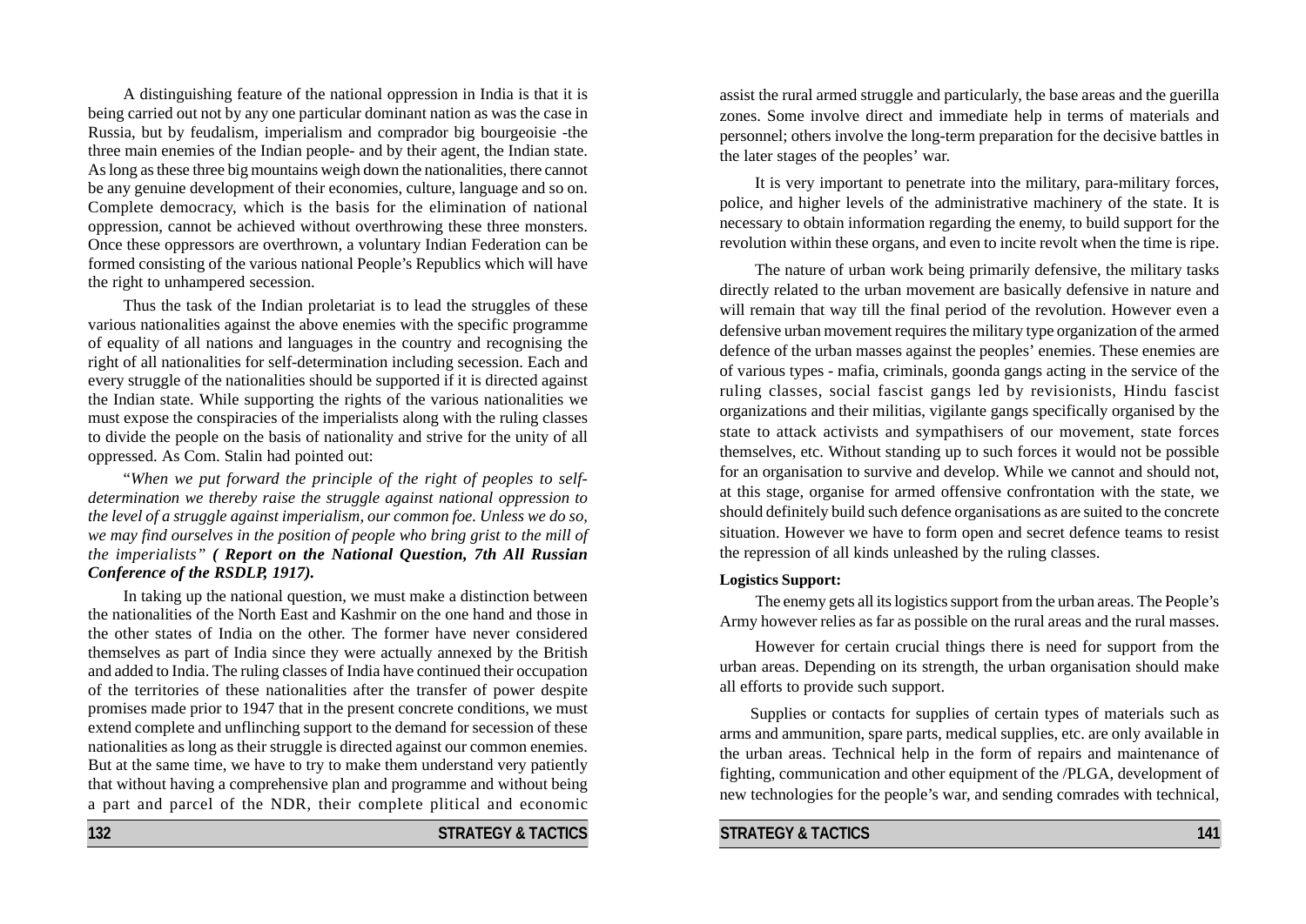A distinguishing feature of the national oppression in India is that it is being carried out not by any one particular dominant nation as was the case in Russia, but by feudalism, imperialism and comprador big bourgeoisie -the three main enemies of the Indian people- and by their agent, the Indian state. As long as these three big mountains weigh down the nationalities, there cannot be any genuine development of their economies, culture, language and so on. Complete democracy, which is the basis for the elimination of national oppression, cannot be achieved without overthrowing these three monsters. Once these oppressors are overthrown, a voluntary Indian Federation can be formed consisting of the various national People's Republics which will have the right to unhampered secession.

Thus the task of the Indian proletariat is to lead the struggles of these various nationalities against the above enemies with the specific programme of equality of all nations and languages in the country and recognising the right of all nationalities for self-determination including secession. Each and every struggle of the nationalities should be supported if it is directed against the Indian state. While supporting the rights of the various nationalities we must expose the conspiracies of the imperialists along with the ruling classes to divide the people on the basis of nationality and strive for the unity of all oppressed. As Com. Stalin had pointed out:

*"When we put forward the principle of the right of peoples to self-determination we thereby raise the struggle against national oppression to the level of a struggle against imperialism, our common foe. Unless we do so, we may find ourselves in the position of people who bring grist to the mill of the imperialists"* ***( Report on the National Question, 7th All Russian Conference of the RSDLP, 1917).***

In taking up the national question, we must make a distinction between the nationalities of the North East and Kashmir on the one hand and those in the other states of India on the other. The former have never considered themselves as part of India since they were actually annexed by the British and added to India. The ruling classes of India have continued their occupation of the territories of these nationalities after the transfer of power despite promises made prior to 1947 that in the present concrete conditions, we must extend complete and unflinching support to the demand for secession of these nationalities as long as their struggle is directed against our common enemies. But at the same time, we have to try to make them understand very patiently that without having a comprehensive plan and programme and without being a part and parcel of the NDR, their complete plitical and economic

assist the rural armed struggle and particularly, the base areas and the guerilla zones. Some involve direct and immediate help in terms of materials and personnel; others involve the long-term preparation for the decisive battles in the later stages of the peoples' war.

It is very important to penetrate into the military, para-military forces, police, and higher levels of the administrative machinery of the state. It is necessary to obtain information regarding the enemy, to build support for the revolution within these organs, and even to incite revolt when the time is ripe.

The nature of urban work being primarily defensive, the military tasks directly related to the urban movement are basically defensive in nature and will remain that way till the final period of the revolution. However even a defensive urban movement requires the military type organization of the armed defence of the urban masses against the peoples' enemies. These enemies are of various types - mafia, criminals, goonda gangs acting in the service of the ruling classes, social fascist gangs led by revisionists, Hindu fascist organizations and their militias, vigilante gangs specifically organised by the state to attack activists and sympathisers of our movement, state forces themselves, etc. Without standing up to such forces it would not be possible for an organisation to survive and develop. While we cannot and should not, at this stage, organise for armed offensive confrontation with the state, we should definitely build such defence organisations as are suited to the concrete situation. However we have to form open and secret defence teams to resist the repression of all kinds unleashed by the ruling classes.

**Logistics Support:**

The enemy gets all its logistics support from the urban areas. The People's Army however relies as far as possible on the rural areas and the rural masses.

However for certain crucial things there is need for support from the urban areas. Depending on its strength, the urban organisation should make all efforts to provide such support.

Supplies or contacts for supplies of certain types of materials such as arms and ammunition, spare parts, medical supplies, etc. are only available in the urban areas. Technical help in the form of repairs and maintenance of fighting, communication and other equipment of the /PLGA, development of new technologies for the people's war, and sending comrades with technical,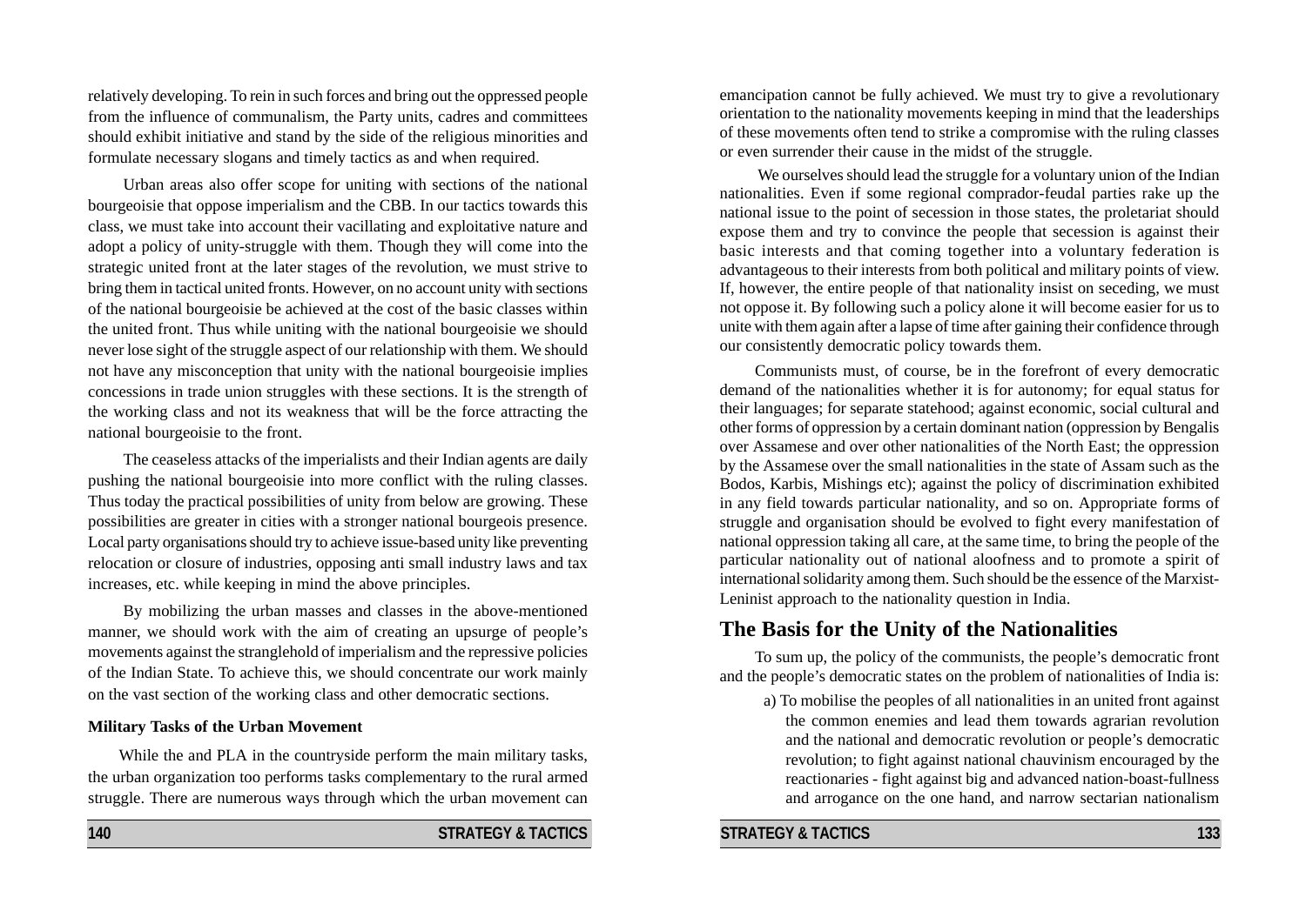relatively developing. To rein in such forces and bring out the oppressed people from the influence of communalism, the Party units, cadres and committees should exhibit initiative and stand by the side of the religious minorities and formulate necessary slogans and timely tactics as and when required.

Urban areas also offer scope for uniting with sections of the national bourgeoisie that oppose imperialism and the CBB. In our tactics towards this class, we must take into account their vacillating and exploitative nature and adopt a policy of unity-struggle with them. Though they will come into the strategic united front at the later stages of the revolution, we must strive to bring them in tactical united fronts. However, on no account unity with sections of the national bourgeoisie be achieved at the cost of the basic classes within the united front. Thus while uniting with the national bourgeoisie we should never lose sight of the struggle aspect of our relationship with them. We should not have any misconception that unity with the national bourgeoisie implies concessions in trade union struggles with these sections. It is the strength of the working class and not its weakness that will be the force attracting the national bourgeoisie to the front.

The ceaseless attacks of the imperialists and their Indian agents are daily pushing the national bourgeoisie into more conflict with the ruling classes. Thus today the practical possibilities of unity from below are growing. These possibilities are greater in cities with a stronger national bourgeois presence. Local party organisations should try to achieve issue-based unity like preventing relocation or closure of industries, opposing anti small industry laws and tax increases, etc. while keeping in mind the above principles.

By mobilizing the urban masses and classes in the above-mentioned manner, we should work with the aim of creating an upsurge of people's movements against the stranglehold of imperialism and the repressive policies of the Indian State. To achieve this, we should concentrate our work mainly on the vast section of the working class and other democratic sections.

**Military Tasks of the Urban Movement**

While the and PLA in the countryside perform the main military tasks, the urban organization too performs tasks complementary to the rural armed struggle. There are numerous ways through which the urban movement can

emancipation cannot be fully achieved. We must try to give a revolutionary orientation to the nationality movements keeping in mind that the leaderships of these movements often tend to strike a compromise with the ruling classes or even surrender their cause in the midst of the struggle.

We ourselves should lead the struggle for a voluntary union of the Indian nationalities. Even if some regional comprador-feudal parties rake up the national issue to the point of secession in those states, the proletariat should expose them and try to convince the people that secession is against their basic interests and that coming together into a voluntary federation is advantageous to their interests from both political and military points of view. If, however, the entire people of that nationality insist on seceding, we must not oppose it. By following such a policy alone it will become easier for us to unite with them again after a lapse of time after gaining their confidence through our consistently democratic policy towards them.

Communists must, of course, be in the forefront of every democratic demand of the nationalities whether it is for autonomy; for equal status for their languages; for separate statehood; against economic, social cultural and other forms of oppression by a certain dominant nation (oppression by Bengalis over Assamese and over other nationalities of the North East; the oppression by the Assamese over the small nationalities in the state of Assam such as the Bodos, Karbis, Mishings etc); against the policy of discrimination exhibited in any field towards particular nationality, and so on. Appropriate forms of struggle and organisation should be evolved to fight every manifestation of national oppression taking all care, at the same time, to bring the people of the particular nationality out of national aloofness and to promote a spirit of international solidarity among them. Such should be the essence of the Marxist-Leninist approach to the nationality question in India.

## The Basis for the Unity of the Nationalities

To sum up, the policy of the communists, the people's democratic front and the people's democratic states on the problem of nationalities of India is:

a) To mobilise the peoples of all nationalities in an united front against the common enemies and lead them towards agrarian revolution and the national and democratic revolution or people's democratic revolution; to fight against national chauvinism encouraged by the reactionaries - fight against big and advanced nation-boast-fullness and arrogance on the one hand, and narrow sectarian nationalism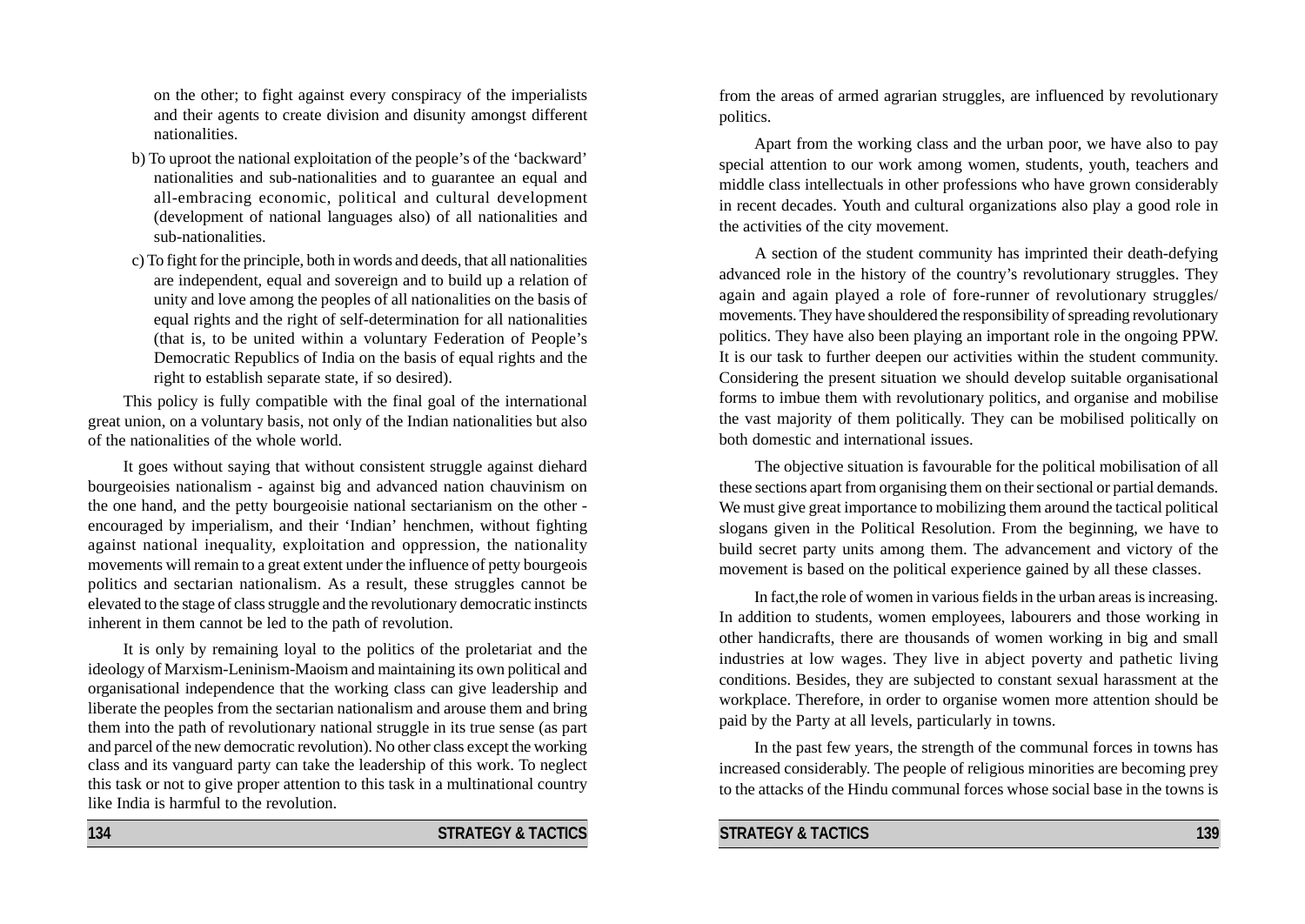on the other; to fight against every conspiracy of the imperialists and their agents to create division and disunity amongst different nationalities.

b) To uproot the national exploitation of the people's of the 'backward' nationalities and sub-nationalities and to guarantee an equal and all-embracing economic, political and cultural development (development of national languages also) of all nationalities and sub-nationalities.

c) To fight for the principle, both in words and deeds, that all nationalities are independent, equal and sovereign and to build up a relation of unity and love among the peoples of all nationalities on the basis of equal rights and the right of self-determination for all nationalities (that is, to be united within a voluntary Federation of People's Democratic Republics of India on the basis of equal rights and the right to establish separate state, if so desired).

This policy is fully compatible with the final goal of the international great union, on a voluntary basis, not only of the Indian nationalities but also of the nationalities of the whole world.

It goes without saying that without consistent struggle against diehard bourgeoisies nationalism - against big and advanced nation chauvinism on the one hand, and the petty bourgeoisie national sectarianism on the other - encouraged by imperialism, and their 'Indian' henchmen, without fighting against national inequality, exploitation and oppression, the nationality movements will remain to a great extent under the influence of petty bourgeois politics and sectarian nationalism. As a result, these struggles cannot be elevated to the stage of class struggle and the revolutionary democratic instincts inherent in them cannot be led to the path of revolution.

It is only by remaining loyal to the politics of the proletariat and the ideology of Marxism-Leninism-Maoism and maintaining its own political and organisational independence that the working class can give leadership and liberate the peoples from the sectarian nationalism and arouse them and bring them into the path of revolutionary national struggle in its true sense (as part and parcel of the new democratic revolution). No other class except the working class and its vanguard party can take the leadership of this work. To neglect this task or not to give proper attention to this task in a multinational country like India is harmful to the revolution.

from the areas of armed agrarian struggles, are influenced by revolutionary politics.

Apart from the working class and the urban poor, we have also to pay special attention to our work among women, students, youth, teachers and middle class intellectuals in other professions who have grown considerably in recent decades. Youth and cultural organizations also play a good role in the activities of the city movement.

A section of the student community has imprinted their death-defying advanced role in the history of the country's revolutionary struggles. They again and again played a role of fore-runner of revolutionary struggles/ movements. They have shouldered the responsibility of spreading revolutionary politics. They have also been playing an important role in the ongoing PPW. It is our task to further deepen our activities within the student community. Considering the present situation we should develop suitable organisational forms to imbue them with revolutionary politics, and organise and mobilise the vast majority of them politically. They can be mobilised politically on both domestic and international issues.

The objective situation is favourable for the political mobilisation of all these sections apart from organising them on their sectional or partial demands. We must give great importance to mobilizing them around the tactical political slogans given in the Political Resolution. From the beginning, we have to build secret party units among them. The advancement and victory of the movement is based on the political experience gained by all these classes.

In fact,the role of women in various fields in the urban areas is increasing. In addition to students, women employees, labourers and those working in other handicrafts, there are thousands of women working in big and small industries at low wages. They live in abject poverty and pathetic living conditions. Besides, they are subjected to constant sexual harassment at the workplace. Therefore, in order to organise women more attention should be paid by the Party at all levels, particularly in towns.

In the past few years, the strength of the communal forces in towns has increased considerably. The people of religious minorities are becoming prey to the attacks of the Hindu communal forces whose social base in the towns is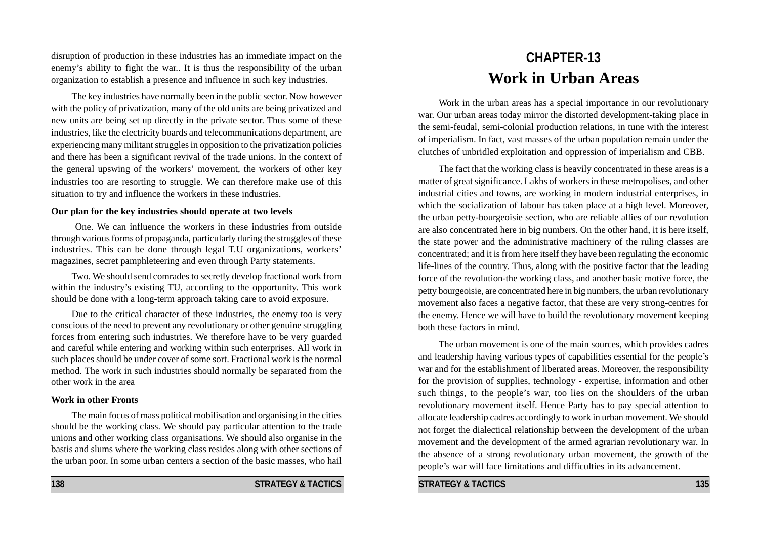disruption of production in these industries has an immediate impact on the enemy's ability to fight the war.. It is thus the responsibility of the urban organization to establish a presence and influence in such key industries.

The key industries have normally been in the public sector. Now however with the policy of privatization, many of the old units are being privatized and new units are being set up directly in the private sector. Thus some of these industries, like the electricity boards and telecommunications department, are experiencing many militant struggles in opposition to the privatization policies and there has been a significant revival of the trade unions. In the context of the general upswing of the workers' movement, the workers of other key industries too are resorting to struggle. We can therefore make use of this situation to try and influence the workers in these industries.

**Our plan for the key industries should operate at two levels**

One. We can influence the workers in these industries from outside through various forms of propaganda, particularly during the struggles of these industries. This can be done through legal T.U organizations, workers' magazines, secret pamphleteering and even through Party statements.

Two. We should send comrades to secretly develop fractional work from within the industry's existing TU, according to the opportunity. This work should be done with a long-term approach taking care to avoid exposure.

Due to the critical character of these industries, the enemy too is very conscious of the need to prevent any revolutionary or other genuine struggling forces from entering such industries. We therefore have to be very guarded and careful while entering and working within such enterprises. All work in such places should be under cover of some sort. Fractional work is the normal method. The work in such industries should normally be separated from the other work in the area

**Work in other Fronts**

The main focus of mass political mobilisation and organising in the cities should be the working class. We should pay particular attention to the trade unions and other working class organisations. We should also organise in the bastis and slums where the working class resides along with other sections of the urban poor. In some urban centers a section of the basic masses, who hail

# CHAPTER-13
# Work in Urban Areas

Work in the urban areas has a special importance in our revolutionary war. Our urban areas today mirror the distorted development-taking place in the semi-feudal, semi-colonial production relations, in tune with the interest of imperialism. In fact, vast masses of the urban population remain under the clutches of unbridled exploitation and oppression of imperialism and CBB.

The fact that the working class is heavily concentrated in these areas is a matter of great significance. Lakhs of workers in these metropolises, and other industrial cities and towns, are working in modern industrial enterprises, in which the socialization of labour has taken place at a high level. Moreover, the urban petty-bourgeoisie section, who are reliable allies of our revolution are also concentrated here in big numbers. On the other hand, it is here itself, the state power and the administrative machinery of the ruling classes are concentrated; and it is from here itself they have been regulating the economic life-lines of the country. Thus, along with the positive factor that the leading force of the revolution-the working class, and another basic motive force, the petty bourgeoisie, are concentrated here in big numbers, the urban revolutionary movement also faces a negative factor, that these are very strong-centres for the enemy. Hence we will have to build the revolutionary movement keeping both these factors in mind.

The urban movement is one of the main sources, which provides cadres and leadership having various types of capabilities essential for the people's war and for the establishment of liberated areas. Moreover, the responsibility for the provision of supplies, technology - expertise, information and other such things, to the people's war, too lies on the shoulders of the urban revolutionary movement itself. Hence Party has to pay special attention to allocate leadership cadres accordingly to work in urban movement. We should not forget the dialectical relationship between the development of the urban movement and the development of the armed agrarian revolutionary war. In the absence of a strong revolutionary urban movement, the growth of the people's war will face limitations and difficulties in its advancement.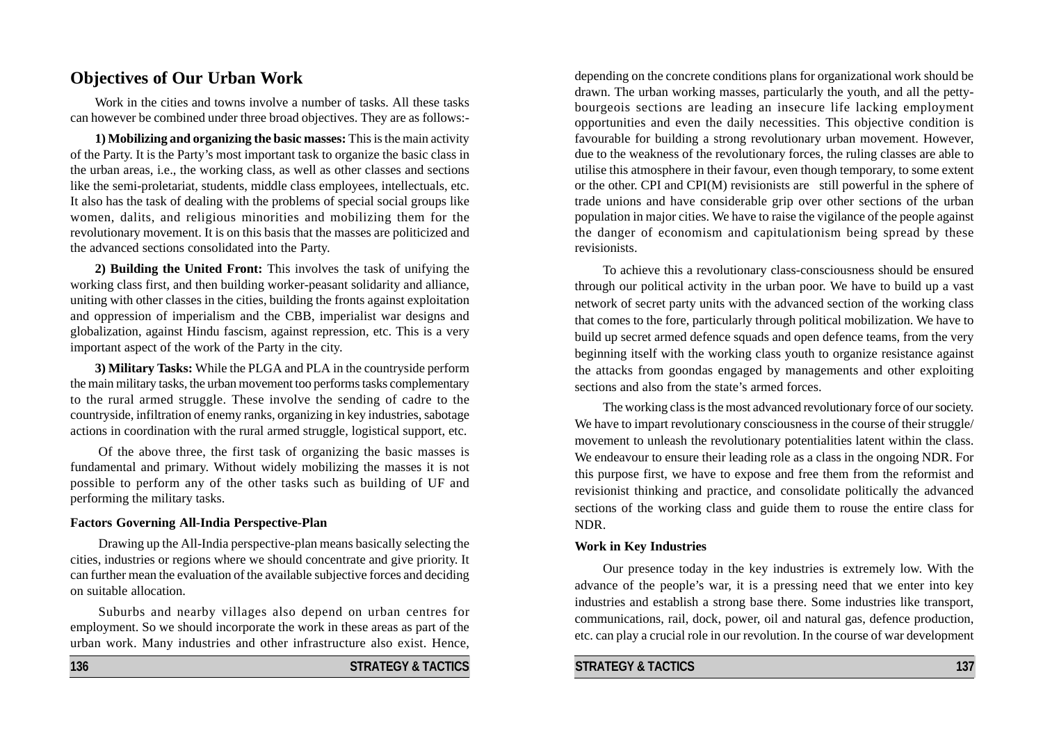## Objectives of Our Urban Work

Work in the cities and towns involve a number of tasks. All these tasks can however be combined under three broad objectives. They are as follows:-

**1) Mobilizing and organizing the basic masses:** This is the main activity of the Party. It is the Party's most important task to organize the basic class in the urban areas, i.e., the working class, as well as other classes and sections like the semi-proletariat, students, middle class employees, intellectuals, etc. It also has the task of dealing with the problems of special social groups like women, dalits, and religious minorities and mobilizing them for the revolutionary movement. It is on this basis that the masses are politicized and the advanced sections consolidated into the Party.

**2) Building the United Front:** This involves the task of unifying the working class first, and then building worker-peasant solidarity and alliance, uniting with other classes in the cities, building the fronts against exploitation and oppression of imperialism and the CBB, imperialist war designs and globalization, against Hindu fascism, against repression, etc. This is a very important aspect of the work of the Party in the city.

**3) Military Tasks:** While the PLGA and PLA in the countryside perform the main military tasks, the urban movement too performs tasks complementary to the rural armed struggle. These involve the sending of cadre to the countryside, infiltration of enemy ranks, organizing in key industries, sabotage actions in coordination with the rural armed struggle, logistical support, etc.

Of the above three, the first task of organizing the basic masses is fundamental and primary. Without widely mobilizing the masses it is not possible to perform any of the other tasks such as building of UF and performing the military tasks.

### Factors Governing All-India Perspective-Plan

Drawing up the All-India perspective-plan means basically selecting the cities, industries or regions where we should concentrate and give priority. It can further mean the evaluation of the available subjective forces and deciding on suitable allocation.

Suburbs and nearby villages also depend on urban centres for employment. So we should incorporate the work in these areas as part of the urban work. Many industries and other infrastructure also exist. Hence, depending on the concrete conditions plans for organizational work should be drawn. The urban working masses, particularly the youth, and all the petty-bourgeois sections are leading an insecure life lacking employment opportunities and even the daily necessities. This objective condition is favourable for building a strong revolutionary urban movement. However, due to the weakness of the revolutionary forces, the ruling classes are able to utilise this atmosphere in their favour, even though temporary, to some extent or the other. CPI and CPI(M) revisionists are still powerful in the sphere of trade unions and have considerable grip over other sections of the urban population in major cities. We have to raise the vigilance of the people against the danger of economism and capitulationism being spread by these revisionists.

To achieve this a revolutionary class-consciousness should be ensured through our political activity in the urban poor. We have to build up a vast network of secret party units with the advanced section of the working class that comes to the fore, particularly through political mobilization. We have to build up secret armed defence squads and open defence teams, from the very beginning itself with the working class youth to organize resistance against the attacks from goondas engaged by managements and other exploiting sections and also from the state's armed forces.

The working class is the most advanced revolutionary force of our society. We have to impart revolutionary consciousness in the course of their struggle/movement to unleash the revolutionary potentialities latent within the class. We endeavour to ensure their leading role as a class in the ongoing NDR. For this purpose first, we have to expose and free them from the reformist and revisionist thinking and practice, and consolidate politically the advanced sections of the working class and guide them to rouse the entire class for NDR.

### Work in Key Industries

Our presence today in the key industries is extremely low. With the advance of the people's war, it is a pressing need that we enter into key industries and establish a strong base there. Some industries like transport, communications, rail, dock, power, oil and natural gas, defence production, etc. can play a crucial role in our revolution. In the course of war development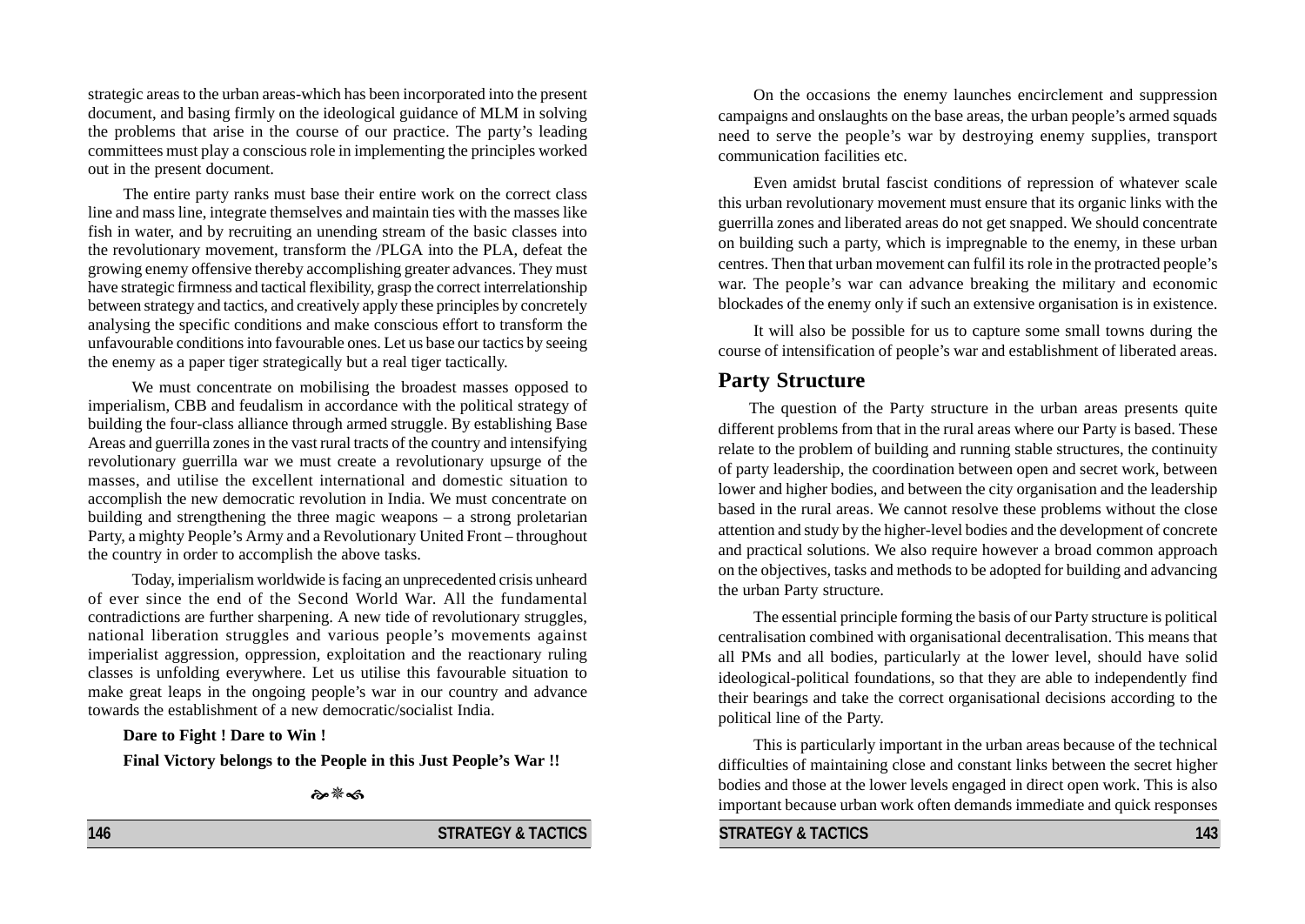strategic areas to the urban areas-which has been incorporated into the present document, and basing firmly on the ideological guidance of MLM in solving the problems that arise in the course of our practice. The party's leading committees must play a conscious role in implementing the principles worked out in the present document.

The entire party ranks must base their entire work on the correct class line and mass line, integrate themselves and maintain ties with the masses like fish in water, and by recruiting an unending stream of the basic classes into the revolutionary movement, transform the /PLGA into the PLA, defeat the growing enemy offensive thereby accomplishing greater advances. They must have strategic firmness and tactical flexibility, grasp the correct interrelationship between strategy and tactics, and creatively apply these principles by concretely analysing the specific conditions and make conscious effort to transform the unfavourable conditions into favourable ones. Let us base our tactics by seeing the enemy as a paper tiger strategically but a real tiger tactically.

We must concentrate on mobilising the broadest masses opposed to imperialism, CBB and feudalism in accordance with the political strategy of building the four-class alliance through armed struggle. By establishing Base Areas and guerrilla zones in the vast rural tracts of the country and intensifying revolutionary guerrilla war we must create a revolutionary upsurge of the masses, and utilise the excellent international and domestic situation to accomplish the new democratic revolution in India. We must concentrate on building and strengthening the three magic weapons – a strong proletarian Party, a mighty People's Army and a Revolutionary United Front – throughout the country in order to accomplish the above tasks.

Today, imperialism worldwide is facing an unprecedented crisis unheard of ever since the end of the Second World War. All the fundamental contradictions are further sharpening. A new tide of revolutionary struggles, national liberation struggles and various people's movements against imperialist aggression, oppression, exploitation and the reactionary ruling classes is unfolding everywhere. Let us utilise this favourable situation to make great leaps in the ongoing people's war in our country and advance towards the establishment of a new democratic/socialist India.

**Dare to Fight ! Dare to Win !**

**Final Victory belongs to the People in this Just People's War !!**

On the occasions the enemy launches encirclement and suppression campaigns and onslaughts on the base areas, the urban people's armed squads need to serve the people's war by destroying enemy supplies, transport communication facilities etc.

Even amidst brutal fascist conditions of repression of whatever scale this urban revolutionary movement must ensure that its organic links with the guerrilla zones and liberated areas do not get snapped. We should concentrate on building such a party, which is impregnable to the enemy, in these urban centres. Then that urban movement can fulfil its role in the protracted people's war. The people's war can advance breaking the military and economic blockades of the enemy only if such an extensive organisation is in existence.

It will also be possible for us to capture some small towns during the course of intensification of people's war and establishment of liberated areas.

## Party Structure

The question of the Party structure in the urban areas presents quite different problems from that in the rural areas where our Party is based. These relate to the problem of building and running stable structures, the continuity of party leadership, the coordination between open and secret work, between lower and higher bodies, and between the city organisation and the leadership based in the rural areas. We cannot resolve these problems without the close attention and study by the higher-level bodies and the development of concrete and practical solutions. We also require however a broad common approach on the objectives, tasks and methods to be adopted for building and advancing the urban Party structure.

The essential principle forming the basis of our Party structure is political centralisation combined with organisational decentralisation. This means that all PMs and all bodies, particularly at the lower level, should have solid ideological-political foundations, so that they are able to independently find their bearings and take the correct organisational decisions according to the political line of the Party.

This is particularly important in the urban areas because of the technical difficulties of maintaining close and constant links between the secret higher bodies and those at the lower levels engaged in direct open work. This is also important because urban work often demands immediate and quick responses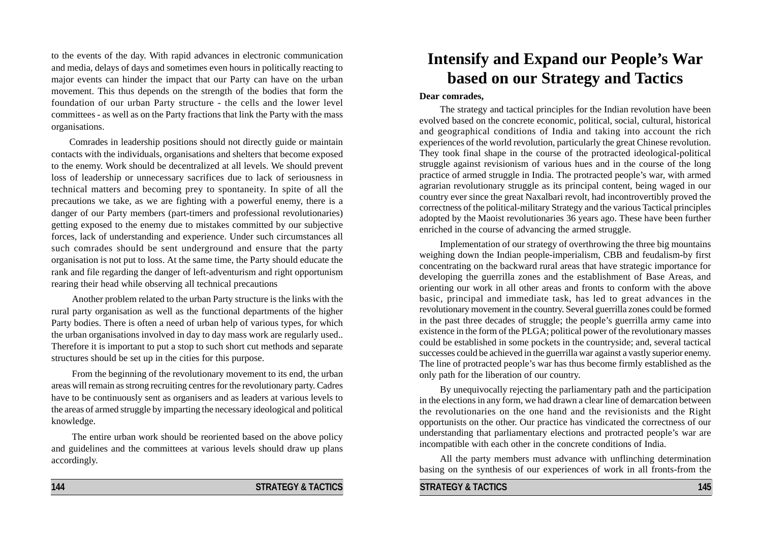to the events of the day. With rapid advances in electronic communication and media, delays of days and sometimes even hours in politically reacting to major events can hinder the impact that our Party can have on the urban movement. This thus depends on the strength of the bodies that form the foundation of our urban Party structure - the cells and the lower level committees - as well as on the Party fractions that link the Party with the mass organisations.

Comrades in leadership positions should not directly guide or maintain contacts with the individuals, organisations and shelters that become exposed to the enemy. Work should be decentralized at all levels. We should prevent loss of leadership or unnecessary sacrifices due to lack of seriousness in technical matters and becoming prey to spontaneity. In spite of all the precautions we take, as we are fighting with a powerful enemy, there is a danger of our Party members (part-timers and professional revolutionaries) getting exposed to the enemy due to mistakes committed by our subjective forces, lack of understanding and experience. Under such circumstances all such comrades should be sent underground and ensure that the party organisation is not put to loss. At the same time, the Party should educate the rank and file regarding the danger of left-adventurism and right opportunism rearing their head while observing all technical precautions

Another problem related to the urban Party structure is the links with the rural party organisation as well as the functional departments of the higher Party bodies. There is often a need of urban help of various types, for which the urban organisations involved in day to day mass work are regularly used.. Therefore it is important to put a stop to such short cut methods and separate structures should be set up in the cities for this purpose.

From the beginning of the revolutionary movement to its end, the urban areas will remain as strong recruiting centres for the revolutionary party. Cadres have to be continuously sent as organisers and as leaders at various levels to the areas of armed struggle by imparting the necessary ideological and political knowledge.

The entire urban work should be reoriented based on the above policy and guidelines and the committees at various levels should draw up plans accordingly.

# Intensify and Expand our People's War based on our Strategy and Tactics

**Dear comrades,**

The strategy and tactical principles for the Indian revolution have been evolved based on the concrete economic, political, social, cultural, historical and geographical conditions of India and taking into account the rich experiences of the world revolution, particularly the great Chinese revolution. They took final shape in the course of the protracted ideological-political struggle against revisionism of various hues and in the course of the long practice of armed struggle in India. The protracted people's war, with armed agrarian revolutionary struggle as its principal content, being waged in our country ever since the great Naxalbari revolt, had incontrovertibly proved the correctness of the political-military Strategy and the various Tactical principles adopted by the Maoist revolutionaries 36 years ago. These have been further enriched in the course of advancing the armed struggle.

Implementation of our strategy of overthrowing the three big mountains weighing down the Indian people-imperialism, CBB and feudalism-by first concentrating on the backward rural areas that have strategic importance for developing the guerrilla zones and the establishment of Base Areas, and orienting our work in all other areas and fronts to conform with the above basic, principal and immediate task, has led to great advances in the revolutionary movement in the country. Several guerrilla zones could be formed in the past three decades of struggle; the people's guerrilla army came into existence in the form of the PLGA; political power of the revolutionary masses could be established in some pockets in the countryside; and, several tactical successes could be achieved in the guerrilla war against a vastly superior enemy. The line of protracted people's war has thus become firmly established as the only path for the liberation of our country.

By unequivocally rejecting the parliamentary path and the participation in the elections in any form, we had drawn a clear line of demarcation between the revolutionaries on the one hand and the revisionists and the Right opportunists on the other. Our practice has vindicated the correctness of our understanding that parliamentary elections and protracted people's war are incompatible with each other in the concrete conditions of India.

All the party members must advance with unflinching determination basing on the synthesis of our experiences of work in all fronts-from the